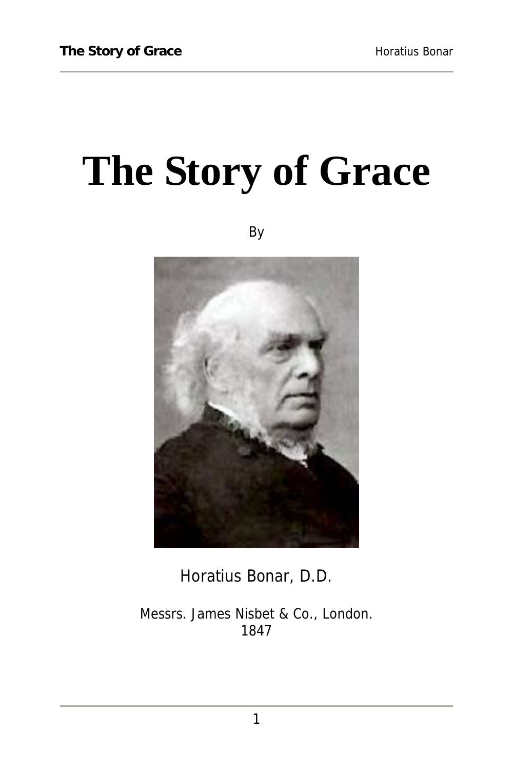# The Story of Grace

By

Horatius Bonar, D.D.

Messrs. James Nisbet & Co., London.
1847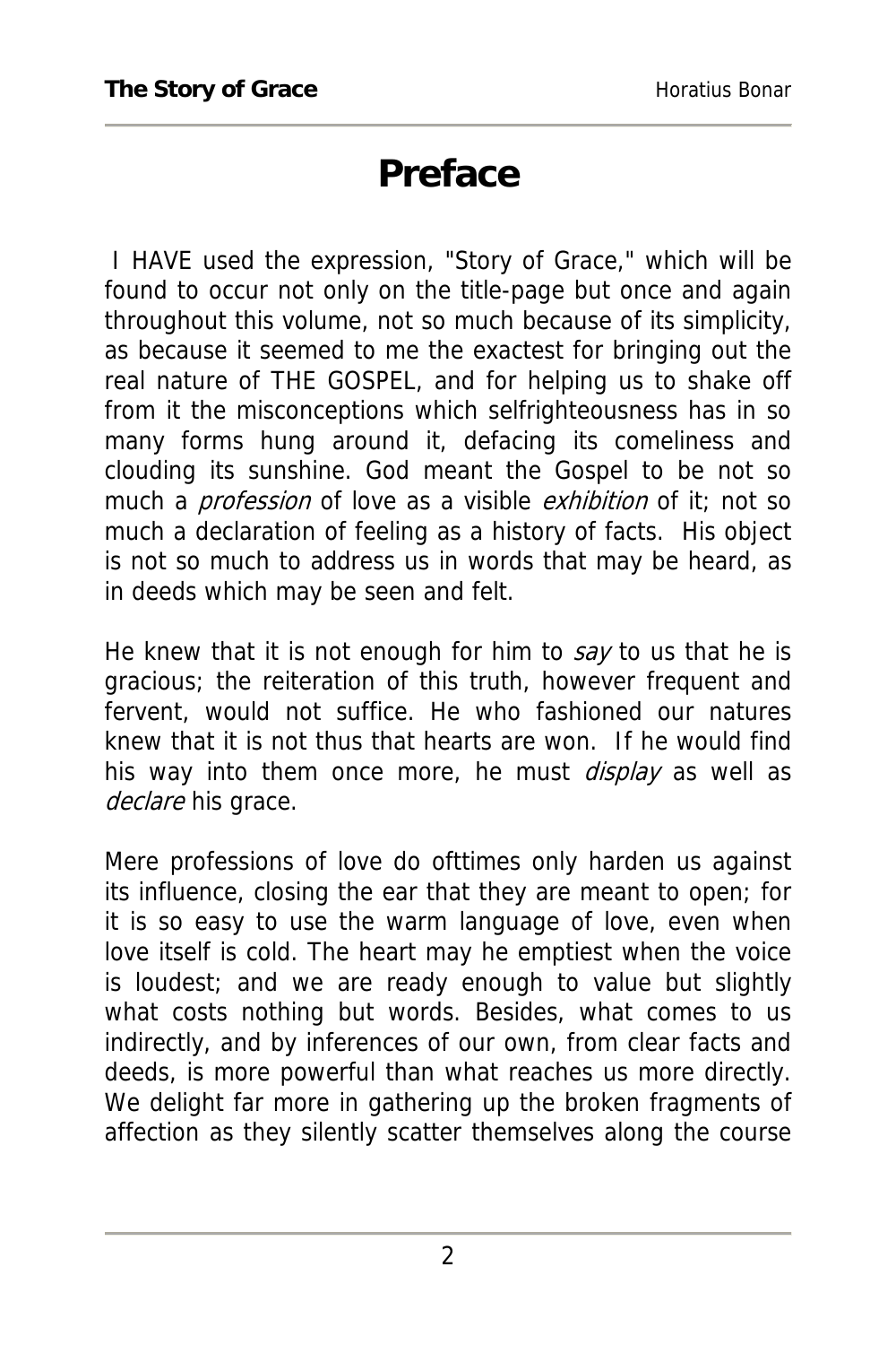# Preface

I HAVE used the expression, "Story of Grace," which will be found to occur not only on the title-page but once and again throughout this volume, not so much because of its simplicity, as because it seemed to me the exactest for bringing out the real nature of THE GOSPEL, and for helping us to shake off from it the misconceptions which selfrighteousness has in so many forms hung around it, defacing its comeliness and clouding its sunshine. God meant the Gospel to be not so much a *profession* of love as a visible *exhibition* of it; not so much a declaration of feeling as a history of facts. His object is not so much to address us in words that may be heard, as in deeds which may be seen and felt.

He knew that it is not enough for him to *say* to us that he is gracious; the reiteration of this truth, however frequent and fervent, would not suffice. He who fashioned our natures knew that it is not thus that hearts are won. If he would find his way into them once more, he must *display* as well as *declare* his grace.

Mere professions of love do ofttimes only harden us against its influence, closing the ear that they are meant to open; for it is so easy to use the warm language of love, even when love itself is cold. The heart may he emptiest when the voice is loudest; and we are ready enough to value but slightly what costs nothing but words. Besides, what comes to us indirectly, and by inferences of our own, from clear facts and deeds, is more powerful than what reaches us more directly. We delight far more in gathering up the broken fragments of affection as they silently scatter themselves along the course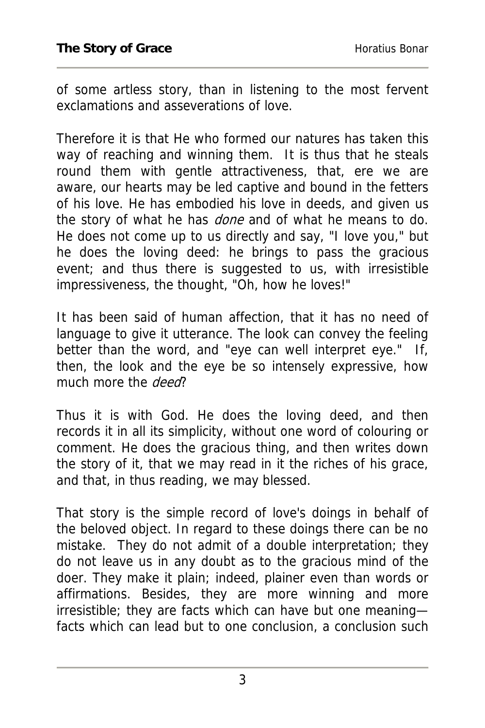of some artless story, than in listening to the most fervent exclamations and asseverations of love.

Therefore it is that He who formed our natures has taken this way of reaching and winning them. It is thus that he steals round them with gentle attractiveness, that, ere we are aware, our hearts may be led captive and bound in the fetters of his love. He has embodied his love in deeds, and given us the story of what he has *done* and of what he means to do. He does not come up to us directly and say, "I love you," but he does the loving deed: he brings to pass the gracious event; and thus there is suggested to us, with irresistible impressiveness, the thought, "Oh, how he loves!"

It has been said of human affection, that it has no need of language to give it utterance. The look can convey the feeling better than the word, and "eye can well interpret eye." If, then, the look and the eye be so intensely expressive, how much more the *deed*?

Thus it is with God. He does the loving deed, and then records it in all its simplicity, without one word of colouring or comment. He does the gracious thing, and then writes down the story of it, that we may read in it the riches of his grace, and that, in thus reading, we may blessed.

That story is the simple record of love's doings in behalf of the beloved object. In regard to these doings there can be no mistake. They do not admit of a double interpretation; they do not leave us in any doubt as to the gracious mind of the doer. They make it plain; indeed, plainer even than words or affirmations. Besides, they are more winning and more irresistible; they are facts which can have but one meaning—facts which can lead but to one conclusion, a conclusion such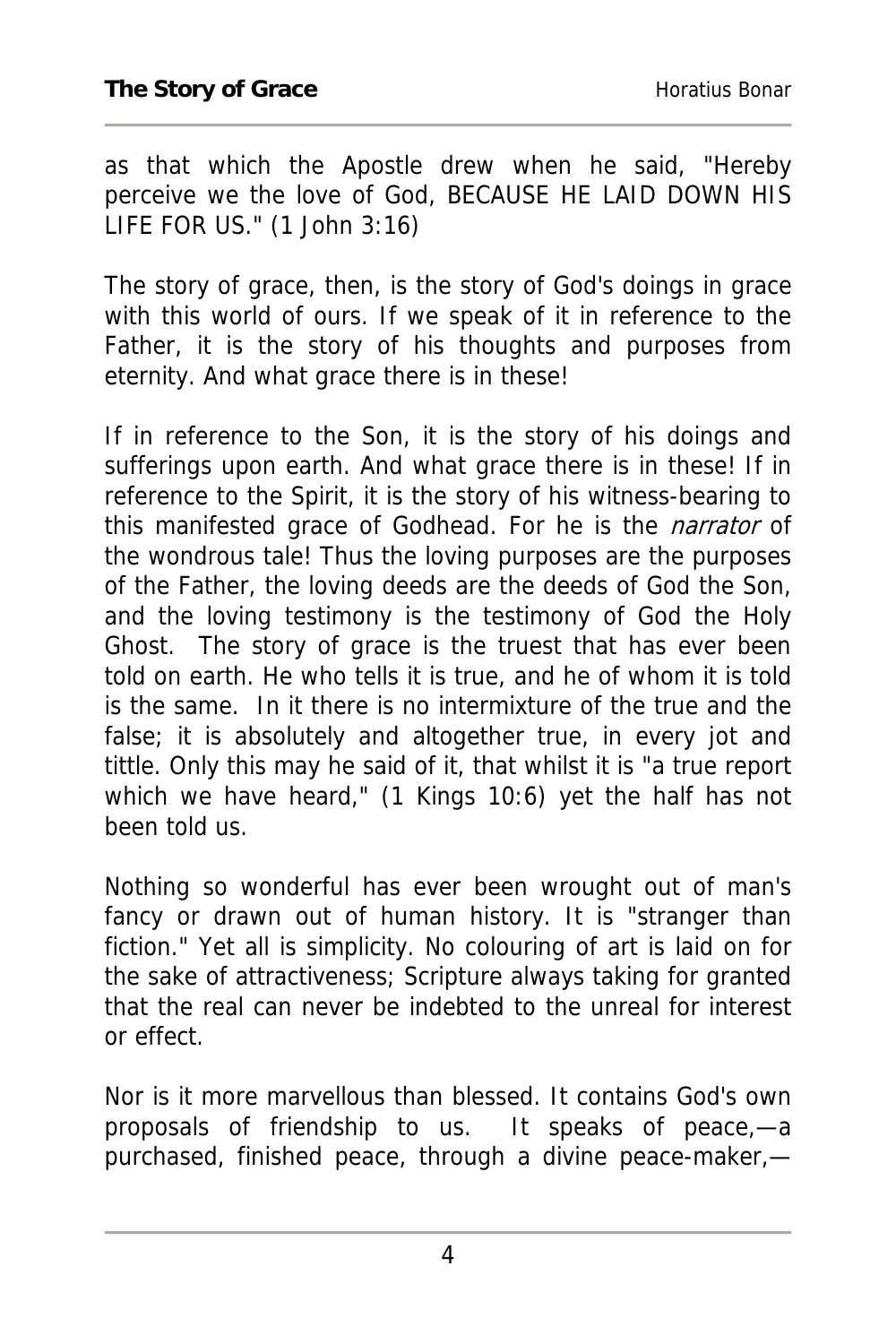as that which the Apostle drew when he said, "Hereby perceive we the love of God, BECAUSE HE LAID DOWN HIS LIFE FOR US." (1 John 3:16)

The story of grace, then, is the story of God's doings in grace with this world of ours. If we speak of it in reference to the Father, it is the story of his thoughts and purposes from eternity. And what grace there is in these!

If in reference to the Son, it is the story of his doings and sufferings upon earth. And what grace there is in these! If in reference to the Spirit, it is the story of his witness-bearing to this manifested grace of Godhead. For he is the *narrator* of the wondrous tale! Thus the loving purposes are the purposes of the Father, the loving deeds are the deeds of God the Son, and the loving testimony is the testimony of God the Holy Ghost. The story of grace is the truest that has ever been told on earth. He who tells it is true, and he of whom it is told is the same. In it there is no intermixture of the true and the false; it is absolutely and altogether true, in every jot and tittle. Only this may he said of it, that whilst it is "a true report which we have heard," (1 Kings 10:6) yet the half has not been told us.

Nothing so wonderful has ever been wrought out of man's fancy or drawn out of human history. It is "stranger than fiction." Yet all is simplicity. No colouring of art is laid on for the sake of attractiveness; Scripture always taking for granted that the real can never be indebted to the unreal for interest or effect.

Nor is it more marvellous than blessed. It contains God's own proposals of friendship to us. It speaks of peace,—a purchased, finished peace, through a divine peace-maker,—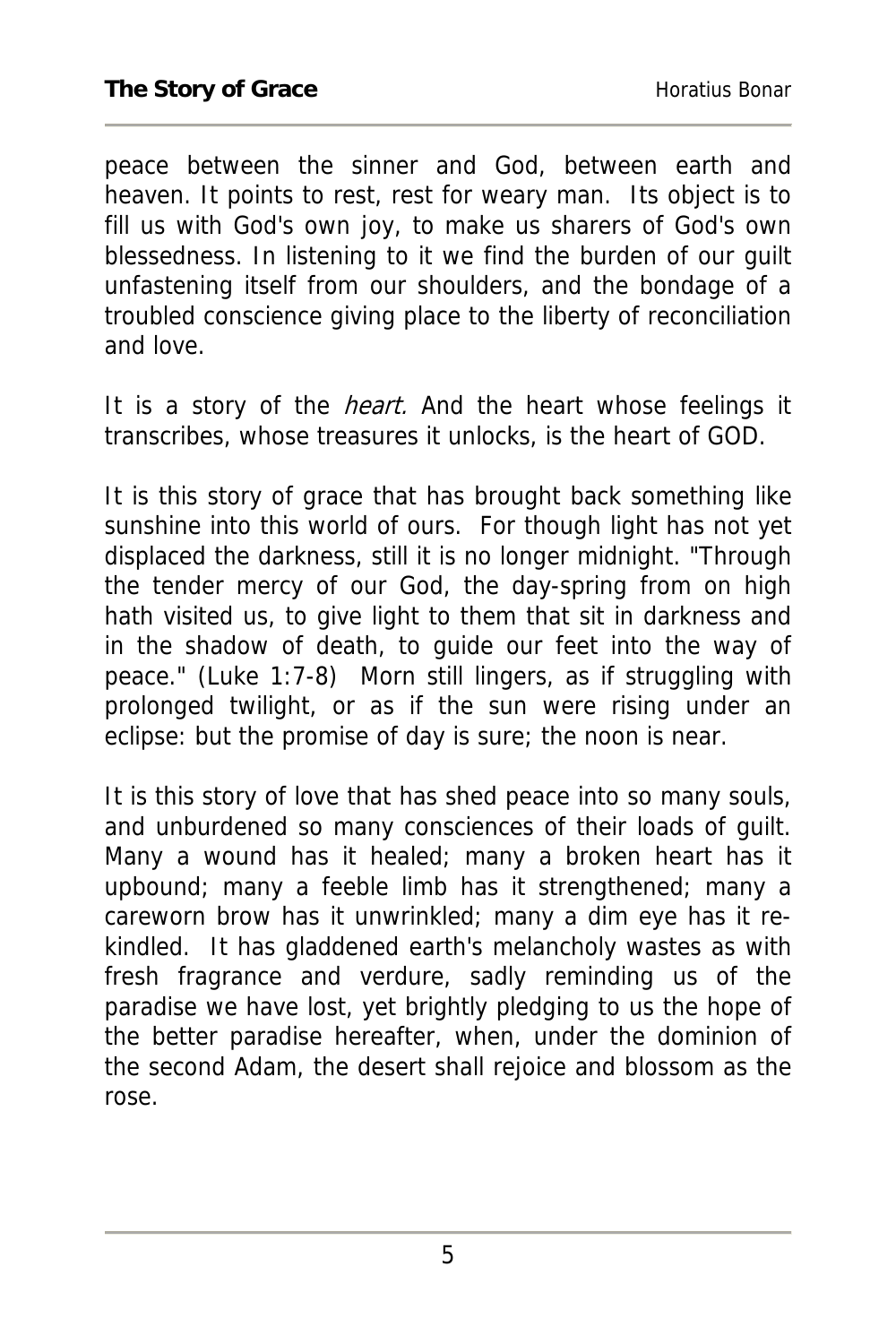peace between the sinner and God, between earth and heaven. It points to rest, rest for weary man. Its object is to fill us with God's own joy, to make us sharers of God's own blessedness. In listening to it we find the burden of our guilt unfastening itself from our shoulders, and the bondage of a troubled conscience giving place to the liberty of reconciliation and love.

It is a story of the *heart.* And the heart whose feelings it transcribes, whose treasures it unlocks, is the heart of GOD.

It is this story of grace that has brought back something like sunshine into this world of ours. For though light has not yet displaced the darkness, still it is no longer midnight. "Through the tender mercy of our God, the day-spring from on high hath visited us, to give light to them that sit in darkness and in the shadow of death, to guide our feet into the way of peace." (Luke 1:7-8) Morn still lingers, as if struggling with prolonged twilight, or as if the sun were rising under an eclipse: but the promise of day is sure; the noon is near.

It is this story of love that has shed peace into so many souls, and unburdened so many consciences of their loads of guilt. Many a wound has it healed; many a broken heart has it upbound; many a feeble limb has it strengthened; many a careworn brow has it unwrinkled; many a dim eye has it re-kindled. It has gladdened earth's melancholy wastes as with fresh fragrance and verdure, sadly reminding us of the paradise we have lost, yet brightly pledging to us the hope of the better paradise hereafter, when, under the dominion of the second Adam, the desert shall rejoice and blossom as the rose.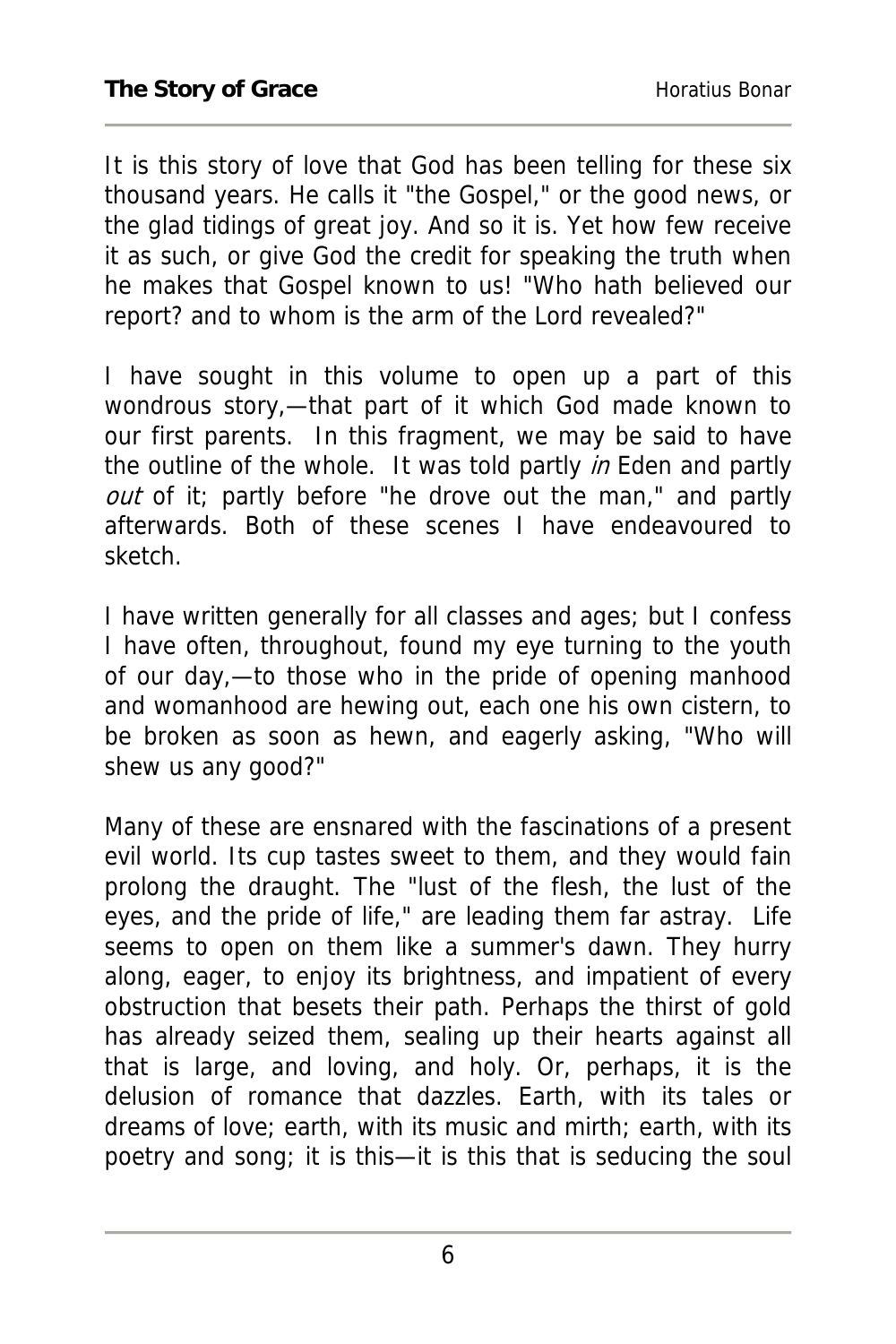It is this story of love that God has been telling for these six thousand years. He calls it "the Gospel," or the good news, or the glad tidings of great joy. And so it is. Yet how few receive it as such, or give God the credit for speaking the truth when he makes that Gospel known to us! "Who hath believed our report? and to whom is the arm of the Lord revealed?"

I have sought in this volume to open up a part of this wondrous story,—that part of it which God made known to our first parents. In this fragment, we may be said to have the outline of the whole. It was told partly *in* Eden and partly *out* of it; partly before "he drove out the man," and partly afterwards. Both of these scenes I have endeavoured to sketch.

I have written generally for all classes and ages; but I confess I have often, throughout, found my eye turning to the youth of our day,—to those who in the pride of opening manhood and womanhood are hewing out, each one his own cistern, to be broken as soon as hewn, and eagerly asking, "Who will shew us any good?"

Many of these are ensnared with the fascinations of a present evil world. Its cup tastes sweet to them, and they would fain prolong the draught. The "lust of the flesh, the lust of the eyes, and the pride of life," are leading them far astray. Life seems to open on them like a summer's dawn. They hurry along, eager, to enjoy its brightness, and impatient of every obstruction that besets their path. Perhaps the thirst of gold has already seized them, sealing up their hearts against all that is large, and loving, and holy. Or, perhaps, it is the delusion of romance that dazzles. Earth, with its tales or dreams of love; earth, with its music and mirth; earth, with its poetry and song; it is this—it is this that is seducing the soul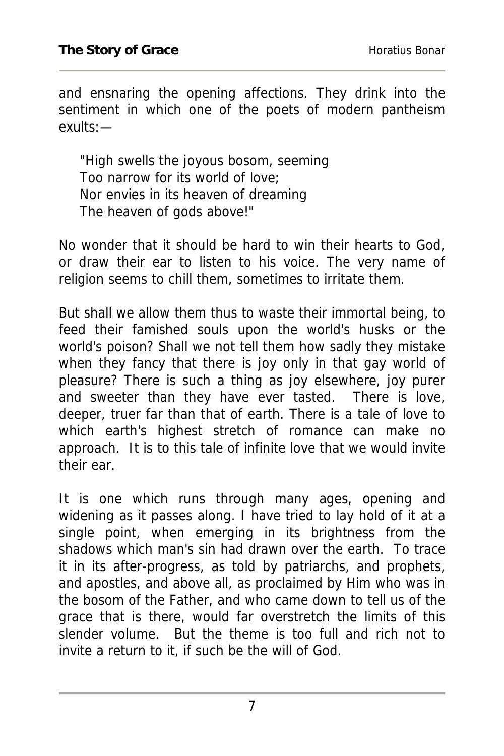and ensnaring the opening affections. They drink into the sentiment in which one of the poets of modern pantheism exults:—

> "High swells the joyous bosom, seeming
> Too narrow for its world of love;
> Nor envies in its heaven of dreaming
> The heaven of gods above!"

No wonder that it should be hard to win their hearts to God, or draw their ear to listen to his voice. The very name of religion seems to chill them, sometimes to irritate them.

But shall we allow them thus to waste their immortal being, to feed their famished souls upon the world's husks or the world's poison? Shall we not tell them how sadly they mistake when they fancy that there is joy only in that gay world of pleasure? There is such a thing as joy elsewhere, joy purer and sweeter than they have ever tasted. There is love, deeper, truer far than that of earth. There is a tale of love to which earth's highest stretch of romance can make no approach. It is to this tale of infinite love that we would invite their ear.

It is one which runs through many ages, opening and widening as it passes along. I have tried to lay hold of it at a single point, when emerging in its brightness from the shadows which man's sin had drawn over the earth. To trace it in its after-progress, as told by patriarchs, and prophets, and apostles, and above all, as proclaimed by Him who was in the bosom of the Father, and who came down to tell us of the grace that is there, would far overstretch the limits of this slender volume. But the theme is too full and rich not to invite a return to it, if such be the will of God.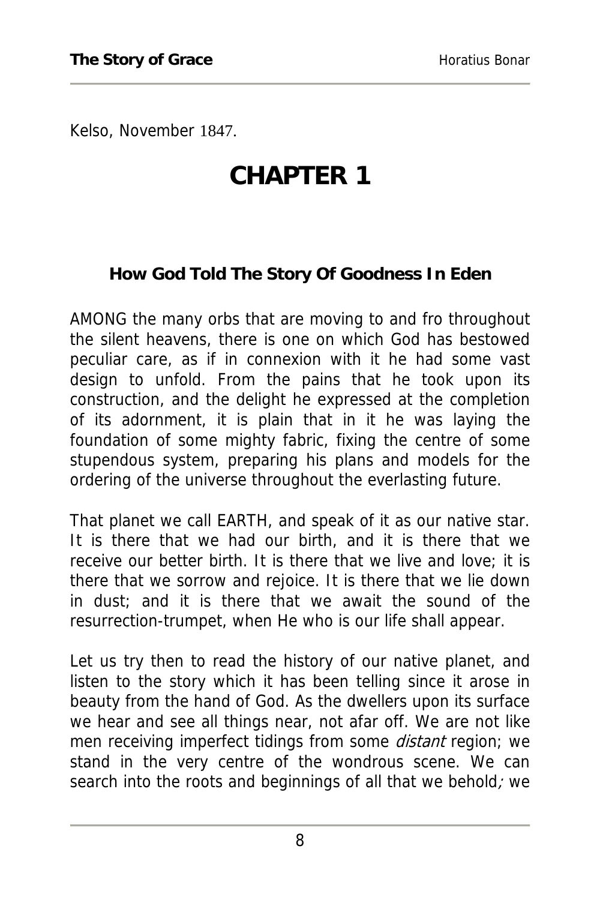Kelso, November 1847.

# CHAPTER 1

### How God Told The Story Of Goodness In Eden

AMONG the many orbs that are moving to and fro throughout the silent heavens, there is one on which God has bestowed peculiar care, as if in connexion with it he had some vast design to unfold. From the pains that he took upon its construction, and the delight he expressed at the completion of its adornment, it is plain that in it he was laying the foundation of some mighty fabric, fixing the centre of some stupendous system, preparing his plans and models for the ordering of the universe throughout the everlasting future.

That planet we call EARTH, and speak of it as our native star. It is there that we had our birth, and it is there that we receive our better birth. It is there that we live and love; it is there that we sorrow and rejoice. It is there that we lie down in dust; and it is there that we await the sound of the resurrection-trumpet, when He who is our life shall appear.

Let us try then to read the history of our native planet, and listen to the story which it has been telling since it arose in beauty from the hand of God. As the dwellers upon its surface we hear and see all things near, not afar off. We are not like men receiving imperfect tidings from some *distant* region; we stand in the very centre of the wondrous scene. We can search into the roots and beginnings of all that we behold; we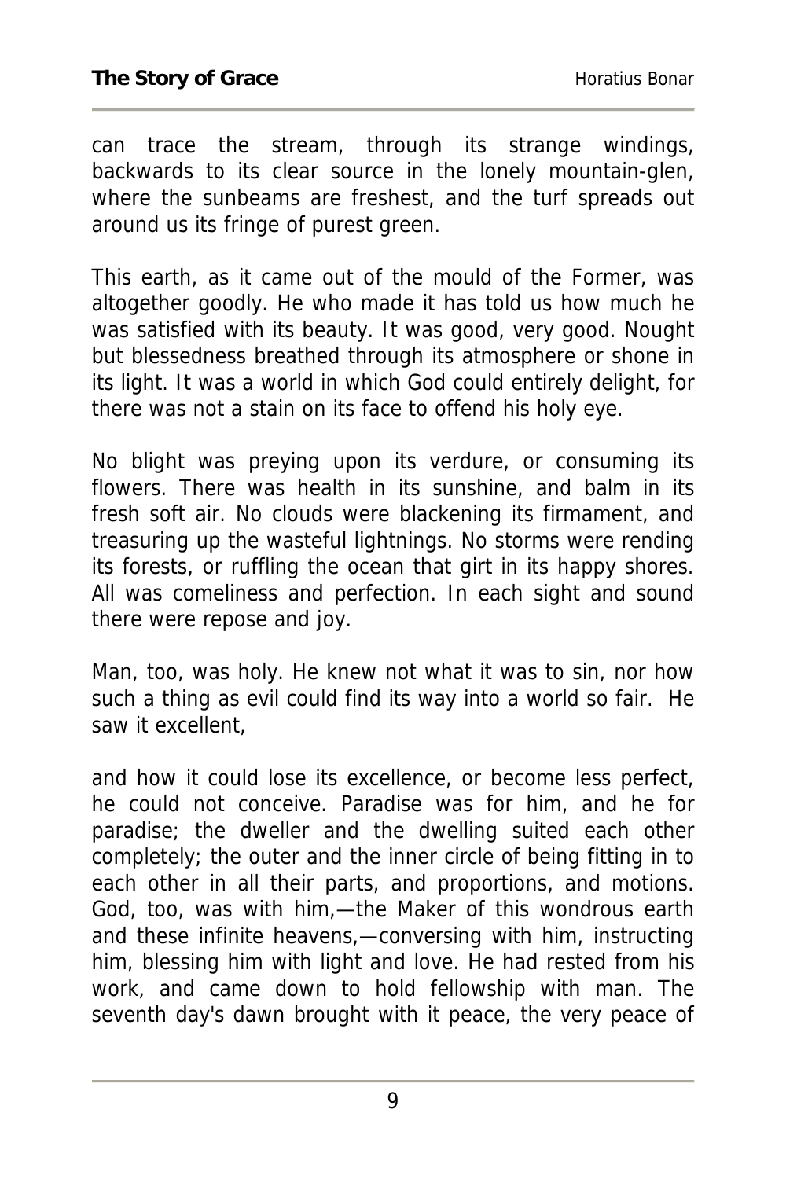can trace the stream, through its strange windings, backwards to its clear source in the lonely mountain-glen, where the sunbeams are freshest, and the turf spreads out around us its fringe of purest green.

This earth, as it came out of the mould of the Former, was altogether goodly. He who made it has told us how much he was satisfied with its beauty. It was good, very good. Nought but blessedness breathed through its atmosphere or shone in its light. It was a world in which God could entirely delight, for there was not a stain on its face to offend his holy eye.

No blight was preying upon its verdure, or consuming its flowers. There was health in its sunshine, and balm in its fresh soft air. No clouds were blackening its firmament, and treasuring up the wasteful lightnings. No storms were rending its forests, or ruffling the ocean that girt in its happy shores. All was comeliness and perfection. In each sight and sound there were repose and joy.

Man, too, was holy. He knew not what it was to sin, nor how such a thing as evil could find its way into a world so fair. He saw it excellent, and how it could lose its excellence, or become less perfect, he could not conceive. Paradise was for him, and he for paradise; the dweller and the dwelling suited each other completely; the outer and the inner circle of being fitting in to each other in all their parts, and proportions, and motions. God, too, was with him,—the Maker of this wondrous earth and these infinite heavens,—conversing with him, instructing him, blessing him with light and love. He had rested from his work, and came down to hold fellowship with man. The seventh day's dawn brought with it peace, the very peace of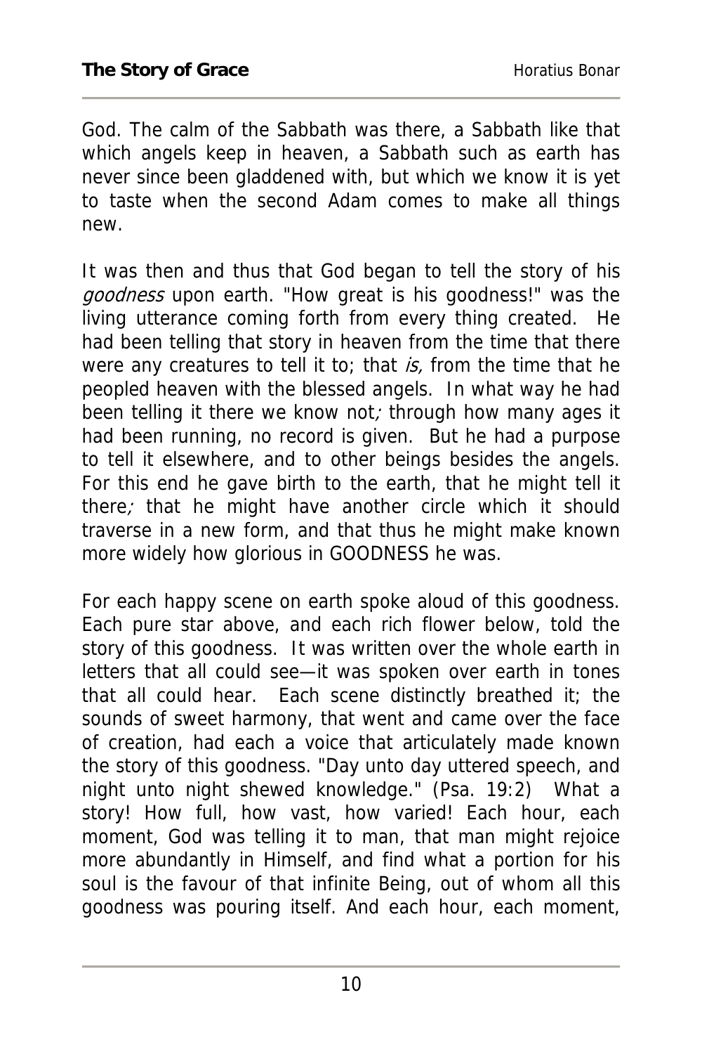God. The calm of the Sabbath was there, a Sabbath like that which angels keep in heaven, a Sabbath such as earth has never since been gladdened with, but which we know it is yet to taste when the second Adam comes to make all things new.

It was then and thus that God began to tell the story of his *goodness* upon earth. "How great is his goodness!" was the living utterance coming forth from every thing created. He had been telling that story in heaven from the time that there were any creatures to tell it to; that *is,* from the time that he peopled heaven with the blessed angels. In what way he had been telling it there we know not; through how many ages it had been running, no record is given. But he had a purpose to tell it elsewhere, and to other beings besides the angels. For this end he gave birth to the earth, that he might tell it there; that he might have another circle which it should traverse in a new form, and that thus he might make known more widely how glorious in GOODNESS he was.

For each happy scene on earth spoke aloud of this goodness. Each pure star above, and each rich flower below, told the story of this goodness. It was written over the whole earth in letters that all could see—it was spoken over earth in tones that all could hear. Each scene distinctly breathed it; the sounds of sweet harmony, that went and came over the face of creation, had each a voice that articulately made known the story of this goodness. "Day unto day uttered speech, and night unto night shewed knowledge." (Psa. 19:2) What a story! How full, how vast, how varied! Each hour, each moment, God was telling it to man, that man might rejoice more abundantly in Himself, and find what a portion for his soul is the favour of that infinite Being, out of whom all this goodness was pouring itself. And each hour, each moment,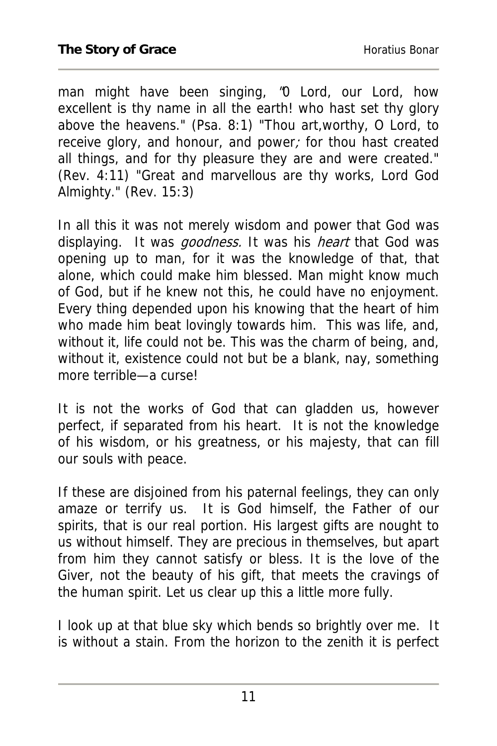man might have been singing, "O Lord, our Lord, how excellent is thy name in all the earth! who hast set thy glory above the heavens." (Psa. 8:1) "Thou art,worthy, O Lord, to receive glory, and honour, and power; for thou hast created all things, and for thy pleasure they are and were created." (Rev. 4:11) "Great and marvellous are thy works, Lord God Almighty." (Rev. 15:3)

In all this it was not merely wisdom and power that God was displaying. It was *goodness.* It was his *heart* that God was opening up to man, for it was the knowledge of that, that alone, which could make him blessed. Man might know much of God, but if he knew not this, he could have no enjoyment. Every thing depended upon his knowing that the heart of him who made him beat lovingly towards him. This was life, and, without it, life could not be. This was the charm of being, and, without it, existence could not but be a blank, nay, something more terrible—a curse!

It is not the works of God that can gladden us, however perfect, if separated from his heart. It is not the knowledge of his wisdom, or his greatness, or his majesty, that can fill our souls with peace.

If these are disjoined from his paternal feelings, they can only amaze or terrify us. It is God himself, the Father of our spirits, that is our real portion. His largest gifts are nought to us without himself. They are precious in themselves, but apart from him they cannot satisfy or bless. It is the love of the Giver, not the beauty of his gift, that meets the cravings of the human spirit. Let us clear up this a little more fully.

I look up at that blue sky which bends so brightly over me. It is without a stain. From the horizon to the zenith it is perfect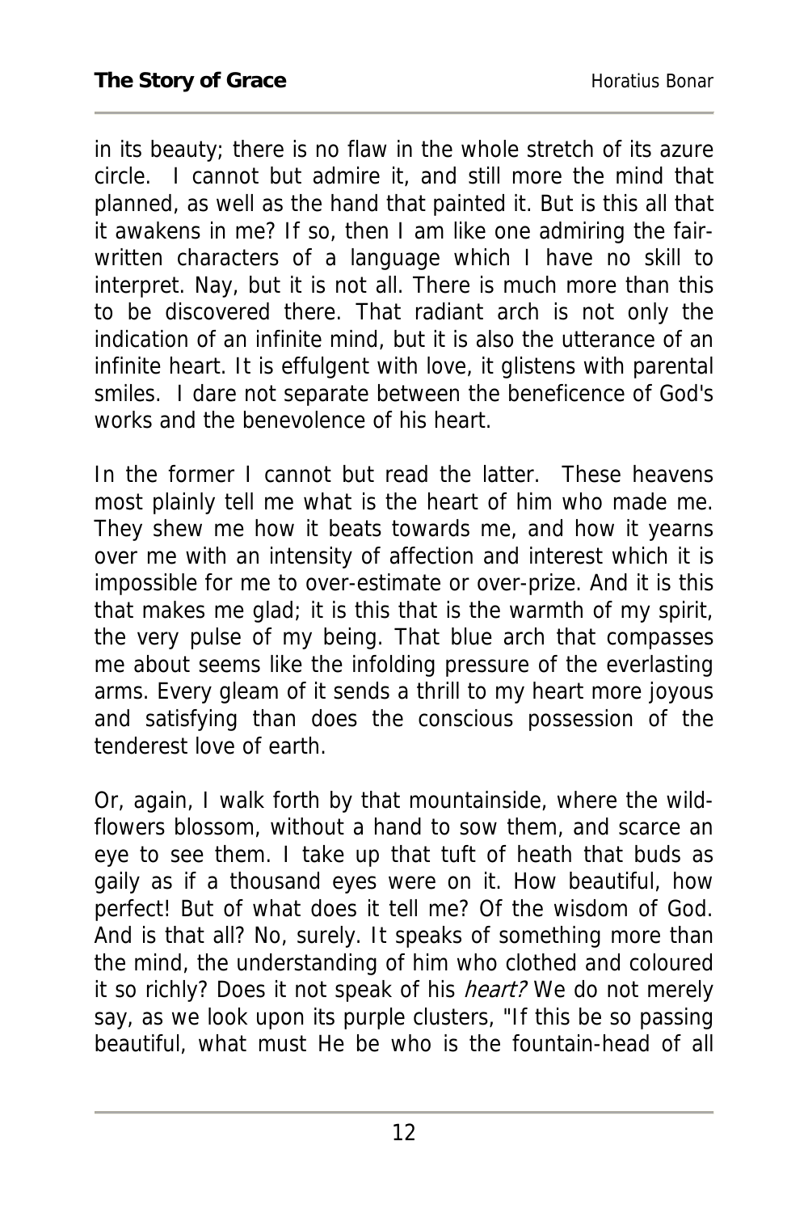in its beauty; there is no flaw in the whole stretch of its azure circle. I cannot but admire it, and still more the mind that planned, as well as the hand that painted it. But is this all that it awakens in me? If so, then I am like one admiring the fair-written characters of a language which I have no skill to interpret. Nay, but it is not all. There is much more than this to be discovered there. That radiant arch is not only the indication of an infinite mind, but it is also the utterance of an infinite heart. It is effulgent with love, it glistens with parental smiles. I dare not separate between the beneficence of God's works and the benevolence of his heart.

In the former I cannot but read the latter. These heavens most plainly tell me what is the heart of him who made me. They shew me how it beats towards me, and how it yearns over me with an intensity of affection and interest which it is impossible for me to over-estimate or over-prize. And it is this that makes me glad; it is this that is the warmth of my spirit, the very pulse of my being. That blue arch that compasses me about seems like the infolding pressure of the everlasting arms. Every gleam of it sends a thrill to my heart more joyous and satisfying than does the conscious possession of the tenderest love of earth.

Or, again, I walk forth by that mountainside, where the wild-flowers blossom, without a hand to sow them, and scarce an eye to see them. I take up that tuft of heath that buds as gaily as if a thousand eyes were on it. How beautiful, how perfect! But of what does it tell me? Of the wisdom of God. And is that all? No, surely. It speaks of something more than the mind, the understanding of him who clothed and coloured it so richly? Does it not speak of his *heart?* We do not merely say, as we look upon its purple clusters, "If this be so passing beautiful, what must He be who is the fountain-head of all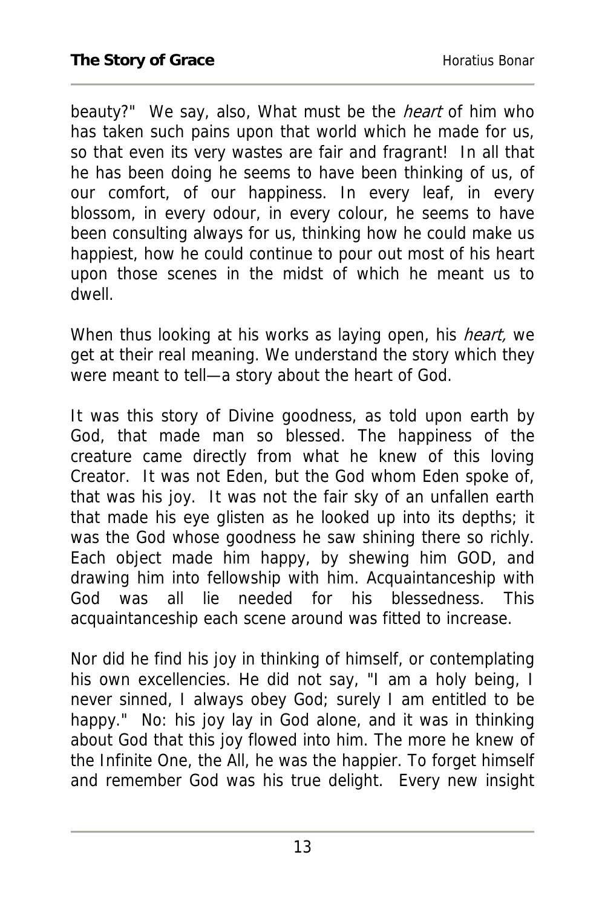beauty?" We say, also, What must be the *heart* of him who has taken such pains upon that world which he made for us, so that even its very wastes are fair and fragrant! In all that he has been doing he seems to have been thinking of us, of our comfort, of our happiness. In every leaf, in every blossom, in every odour, in every colour, he seems to have been consulting always for us, thinking how he could make us happiest, how he could continue to pour out most of his heart upon those scenes in the midst of which he meant us to dwell.

When thus looking at his works as laying open, his *heart,* we get at their real meaning. We understand the story which they were meant to tell—a story about the heart of God.

It was this story of Divine goodness, as told upon earth by God, that made man so blessed. The happiness of the creature came directly from what he knew of this loving Creator. It was not Eden, but the God whom Eden spoke of, that was his joy. It was not the fair sky of an unfallen earth that made his eye glisten as he looked up into its depths; it was the God whose goodness he saw shining there so richly. Each object made him happy, by shewing him GOD, and drawing him into fellowship with him. Acquaintanceship with God was all lie needed for his blessedness. This acquaintanceship each scene around was fitted to increase.

Nor did he find his joy in thinking of himself, or contemplating his own excellencies. He did not say, "I am a holy being, I never sinned, I always obey God; surely I am entitled to be happy." No: his joy lay in God alone, and it was in thinking about God that this joy flowed into him. The more he knew of the Infinite One, the All, he was the happier. To forget himself and remember God was his true delight. Every new insight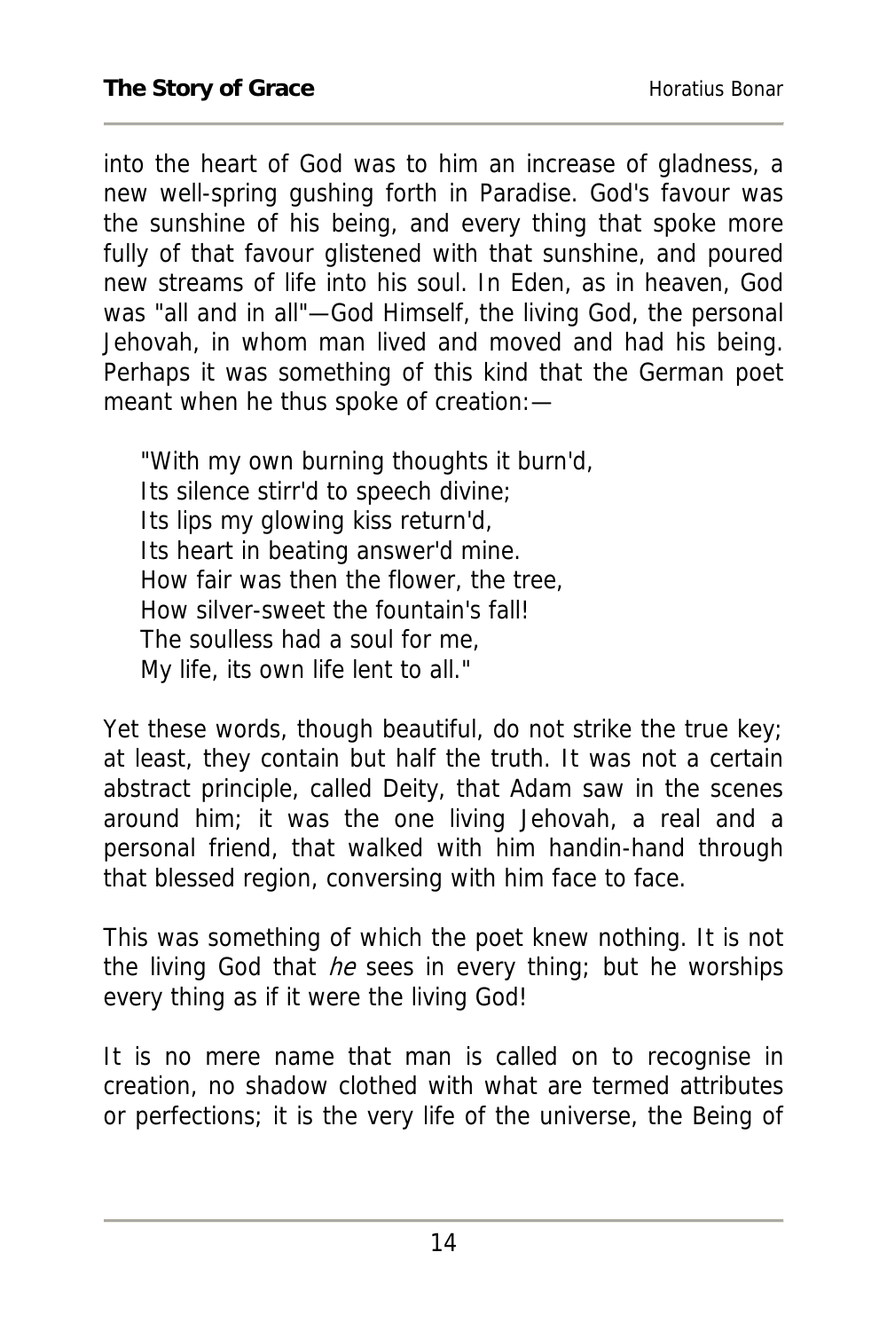into the heart of God was to him an increase of gladness, a new well-spring gushing forth in Paradise. God's favour was the sunshine of his being, and every thing that spoke more fully of that favour glistened with that sunshine, and poured new streams of life into his soul. In Eden, as in heaven, God was "all and in all"—God Himself, the living God, the personal Jehovah, in whom man lived and moved and had his being. Perhaps it was something of this kind that the German poet meant when he thus spoke of creation:—

> "With my own burning thoughts it burn'd,
> Its silence stirr'd to speech divine;
> Its lips my glowing kiss return'd,
> Its heart in beating answer'd mine.
> How fair was then the flower, the tree,
> How silver-sweet the fountain's fall!
> The soulless had a soul for me,
> My life, its own life lent to all."

Yet these words, though beautiful, do not strike the true key; at least, they contain but half the truth. It was not a certain abstract principle, called Deity, that Adam saw in the scenes around him; it was the one living Jehovah, a real and a personal friend, that walked with him handin-hand through that blessed region, conversing with him face to face.

This was something of which the poet knew nothing. It is not the living God that *he* sees in every thing; but he worships every thing as if it were the living God!

It is no mere name that man is called on to recognise in creation, no shadow clothed with what are termed attributes or perfections; it is the very life of the universe, the Being of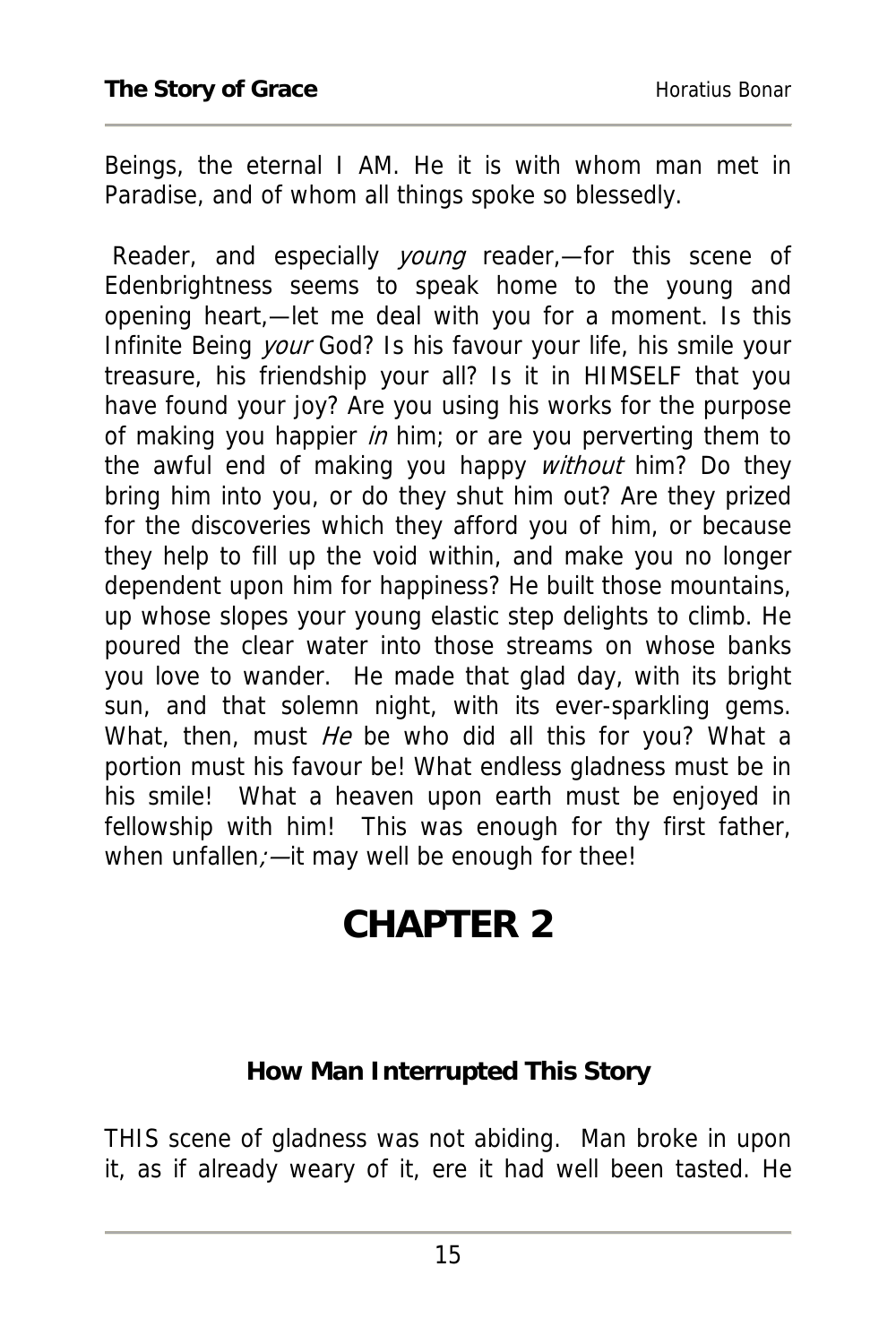Beings, the eternal I AM. He it is with whom man met in Paradise, and of whom all things spoke so blessedly.

Reader, and especially *young* reader,—for this scene of Edenbrightness seems to speak home to the young and opening heart,—let me deal with you for a moment. Is this Infinite Being *your* God? Is his favour your life, his smile your treasure, his friendship your all? Is it in HIMSELF that you have found your joy? Are you using his works for the purpose of making you happier *in* him; or are you perverting them to the awful end of making you happy *without* him? Do they bring him into you, or do they shut him out? Are they prized for the discoveries which they afford you of him, or because they help to fill up the void within, and make you no longer dependent upon him for happiness? He built those mountains, up whose slopes your young elastic step delights to climb. He poured the clear water into those streams on whose banks you love to wander. He made that glad day, with its bright sun, and that solemn night, with its ever-sparkling gems. What, then, must *He* be who did all this for you? What a portion must his favour be! What endless gladness must be in his smile! What a heaven upon earth must be enjoyed in fellowship with him! This was enough for thy first father, when unfallen;—it may well be enough for thee!

# CHAPTER 2

### How Man Interrupted This Story

THIS scene of gladness was not abiding. Man broke in upon it, as if already weary of it, ere it had well been tasted. He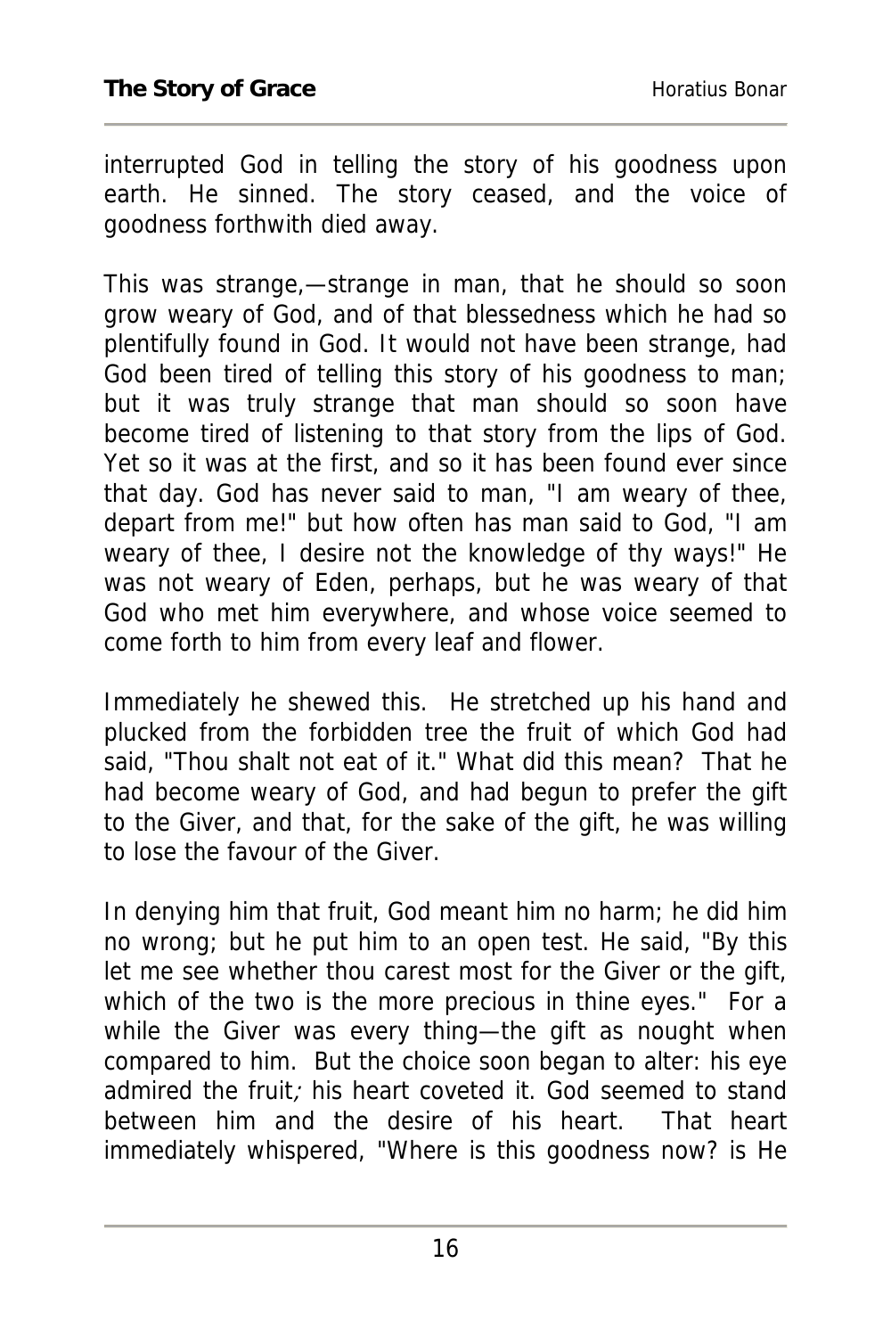interrupted God in telling the story of his goodness upon earth. He sinned. The story ceased, and the voice of goodness forthwith died away.

This was strange,—strange in man, that he should so soon grow weary of God, and of that blessedness which he had so plentifully found in God. It would not have been strange, had God been tired of telling this story of his goodness to man; but it was truly strange that man should so soon have become tired of listening to that story from the lips of God. Yet so it was at the first, and so it has been found ever since that day. God has never said to man, "I am weary of thee, depart from me!" but how often has man said to God, "I am weary of thee, I desire not the knowledge of thy ways!" He was not weary of Eden, perhaps, but he was weary of that God who met him everywhere, and whose voice seemed to come forth to him from every leaf and flower.

Immediately he shewed this. He stretched up his hand and plucked from the forbidden tree the fruit of which God had said, "Thou shalt not eat of it." What did this mean? That he had become weary of God, and had begun to prefer the gift to the Giver, and that, for the sake of the gift, he was willing to lose the favour of the Giver.

In denying him that fruit, God meant him no harm; he did him no wrong; but he put him to an open test. He said, "By this let me see whether thou carest most for the Giver or the gift, which of the two is the more precious in thine eyes." For a while the Giver was every thing—the gift as nought when compared to him. But the choice soon began to alter: his eye admired the fruit; his heart coveted it. God seemed to stand between him and the desire of his heart. That heart immediately whispered, "Where is this goodness now? is He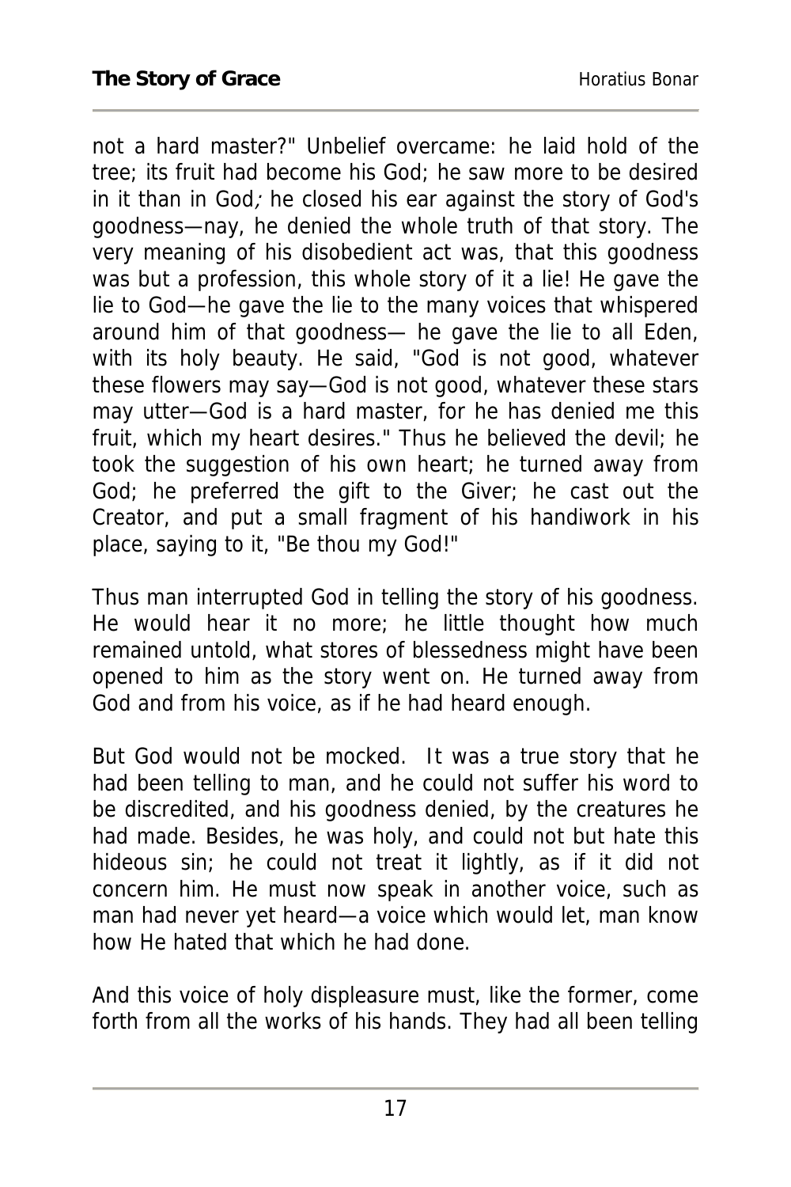not a hard master?" Unbelief overcame: he laid hold of the tree; its fruit had become his God; he saw more to be desired in it than in God; he closed his ear against the story of God's goodness—nay, he denied the whole truth of that story. The very meaning of his disobedient act was, that this goodness was but a profession, this whole story of it a lie! He gave the lie to God—he gave the lie to the many voices that whispered around him of that goodness— he gave the lie to all Eden, with its holy beauty. He said, "God is not good, whatever these flowers may say—God is not good, whatever these stars may utter—God is a hard master, for he has denied me this fruit, which my heart desires." Thus he believed the devil; he took the suggestion of his own heart; he turned away from God; he preferred the gift to the Giver; he cast out the Creator, and put a small fragment of his handiwork in his place, saying to it, "Be thou my God!"

Thus man interrupted God in telling the story of his goodness. He would hear it no more; he little thought how much remained untold, what stores of blessedness might have been opened to him as the story went on. He turned away from God and from his voice, as if he had heard enough.

But God would not be mocked. It was a true story that he had been telling to man, and he could not suffer his word to be discredited, and his goodness denied, by the creatures he had made. Besides, he was holy, and could not but hate this hideous sin; he could not treat it lightly, as if it did not concern him. He must now speak in another voice, such as man had never yet heard—a voice which would let, man know how He hated that which he had done.

And this voice of holy displeasure must, like the former, come forth from all the works of his hands. They had all been telling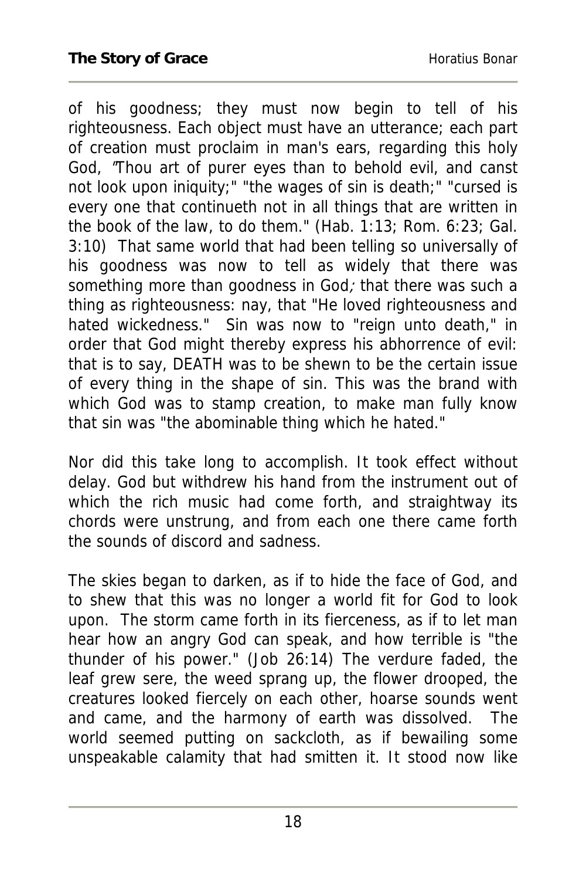of his goodness; they must now begin to tell of his righteousness. Each object must have an utterance; each part of creation must proclaim in man's ears, regarding this holy God, "Thou art of purer eyes than to behold evil, and canst not look upon iniquity;" "the wages of sin is death;" "cursed is every one that continueth not in all things that are written in the book of the law, to do them." (Hab. 1:13; Rom. 6:23; Gal. 3:10) That same world that had been telling so universally of his goodness was now to tell as widely that there was something more than goodness in God; that there was such a thing as righteousness: nay, that "He loved righteousness and hated wickedness." Sin was now to "reign unto death," in order that God might thereby express his abhorrence of evil: that is to say, DEATH was to be shewn to be the certain issue of every thing in the shape of sin. This was the brand with which God was to stamp creation, to make man fully know that sin was "the abominable thing which he hated."

Nor did this take long to accomplish. It took effect without delay. God but withdrew his hand from the instrument out of which the rich music had come forth, and straightway its chords were unstrung, and from each one there came forth the sounds of discord and sadness.

The skies began to darken, as if to hide the face of God, and to shew that this was no longer a world fit for God to look upon. The storm came forth in its fierceness, as if to let man hear how an angry God can speak, and how terrible is "the thunder of his power." (Job 26:14) The verdure faded, the leaf grew sere, the weed sprang up, the flower drooped, the creatures looked fiercely on each other, hoarse sounds went and came, and the harmony of earth was dissolved. The world seemed putting on sackcloth, as if bewailing some unspeakable calamity that had smitten it. It stood now like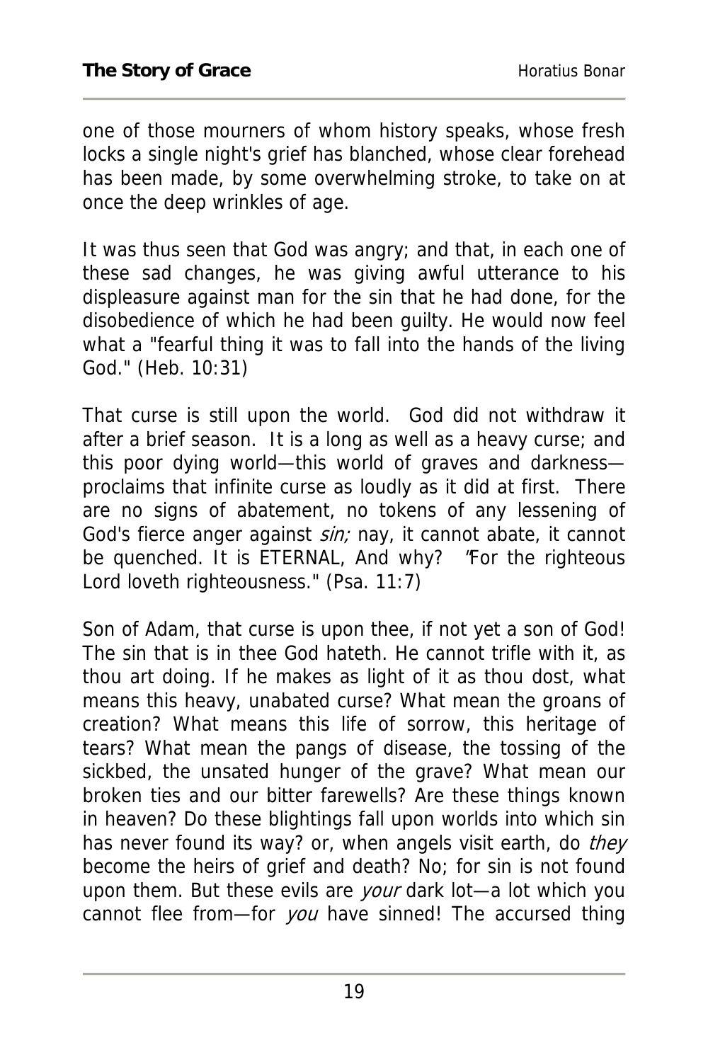one of those mourners of whom history speaks, whose fresh locks a single night's grief has blanched, whose clear forehead has been made, by some overwhelming stroke, to take on at once the deep wrinkles of age.

It was thus seen that God was angry; and that, in each one of these sad changes, he was giving awful utterance to his displeasure against man for the sin that he had done, for the disobedience of which he had been guilty. He would now feel what a "fearful thing it was to fall into the hands of the living God." (Heb. 10:31)

That curse is still upon the world. God did not withdraw it after a brief season. It is a long as well as a heavy curse; and this poor dying world—this world of graves and darkness—proclaims that infinite curse as loudly as it did at first. There are no signs of abatement, no tokens of any lessening of God's fierce anger against *sin;* nay, it cannot abate, it cannot be quenched. It is ETERNAL, And why? "For the righteous Lord loveth righteousness." (Psa. 11:7)

Son of Adam, that curse is upon thee, if not yet a son of God! The sin that is in thee God hateth. He cannot trifle with it, as thou art doing. If he makes as light of it as thou dost, what means this heavy, unabated curse? What mean the groans of creation? What means this life of sorrow, this heritage of tears? What mean the pangs of disease, the tossing of the sickbed, the unsated hunger of the grave? What mean our broken ties and our bitter farewells? Are these things known in heaven? Do these blightings fall upon worlds into which sin has never found its way? or, when angels visit earth, do *they* become the heirs of grief and death? No; for sin is not found upon them. But these evils are *your* dark lot—a lot which you cannot flee from—for *you* have sinned! The accursed thing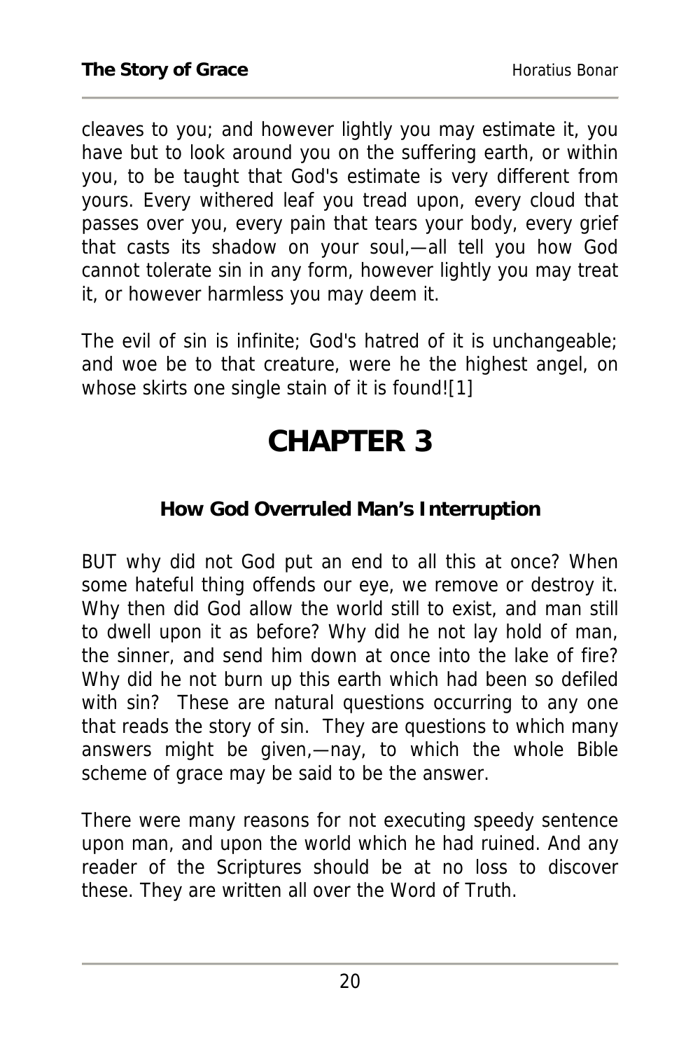cleaves to you; and however lightly you may estimate it, you have but to look around you on the suffering earth, or within you, to be taught that God's estimate is very different from yours. Every withered leaf you tread upon, every cloud that passes over you, every pain that tears your body, every grief that casts its shadow on your soul,—all tell you how God cannot tolerate sin in any form, however lightly you may treat it, or however harmless you may deem it.

The evil of sin is infinite; God's hatred of it is unchangeable; and woe be to that creature, were he the highest angel, on whose skirts one single stain of it is found![1]

# CHAPTER 3

### How God Overruled Man's Interruption

BUT why did not God put an end to all this at once? When some hateful thing offends our eye, we remove or destroy it. Why then did God allow the world still to exist, and man still to dwell upon it as before? Why did he not lay hold of man, the sinner, and send him down at once into the lake of fire? Why did he not burn up this earth which had been so defiled with sin? These are natural questions occurring to any one that reads the story of sin. They are questions to which many answers might be given,—nay, to which the whole Bible scheme of grace may be said to be the answer.

There were many reasons for not executing speedy sentence upon man, and upon the world which he had ruined. And any reader of the Scriptures should be at no loss to discover these. They are written all over the Word of Truth.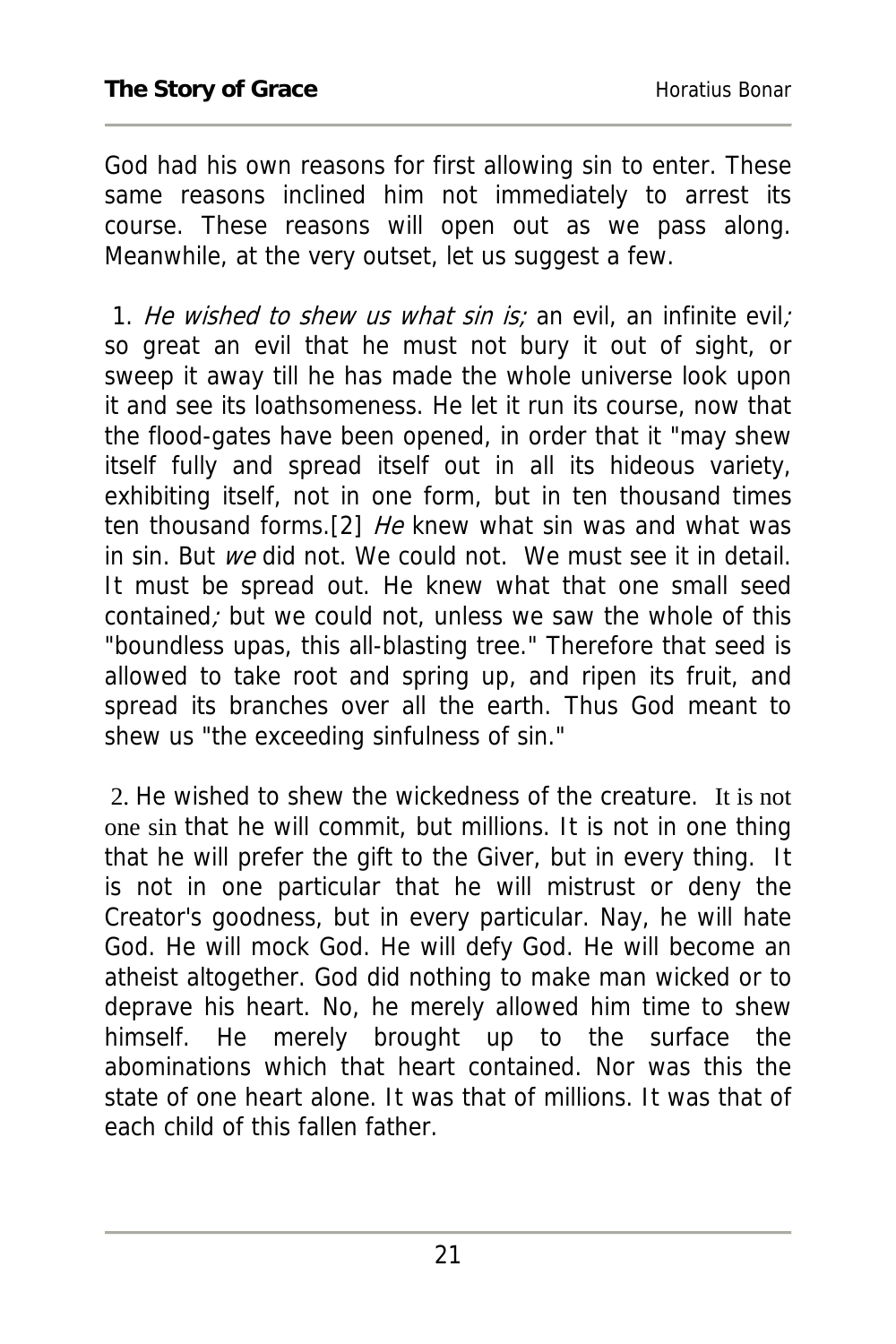God had his own reasons for first allowing sin to enter. These same reasons inclined him not immediately to arrest its course. These reasons will open out as we pass along. Meanwhile, at the very outset, let us suggest a few.

1. *He wished to shew us what sin is;* an evil, an infinite evil*;* so great an evil that he must not bury it out of sight, or sweep it away till he has made the whole universe look upon it and see its loathsomeness. He let it run its course, now that the flood-gates have been opened, in order that it "may shew itself fully and spread itself out in all its hideous variety, exhibiting itself, not in one form, but in ten thousand times ten thousand forms.[2] *He* knew what sin was and what was in sin. But *we* did not. We could not. We must see it in detail. It must be spread out. He knew what that one small seed contained*;* but we could not, unless we saw the whole of this "boundless upas, this all-blasting tree." Therefore that seed is allowed to take root and spring up, and ripen its fruit, and spread its branches over all the earth. Thus God meant to shew us "the exceeding sinfulness of sin."

2. He wished to shew the wickedness of the creature. It is not one sin that he will commit, but millions. It is not in one thing that he will prefer the gift to the Giver, but in every thing. It is not in one particular that he will mistrust or deny the Creator's goodness, but in every particular. Nay, he will hate God. He will mock God. He will defy God. He will become an atheist altogether. God did nothing to make man wicked or to deprave his heart. No, he merely allowed him time to shew himself. He merely brought up to the surface the abominations which that heart contained. Nor was this the state of one heart alone. It was that of millions. It was that of each child of this fallen father.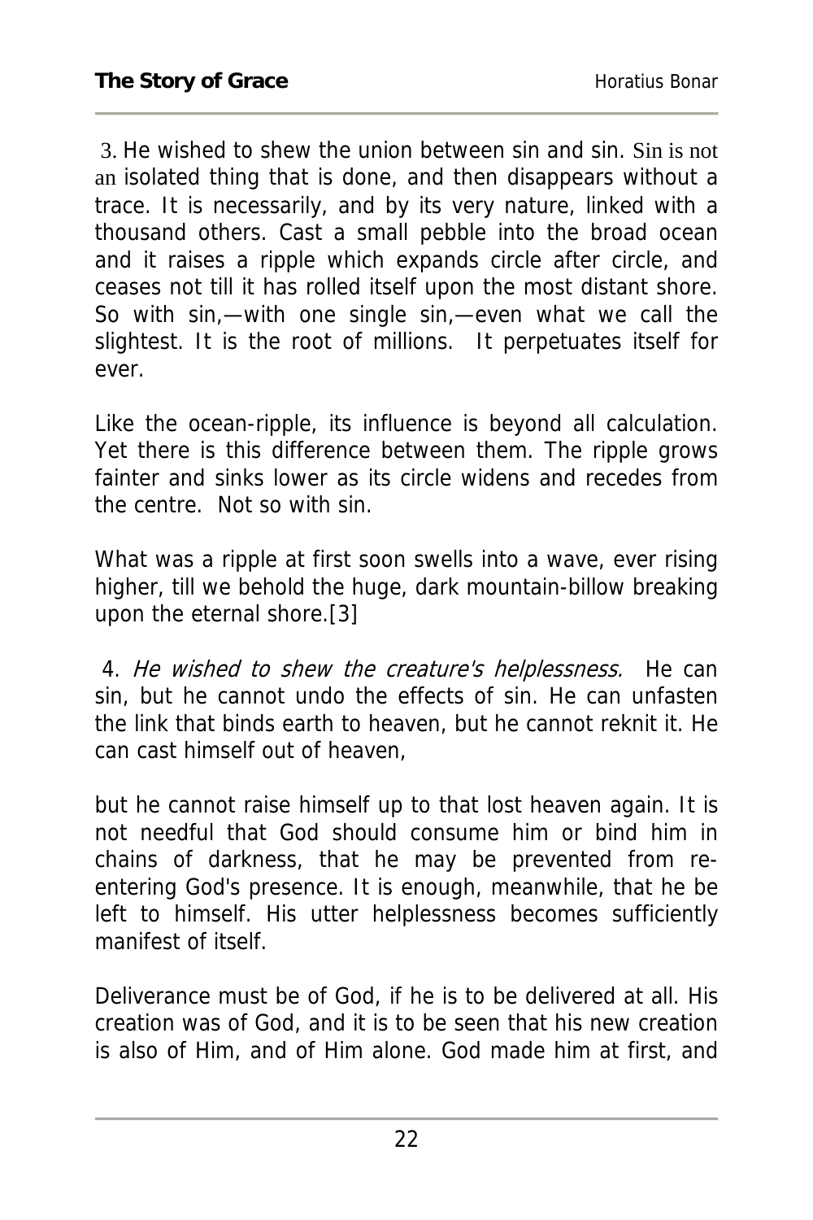3. He wished to shew the union between sin and sin. Sin is not an isolated thing that is done, and then disappears without a trace. It is necessarily, and by its very nature, linked with a thousand others. Cast a small pebble into the broad ocean and it raises a ripple which expands circle after circle, and ceases not till it has rolled itself upon the most distant shore. So with sin,—with one single sin,—even what we call the slightest. It is the root of millions. It perpetuates itself for ever.

Like the ocean-ripple, its influence is beyond all calculation. Yet there is this difference between them. The ripple grows fainter and sinks lower as its circle widens and recedes from the centre. Not so with sin.

What was a ripple at first soon swells into a wave, ever rising higher, till we behold the huge, dark mountain-billow breaking upon the eternal shore.[3]

4. *He wished to shew the creature's helplessness.* He can sin, but he cannot undo the effects of sin. He can unfasten the link that binds earth to heaven, but he cannot reknit it. He can cast himself out of heaven, but he cannot raise himself up to that lost heaven again. It is not needful that God should consume him or bind him in chains of darkness, that he may be prevented from re-entering God's presence. It is enough, meanwhile, that he be left to himself. His utter helplessness becomes sufficiently manifest of itself.

Deliverance must be of God, if he is to be delivered at all. His creation was of God, and it is to be seen that his new creation is also of Him, and of Him alone. God made him at first, and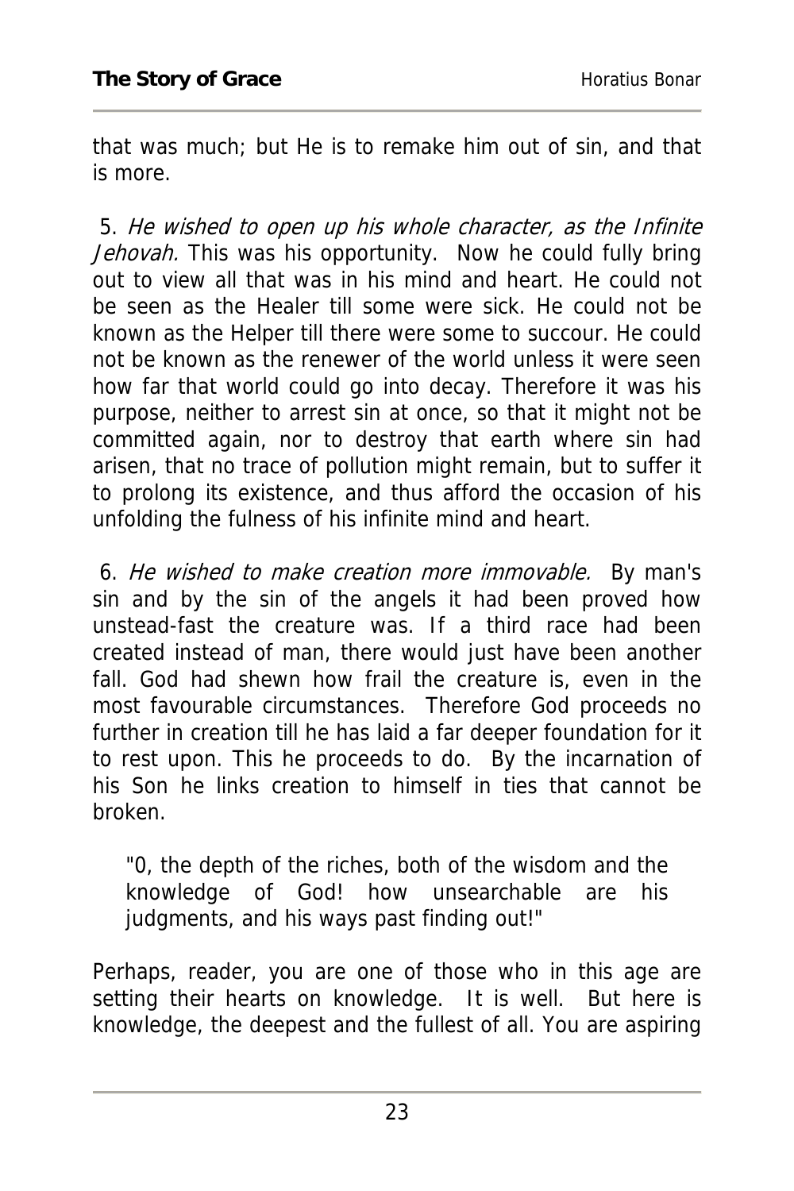that was much; but He is to remake him out of sin, and that is more.

5. *He wished to open up his whole character, as the Infinite Jehovah.* This was his opportunity. Now he could fully bring out to view all that was in his mind and heart. He could not be seen as the Healer till some were sick. He could not be known as the Helper till there were some to succour. He could not be known as the renewer of the world unless it were seen how far that world could go into decay. Therefore it was his purpose, neither to arrest sin at once, so that it might not be committed again, nor to destroy that earth where sin had arisen, that no trace of pollution might remain, but to suffer it to prolong its existence, and thus afford the occasion of his unfolding the fulness of his infinite mind and heart.

6. *He wished to make creation more immovable.* By man's sin and by the sin of the angels it had been proved how unstead-fast the creature was. If a third race had been created instead of man, there would just have been another fall. God had shewn how frail the creature is, even in the most favourable circumstances. Therefore God proceeds no further in creation till he has laid a far deeper foundation for it to rest upon. This he proceeds to do. By the incarnation of his Son he links creation to himself in ties that cannot be broken.

> "0, the depth of the riches, both of the wisdom and the knowledge of God! how unsearchable are his judgments, and his ways past finding out!"

Perhaps, reader, you are one of those who in this age are setting their hearts on knowledge. It is well. But here is knowledge, the deepest and the fullest of all. You are aspiring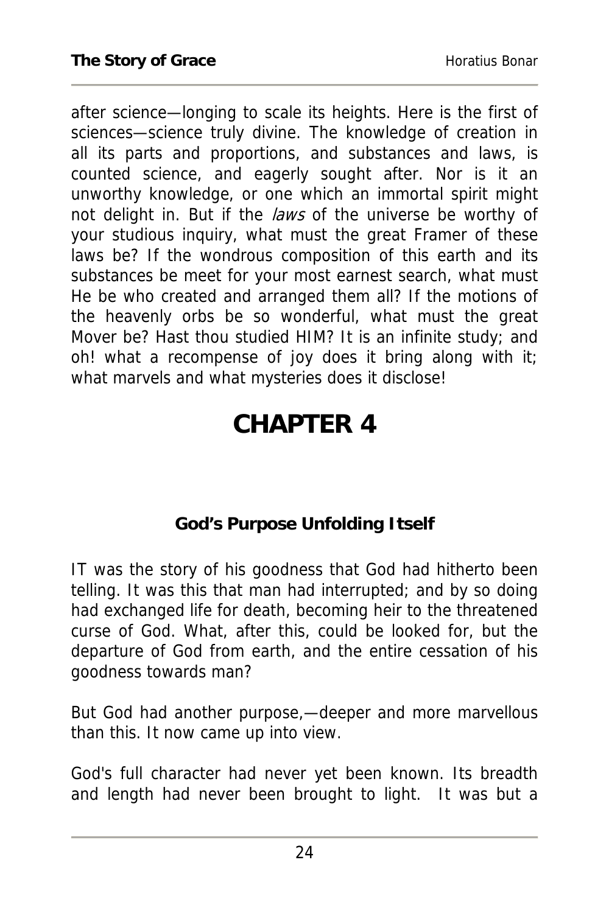after science—longing to scale its heights. Here is the first of sciences—science truly divine. The knowledge of creation in all its parts and proportions, and substances and laws, is counted science, and eagerly sought after. Nor is it an unworthy knowledge, or one which an immortal spirit might not delight in. But if the *laws* of the universe be worthy of your studious inquiry, what must the great Framer of these laws be? If the wondrous composition of this earth and its substances be meet for your most earnest search, what must He be who created and arranged them all? If the motions of the heavenly orbs be so wonderful, what must the great Mover be? Hast thou studied HIM? It is an infinite study; and oh! what a recompense of joy does it bring along with it; what marvels and what mysteries does it disclose!

# CHAPTER 4

### God's Purpose Unfolding Itself

IT was the story of his goodness that God had hitherto been telling. It was this that man had interrupted; and by so doing had exchanged life for death, becoming heir to the threatened curse of God. What, after this, could be looked for, but the departure of God from earth, and the entire cessation of his goodness towards man?

But God had another purpose,—deeper and more marvellous than this. It now came up into view.

God's full character had never yet been known. Its breadth and length had never been brought to light. It was but a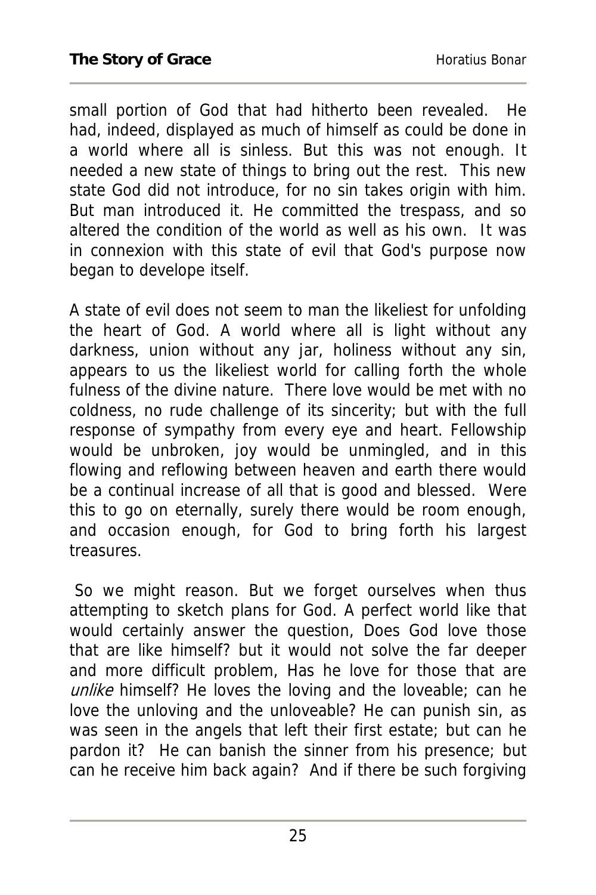small portion of God that had hitherto been revealed. He had, indeed, displayed as much of himself as could be done in a world where all is sinless. But this was not enough. It needed a new state of things to bring out the rest. This new state God did not introduce, for no sin takes origin with him. But man introduced it. He committed the trespass, and so altered the condition of the world as well as his own. It was in connexion with this state of evil that God's purpose now began to develope itself.

A state of evil does not seem to man the likeliest for unfolding the heart of God. A world where all is light without any darkness, union without any jar, holiness without any sin, appears to us the likeliest world for calling forth the whole fulness of the divine nature. There love would be met with no coldness, no rude challenge of its sincerity; but with the full response of sympathy from every eye and heart. Fellowship would be unbroken, joy would be unmingled, and in this flowing and reflowing between heaven and earth there would be a continual increase of all that is good and blessed. Were this to go on eternally, surely there would be room enough, and occasion enough, for God to bring forth his largest treasures.

So we might reason. But we forget ourselves when thus attempting to sketch plans for God. A perfect world like that would certainly answer the question, Does God love those that are like himself? but it would not solve the far deeper and more difficult problem, Has he love for those that are *unlike* himself? He loves the loving and the loveable; can he love the unloving and the unloveable? He can punish sin, as was seen in the angels that left their first estate; but can he pardon it? He can banish the sinner from his presence; but can he receive him back again? And if there be such forgiving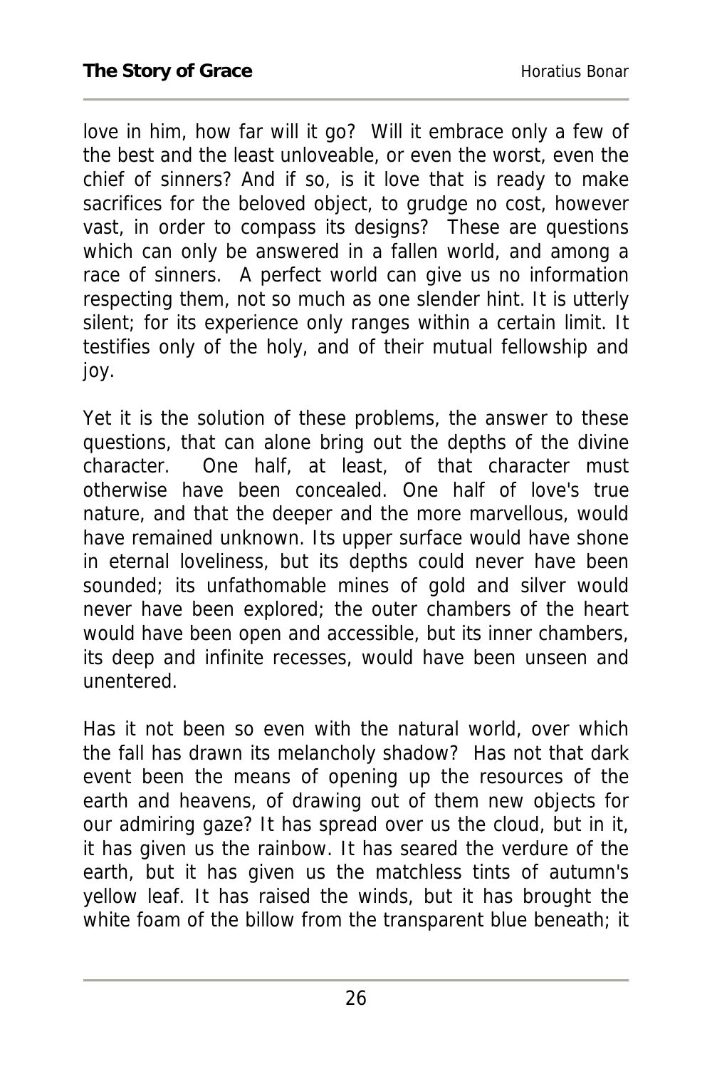love in him, how far will it go? Will it embrace only a few of the best and the least unloveable, or even the worst, even the chief of sinners? And if so, is it love that is ready to make sacrifices for the beloved object, to grudge no cost, however vast, in order to compass its designs? These are questions which can only be answered in a fallen world, and among a race of sinners. A perfect world can give us no information respecting them, not so much as one slender hint. It is utterly silent; for its experience only ranges within a certain limit. It testifies only of the holy, and of their mutual fellowship and joy.

Yet it is the solution of these problems, the answer to these questions, that can alone bring out the depths of the divine character. One half, at least, of that character must otherwise have been concealed. One half of love's true nature, and that the deeper and the more marvellous, would have remained unknown. Its upper surface would have shone in eternal loveliness, but its depths could never have been sounded; its unfathomable mines of gold and silver would never have been explored; the outer chambers of the heart would have been open and accessible, but its inner chambers, its deep and infinite recesses, would have been unseen and unentered.

Has it not been so even with the natural world, over which the fall has drawn its melancholy shadow? Has not that dark event been the means of opening up the resources of the earth and heavens, of drawing out of them new objects for our admiring gaze? It has spread over us the cloud, but in it, it has given us the rainbow. It has seared the verdure of the earth, but it has given us the matchless tints of autumn's yellow leaf. It has raised the winds, but it has brought the white foam of the billow from the transparent blue beneath; it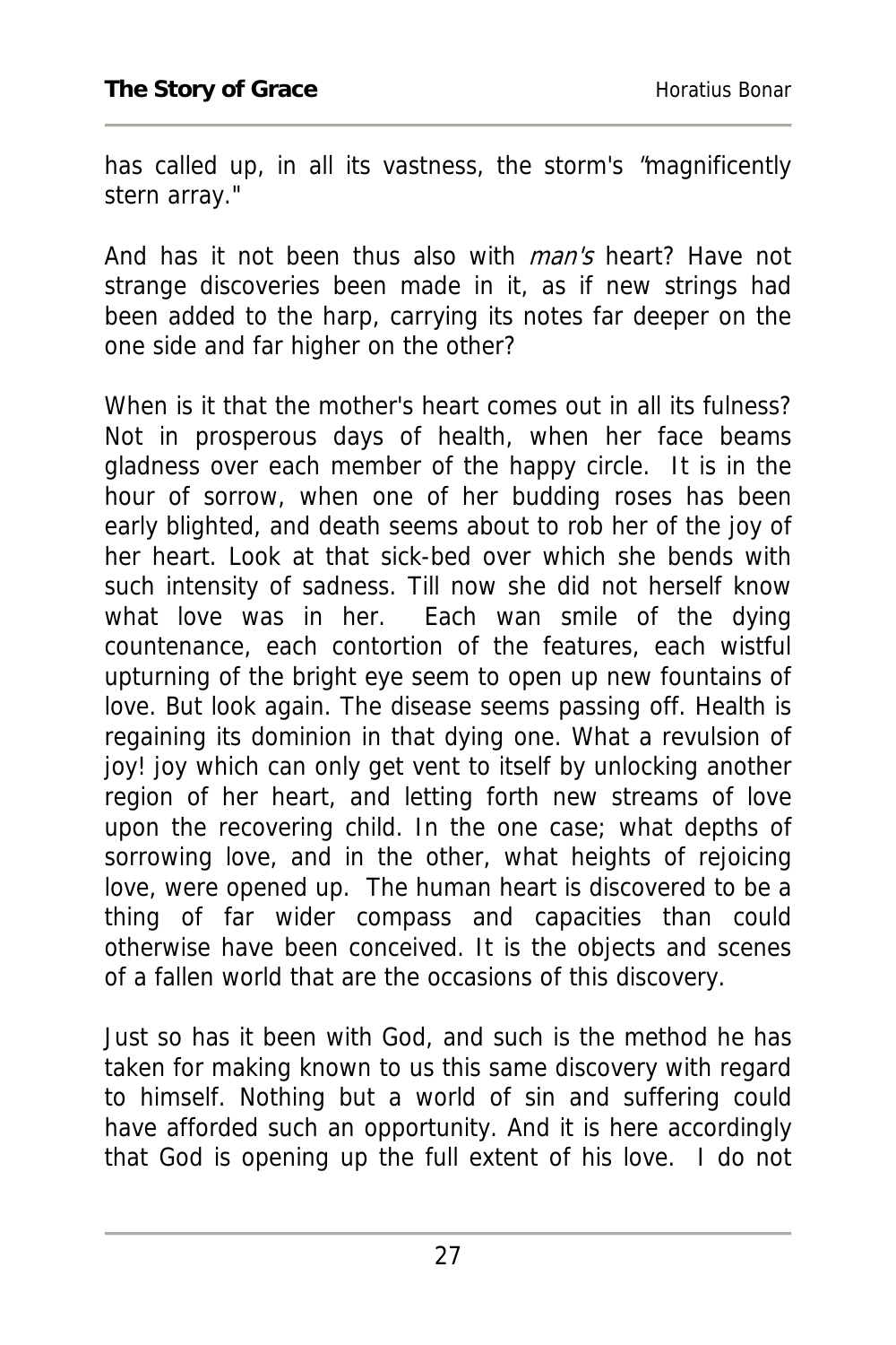has called up, in all its vastness, the storm's "magnificently stern array."

And has it not been thus also with *man's* heart? Have not strange discoveries been made in it, as if new strings had been added to the harp, carrying its notes far deeper on the one side and far higher on the other?

When is it that the mother's heart comes out in all its fulness? Not in prosperous days of health, when her face beams gladness over each member of the happy circle. It is in the hour of sorrow, when one of her budding roses has been early blighted, and death seems about to rob her of the joy of her heart. Look at that sick-bed over which she bends with such intensity of sadness. Till now she did not herself know what love was in her. Each wan smile of the dying countenance, each contortion of the features, each wistful upturning of the bright eye seem to open up new fountains of love. But look again. The disease seems passing off. Health is regaining its dominion in that dying one. What a revulsion of joy! joy which can only get vent to itself by unlocking another region of her heart, and letting forth new streams of love upon the recovering child. In the one case; what depths of sorrowing love, and in the other, what heights of rejoicing love, were opened up. The human heart is discovered to be a thing of far wider compass and capacities than could otherwise have been conceived. It is the objects and scenes of a fallen world that are the occasions of this discovery.

Just so has it been with God, and such is the method he has taken for making known to us this same discovery with regard to himself. Nothing but a world of sin and suffering could have afforded such an opportunity. And it is here accordingly that God is opening up the full extent of his love. I do not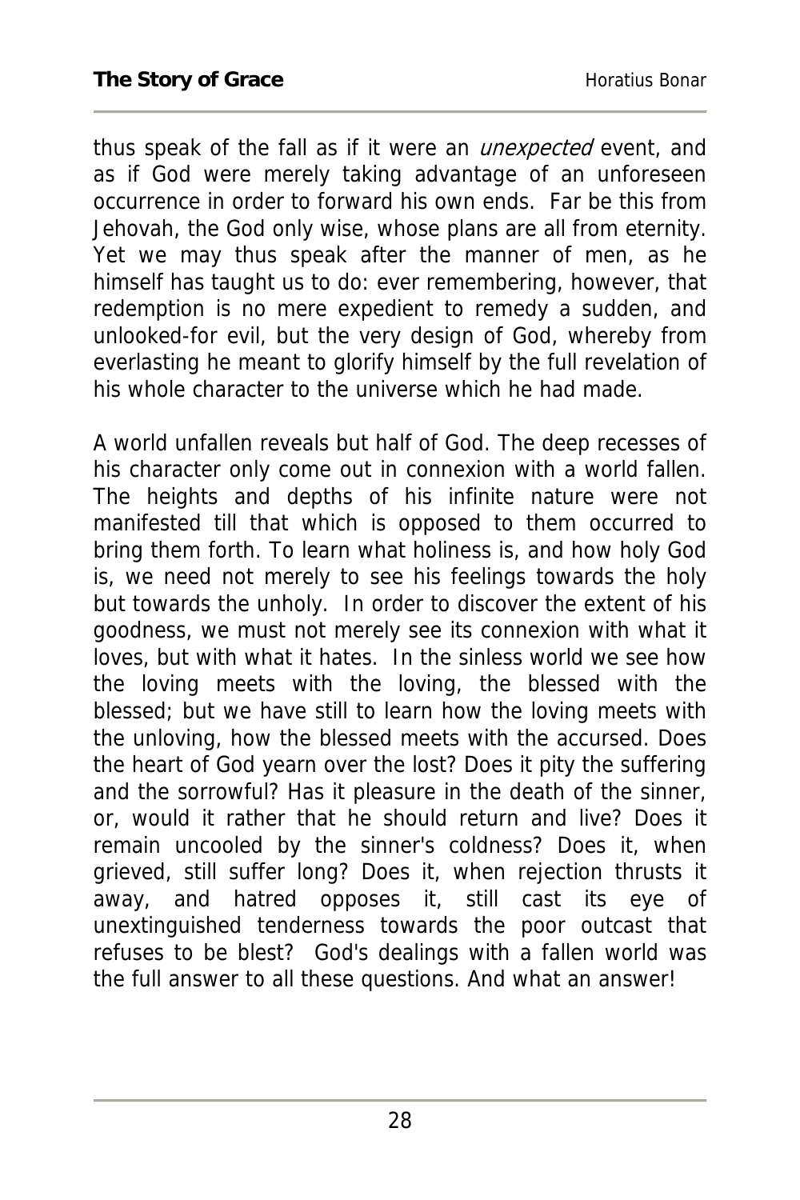thus speak of the fall as if it were an *unexpected* event, and as if God were merely taking advantage of an unforeseen occurrence in order to forward his own ends. Far be this from Jehovah, the God only wise, whose plans are all from eternity. Yet we may thus speak after the manner of men, as he himself has taught us to do: ever remembering, however, that redemption is no mere expedient to remedy a sudden, and unlooked-for evil, but the very design of God, whereby from everlasting he meant to glorify himself by the full revelation of his whole character to the universe which he had made.

A world unfallen reveals but half of God. The deep recesses of his character only come out in connexion with a world fallen. The heights and depths of his infinite nature were not manifested till that which is opposed to them occurred to bring them forth. To learn what holiness is, and how holy God is, we need not merely to see his feelings towards the holy but towards the unholy. In order to discover the extent of his goodness, we must not merely see its connexion with what it loves, but with what it hates. In the sinless world we see how the loving meets with the loving, the blessed with the blessed; but we have still to learn how the loving meets with the unloving, how the blessed meets with the accursed. Does the heart of God yearn over the lost? Does it pity the suffering and the sorrowful? Has it pleasure in the death of the sinner, or, would it rather that he should return and live? Does it remain uncooled by the sinner's coldness? Does it, when grieved, still suffer long? Does it, when rejection thrusts it away, and hatred opposes it, still cast its eye of unextinguished tenderness towards the poor outcast that refuses to be blest? God's dealings with a fallen world was the full answer to all these questions. And what an answer!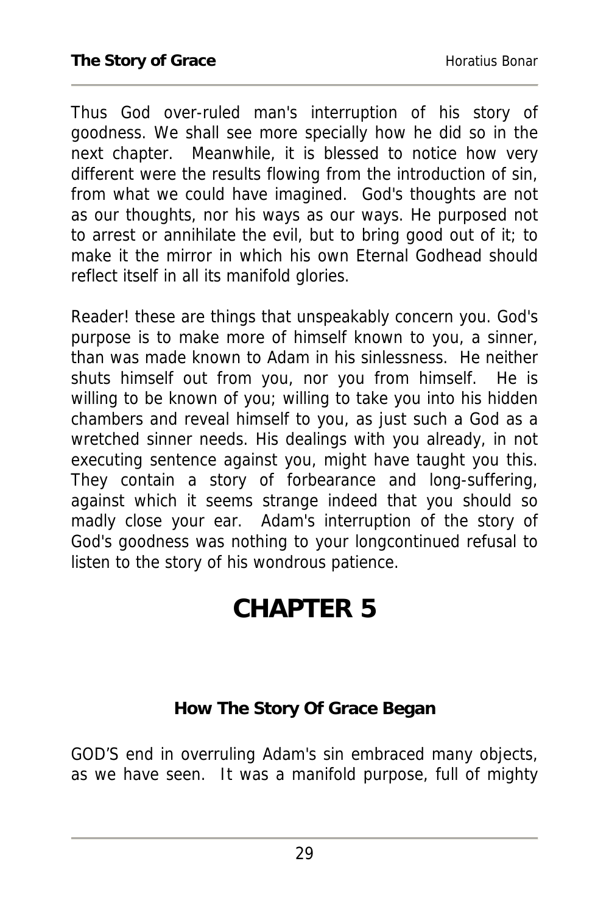Thus God over-ruled man's interruption of his story of goodness. We shall see more specially how he did so in the next chapter. Meanwhile, it is blessed to notice how very different were the results flowing from the introduction of sin, from what we could have imagined. God's thoughts are not as our thoughts, nor his ways as our ways. He purposed not to arrest or annihilate the evil, but to bring good out of it; to make it the mirror in which his own Eternal Godhead should reflect itself in all its manifold glories.

Reader! these are things that unspeakably concern you. God's purpose is to make more of himself known to you, a sinner, than was made known to Adam in his sinlessness. He neither shuts himself out from you, nor you from himself. He is willing to be known of you; willing to take you into his hidden chambers and reveal himself to you, as just such a God as a wretched sinner needs. His dealings with you already, in not executing sentence against you, might have taught you this. They contain a story of forbearance and long-suffering, against which it seems strange indeed that you should so madly close your ear. Adam's interruption of the story of God's goodness was nothing to your longcontinued refusal to listen to the story of his wondrous patience.

# CHAPTER 5

### How The Story Of Grace Began

GOD'S end in overruling Adam's sin embraced many objects, as we have seen. It was a manifold purpose, full of mighty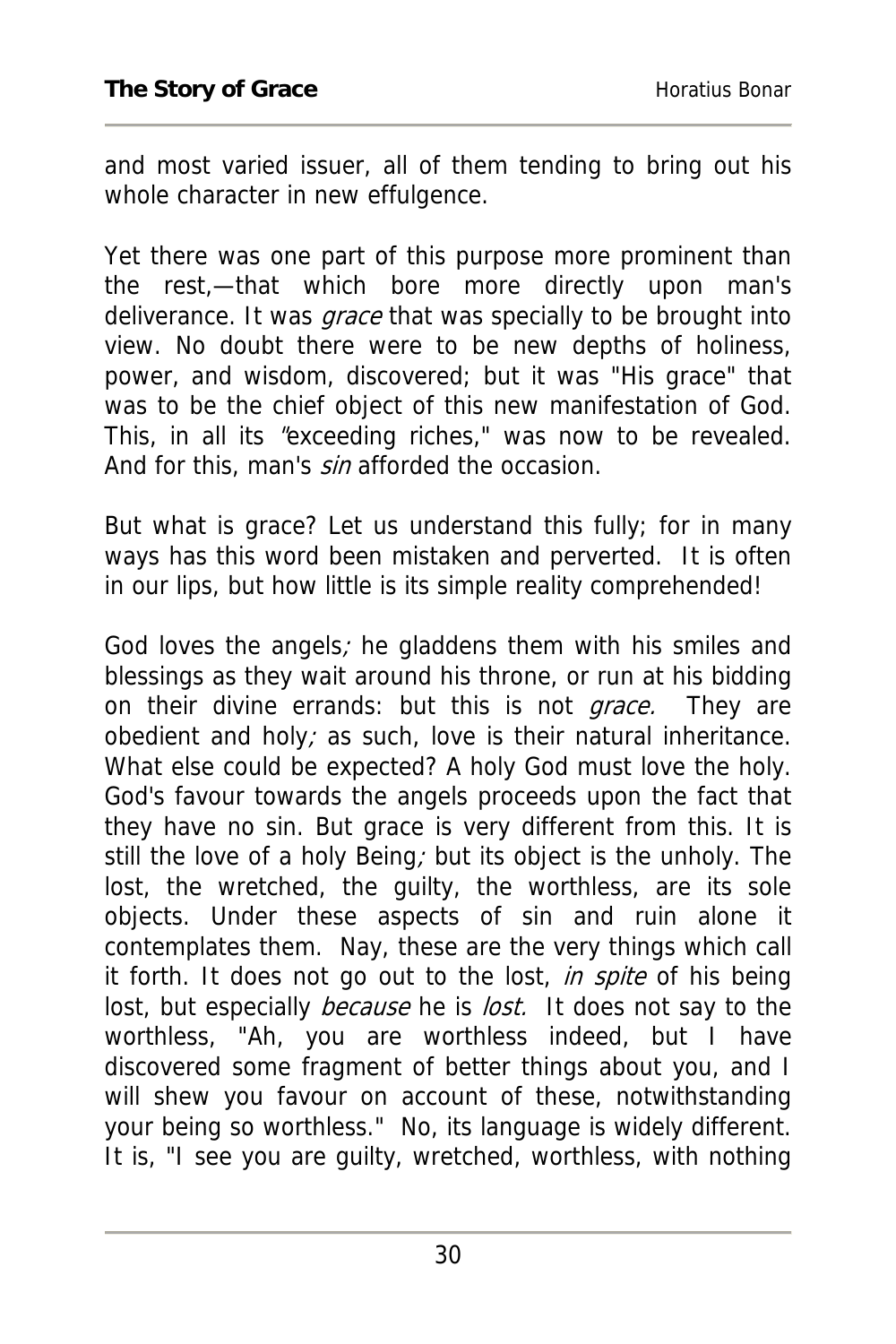and most varied issuer, all of them tending to bring out his whole character in new effulgence.

Yet there was one part of this purpose more prominent than the rest,—that which bore more directly upon man's deliverance. It was *grace* that was specially to be brought into view. No doubt there were to be new depths of holiness, power, and wisdom, discovered; but it was "His grace" that was to be the chief object of this new manifestation of God. This, in all its "exceeding riches," was now to be revealed. And for this, man's *sin* afforded the occasion.

But what is grace? Let us understand this fully; for in many ways has this word been mistaken and perverted. It is often in our lips, but how little is its simple reality comprehended!

God loves the angels; he gladdens them with his smiles and blessings as they wait around his throne, or run at his bidding on their divine errands: but this is not *grace.* They are obedient and holy; as such, love is their natural inheritance. What else could be expected? A holy God must love the holy. God's favour towards the angels proceeds upon the fact that they have no sin. But grace is very different from this. It is still the love of a holy Being; but its object is the unholy. The lost, the wretched, the guilty, the worthless, are its sole objects. Under these aspects of sin and ruin alone it contemplates them. Nay, these are the very things which call it forth. It does not go out to the lost, *in spite* of his being lost, but especially *because* he is *lost.* It does not say to the worthless, "Ah, you are worthless indeed, but I have discovered some fragment of better things about you, and I will shew you favour on account of these, notwithstanding your being so worthless." No, its language is widely different. It is, "I see you are guilty, wretched, worthless, with nothing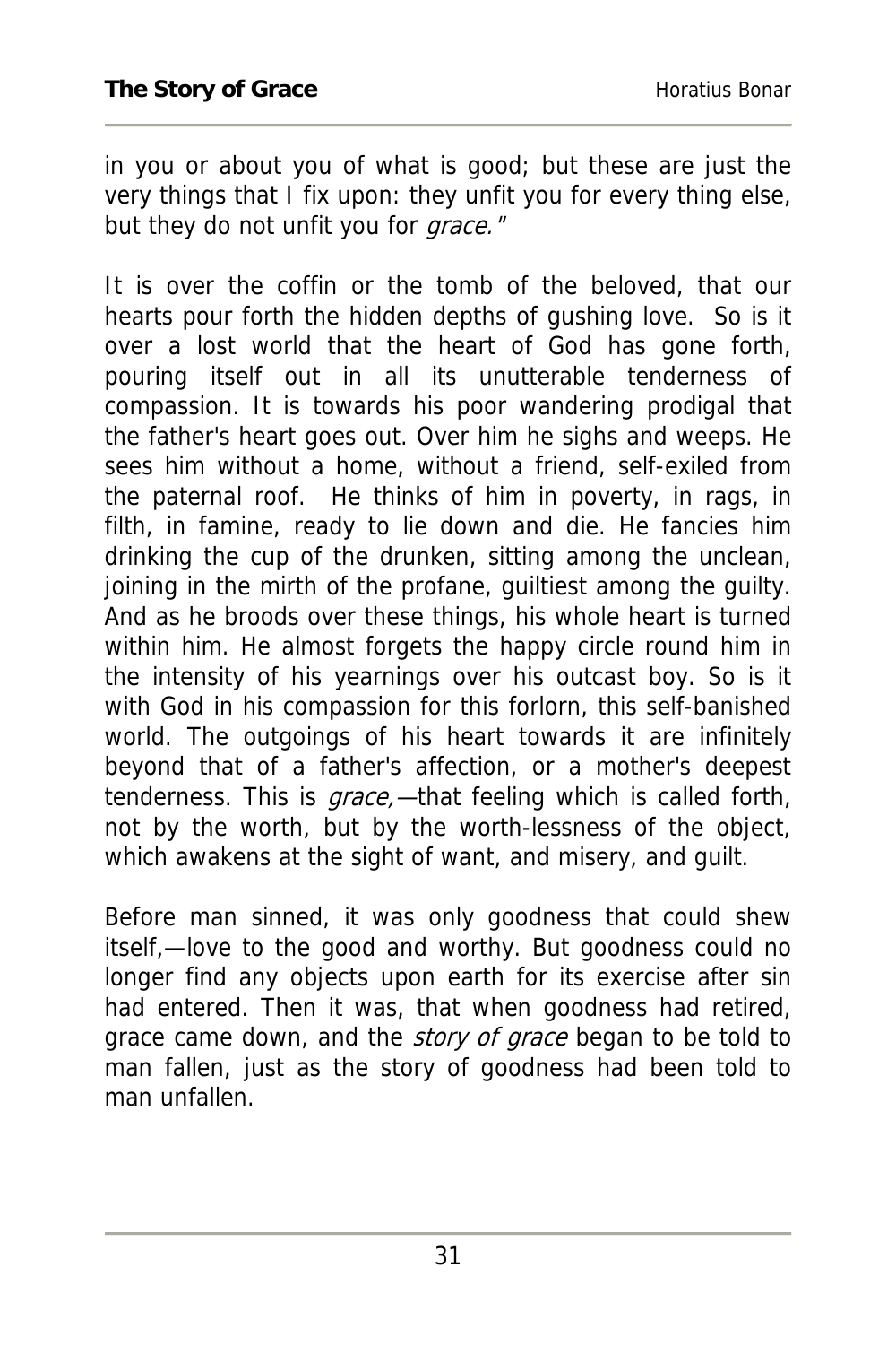in you or about you of what is good; but these are just the very things that I fix upon: they unfit you for every thing else, but they do not unfit you for *grace.*"

It is over the coffin or the tomb of the beloved, that our hearts pour forth the hidden depths of gushing love. So is it over a lost world that the heart of God has gone forth, pouring itself out in all its unutterable tenderness of compassion. It is towards his poor wandering prodigal that the father's heart goes out. Over him he sighs and weeps. He sees him without a home, without a friend, self-exiled from the paternal roof. He thinks of him in poverty, in rags, in filth, in famine, ready to lie down and die. He fancies him drinking the cup of the drunken, sitting among the unclean, joining in the mirth of the profane, guiltiest among the guilty. And as he broods over these things, his whole heart is turned within him. He almost forgets the happy circle round him in the intensity of his yearnings over his outcast boy. So is it with God in his compassion for this forlorn, this self-banished world. The outgoings of his heart towards it are infinitely beyond that of a father's affection, or a mother's deepest tenderness. This is *grace,*—that feeling which is called forth, not by the worth, but by the worth-lessness of the object, which awakens at the sight of want, and misery, and guilt.

Before man sinned, it was only goodness that could shew itself,—love to the good and worthy. But goodness could no longer find any objects upon earth for its exercise after sin had entered. Then it was, that when goodness had retired, grace came down, and the *story of grace* began to be told to man fallen, just as the story of goodness had been told to man unfallen.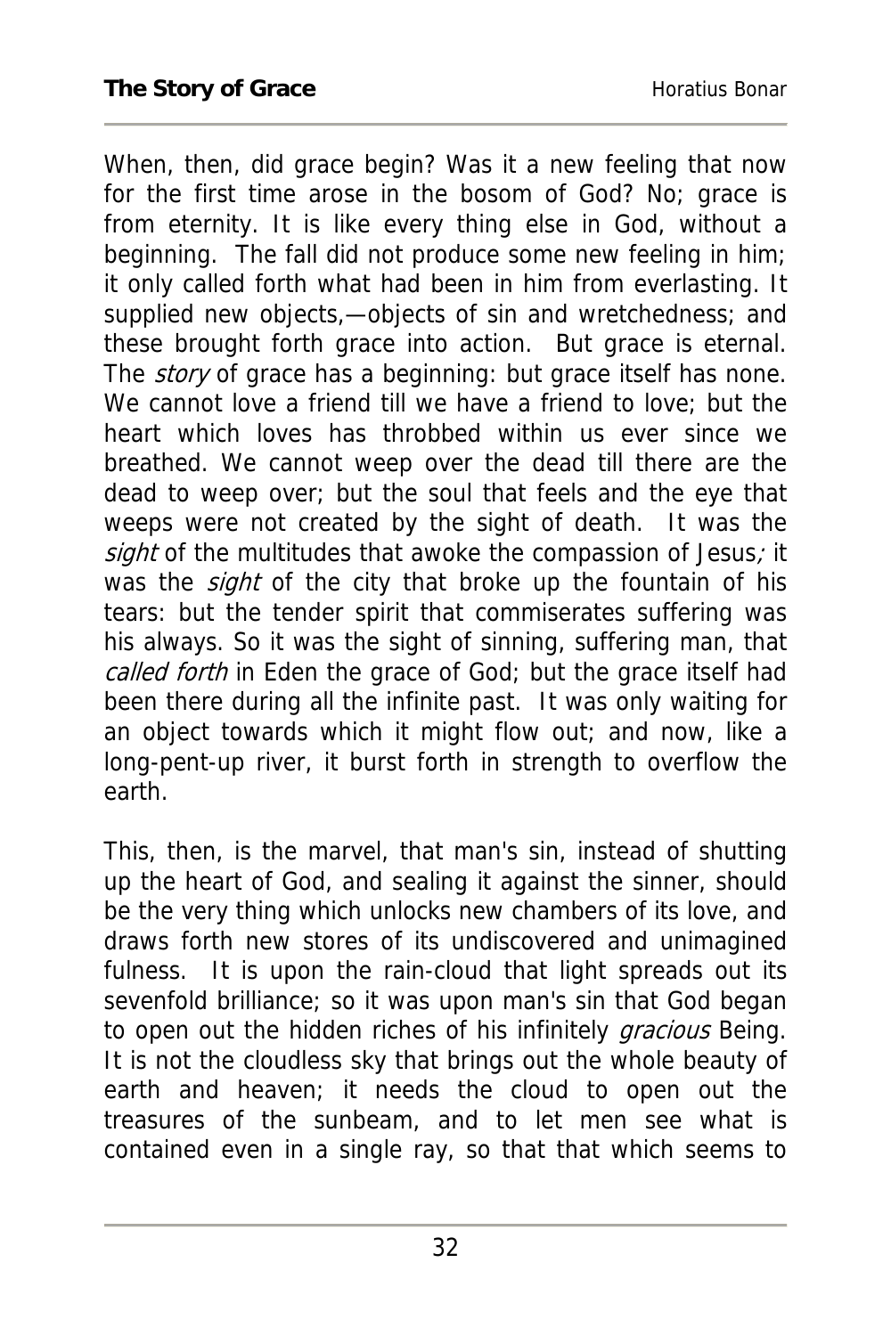When, then, did grace begin? Was it a new feeling that now for the first time arose in the bosom of God? No; grace is from eternity. It is like every thing else in God, without a beginning. The fall did not produce some new feeling in him; it only called forth what had been in him from everlasting. It supplied new objects,—objects of sin and wretchedness; and these brought forth grace into action. But grace is eternal. The *story* of grace has a beginning: but grace itself has none. We cannot love a friend till we have a friend to love; but the heart which loves has throbbed within us ever since we breathed. We cannot weep over the dead till there are the dead to weep over; but the soul that feels and the eye that weeps were not created by the sight of death. It was the *sight* of the multitudes that awoke the compassion of Jesus*;* it was the *sight* of the city that broke up the fountain of his tears: but the tender spirit that commiserates suffering was his always. So it was the sight of sinning, suffering man, that *called forth* in Eden the grace of God; but the grace itself had been there during all the infinite past. It was only waiting for an object towards which it might flow out; and now, like a long-pent-up river, it burst forth in strength to overflow the earth.

This, then, is the marvel, that man's sin, instead of shutting up the heart of God, and sealing it against the sinner, should be the very thing which unlocks new chambers of its love, and draws forth new stores of its undiscovered and unimagined fulness. It is upon the rain-cloud that light spreads out its sevenfold brilliance; so it was upon man's sin that God began to open out the hidden riches of his infinitely *gracious* Being. It is not the cloudless sky that brings out the whole beauty of earth and heaven; it needs the cloud to open out the treasures of the sunbeam, and to let men see what is contained even in a single ray, so that that which seems to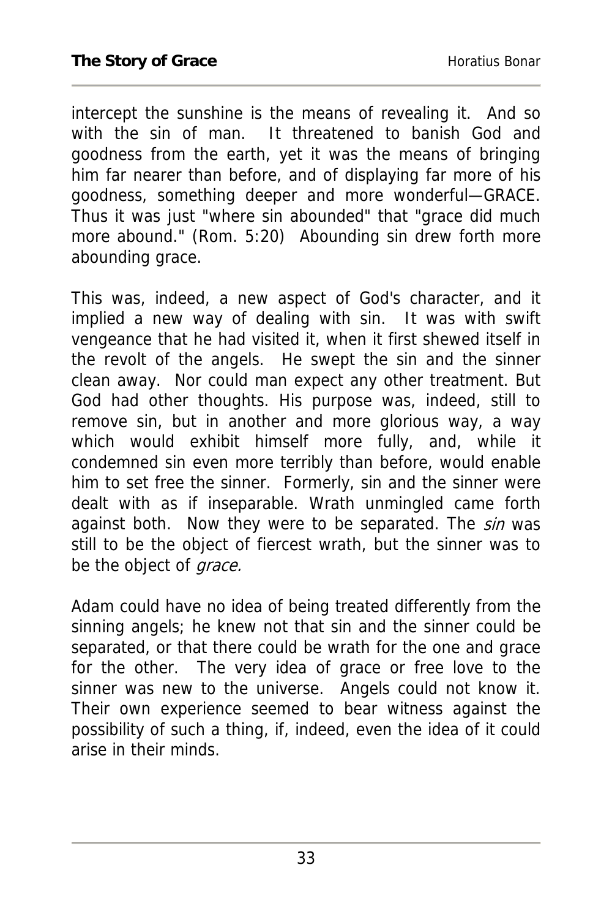intercept the sunshine is the means of revealing it. And so with the sin of man. It threatened to banish God and goodness from the earth, yet it was the means of bringing him far nearer than before, and of displaying far more of his goodness, something deeper and more wonderful—GRACE. Thus it was just "where sin abounded" that "grace did much more abound." (Rom. 5:20) Abounding sin drew forth more abounding grace.

This was, indeed, a new aspect of God's character, and it implied a new way of dealing with sin. It was with swift vengeance that he had visited it, when it first shewed itself in the revolt of the angels. He swept the sin and the sinner clean away. Nor could man expect any other treatment. But God had other thoughts. His purpose was, indeed, still to remove sin, but in another and more glorious way, a way which would exhibit himself more fully, and, while it condemned sin even more terribly than before, would enable him to set free the sinner. Formerly, sin and the sinner were dealt with as if inseparable. Wrath unmingled came forth against both. Now they were to be separated. The *sin* was still to be the object of fiercest wrath, but the sinner was to be the object of *grace.*

Adam could have no idea of being treated differently from the sinning angels; he knew not that sin and the sinner could be separated, or that there could be wrath for the one and grace for the other. The very idea of grace or free love to the sinner was new to the universe. Angels could not know it. Their own experience seemed to bear witness against the possibility of such a thing, if, indeed, even the idea of it could arise in their minds.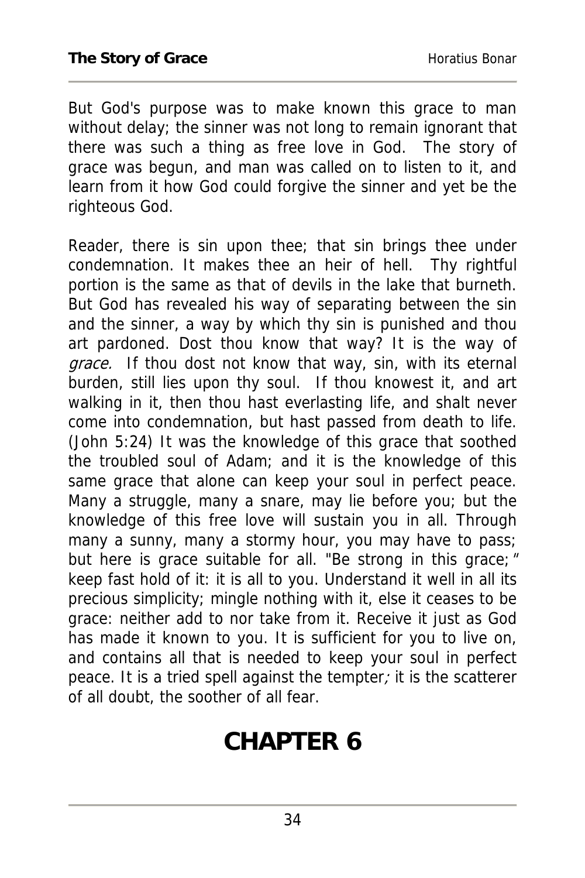But God's purpose was to make known this grace to man without delay; the sinner was not long to remain ignorant that there was such a thing as free love in God. The story of grace was begun, and man was called on to listen to it, and learn from it how God could forgive the sinner and yet be the righteous God.

Reader, there is sin upon thee; that sin brings thee under condemnation. It makes thee an heir of hell. Thy rightful portion is the same as that of devils in the lake that burneth. But God has revealed his way of separating between the sin and the sinner, a way by which thy sin is punished and thou art pardoned. Dost thou know that way? It is the way of *grace.* If thou dost not know that way, sin, with its eternal burden, still lies upon thy soul. If thou knowest it, and art walking in it, then thou hast everlasting life, and shalt never come into condemnation, but hast passed from death to life. (John 5:24) It was the knowledge of this grace that soothed the troubled soul of Adam; and it is the knowledge of this same grace that alone can keep your soul in perfect peace. Many a struggle, many a snare, may lie before you; but the knowledge of this free love will sustain you in all. Through many a sunny, many a stormy hour, you may have to pass; but here is grace suitable for all. "Be strong in this grace;" keep fast hold of it: it is all to you. Understand it well in all its precious simplicity; mingle nothing with it, else it ceases to be grace: neither add to nor take from it. Receive it just as God has made it known to you. It is sufficient for you to live on, and contains all that is needed to keep your soul in perfect peace. It is a tried spell against the tempter; it is the scatterer of all doubt, the soother of all fear.

# CHAPTER 6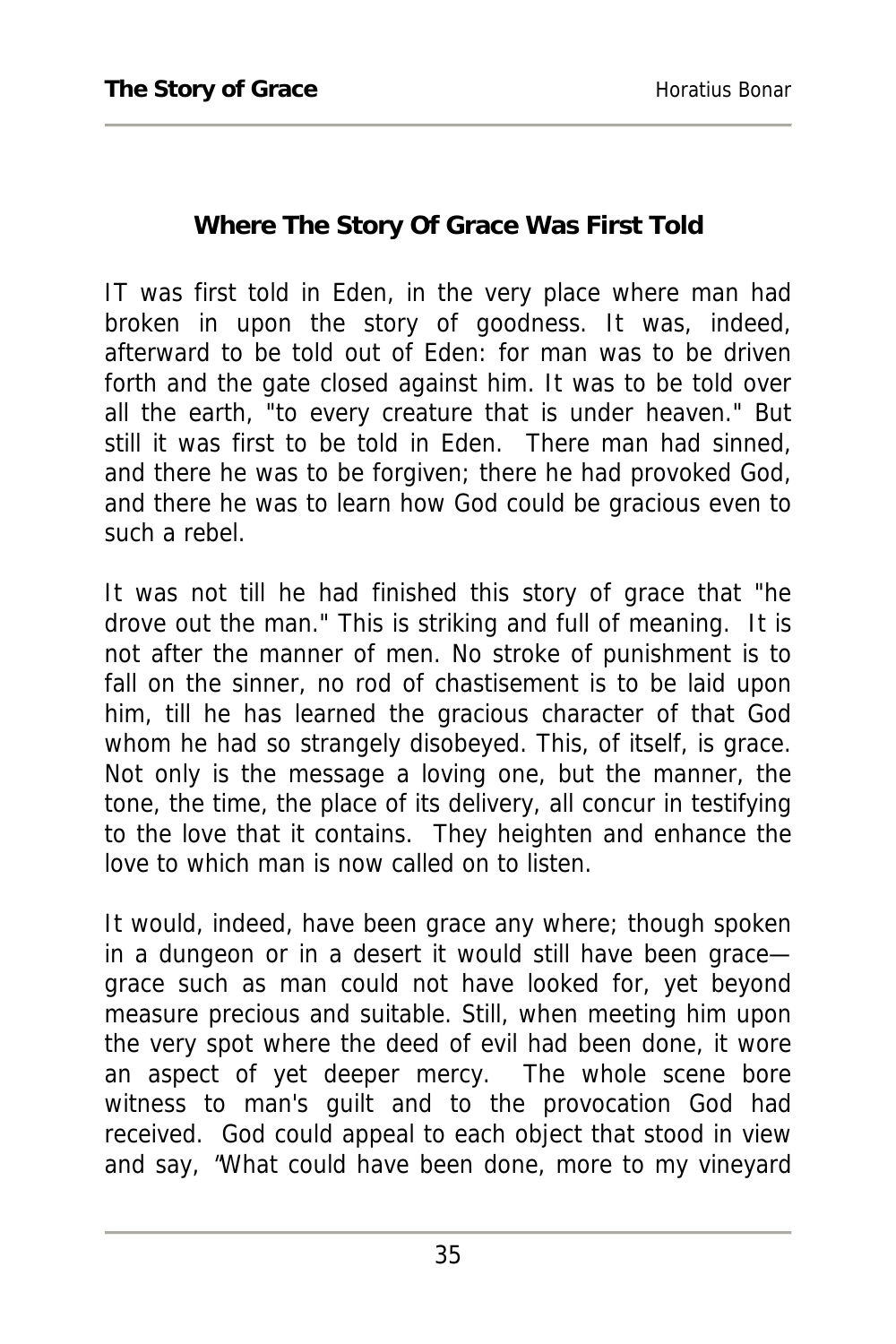## Where The Story Of Grace Was First Told

IT was first told in Eden, in the very place where man had broken in upon the story of goodness. It was, indeed, afterward to be told out of Eden: for man was to be driven forth and the gate closed against him. It was to be told over all the earth, "to every creature that is under heaven." But still it was first to be told in Eden. There man had sinned, and there he was to be forgiven; there he had provoked God, and there he was to learn how God could be gracious even to such a rebel.

It was not till he had finished this story of grace that "he drove out the man." This is striking and full of meaning. It is not after the manner of men. No stroke of punishment is to fall on the sinner, no rod of chastisement is to be laid upon him, till he has learned the gracious character of that God whom he had so strangely disobeyed. This, of itself, is grace. Not only is the message a loving one, but the manner, the tone, the time, the place of its delivery, all concur in testifying to the love that it contains. They heighten and enhance the love to which man is now called on to listen.

It would, indeed, have been grace any where; though spoken in a dungeon or in a desert it would still have been grace—grace such as man could not have looked for, yet beyond measure precious and suitable. Still, when meeting him upon the very spot where the deed of evil had been done, it wore an aspect of yet deeper mercy. The whole scene bore witness to man's guilt and to the provocation God had received. God could appeal to each object that stood in view and say, "What could have been done, more to my vineyard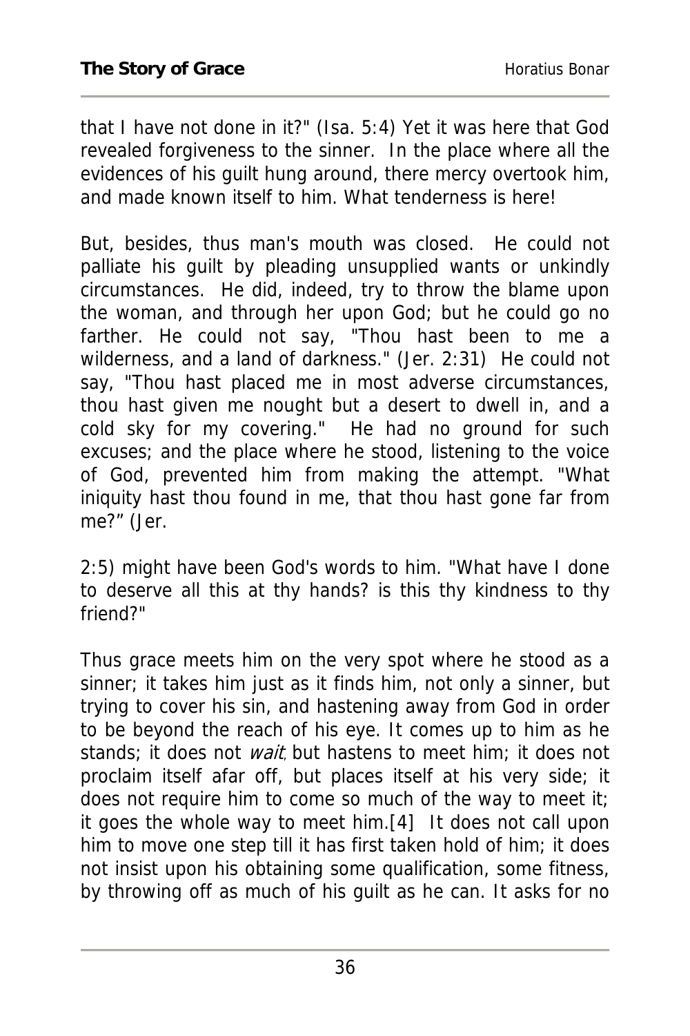that I have not done in it?" (Isa. 5:4) Yet it was here that God revealed forgiveness to the sinner. In the place where all the evidences of his guilt hung around, there mercy overtook him, and made known itself to him. What tenderness is here!

But, besides, thus man's mouth was closed. He could not palliate his guilt by pleading unsupplied wants or unkindly circumstances. He did, indeed, try to throw the blame upon the woman, and through her upon God; but he could go no farther. He could not say, "Thou hast been to me a wilderness, and a land of darkness." (Jer. 2:31) He could not say, "Thou hast placed me in most adverse circumstances, thou hast given me nought but a desert to dwell in, and a cold sky for my covering." He had no ground for such excuses; and the place where he stood, listening to the voice of God, prevented him from making the attempt. "What iniquity hast thou found in me, that thou hast gone far from me?" (Jer. 2:5) might have been God's words to him. "What have I done to deserve all this at thy hands? is this thy kindness to thy friend?"

Thus grace meets him on the very spot where he stood as a sinner; it takes him just as it finds him, not only a sinner, but trying to cover his sin, and hastening away from God in order to be beyond the reach of his eye. It comes up to him as he stands; it does not *wait*, but hastens to meet him; it does not proclaim itself afar off, but places itself at his very side; it does not require him to come so much of the way to meet it; it goes the whole way to meet him.[4] It does not call upon him to move one step till it has first taken hold of him; it does not insist upon his obtaining some qualification, some fitness, by throwing off as much of his guilt as he can. It asks for no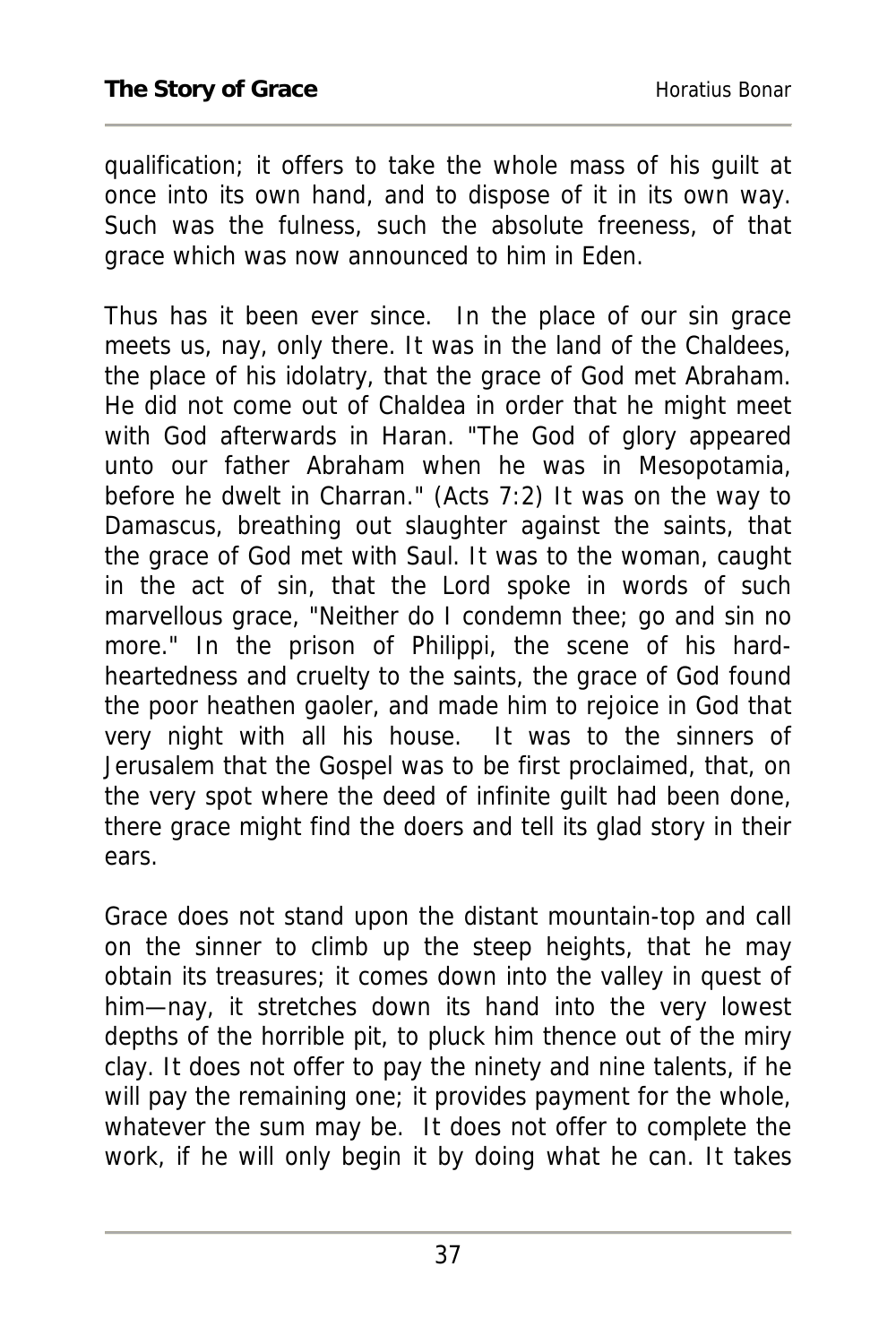qualification; it offers to take the whole mass of his guilt at once into its own hand, and to dispose of it in its own way. Such was the fulness, such the absolute freeness, of that grace which was now announced to him in Eden.

Thus has it been ever since. In the place of our sin grace meets us, nay, only there. It was in the land of the Chaldees, the place of his idolatry, that the grace of God met Abraham. He did not come out of Chaldea in order that he might meet with God afterwards in Haran. "The God of glory appeared unto our father Abraham when he was in Mesopotamia, before he dwelt in Charran." (Acts 7:2) It was on the way to Damascus, breathing out slaughter against the saints, that the grace of God met with Saul. It was to the woman, caught in the act of sin, that the Lord spoke in words of such marvellous grace, "Neither do I condemn thee; go and sin no more." In the prison of Philippi, the scene of his hard-heartedness and cruelty to the saints, the grace of God found the poor heathen gaoler, and made him to rejoice in God that very night with all his house. It was to the sinners of Jerusalem that the Gospel was to be first proclaimed, that, on the very spot where the deed of infinite guilt had been done, there grace might find the doers and tell its glad story in their ears.

Grace does not stand upon the distant mountain-top and call on the sinner to climb up the steep heights, that he may obtain its treasures; it comes down into the valley in quest of him—nay, it stretches down its hand into the very lowest depths of the horrible pit, to pluck him thence out of the miry clay. It does not offer to pay the ninety and nine talents, if he will pay the remaining one; it provides payment for the whole, whatever the sum may be. It does not offer to complete the work, if he will only begin it by doing what he can. It takes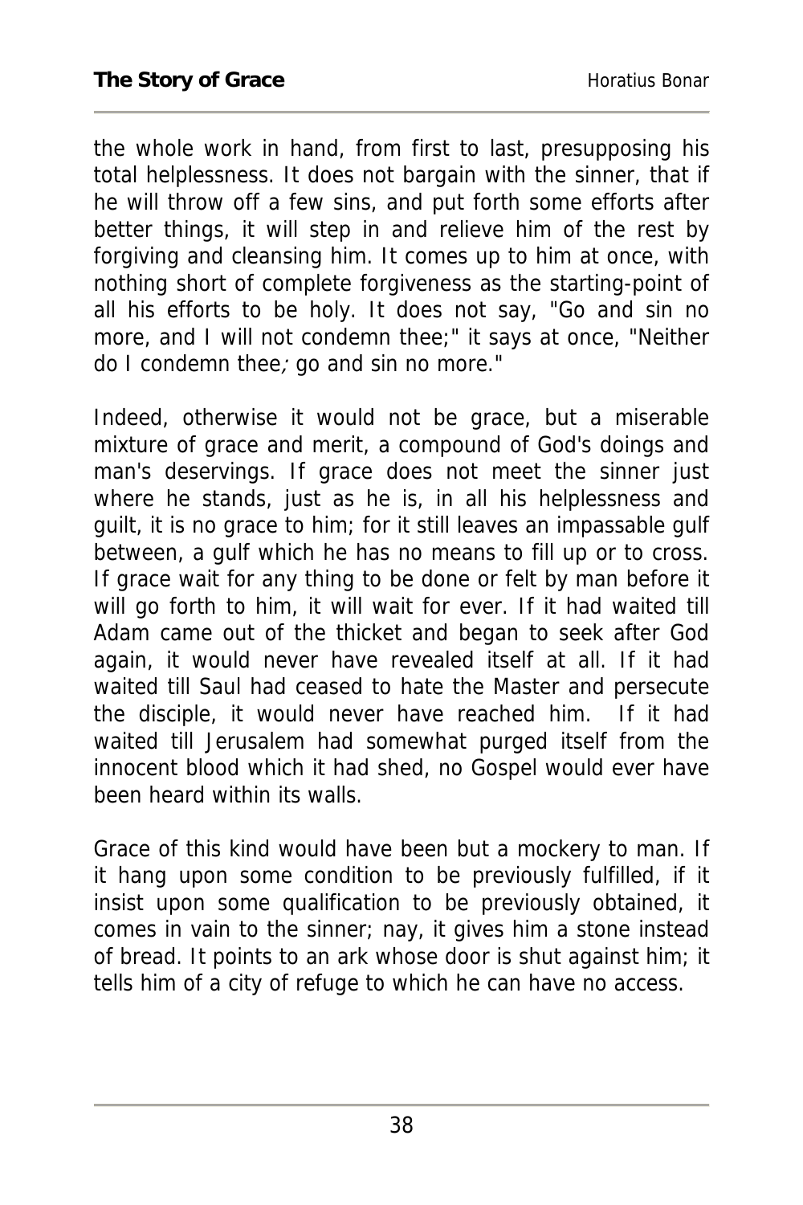the whole work in hand, from first to last, presupposing his total helplessness. It does not bargain with the sinner, that if he will throw off a few sins, and put forth some efforts after better things, it will step in and relieve him of the rest by forgiving and cleansing him. It comes up to him at once, with nothing short of complete forgiveness as the starting-point of all his efforts to be holy. It does not say, "Go and sin no more, and I will not condemn thee;" it says at once, "Neither do I condemn thee; go and sin no more."

Indeed, otherwise it would not be grace, but a miserable mixture of grace and merit, a compound of God's doings and man's deservings. If grace does not meet the sinner just where he stands, just as he is, in all his helplessness and guilt, it is no grace to him; for it still leaves an impassable gulf between, a gulf which he has no means to fill up or to cross. If grace wait for any thing to be done or felt by man before it will go forth to him, it will wait for ever. If it had waited till Adam came out of the thicket and began to seek after God again, it would never have revealed itself at all. If it had waited till Saul had ceased to hate the Master and persecute the disciple, it would never have reached him. If it had waited till Jerusalem had somewhat purged itself from the innocent blood which it had shed, no Gospel would ever have been heard within its walls.

Grace of this kind would have been but a mockery to man. If it hang upon some condition to be previously fulfilled, if it insist upon some qualification to be previously obtained, it comes in vain to the sinner; nay, it gives him a stone instead of bread. It points to an ark whose door is shut against him; it tells him of a city of refuge to which he can have no access.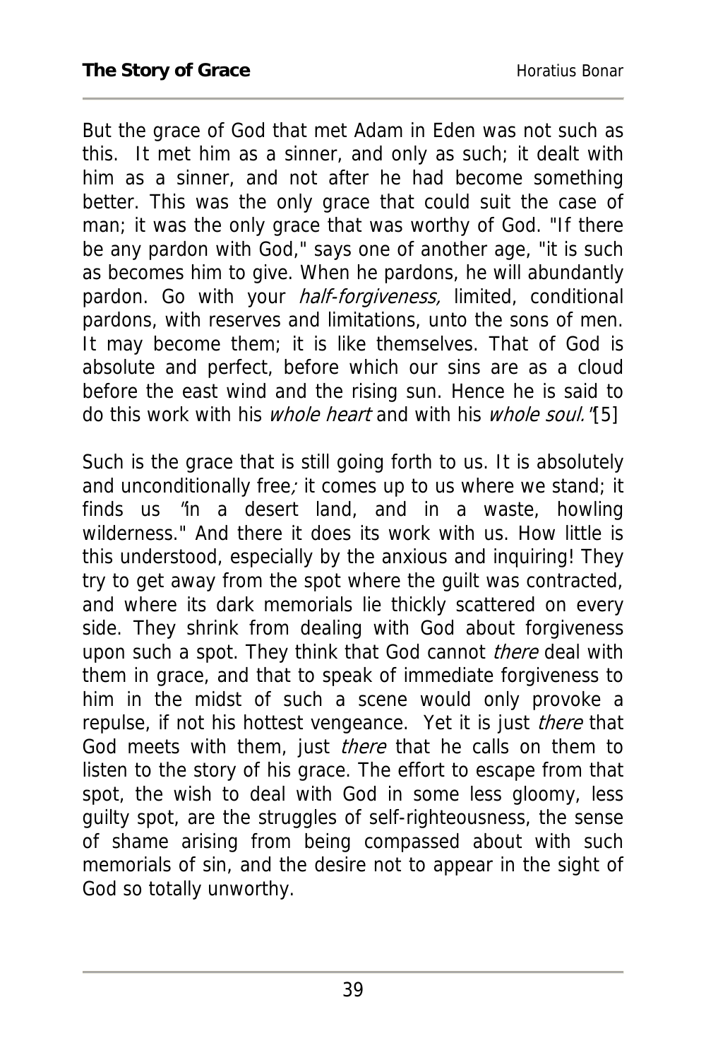But the grace of God that met Adam in Eden was not such as this. It met him as a sinner, and only as such; it dealt with him as a sinner, and not after he had become something better. This was the only grace that could suit the case of man; it was the only grace that was worthy of God. "If there be any pardon with God," says one of another age, "it is such as becomes him to give. When he pardons, he will abundantly pardon. Go with your *half-forgiveness,* limited, conditional pardons, with reserves and limitations, unto the sons of men. It may become them; it is like themselves. That of God is absolute and perfect, before which our sins are as a cloud before the east wind and the rising sun. Hence he is said to do this work with his *whole heart* and with his *whole soul."*[5]

Such is the grace that is still going forth to us. It is absolutely and unconditionally free; it comes up to us where we stand; it finds us "in a desert land, and in a waste, howling wilderness." And there it does its work with us. How little is this understood, especially by the anxious and inquiring! They try to get away from the spot where the guilt was contracted, and where its dark memorials lie thickly scattered on every side. They shrink from dealing with God about forgiveness upon such a spot. They think that God cannot *there* deal with them in grace, and that to speak of immediate forgiveness to him in the midst of such a scene would only provoke a repulse, if not his hottest vengeance. Yet it is just *there* that God meets with them, just *there* that he calls on them to listen to the story of his grace. The effort to escape from that spot, the wish to deal with God in some less gloomy, less guilty spot, are the struggles of self-righteousness, the sense of shame arising from being compassed about with such memorials of sin, and the desire not to appear in the sight of God so totally unworthy.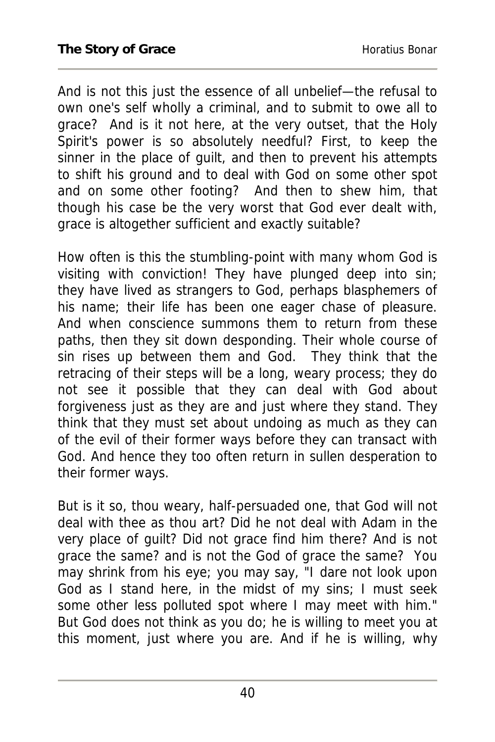And is not this just the essence of all unbelief—the refusal to own one's self wholly a criminal, and to submit to owe all to grace? And is it not here, at the very outset, that the Holy Spirit's power is so absolutely needful? First, to keep the sinner in the place of guilt, and then to prevent his attempts to shift his ground and to deal with God on some other spot and on some other footing? And then to shew him, that though his case be the very worst that God ever dealt with, grace is altogether sufficient and exactly suitable?

How often is this the stumbling-point with many whom God is visiting with conviction! They have plunged deep into sin; they have lived as strangers to God, perhaps blasphemers of his name; their life has been one eager chase of pleasure. And when conscience summons them to return from these paths, then they sit down desponding. Their whole course of sin rises up between them and God. They think that the retracing of their steps will be a long, weary process; they do not see it possible that they can deal with God about forgiveness just as they are and just where they stand. They think that they must set about undoing as much as they can of the evil of their former ways before they can transact with God. And hence they too often return in sullen desperation to their former ways.

But is it so, thou weary, half-persuaded one, that God will not deal with thee as thou art? Did he not deal with Adam in the very place of guilt? Did not grace find him there? And is not grace the same? and is not the God of grace the same? You may shrink from his eye; you may say, "I dare not look upon God as I stand here, in the midst of my sins; I must seek some other less polluted spot where I may meet with him." But God does not think as you do; he is willing to meet you at this moment, just where you are. And if he is willing, why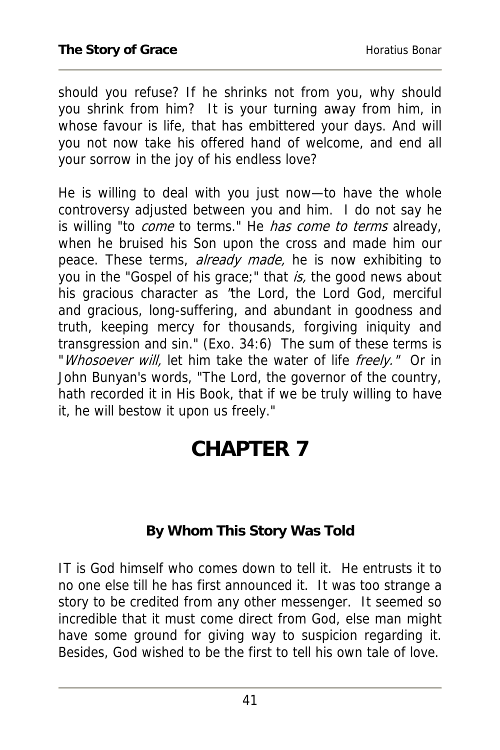should you refuse? If he shrinks not from you, why should you shrink from him? It is your turning away from him, in whose favour is life, that has embittered your days. And will you not now take his offered hand of welcome, and end all your sorrow in the joy of his endless love?

He is willing to deal with you just now—to have the whole controversy adjusted between you and him. I do not say he is willing "to *come* to terms." He *has come to terms* already, when he bruised his Son upon the cross and made him our peace. These terms, *already made,* he is now exhibiting to you in the "Gospel of his grace;" that *is,* the good news about his gracious character as "the Lord, the Lord God, merciful and gracious, long-suffering, and abundant in goodness and truth, keeping mercy for thousands, forgiving iniquity and transgression and sin." (Exo. 34:6) The sum of these terms is "*Whosoever will,* let him take the water of life *freely.*" Or in John Bunyan's words, "The Lord, the governor of the country, hath recorded it in His Book, that if we be truly willing to have it, he will bestow it upon us freely."

# CHAPTER 7

### By Whom This Story Was Told

IT is God himself who comes down to tell it. He entrusts it to no one else till he has first announced it. It was too strange a story to be credited from any other messenger. It seemed so incredible that it must come direct from God, else man might have some ground for giving way to suspicion regarding it. Besides, God wished to be the first to tell his own tale of love.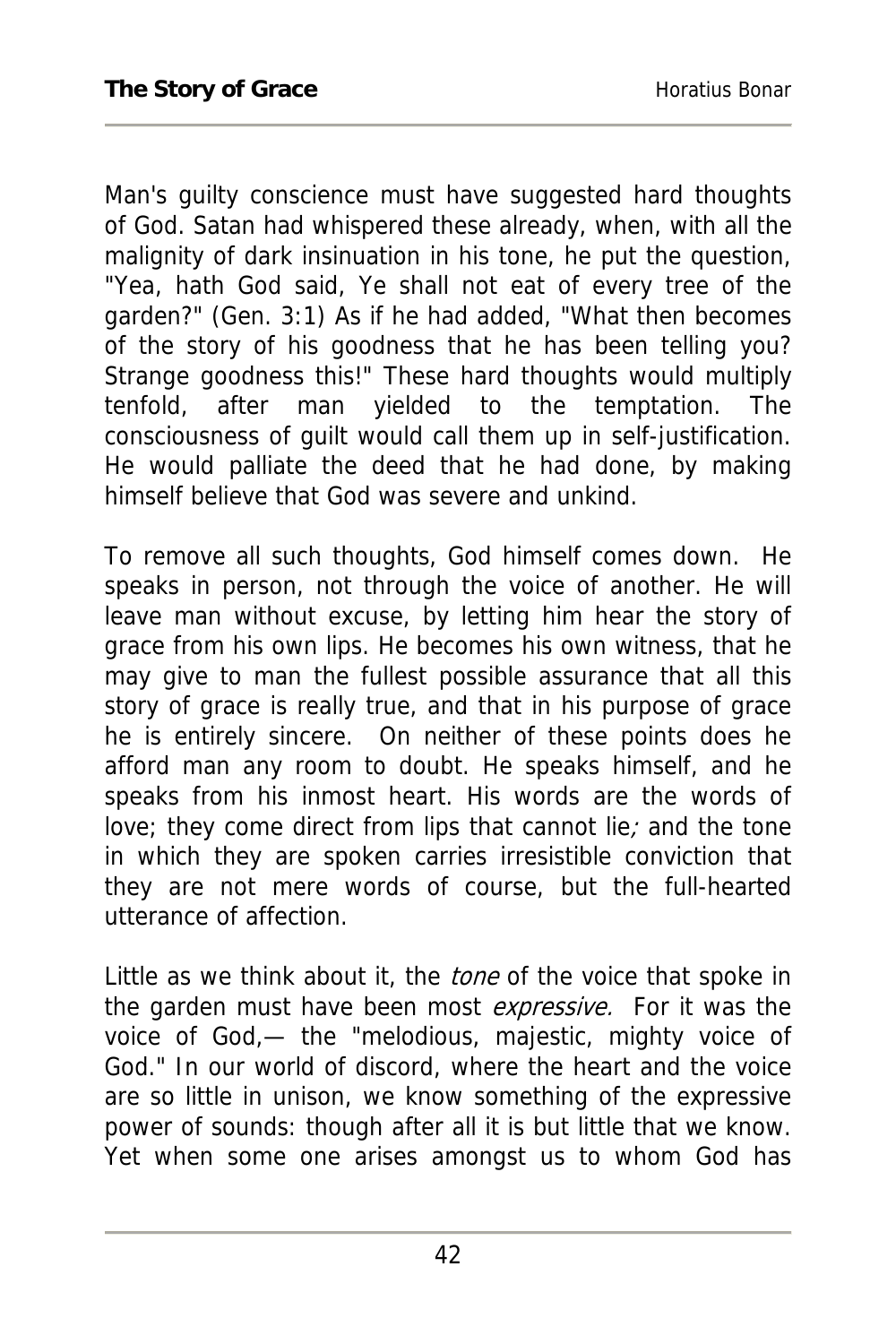Man's guilty conscience must have suggested hard thoughts of God. Satan had whispered these already, when, with all the malignity of dark insinuation in his tone, he put the question, "Yea, hath God said, Ye shall not eat of every tree of the garden?" (Gen. 3:1) As if he had added, "What then becomes of the story of his goodness that he has been telling you? Strange goodness this!" These hard thoughts would multiply tenfold, after man yielded to the temptation. The consciousness of guilt would call them up in self-justification. He would palliate the deed that he had done, by making himself believe that God was severe and unkind.

To remove all such thoughts, God himself comes down. He speaks in person, not through the voice of another. He will leave man without excuse, by letting him hear the story of grace from his own lips. He becomes his own witness, that he may give to man the fullest possible assurance that all this story of grace is really true, and that in his purpose of grace he is entirely sincere. On neither of these points does he afford man any room to doubt. He speaks himself, and he speaks from his inmost heart. His words are the words of love; they come direct from lips that cannot lie*;* and the tone in which they are spoken carries irresistible conviction that they are not mere words of course, but the full-hearted utterance of affection.

Little as we think about it, the *tone* of the voice that spoke in the garden must have been most *expressive.* For it was the voice of God,— the "melodious, majestic, mighty voice of God." In our world of discord, where the heart and the voice are so little in unison, we know something of the expressive power of sounds: though after all it is but little that we know. Yet when some one arises amongst us to whom God has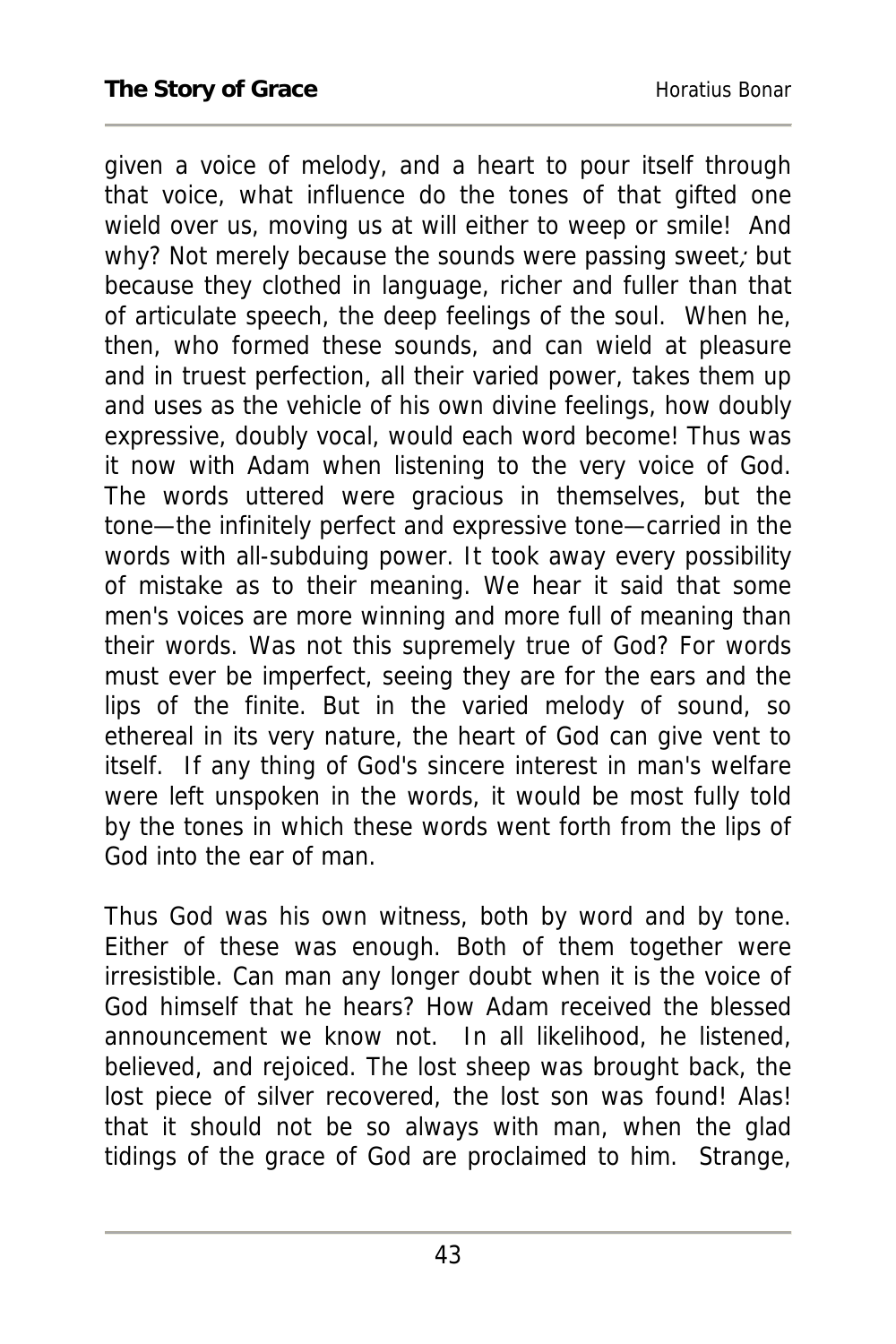given a voice of melody, and a heart to pour itself through that voice, what influence do the tones of that gifted one wield over us, moving us at will either to weep or smile! And why? Not merely because the sounds were passing sweet; but because they clothed in language, richer and fuller than that of articulate speech, the deep feelings of the soul. When he, then, who formed these sounds, and can wield at pleasure and in truest perfection, all their varied power, takes them up and uses as the vehicle of his own divine feelings, how doubly expressive, doubly vocal, would each word become! Thus was it now with Adam when listening to the very voice of God. The words uttered were gracious in themselves, but the tone—the infinitely perfect and expressive tone—carried in the words with all-subduing power. It took away every possibility of mistake as to their meaning. We hear it said that some men's voices are more winning and more full of meaning than their words. Was not this supremely true of God? For words must ever be imperfect, seeing they are for the ears and the lips of the finite. But in the varied melody of sound, so ethereal in its very nature, the heart of God can give vent to itself. If any thing of God's sincere interest in man's welfare were left unspoken in the words, it would be most fully told by the tones in which these words went forth from the lips of God into the ear of man.

Thus God was his own witness, both by word and by tone. Either of these was enough. Both of them together were irresistible. Can man any longer doubt when it is the voice of God himself that he hears? How Adam received the blessed announcement we know not. In all likelihood, he listened, believed, and rejoiced. The lost sheep was brought back, the lost piece of silver recovered, the lost son was found! Alas! that it should not be so always with man, when the glad tidings of the grace of God are proclaimed to him. Strange,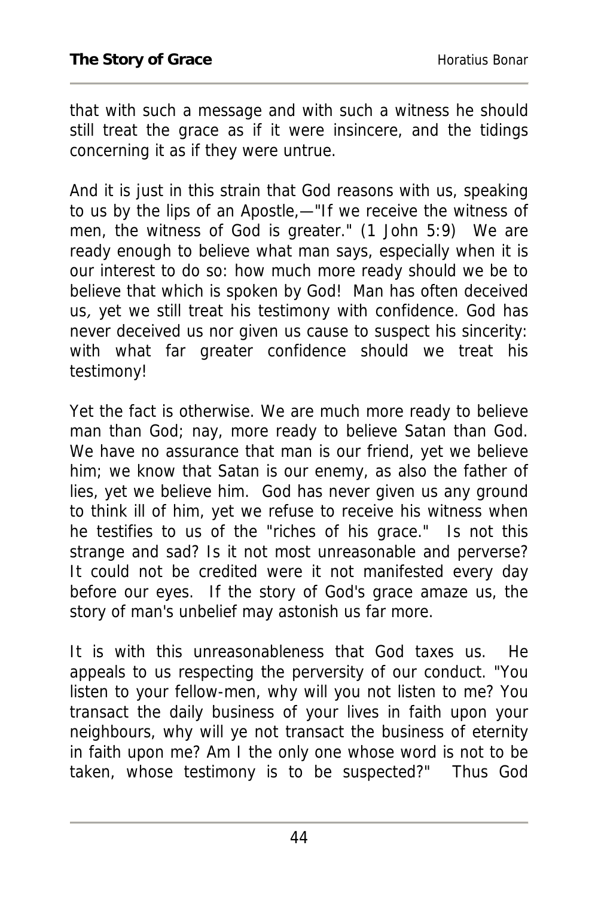that with such a message and with such a witness he should still treat the grace as if it were insincere, and the tidings concerning it as if they were untrue.

And it is just in this strain that God reasons with us, speaking to us by the lips of an Apostle,—"If we receive the witness of men, the witness of God is greater." (1 John 5:9) We are ready enough to believe what man says, especially when it is our interest to do so: how much more ready should we be to believe that which is spoken by God! Man has often deceived us, yet we still treat his testimony with confidence. God has never deceived us nor given us cause to suspect his sincerity: with what far greater confidence should we treat his testimony!

Yet the fact is otherwise. We are much more ready to believe man than God; nay, more ready to believe Satan than God. We have no assurance that man is our friend, yet we believe him; we know that Satan is our enemy, as also the father of lies, yet we believe him. God has never given us any ground to think ill of him, yet we refuse to receive his witness when he testifies to us of the "riches of his grace." Is not this strange and sad? Is it not most unreasonable and perverse? It could not be credited were it not manifested every day before our eyes. If the story of God's grace amaze us, the story of man's unbelief may astonish us far more.

It is with this unreasonableness that God taxes us. He appeals to us respecting the perversity of our conduct. "You listen to your fellow-men, why will you not listen to me? You transact the daily business of your lives in faith upon your neighbours, why will ye not transact the business of eternity in faith upon me? Am I the only one whose word is not to be taken, whose testimony is to be suspected?" Thus God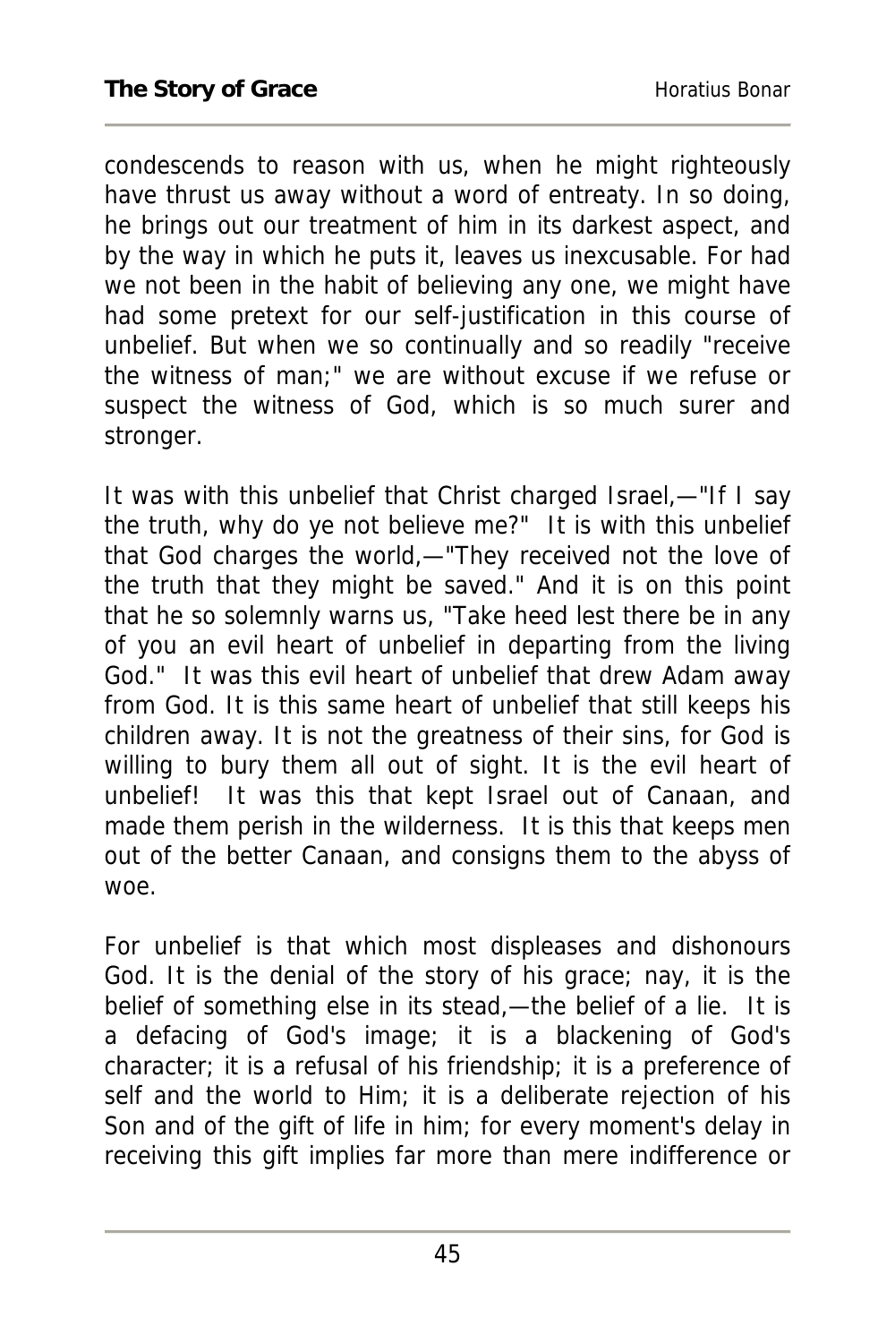condescends to reason with us, when he might righteously have thrust us away without a word of entreaty. In so doing, he brings out our treatment of him in its darkest aspect, and by the way in which he puts it, leaves us inexcusable. For had we not been in the habit of believing any one, we might have had some pretext for our self-justification in this course of unbelief. But when we so continually and so readily "receive the witness of man;" we are without excuse if we refuse or suspect the witness of God, which is so much surer and stronger.

It was with this unbelief that Christ charged Israel,—"If I say the truth, why do ye not believe me?" It is with this unbelief that God charges the world,—"They received not the love of the truth that they might be saved." And it is on this point that he so solemnly warns us, "Take heed lest there be in any of you an evil heart of unbelief in departing from the living God." It was this evil heart of unbelief that drew Adam away from God. It is this same heart of unbelief that still keeps his children away. It is not the greatness of their sins, for God is willing to bury them all out of sight. It is the evil heart of unbelief! It was this that kept Israel out of Canaan, and made them perish in the wilderness. It is this that keeps men out of the better Canaan, and consigns them to the abyss of woe.

For unbelief is that which most displeases and dishonours God. It is the denial of the story of his grace; nay, it is the belief of something else in its stead,—the belief of a lie. It is a defacing of God's image; it is a blackening of God's character; it is a refusal of his friendship; it is a preference of self and the world to Him; it is a deliberate rejection of his Son and of the gift of life in him; for every moment's delay in receiving this gift implies far more than mere indifference or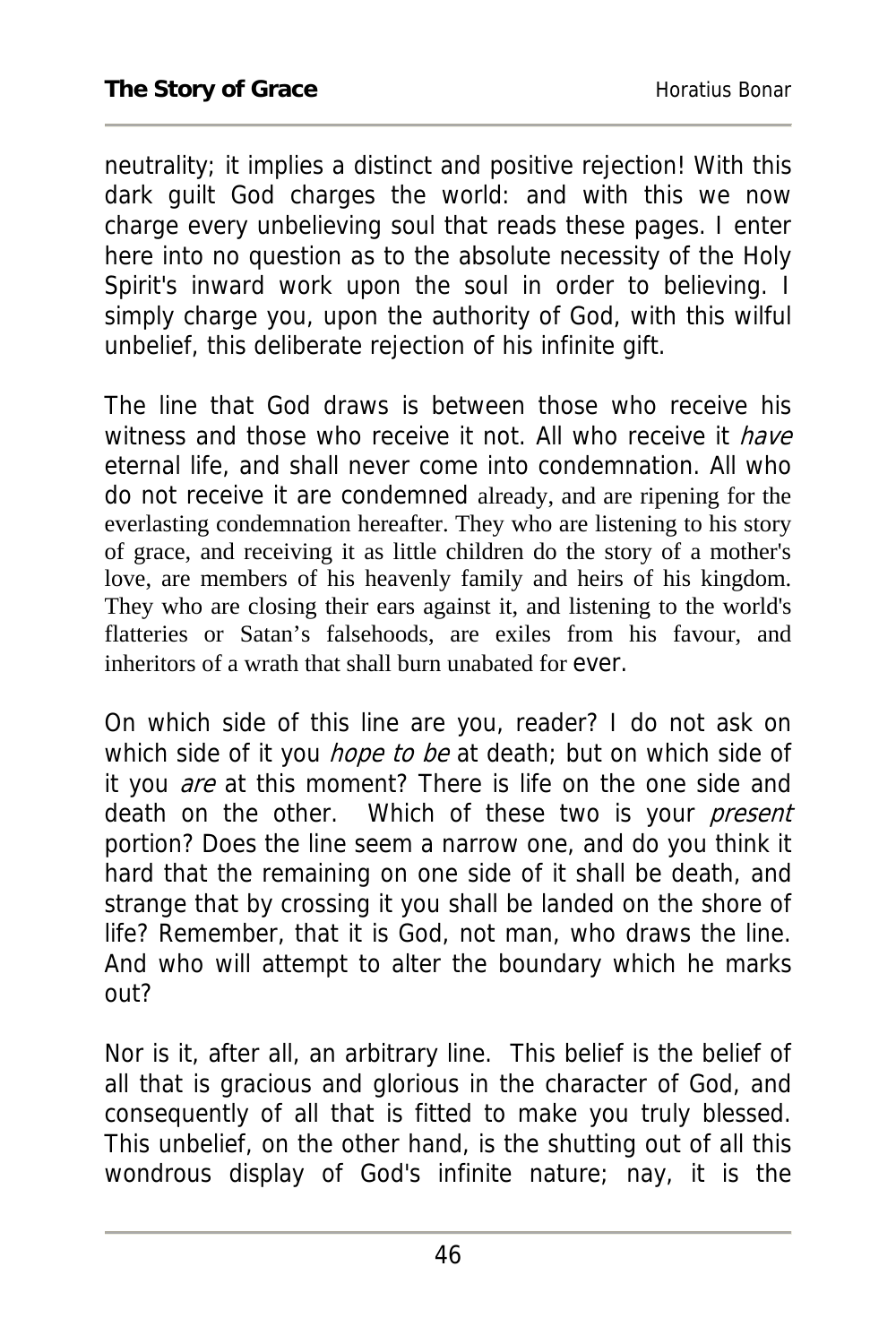neutrality; it implies a distinct and positive rejection! With this dark guilt God charges the world: and with this we now charge every unbelieving soul that reads these pages. I enter here into no question as to the absolute necessity of the Holy Spirit's inward work upon the soul in order to believing. I simply charge you, upon the authority of God, with this wilful unbelief, this deliberate rejection of his infinite gift.

The line that God draws is between those who receive his witness and those who receive it not. All who receive it *have* eternal life, and shall never come into condemnation. All who do not receive it are condemned already, and are ripening for the everlasting condemnation hereafter. They who are listening to his story of grace, and receiving it as little children do the story of a mother's love, are members of his heavenly family and heirs of his kingdom. They who are closing their ears against it, and listening to the world's flatteries or Satan's falsehoods, are exiles from his favour, and inheritors of a wrath that shall burn unabated for ever.

On which side of this line are you, reader? I do not ask on which side of it you *hope to be* at death; but on which side of it you *are* at this moment? There is life on the one side and death on the other. Which of these two is your *present* portion? Does the line seem a narrow one, and do you think it hard that the remaining on one side of it shall be death, and strange that by crossing it you shall be landed on the shore of life? Remember, that it is God, not man, who draws the line. And who will attempt to alter the boundary which he marks out?

Nor is it, after all, an arbitrary line. This belief is the belief of all that is gracious and glorious in the character of God, and consequently of all that is fitted to make you truly blessed. This unbelief, on the other hand, is the shutting out of all this wondrous display of God's infinite nature; nay, it is the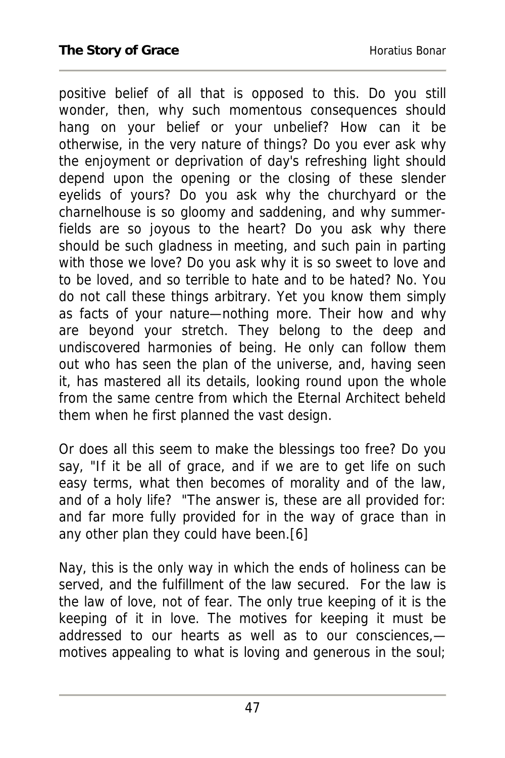positive belief of all that is opposed to this. Do you still wonder, then, why such momentous consequences should hang on your belief or your unbelief? How can it be otherwise, in the very nature of things? Do you ever ask why the enjoyment or deprivation of day's refreshing light should depend upon the opening or the closing of these slender eyelids of yours? Do you ask why the churchyard or the charnelhouse is so gloomy and saddening, and why summer-fields are so joyous to the heart? Do you ask why there should be such gladness in meeting, and such pain in parting with those we love? Do you ask why it is so sweet to love and to be loved, and so terrible to hate and to be hated? No. You do not call these things arbitrary. Yet you know them simply as facts of your nature—nothing more. Their how and why are beyond your stretch. They belong to the deep and undiscovered harmonies of being. He only can follow them out who has seen the plan of the universe, and, having seen it, has mastered all its details, looking round upon the whole from the same centre from which the Eternal Architect beheld them when he first planned the vast design.

Or does all this seem to make the blessings too free? Do you say, "If it be all of grace, and if we are to get life on such easy terms, what then becomes of morality and of the law, and of a holy life? "The answer is, these are all provided for: and far more fully provided for in the way of grace than in any other plan they could have been.[6]

Nay, this is the only way in which the ends of holiness can be served, and the fulfillment of the law secured. For the law is the law of love, not of fear. The only true keeping of it is the keeping of it in love. The motives for keeping it must be addressed to our hearts as well as to our consciences,—motives appealing to what is loving and generous in the soul;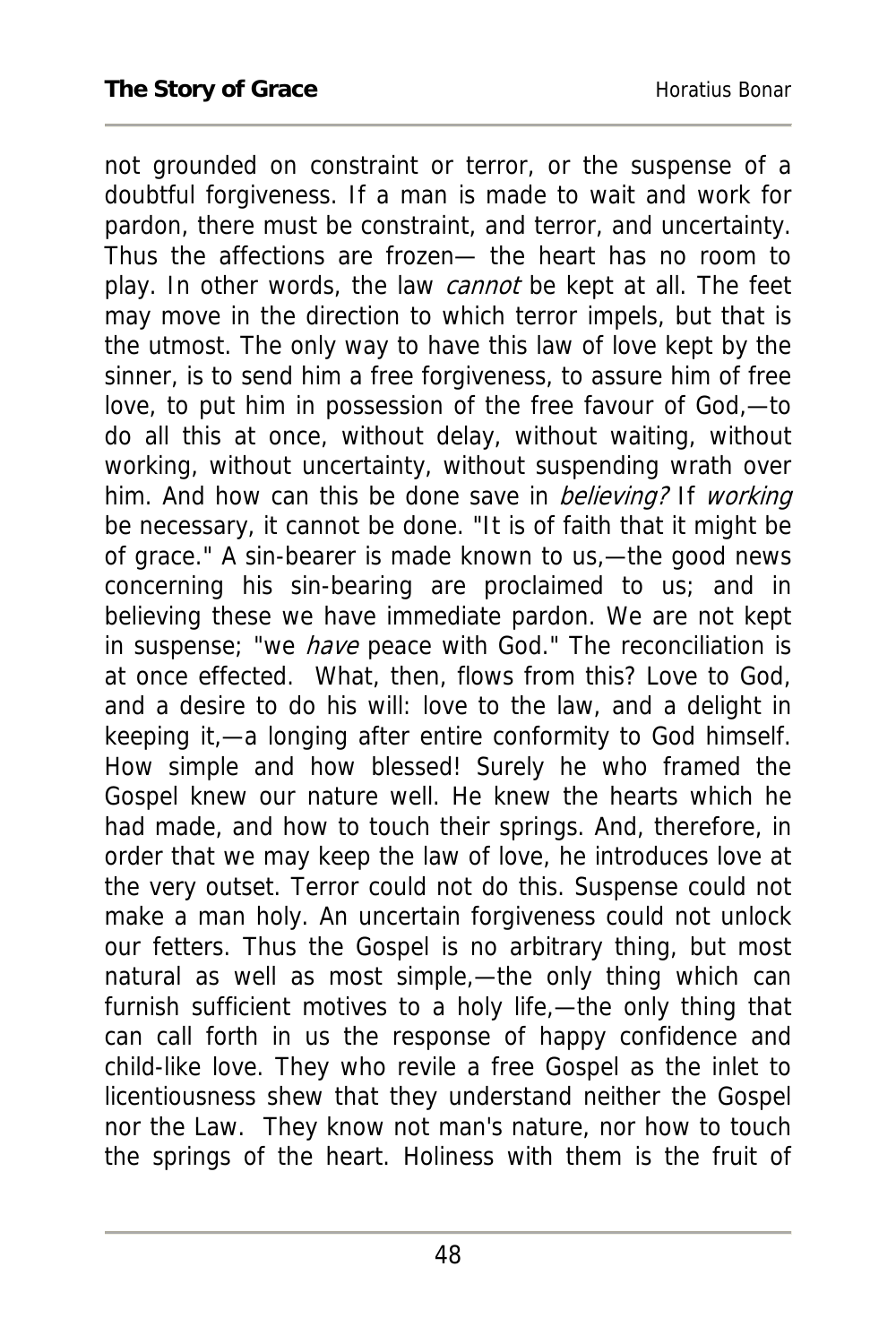not grounded on constraint or terror, or the suspense of a doubtful forgiveness. If a man is made to wait and work for pardon, there must be constraint, and terror, and uncertainty. Thus the affections are frozen— the heart has no room to play. In other words, the law *cannot* be kept at all. The feet may move in the direction to which terror impels, but that is the utmost. The only way to have this law of love kept by the sinner, is to send him a free forgiveness, to assure him of free love, to put him in possession of the free favour of God,—to do all this at once, without delay, without waiting, without working, without uncertainty, without suspending wrath over him. And how can this be done save in *believing?* If *working* be necessary, it cannot be done. "It is of faith that it might be of grace." A sin-bearer is made known to us,—the good news concerning his sin-bearing are proclaimed to us; and in believing these we have immediate pardon. We are not kept in suspense; "we *have* peace with God." The reconciliation is at once effected. What, then, flows from this? Love to God, and a desire to do his will: love to the law, and a delight in keeping it,—a longing after entire conformity to God himself. How simple and how blessed! Surely he who framed the Gospel knew our nature well. He knew the hearts which he had made, and how to touch their springs. And, therefore, in order that we may keep the law of love, he introduces love at the very outset. Terror could not do this. Suspense could not make a man holy. An uncertain forgiveness could not unlock our fetters. Thus the Gospel is no arbitrary thing, but most natural as well as most simple,—the only thing which can furnish sufficient motives to a holy life,—the only thing that can call forth in us the response of happy confidence and child-like love. They who revile a free Gospel as the inlet to licentiousness shew that they understand neither the Gospel nor the Law. They know not man's nature, nor how to touch the springs of the heart. Holiness with them is the fruit of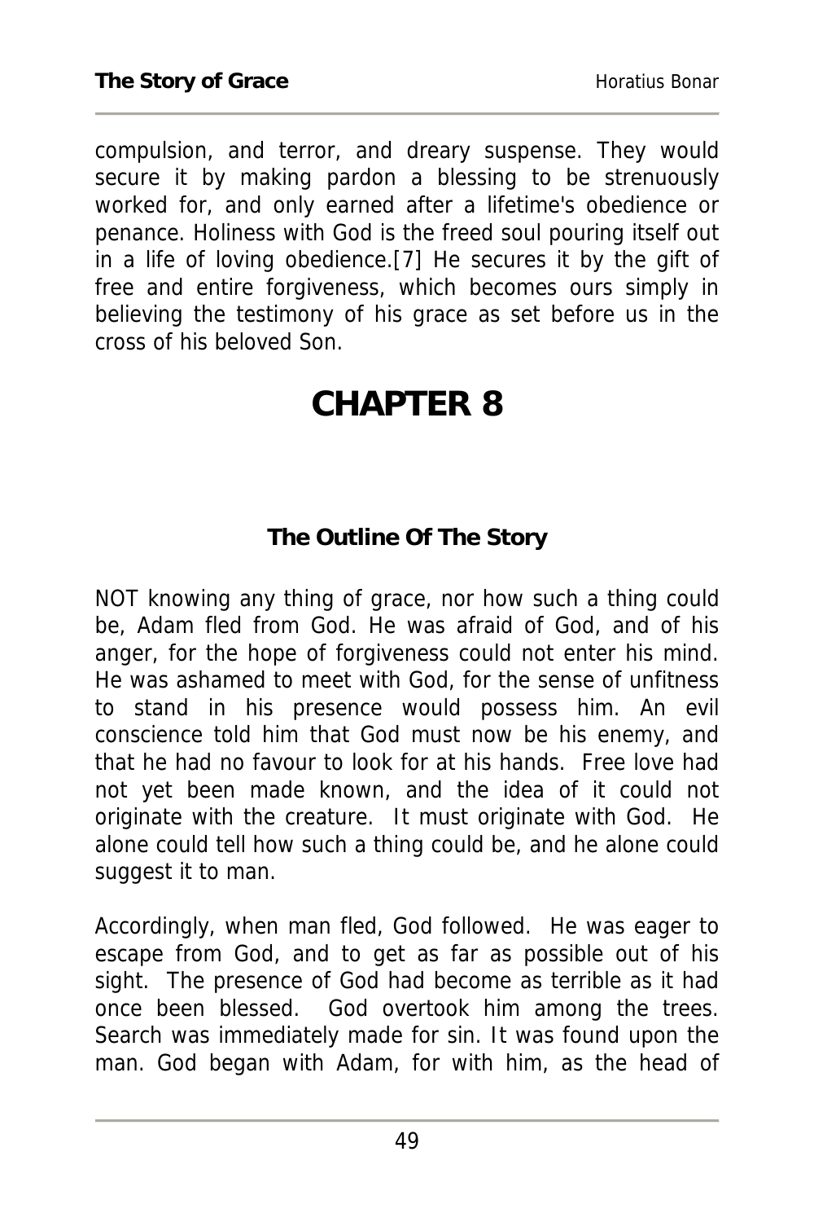compulsion, and terror, and dreary suspense. They would secure it by making pardon a blessing to be strenuously worked for, and only earned after a lifetime's obedience or penance. Holiness with God is the freed soul pouring itself out in a life of loving obedience.[7] He secures it by the gift of free and entire forgiveness, which becomes ours simply in believing the testimony of his grace as set before us in the cross of his beloved Son.

# CHAPTER 8

### The Outline Of The Story

NOT knowing any thing of grace, nor how such a thing could be, Adam fled from God. He was afraid of God, and of his anger, for the hope of forgiveness could not enter his mind. He was ashamed to meet with God, for the sense of unfitness to stand in his presence would possess him. An evil conscience told him that God must now be his enemy, and that he had no favour to look for at his hands. Free love had not yet been made known, and the idea of it could not originate with the creature. It must originate with God. He alone could tell how such a thing could be, and he alone could suggest it to man.

Accordingly, when man fled, God followed. He was eager to escape from God, and to get as far as possible out of his sight. The presence of God had become as terrible as it had once been blessed. God overtook him among the trees. Search was immediately made for sin. It was found upon the man. God began with Adam, for with him, as the head of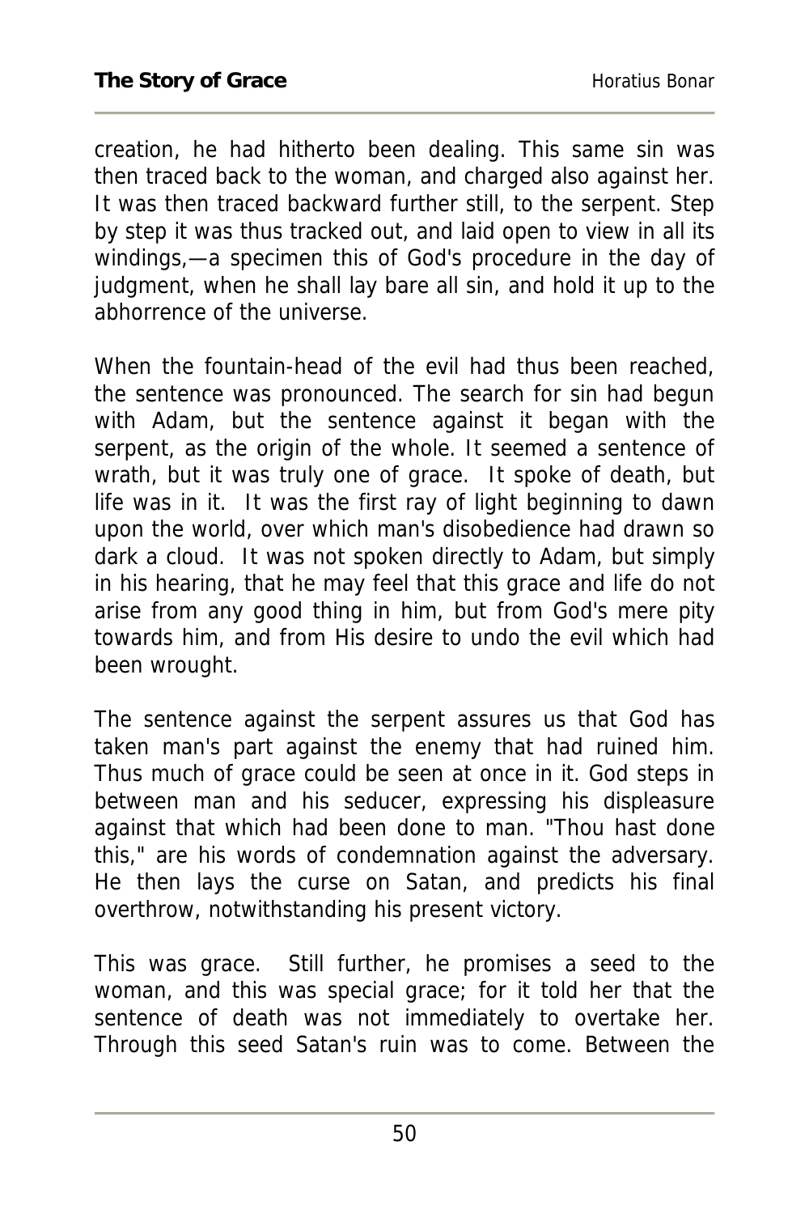creation, he had hitherto been dealing. This same sin was then traced back to the woman, and charged also against her. It was then traced backward further still, to the serpent. Step by step it was thus tracked out, and laid open to view in all its windings,—a specimen this of God's procedure in the day of judgment, when he shall lay bare all sin, and hold it up to the abhorrence of the universe.

When the fountain-head of the evil had thus been reached, the sentence was pronounced. The search for sin had begun with Adam, but the sentence against it began with the serpent, as the origin of the whole. It seemed a sentence of wrath, but it was truly one of grace. It spoke of death, but life was in it. It was the first ray of light beginning to dawn upon the world, over which man's disobedience had drawn so dark a cloud. It was not spoken directly to Adam, but simply in his hearing, that he may feel that this grace and life do not arise from any good thing in him, but from God's mere pity towards him, and from His desire to undo the evil which had been wrought.

The sentence against the serpent assures us that God has taken man's part against the enemy that had ruined him. Thus much of grace could be seen at once in it. God steps in between man and his seducer, expressing his displeasure against that which had been done to man. "Thou hast done this," are his words of condemnation against the adversary. He then lays the curse on Satan, and predicts his final overthrow, notwithstanding his present victory.

This was grace. Still further, he promises a seed to the woman, and this was special grace; for it told her that the sentence of death was not immediately to overtake her. Through this seed Satan's ruin was to come. Between the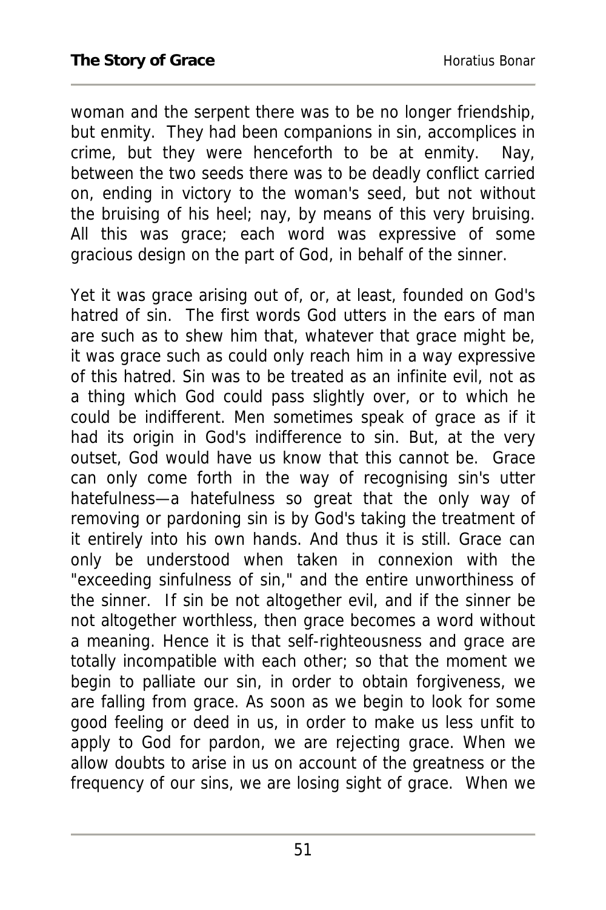woman and the serpent there was to be no longer friendship, but enmity. They had been companions in sin, accomplices in crime, but they were henceforth to be at enmity. Nay, between the two seeds there was to be deadly conflict carried on, ending in victory to the woman's seed, but not without the bruising of his heel; nay, by means of this very bruising. All this was grace; each word was expressive of some gracious design on the part of God, in behalf of the sinner.

Yet it was grace arising out of, or, at least, founded on God's hatred of sin. The first words God utters in the ears of man are such as to shew him that, whatever that grace might be, it was grace such as could only reach him in a way expressive of this hatred. Sin was to be treated as an infinite evil, not as a thing which God could pass slightly over, or to which he could be indifferent. Men sometimes speak of grace as if it had its origin in God's indifference to sin. But, at the very outset, God would have us know that this cannot be. Grace can only come forth in the way of recognising sin's utter hatefulness—a hatefulness so great that the only way of removing or pardoning sin is by God's taking the treatment of it entirely into his own hands. And thus it is still. Grace can only be understood when taken in connexion with the "exceeding sinfulness of sin," and the entire unworthiness of the sinner. If sin be not altogether evil, and if the sinner be not altogether worthless, then grace becomes a word without a meaning. Hence it is that self-righteousness and grace are totally incompatible with each other; so that the moment we begin to palliate our sin, in order to obtain forgiveness, we are falling from grace. As soon as we begin to look for some good feeling or deed in us, in order to make us less unfit to apply to God for pardon, we are rejecting grace. When we allow doubts to arise in us on account of the greatness or the frequency of our sins, we are losing sight of grace. When we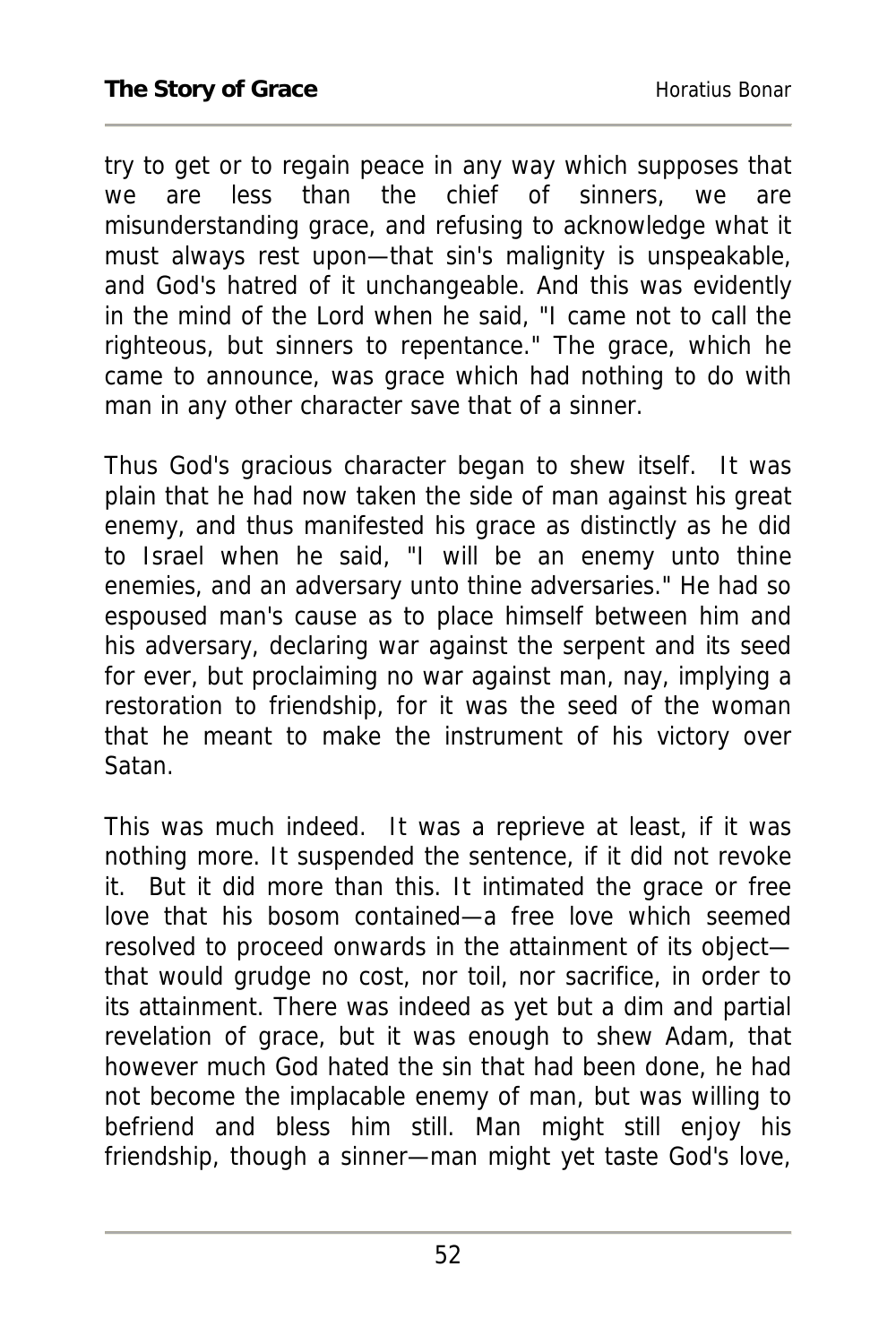try to get or to regain peace in any way which supposes that we are less than the chief of sinners, we are misunderstanding grace, and refusing to acknowledge what it must always rest upon—that sin's malignity is unspeakable, and God's hatred of it unchangeable. And this was evidently in the mind of the Lord when he said, "I came not to call the righteous, but sinners to repentance." The grace, which he came to announce, was grace which had nothing to do with man in any other character save that of a sinner.

Thus God's gracious character began to shew itself. It was plain that he had now taken the side of man against his great enemy, and thus manifested his grace as distinctly as he did to Israel when he said, "I will be an enemy unto thine enemies, and an adversary unto thine adversaries." He had so espoused man's cause as to place himself between him and his adversary, declaring war against the serpent and its seed for ever, but proclaiming no war against man, nay, implying a restoration to friendship, for it was the seed of the woman that he meant to make the instrument of his victory over Satan.

This was much indeed. It was a reprieve at least, if it was nothing more. It suspended the sentence, if it did not revoke it. But it did more than this. It intimated the grace or free love that his bosom contained—a free love which seemed resolved to proceed onwards in the attainment of its object—that would grudge no cost, nor toil, nor sacrifice, in order to its attainment. There was indeed as yet but a dim and partial revelation of grace, but it was enough to shew Adam, that however much God hated the sin that had been done, he had not become the implacable enemy of man, but was willing to befriend and bless him still. Man might still enjoy his friendship, though a sinner—man might yet taste God's love,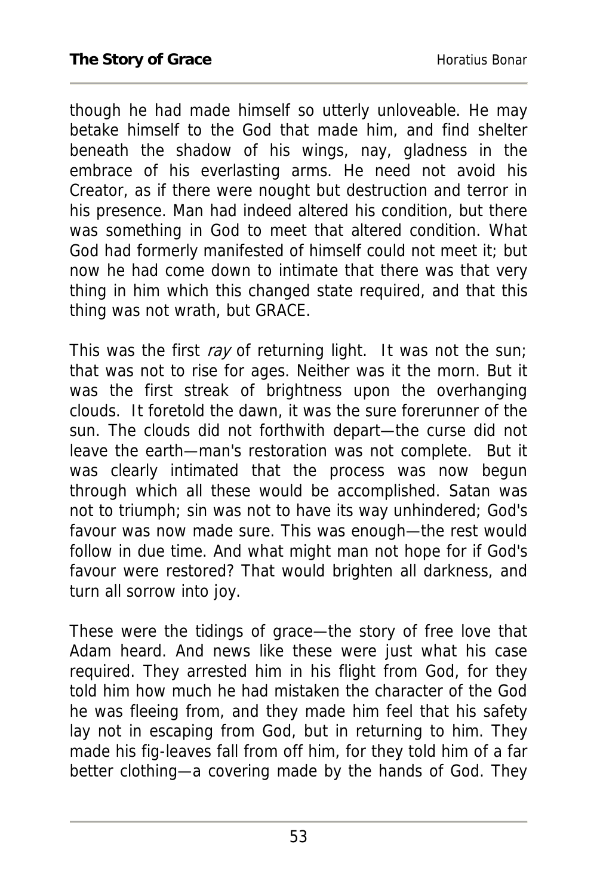though he had made himself so utterly unloveable. He may betake himself to the God that made him, and find shelter beneath the shadow of his wings, nay, gladness in the embrace of his everlasting arms. He need not avoid his Creator, as if there were nought but destruction and terror in his presence. Man had indeed altered his condition, but there was something in God to meet that altered condition. What God had formerly manifested of himself could not meet it; but now he had come down to intimate that there was that very thing in him which this changed state required, and that this thing was not wrath, but GRACE.

This was the first *ray* of returning light. It was not the sun; that was not to rise for ages. Neither was it the morn. But it was the first streak of brightness upon the overhanging clouds. It foretold the dawn, it was the sure forerunner of the sun. The clouds did not forthwith depart—the curse did not leave the earth—man's restoration was not complete. But it was clearly intimated that the process was now begun through which all these would be accomplished. Satan was not to triumph; sin was not to have its way unhindered; God's favour was now made sure. This was enough—the rest would follow in due time. And what might man not hope for if God's favour were restored? That would brighten all darkness, and turn all sorrow into joy.

These were the tidings of grace—the story of free love that Adam heard. And news like these were just what his case required. They arrested him in his flight from God, for they told him how much he had mistaken the character of the God he was fleeing from, and they made him feel that his safety lay not in escaping from God, but in returning to him. They made his fig-leaves fall from off him, for they told him of a far better clothing—a covering made by the hands of God. They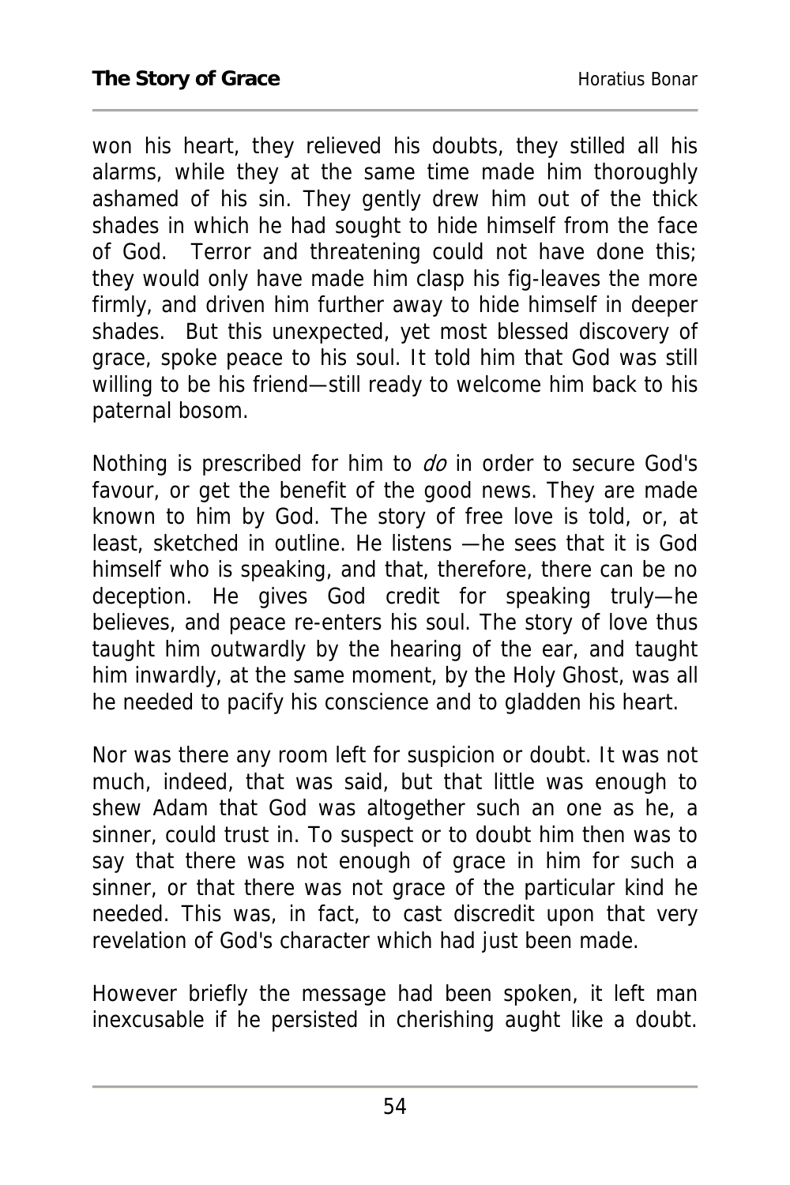won his heart, they relieved his doubts, they stilled all his alarms, while they at the same time made him thoroughly ashamed of his sin. They gently drew him out of the thick shades in which he had sought to hide himself from the face of God. Terror and threatening could not have done this; they would only have made him clasp his fig-leaves the more firmly, and driven him further away to hide himself in deeper shades. But this unexpected, yet most blessed discovery of grace, spoke peace to his soul. It told him that God was still willing to be his friend—still ready to welcome him back to his paternal bosom.

Nothing is prescribed for him to *do* in order to secure God's favour, or get the benefit of the good news. They are made known to him by God. The story of free love is told, or, at least, sketched in outline. He listens —he sees that it is God himself who is speaking, and that, therefore, there can be no deception. He gives God credit for speaking truly—he believes, and peace re-enters his soul. The story of love thus taught him outwardly by the hearing of the ear, and taught him inwardly, at the same moment, by the Holy Ghost, was all he needed to pacify his conscience and to gladden his heart.

Nor was there any room left for suspicion or doubt. It was not much, indeed, that was said, but that little was enough to shew Adam that God was altogether such an one as he, a sinner, could trust in. To suspect or to doubt him then was to say that there was not enough of grace in him for such a sinner, or that there was not grace of the particular kind he needed. This was, in fact, to cast discredit upon that very revelation of God's character which had just been made.

However briefly the message had been spoken, it left man inexcusable if he persisted in cherishing aught like a doubt.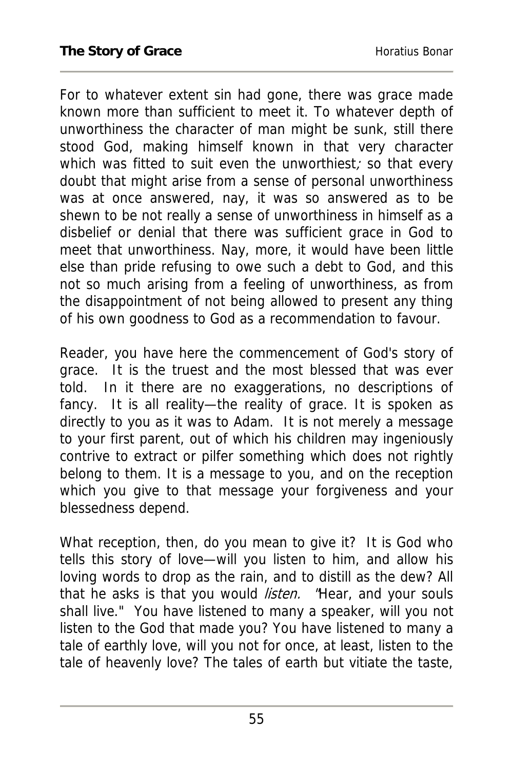For to whatever extent sin had gone, there was grace made known more than sufficient to meet it. To whatever depth of unworthiness the character of man might be sunk, still there stood God, making himself known in that very character which was fitted to suit even the unworthiest; so that every doubt that might arise from a sense of personal unworthiness was at once answered, nay, it was so answered as to be shewn to be not really a sense of unworthiness in himself as a disbelief or denial that there was sufficient grace in God to meet that unworthiness. Nay, more, it would have been little else than pride refusing to owe such a debt to God, and this not so much arising from a feeling of unworthiness, as from the disappointment of not being allowed to present any thing of his own goodness to God as a recommendation to favour.

Reader, you have here the commencement of God's story of grace. It is the truest and the most blessed that was ever told. In it there are no exaggerations, no descriptions of fancy. It is all reality—the reality of grace. It is spoken as directly to you as it was to Adam. It is not merely a message to your first parent, out of which his children may ingeniously contrive to extract or pilfer something which does not rightly belong to them. It is a message to you, and on the reception which you give to that message your forgiveness and your blessedness depend.

What reception, then, do you mean to give it? It is God who tells this story of love—will you listen to him, and allow his loving words to drop as the rain, and to distill as the dew? All that he asks is that you would *listen.* "Hear, and your souls shall live." You have listened to many a speaker, will you not listen to the God that made you? You have listened to many a tale of earthly love, will you not for once, at least, listen to the tale of heavenly love? The tales of earth but vitiate the taste,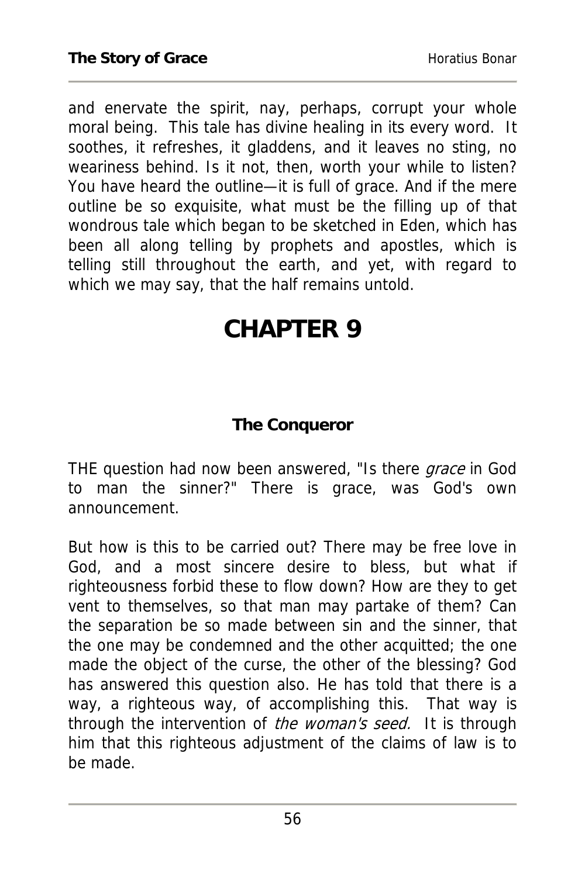and enervate the spirit, nay, perhaps, corrupt your whole moral being. This tale has divine healing in its every word. It soothes, it refreshes, it gladdens, and it leaves no sting, no weariness behind. Is it not, then, worth your while to listen? You have heard the outline—it is full of grace. And if the mere outline be so exquisite, what must be the filling up of that wondrous tale which began to be sketched in Eden, which has been all along telling by prophets and apostles, which is telling still throughout the earth, and yet, with regard to which we may say, that the half remains untold.

# CHAPTER 9

### The Conqueror

THE question had now been answered, "Is there *grace* in God to man the sinner?" There is grace, was God's own announcement.

But how is this to be carried out? There may be free love in God, and a most sincere desire to bless, but what if righteousness forbid these to flow down? How are they to get vent to themselves, so that man may partake of them? Can the separation be so made between sin and the sinner, that the one may be condemned and the other acquitted; the one made the object of the curse, the other of the blessing? God has answered this question also. He has told that there is a way, a righteous way, of accomplishing this. That way is through the intervention of *the woman's seed.* It is through him that this righteous adjustment of the claims of law is to be made.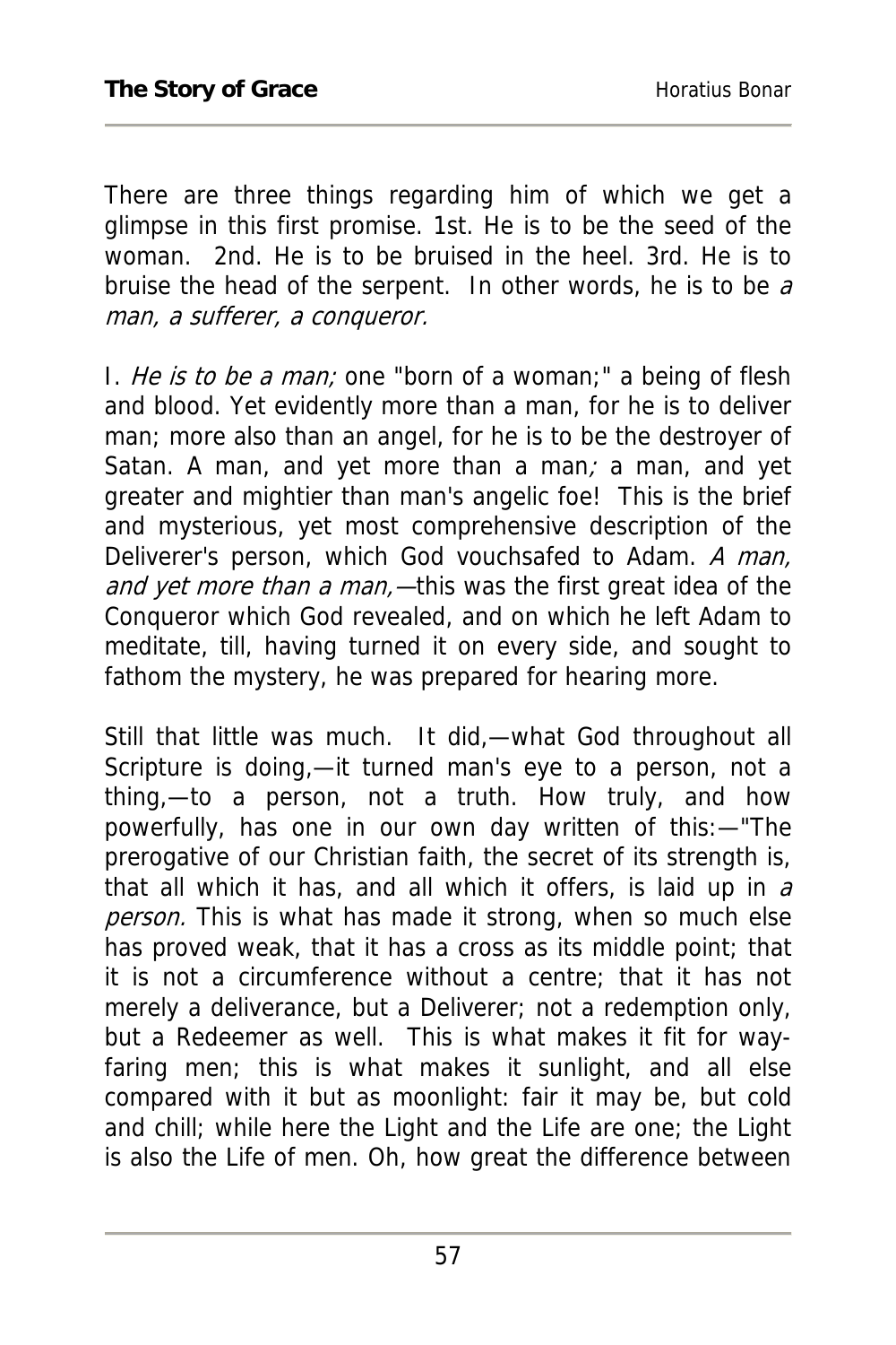There are three things regarding him of which we get a glimpse in this first promise. 1st. He is to be the seed of the woman. 2nd. He is to be bruised in the heel. 3rd. He is to bruise the head of the serpent. In other words, he is to be *a man, a sufferer, a conqueror.*

I. *He is to be a man;* one "born of a woman;" a being of flesh and blood. Yet evidently more than a man, for he is to deliver man; more also than an angel, for he is to be the destroyer of Satan. A man, and yet more than a man*;* a man, and yet greater and mightier than man's angelic foe! This is the brief and mysterious, yet most comprehensive description of the Deliverer's person, which God vouchsafed to Adam. *A man, and yet more than a man,*—this was the first great idea of the Conqueror which God revealed, and on which he left Adam to meditate, till, having turned it on every side, and sought to fathom the mystery, he was prepared for hearing more.

Still that little was much. It did,—what God throughout all Scripture is doing,—it turned man's eye to a person, not a thing,—to a person, not a truth. How truly, and how powerfully, has one in our own day written of this:—"The prerogative of our Christian faith, the secret of its strength is, that all which it has, and all which it offers, is laid up in *a person.* This is what has made it strong, when so much else has proved weak, that it has a cross as its middle point; that it is not a circumference without a centre; that it has not merely a deliverance, but a Deliverer; not a redemption only, but a Redeemer as well. This is what makes it fit for way-faring men; this is what makes it sunlight, and all else compared with it but as moonlight: fair it may be, but cold and chill; while here the Light and the Life are one; the Light is also the Life of men. Oh, how great the difference between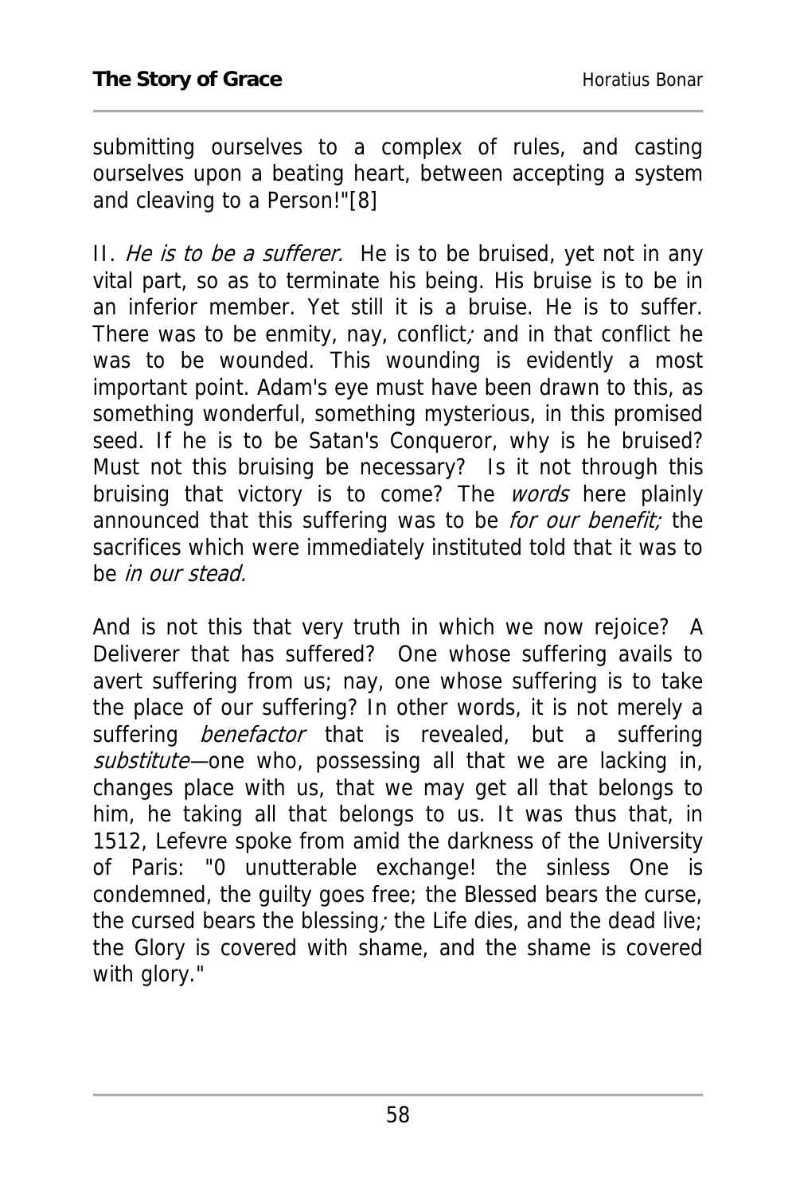submitting ourselves to a complex of rules, and casting ourselves upon a beating heart, between accepting a system and cleaving to a Person!"[8]

II. *He is to be a sufferer.* He is to be bruised, yet not in any vital part, so as to terminate his being. His bruise is to be in an inferior member. Yet still it is a bruise. He is to suffer. There was to be enmity, nay, conflict; and in that conflict he was to be wounded. This wounding is evidently a most important point. Adam's eye must have been drawn to this, as something wonderful, something mysterious, in this promised seed. If he is to be Satan's Conqueror, why is he bruised? Must not this bruising be necessary? Is it not through this bruising that victory is to come? The *words* here plainly announced that this suffering was to be *for our benefit;* the sacrifices which were immediately instituted told that it was to be *in our stead.*

And is not this that very truth in which we now rejoice? A Deliverer that has suffered? One whose suffering avails to avert suffering from us; nay, one whose suffering is to take the place of our suffering? In other words, it is not merely a suffering *benefactor* that is revealed, but a suffering *substitute*—one who, possessing all that we are lacking in, changes place with us, that we may get all that belongs to him, he taking all that belongs to us. It was thus that, in 1512, Lefevre spoke from amid the darkness of the University of Paris: "0 unutterable exchange! the sinless One is condemned, the guilty goes free; the Blessed bears the curse, the cursed bears the blessing; the Life dies, and the dead live; the Glory is covered with shame, and the shame is covered with glory."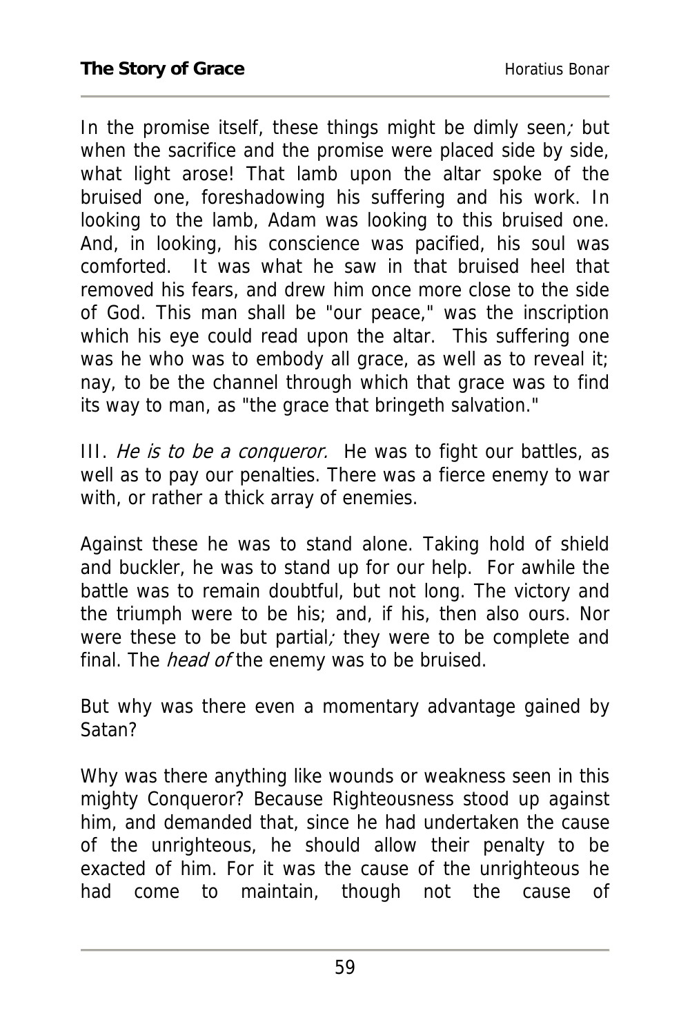In the promise itself, these things might be dimly seen; but when the sacrifice and the promise were placed side by side, what light arose! That lamb upon the altar spoke of the bruised one, foreshadowing his suffering and his work. In looking to the lamb, Adam was looking to this bruised one. And, in looking, his conscience was pacified, his soul was comforted. It was what he saw in that bruised heel that removed his fears, and drew him once more close to the side of God. This man shall be "our peace," was the inscription which his eye could read upon the altar. This suffering one was he who was to embody all grace, as well as to reveal it; nay, to be the channel through which that grace was to find its way to man, as "the grace that bringeth salvation."

III. *He is to be a conqueror.* He was to fight our battles, as well as to pay our penalties. There was a fierce enemy to war with, or rather a thick array of enemies.

Against these he was to stand alone. Taking hold of shield and buckler, he was to stand up for our help. For awhile the battle was to remain doubtful, but not long. The victory and the triumph were to be his; and, if his, then also ours. Nor were these to be but partial; they were to be complete and final. The *head of* the enemy was to be bruised.

But why was there even a momentary advantage gained by Satan?

Why was there anything like wounds or weakness seen in this mighty Conqueror? Because Righteousness stood up against him, and demanded that, since he had undertaken the cause of the unrighteous, he should allow their penalty to be exacted of him. For it was the cause of the unrighteous he had come to maintain, though not the cause of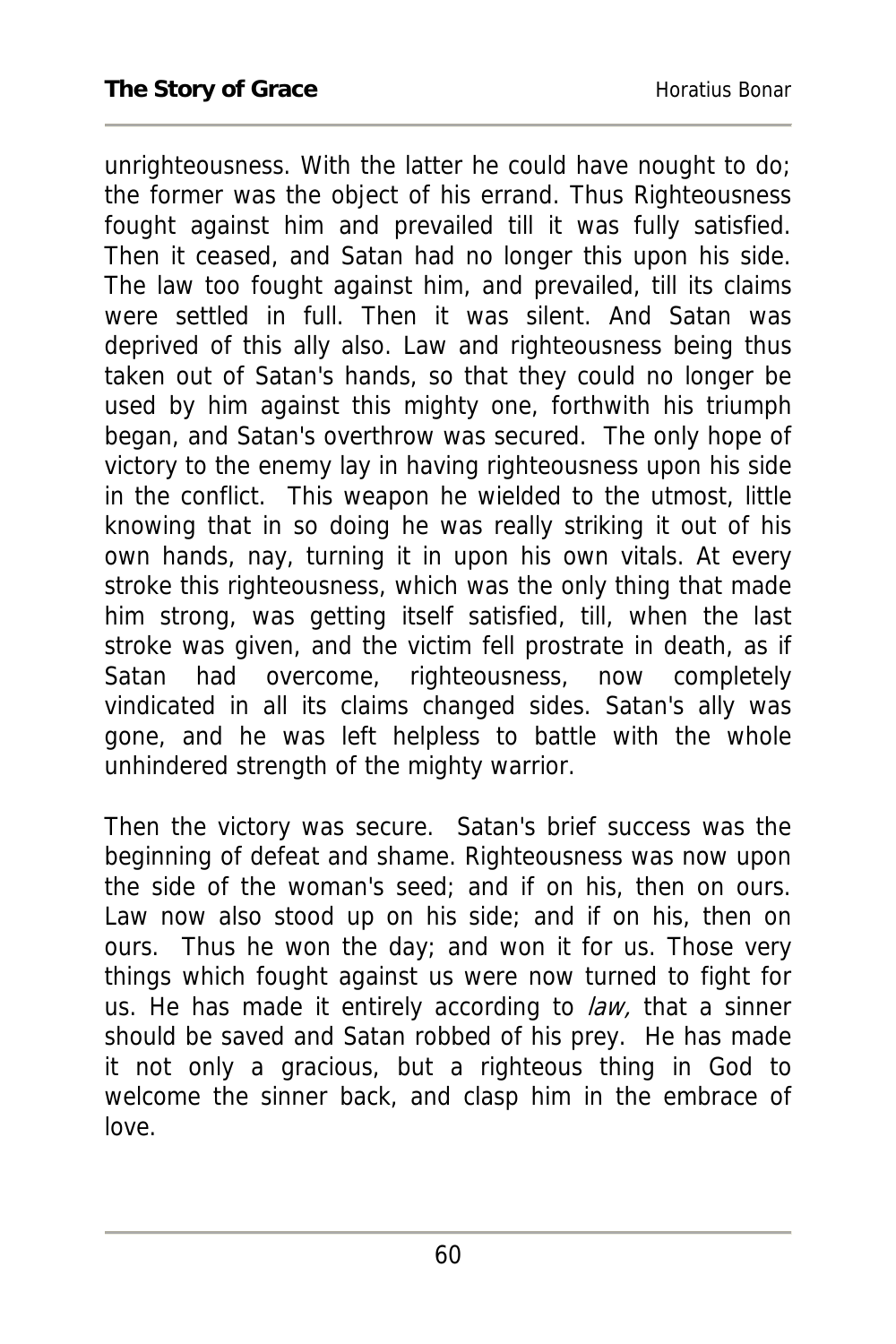unrighteousness. With the latter he could have nought to do; the former was the object of his errand. Thus Righteousness fought against him and prevailed till it was fully satisfied. Then it ceased, and Satan had no longer this upon his side. The law too fought against him, and prevailed, till its claims were settled in full. Then it was silent. And Satan was deprived of this ally also. Law and righteousness being thus taken out of Satan's hands, so that they could no longer be used by him against this mighty one, forthwith his triumph began, and Satan's overthrow was secured. The only hope of victory to the enemy lay in having righteousness upon his side in the conflict. This weapon he wielded to the utmost, little knowing that in so doing he was really striking it out of his own hands, nay, turning it in upon his own vitals. At every stroke this righteousness, which was the only thing that made him strong, was getting itself satisfied, till, when the last stroke was given, and the victim fell prostrate in death, as if Satan had overcome, righteousness, now completely vindicated in all its claims changed sides. Satan's ally was gone, and he was left helpless to battle with the whole unhindered strength of the mighty warrior.

Then the victory was secure. Satan's brief success was the beginning of defeat and shame. Righteousness was now upon the side of the woman's seed; and if on his, then on ours. Law now also stood up on his side; and if on his, then on ours. Thus he won the day; and won it for us. Those very things which fought against us were now turned to fight for us. He has made it entirely according to *law,* that a sinner should be saved and Satan robbed of his prey. He has made it not only a gracious, but a righteous thing in God to welcome the sinner back, and clasp him in the embrace of love.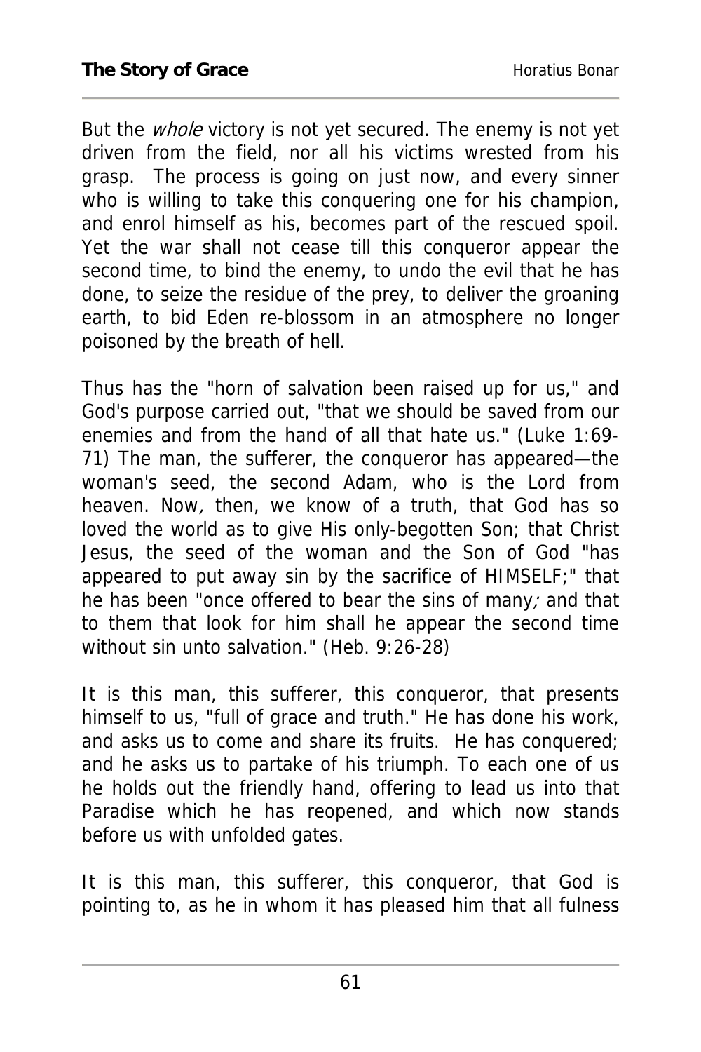But the *whole* victory is not yet secured. The enemy is not yet driven from the field, nor all his victims wrested from his grasp. The process is going on just now, and every sinner who is willing to take this conquering one for his champion, and enrol himself as his, becomes part of the rescued spoil. Yet the war shall not cease till this conqueror appear the second time, to bind the enemy, to undo the evil that he has done, to seize the residue of the prey, to deliver the groaning earth, to bid Eden re-blossom in an atmosphere no longer poisoned by the breath of hell.

Thus has the "horn of salvation been raised up for us," and God's purpose carried out, "that we should be saved from our enemies and from the hand of all that hate us." (Luke 1:69-71) The man, the sufferer, the conqueror has appeared—the woman's seed, the second Adam, who is the Lord from heaven. Now*,* then, we know of a truth, that God has so loved the world as to give His only-begotten Son; that Christ Jesus, the seed of the woman and the Son of God "has appeared to put away sin by the sacrifice of HIMSELF;" that he has been "once offered to bear the sins of many*;* and that to them that look for him shall he appear the second time without sin unto salvation." (Heb. 9:26-28)

It is this man, this sufferer, this conqueror, that presents himself to us, "full of grace and truth." He has done his work, and asks us to come and share its fruits. He has conquered; and he asks us to partake of his triumph. To each one of us he holds out the friendly hand, offering to lead us into that Paradise which he has reopened, and which now stands before us with unfolded gates.

It is this man, this sufferer, this conqueror, that God is pointing to, as he in whom it has pleased him that all fulness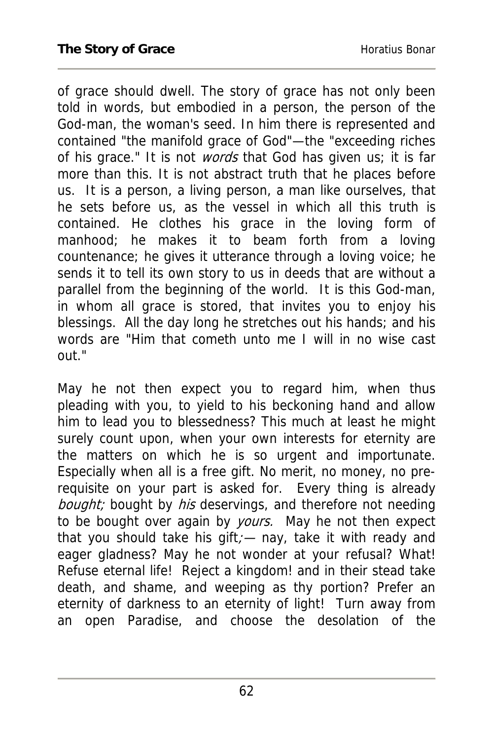of grace should dwell. The story of grace has not only been told in words, but embodied in a person, the person of the God-man, the woman's seed. In him there is represented and contained "the manifold grace of God"—the "exceeding riches of his grace." It is not *words* that God has given us; it is far more than this. It is not abstract truth that he places before us. It is a person, a living person, a man like ourselves, that he sets before us, as the vessel in which all this truth is contained. He clothes his grace in the loving form of manhood; he makes it to beam forth from a loving countenance; he gives it utterance through a loving voice; he sends it to tell its own story to us in deeds that are without a parallel from the beginning of the world. It is this God-man, in whom all grace is stored, that invites you to enjoy his blessings. All the day long he stretches out his hands; and his words are "Him that cometh unto me I will in no wise cast out."

May he not then expect you to regard him, when thus pleading with you, to yield to his beckoning hand and allow him to lead you to blessedness? This much at least he might surely count upon, when your own interests for eternity are the matters on which he is so urgent and importunate. Especially when all is a free gift. No merit, no money, no pre-requisite on your part is asked for. Every thing is already *bought;* bought by *his* deservings, and therefore not needing to be bought over again by *yours.* May he not then expect that you should take his gift;— nay, take it with ready and eager gladness? May he not wonder at your refusal? What! Refuse eternal life! Reject a kingdom! and in their stead take death, and shame, and weeping as thy portion? Prefer an eternity of darkness to an eternity of light! Turn away from an open Paradise, and choose the desolation of the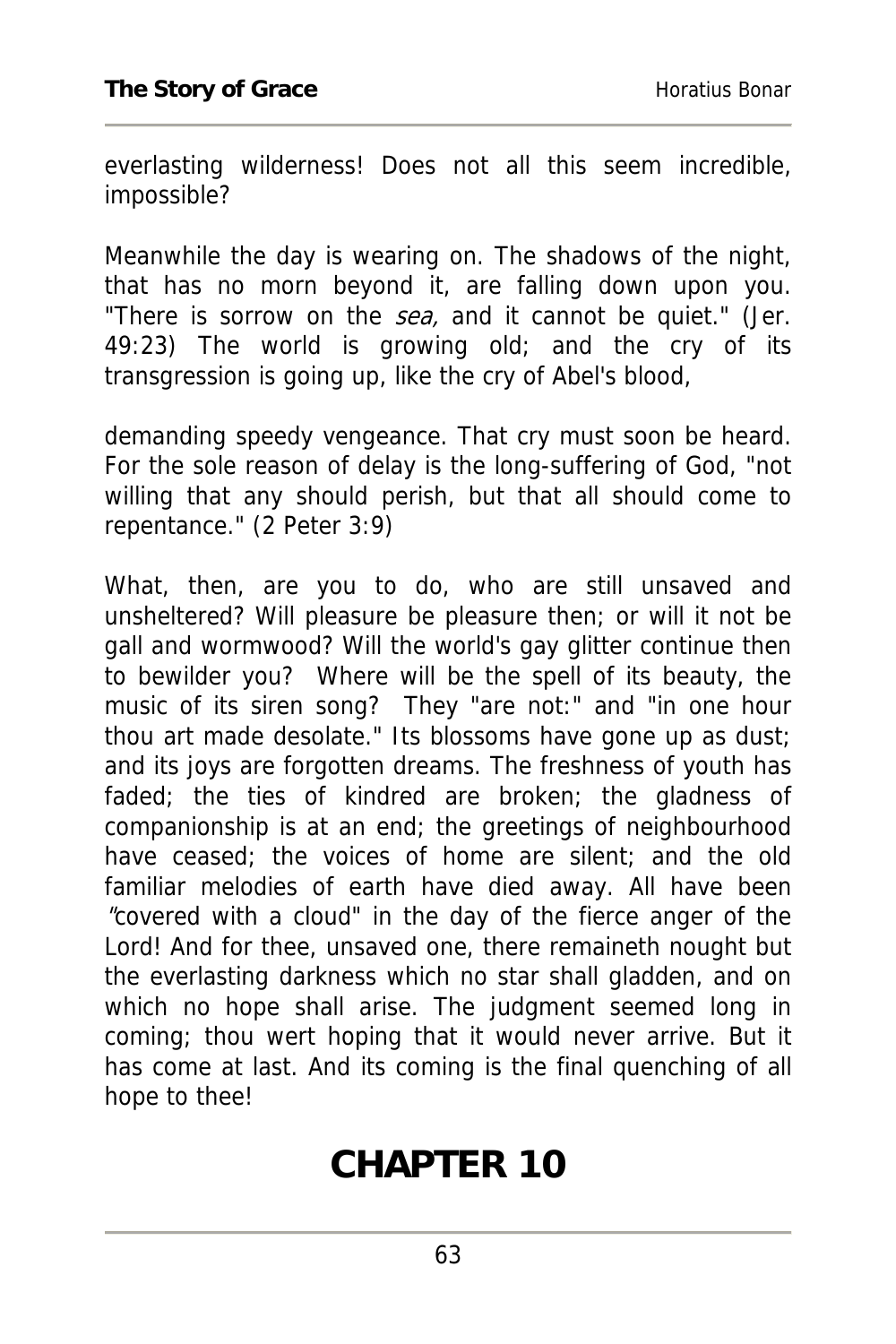everlasting wilderness! Does not all this seem incredible, impossible?

Meanwhile the day is wearing on. The shadows of the night, that has no morn beyond it, are falling down upon you. "There is sorrow on the *sea,* and it cannot be quiet." (Jer. 49:23) The world is growing old; and the cry of its transgression is going up, like the cry of Abel's blood,

demanding speedy vengeance. That cry must soon be heard. For the sole reason of delay is the long-suffering of God, "not willing that any should perish, but that all should come to repentance." (2 Peter 3:9)

What, then, are you to do, who are still unsaved and unsheltered? Will pleasure be pleasure then; or will it not be gall and wormwood? Will the world's gay glitter continue then to bewilder you? Where will be the spell of its beauty, the music of its siren song? They "are not:" and "in one hour thou art made desolate." Its blossoms have gone up as dust; and its joys are forgotten dreams. The freshness of youth has faded; the ties of kindred are broken; the gladness of companionship is at an end; the greetings of neighbourhood have ceased; the voices of home are silent; and the old familiar melodies of earth have died away. All have been "covered with a cloud" in the day of the fierce anger of the Lord! And for thee, unsaved one, there remaineth nought but the everlasting darkness which no star shall gladden, and on which no hope shall arise. The judgment seemed long in coming; thou wert hoping that it would never arrive. But it has come at last. And its coming is the final quenching of all hope to thee!

# CHAPTER 10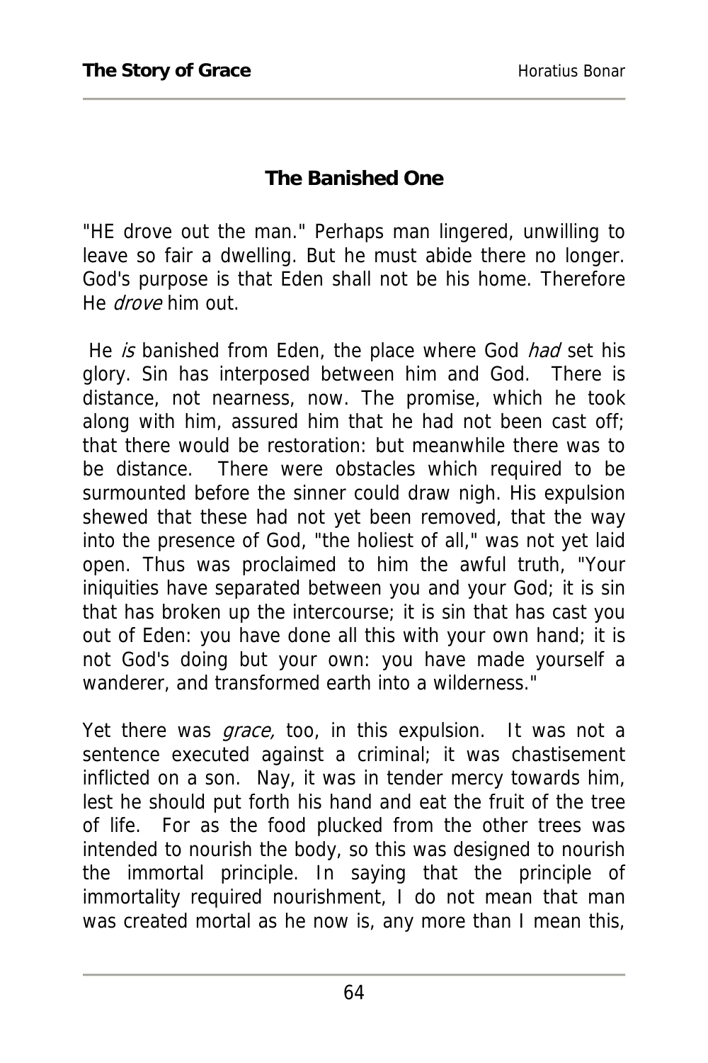## The Banished One

"HE drove out the man." Perhaps man lingered, unwilling to leave so fair a dwelling. But he must abide there no longer. God's purpose is that Eden shall not be his home. Therefore He *drove* him out.

He *is* banished from Eden, the place where God *had* set his glory. Sin has interposed between him and God. There is distance, not nearness, now. The promise, which he took along with him, assured him that he had not been cast off; that there would be restoration: but meanwhile there was to be distance. There were obstacles which required to be surmounted before the sinner could draw nigh. His expulsion shewed that these had not yet been removed, that the way into the presence of God, "the holiest of all," was not yet laid open. Thus was proclaimed to him the awful truth, "Your iniquities have separated between you and your God; it is sin that has broken up the intercourse; it is sin that has cast you out of Eden: you have done all this with your own hand; it is not God's doing but your own: you have made yourself a wanderer, and transformed earth into a wilderness."

Yet there was *grace,* too, in this expulsion. It was not a sentence executed against a criminal; it was chastisement inflicted on a son. Nay, it was in tender mercy towards him, lest he should put forth his hand and eat the fruit of the tree of life. For as the food plucked from the other trees was intended to nourish the body, so this was designed to nourish the immortal principle. In saying that the principle of immortality required nourishment, I do not mean that man was created mortal as he now is, any more than I mean this,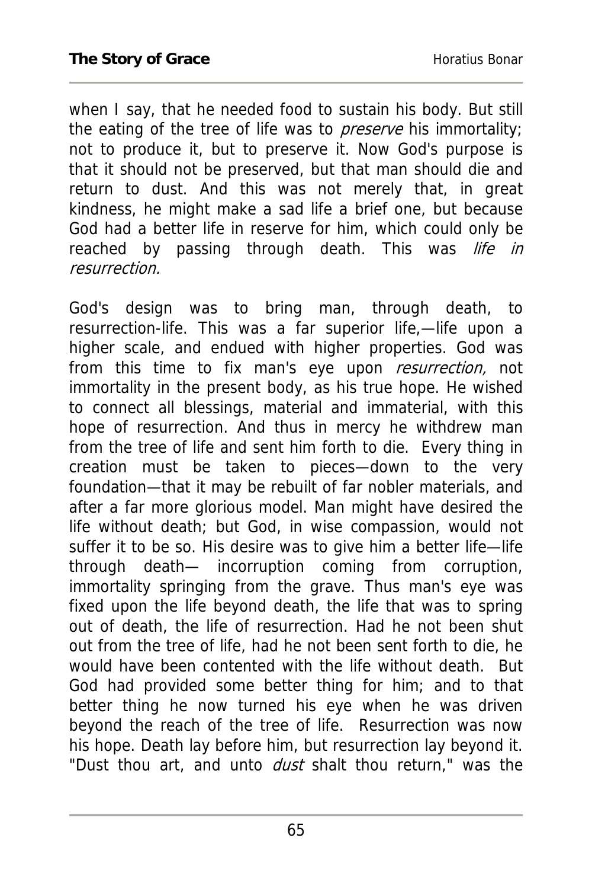when I say, that he needed food to sustain his body. But still the eating of the tree of life was to *preserve* his immortality; not to produce it, but to preserve it. Now God's purpose is that it should not be preserved, but that man should die and return to dust. And this was not merely that, in great kindness, he might make a sad life a brief one, but because God had a better life in reserve for him, which could only be reached by passing through death. This was *life in resurrection.*

God's design was to bring man, through death, to resurrection-life. This was a far superior life,—life upon a higher scale, and endued with higher properties. God was from this time to fix man's eye upon *resurrection,* not immortality in the present body, as his true hope. He wished to connect all blessings, material and immaterial, with this hope of resurrection. And thus in mercy he withdrew man from the tree of life and sent him forth to die. Every thing in creation must be taken to pieces—down to the very foundation—that it may be rebuilt of far nobler materials, and after a far more glorious model. Man might have desired the life without death; but God, in wise compassion, would not suffer it to be so. His desire was to give him a better life—life through death— incorruption coming from corruption, immortality springing from the grave. Thus man's eye was fixed upon the life beyond death, the life that was to spring out of death, the life of resurrection. Had he not been shut out from the tree of life, had he not been sent forth to die, he would have been contented with the life without death. But God had provided some better thing for him; and to that better thing he now turned his eye when he was driven beyond the reach of the tree of life. Resurrection was now his hope. Death lay before him, but resurrection lay beyond it. "Dust thou art, and unto *dust* shalt thou return," was the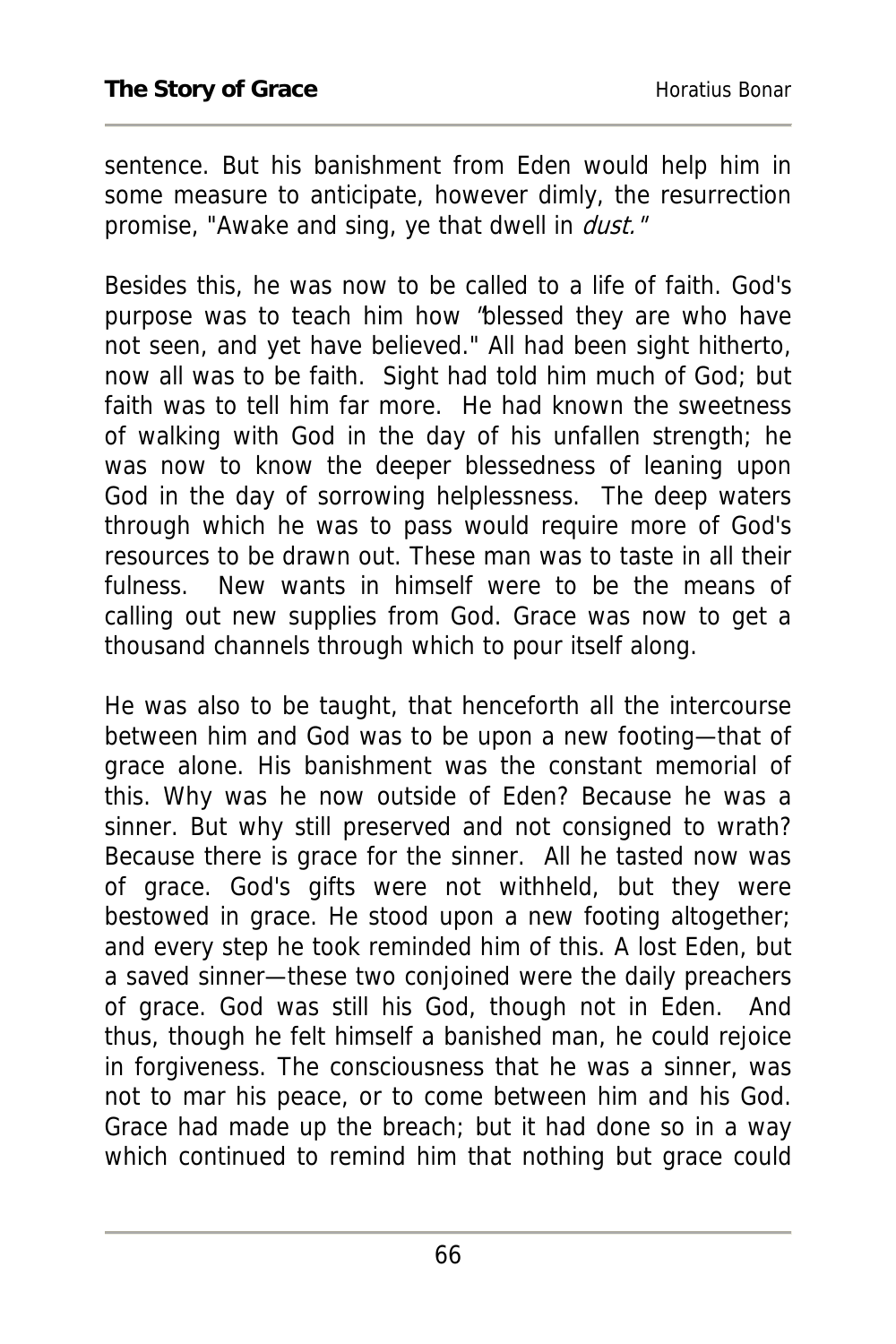sentence. But his banishment from Eden would help him in some measure to anticipate, however dimly, the resurrection promise, "Awake and sing, ye that dwell in *dust.*"

Besides this, he was now to be called to a life of faith. God's purpose was to teach him how "blessed they are who have not seen, and yet have believed." All had been sight hitherto, now all was to be faith. Sight had told him much of God; but faith was to tell him far more. He had known the sweetness of walking with God in the day of his unfallen strength; he was now to know the deeper blessedness of leaning upon God in the day of sorrowing helplessness. The deep waters through which he was to pass would require more of God's resources to be drawn out. These man was to taste in all their fulness. New wants in himself were to be the means of calling out new supplies from God. Grace was now to get a thousand channels through which to pour itself along.

He was also to be taught, that henceforth all the intercourse between him and God was to be upon a new footing—that of grace alone. His banishment was the constant memorial of this. Why was he now outside of Eden? Because he was a sinner. But why still preserved and not consigned to wrath? Because there is grace for the sinner. All he tasted now was of grace. God's gifts were not withheld, but they were bestowed in grace. He stood upon a new footing altogether; and every step he took reminded him of this. A lost Eden, but a saved sinner—these two conjoined were the daily preachers of grace. God was still his God, though not in Eden. And thus, though he felt himself a banished man, he could rejoice in forgiveness. The consciousness that he was a sinner, was not to mar his peace, or to come between him and his God. Grace had made up the breach; but it had done so in a way which continued to remind him that nothing but grace could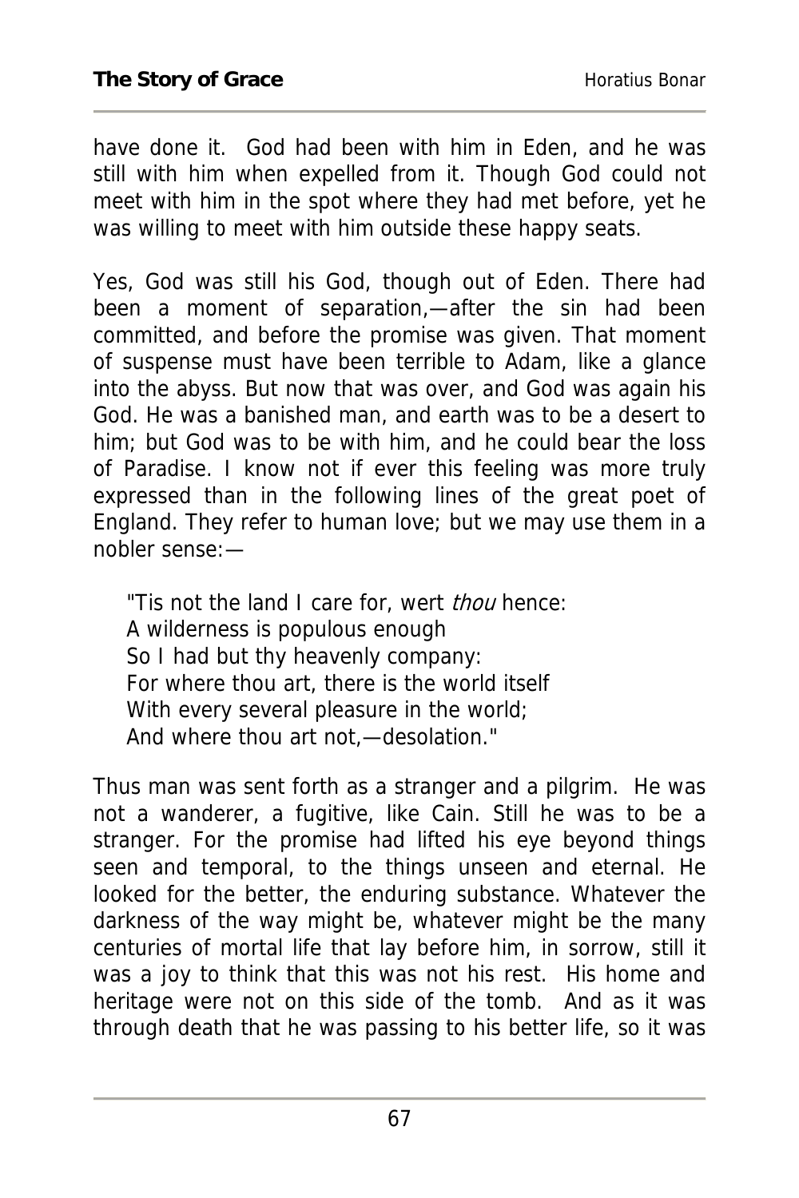have done it. God had been with him in Eden, and he was still with him when expelled from it. Though God could not meet with him in the spot where they had met before, yet he was willing to meet with him outside these happy seats.

Yes, God was still his God, though out of Eden. There had been a moment of separation,—after the sin had been committed, and before the promise was given. That moment of suspense must have been terrible to Adam, like a glance into the abyss. But now that was over, and God was again his God. He was a banished man, and earth was to be a desert to him; but God was to be with him, and he could bear the loss of Paradise. I know not if ever this feeling was more truly expressed than in the following lines of the great poet of England. They refer to human love; but we may use them in a nobler sense:—

> "Tis not the land I care for, wert *thou* hence:
> A wilderness is populous enough
> So I had but thy heavenly company:
> For where thou art, there is the world itself
> With every several pleasure in the world;
> And where thou art not,—desolation."

Thus man was sent forth as a stranger and a pilgrim. He was not a wanderer, a fugitive, like Cain. Still he was to be a stranger. For the promise had lifted his eye beyond things seen and temporal, to the things unseen and eternal. He looked for the better, the enduring substance. Whatever the darkness of the way might be, whatever might be the many centuries of mortal life that lay before him, in sorrow, still it was a joy to think that this was not his rest. His home and heritage were not on this side of the tomb. And as it was through death that he was passing to his better life, so it was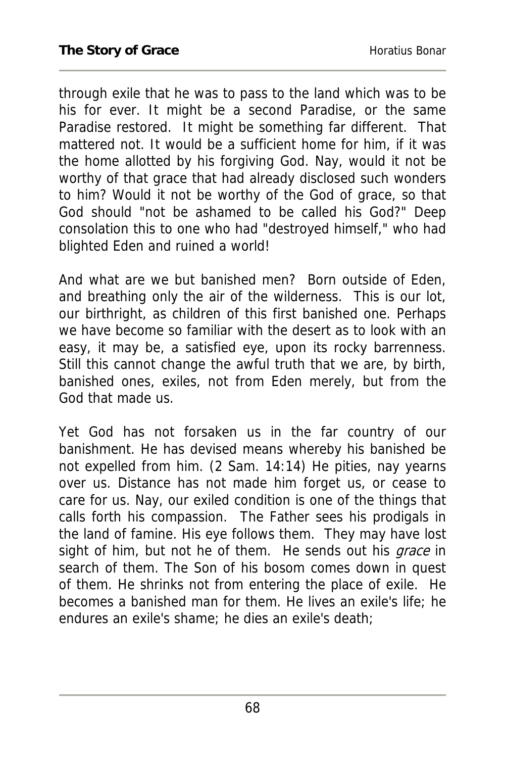through exile that he was to pass to the land which was to be his for ever. It might be a second Paradise, or the same Paradise restored. It might be something far different. That mattered not. It would be a sufficient home for him, if it was the home allotted by his forgiving God. Nay, would it not be worthy of that grace that had already disclosed such wonders to him? Would it not be worthy of the God of grace, so that God should "not be ashamed to be called his God?" Deep consolation this to one who had "destroyed himself," who had blighted Eden and ruined a world!

And what are we but banished men? Born outside of Eden, and breathing only the air of the wilderness. This is our lot, our birthright, as children of this first banished one. Perhaps we have become so familiar with the desert as to look with an easy, it may be, a satisfied eye, upon its rocky barrenness. Still this cannot change the awful truth that we are, by birth, banished ones, exiles, not from Eden merely, but from the God that made us.

Yet God has not forsaken us in the far country of our banishment. He has devised means whereby his banished be not expelled from him. (2 Sam. 14:14) He pities, nay yearns over us. Distance has not made him forget us, or cease to care for us. Nay, our exiled condition is one of the things that calls forth his compassion. The Father sees his prodigals in the land of famine. His eye follows them. They may have lost sight of him, but not he of them. He sends out his *grace* in search of them. The Son of his bosom comes down in quest of them. He shrinks not from entering the place of exile. He becomes a banished man for them. He lives an exile's life; he endures an exile's shame; he dies an exile's death;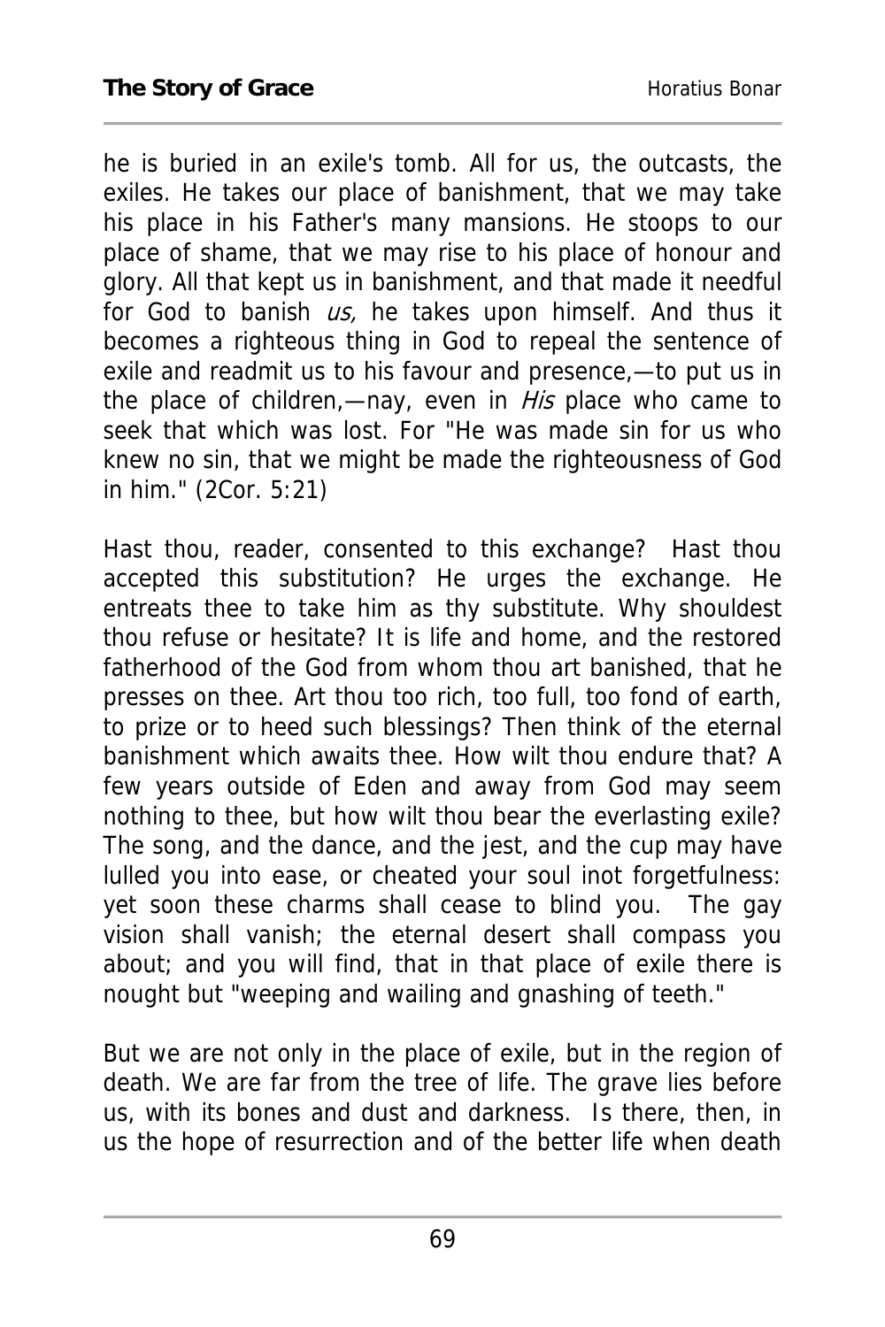he is buried in an exile's tomb. All for us, the outcasts, the exiles. He takes our place of banishment, that we may take his place in his Father's many mansions. He stoops to our place of shame, that we may rise to his place of honour and glory. All that kept us in banishment, and that made it needful for God to banish *us,* he takes upon himself. And thus it becomes a righteous thing in God to repeal the sentence of exile and readmit us to his favour and presence,—to put us in the place of children,—nay, even in *His* place who came to seek that which was lost. For "He was made sin for us who knew no sin, that we might be made the righteousness of God in him." (2Cor. 5:21)

Hast thou, reader, consented to this exchange? Hast thou accepted this substitution? He urges the exchange. He entreats thee to take him as thy substitute. Why shouldest thou refuse or hesitate? It is life and home, and the restored fatherhood of the God from whom thou art banished, that he presses on thee. Art thou too rich, too full, too fond of earth, to prize or to heed such blessings? Then think of the eternal banishment which awaits thee. How wilt thou endure that? A few years outside of Eden and away from God may seem nothing to thee, but how wilt thou bear the everlasting exile? The song, and the dance, and the jest, and the cup may have lulled you into ease, or cheated your soul inot forgetfulness: yet soon these charms shall cease to blind you. The gay vision shall vanish; the eternal desert shall compass you about; and you will find, that in that place of exile there is nought but "weeping and wailing and gnashing of teeth."

But we are not only in the place of exile, but in the region of death. We are far from the tree of life. The grave lies before us, with its bones and dust and darkness. Is there, then, in us the hope of resurrection and of the better life when death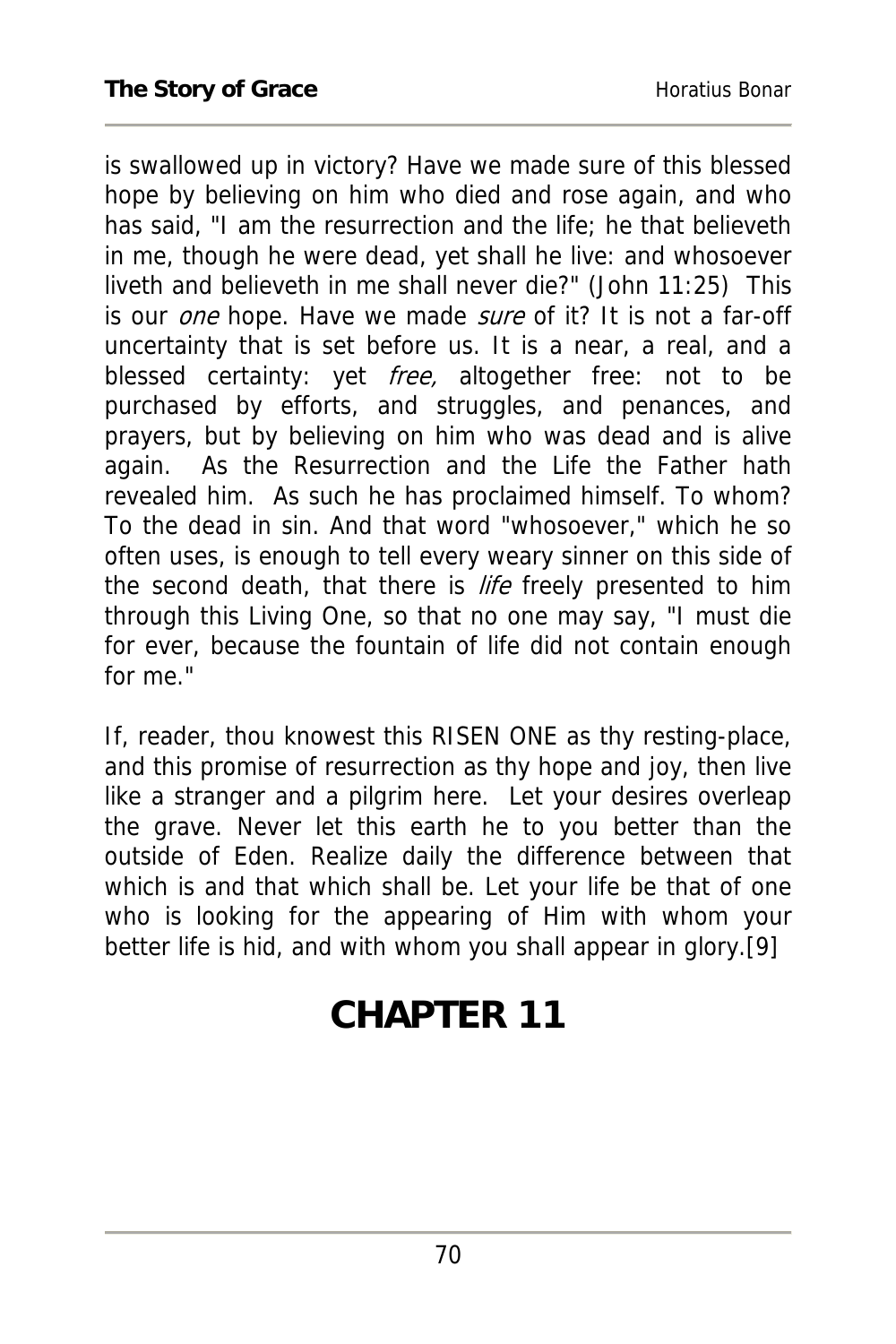is swallowed up in victory? Have we made sure of this blessed hope by believing on him who died and rose again, and who has said, "I am the resurrection and the life; he that believeth in me, though he were dead, yet shall he live: and whosoever liveth and believeth in me shall never die?" (John 11:25) This is our *one* hope. Have we made *sure* of it? It is not a far-off uncertainty that is set before us. It is a near, a real, and a blessed certainty: yet *free,* altogether free: not to be purchased by efforts, and struggles, and penances, and prayers, but by believing on him who was dead and is alive again. As the Resurrection and the Life the Father hath revealed him. As such he has proclaimed himself. To whom? To the dead in sin. And that word "whosoever," which he so often uses, is enough to tell every weary sinner on this side of the second death, that there is *life* freely presented to him through this Living One, so that no one may say, "I must die for ever, because the fountain of life did not contain enough for me."

If, reader, thou knowest this RISEN ONE as thy resting-place, and this promise of resurrection as thy hope and joy, then live like a stranger and a pilgrim here. Let your desires overleap the grave. Never let this earth he to you better than the outside of Eden. Realize daily the difference between that which is and that which shall be. Let your life be that of one who is looking for the appearing of Him with whom your better life is hid, and with whom you shall appear in glory.[9]

# CHAPTER 11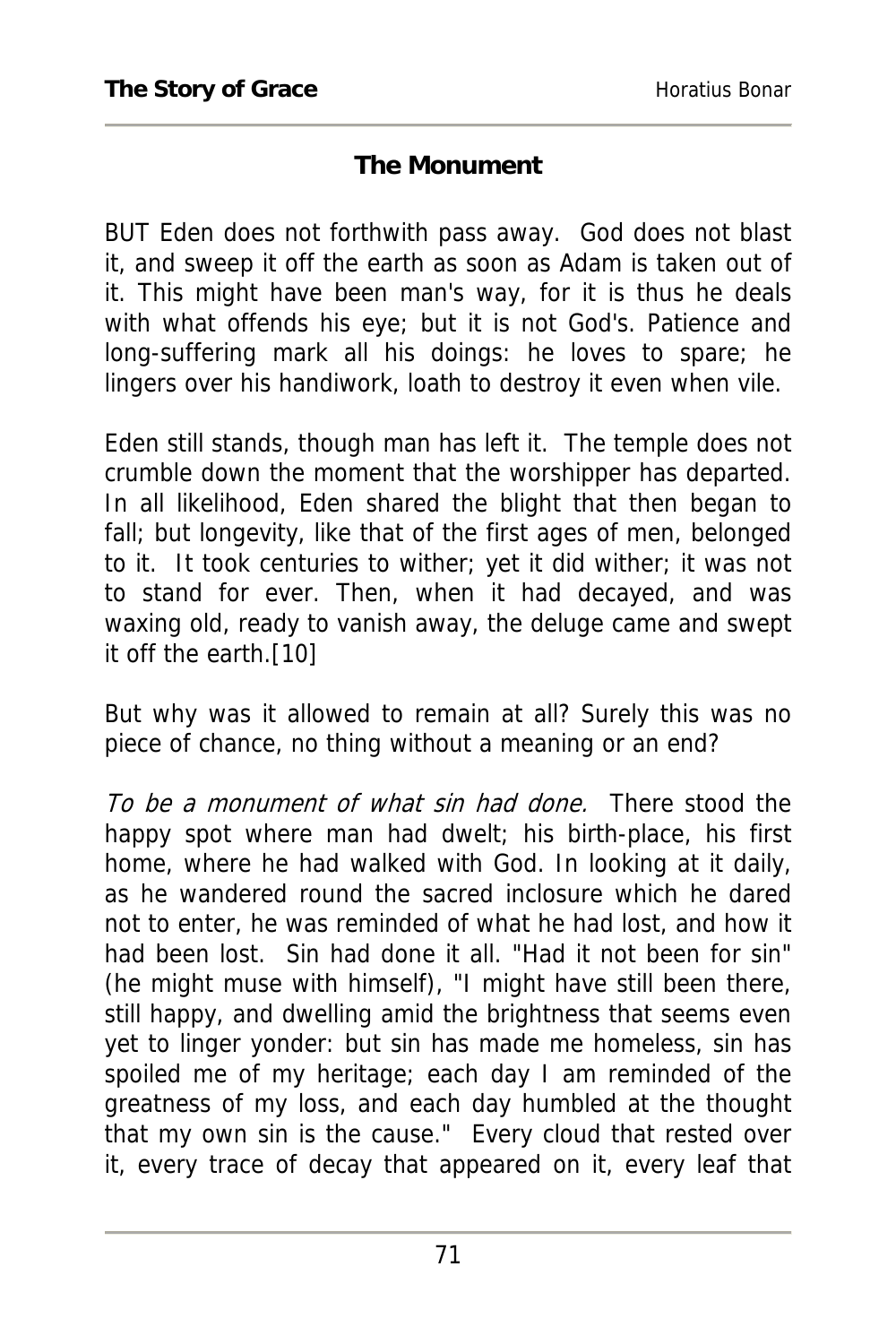## The Monument

BUT Eden does not forthwith pass away. God does not blast it, and sweep it off the earth as soon as Adam is taken out of it. This might have been man's way, for it is thus he deals with what offends his eye; but it is not God's. Patience and long-suffering mark all his doings: he loves to spare; he lingers over his handiwork, loath to destroy it even when vile.

Eden still stands, though man has left it. The temple does not crumble down the moment that the worshipper has departed. In all likelihood, Eden shared the blight that then began to fall; but longevity, like that of the first ages of men, belonged to it. It took centuries to wither; yet it did wither; it was not to stand for ever. Then, when it had decayed, and was waxing old, ready to vanish away, the deluge came and swept it off the earth.[10]

But why was it allowed to remain at all? Surely this was no piece of chance, no thing without a meaning or an end?

*To be a monument of what sin had done.* There stood the happy spot where man had dwelt; his birth-place, his first home, where he had walked with God. In looking at it daily, as he wandered round the sacred inclosure which he dared not to enter, he was reminded of what he had lost, and how it had been lost. Sin had done it all. "Had it not been for sin" (he might muse with himself), "I might have still been there, still happy, and dwelling amid the brightness that seems even yet to linger yonder: but sin has made me homeless, sin has spoiled me of my heritage; each day I am reminded of the greatness of my loss, and each day humbled at the thought that my own sin is the cause." Every cloud that rested over it, every trace of decay that appeared on it, every leaf that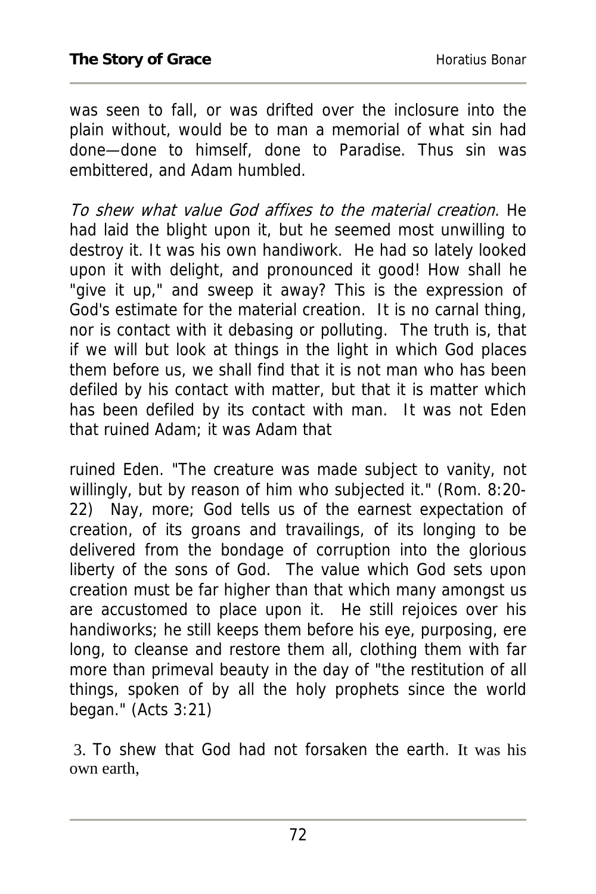was seen to fall, or was drifted over the inclosure into the plain without, would be to man a memorial of what sin had done—done to himself, done to Paradise. Thus sin was embittered, and Adam humbled.

*To shew what value God affixes to the material creation.* He had laid the blight upon it, but he seemed most unwilling to destroy it. It was his own handiwork. He had so lately looked upon it with delight, and pronounced it good! How shall he "give it up," and sweep it away? This is the expression of God's estimate for the material creation. It is no carnal thing, nor is contact with it debasing or polluting. The truth is, that if we will but look at things in the light in which God places them before us, we shall find that it is not man who has been defiled by his contact with matter, but that it is matter which has been defiled by its contact with man. It was not Eden that ruined Adam; it was Adam that ruined Eden. "The creature was made subject to vanity, not willingly, but by reason of him who subjected it." (Rom. 8:20-22) Nay, more; God tells us of the earnest expectation of creation, of its groans and travailings, of its longing to be delivered from the bondage of corruption into the glorious liberty of the sons of God. The value which God sets upon creation must be far higher than that which many amongst us are accustomed to place upon it. He still rejoices over his handiworks; he still keeps them before his eye, purposing, ere long, to cleanse and restore them all, clothing them with far more than primeval beauty in the day of "the restitution of all things, spoken of by all the holy prophets since the world began." (Acts 3:21)

3. To shew that God had not forsaken the earth. It was his own earth,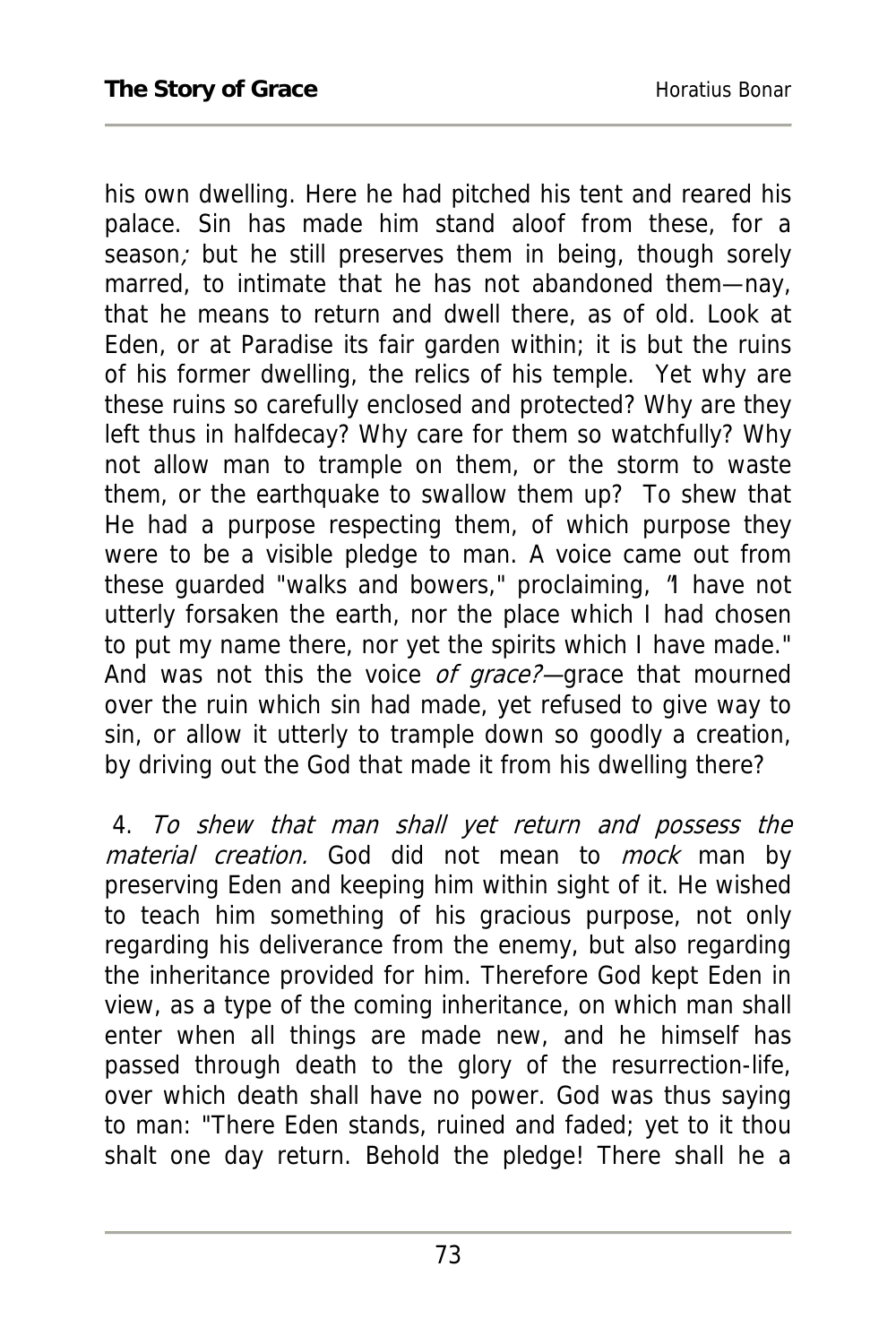his own dwelling. Here he had pitched his tent and reared his palace. Sin has made him stand aloof from these, for a season; but he still preserves them in being, though sorely marred, to intimate that he has not abandoned them—nay, that he means to return and dwell there, as of old. Look at Eden, or at Paradise its fair garden within; it is but the ruins of his former dwelling, the relics of his temple. Yet why are these ruins so carefully enclosed and protected? Why are they left thus in halfdecay? Why care for them so watchfully? Why not allow man to trample on them, or the storm to waste them, or the earthquake to swallow them up? To shew that He had a purpose respecting them, of which purpose they were to be a visible pledge to man. A voice came out from these guarded "walks and bowers," proclaiming, "I have not utterly forsaken the earth, nor the place which I had chosen to put my name there, nor yet the spirits which I have made." And was not this the voice *of grace?*—grace that mourned over the ruin which sin had made, yet refused to give way to sin, or allow it utterly to trample down so goodly a creation, by driving out the God that made it from his dwelling there?

4. *To shew that man shall yet return and possess the material creation.* God did not mean to *mock* man by preserving Eden and keeping him within sight of it. He wished to teach him something of his gracious purpose, not only regarding his deliverance from the enemy, but also regarding the inheritance provided for him. Therefore God kept Eden in view, as a type of the coming inheritance, on which man shall enter when all things are made new, and he himself has passed through death to the glory of the resurrection-life, over which death shall have no power. God was thus saying to man: "There Eden stands, ruined and faded; yet to it thou shalt one day return. Behold the pledge! There shall he a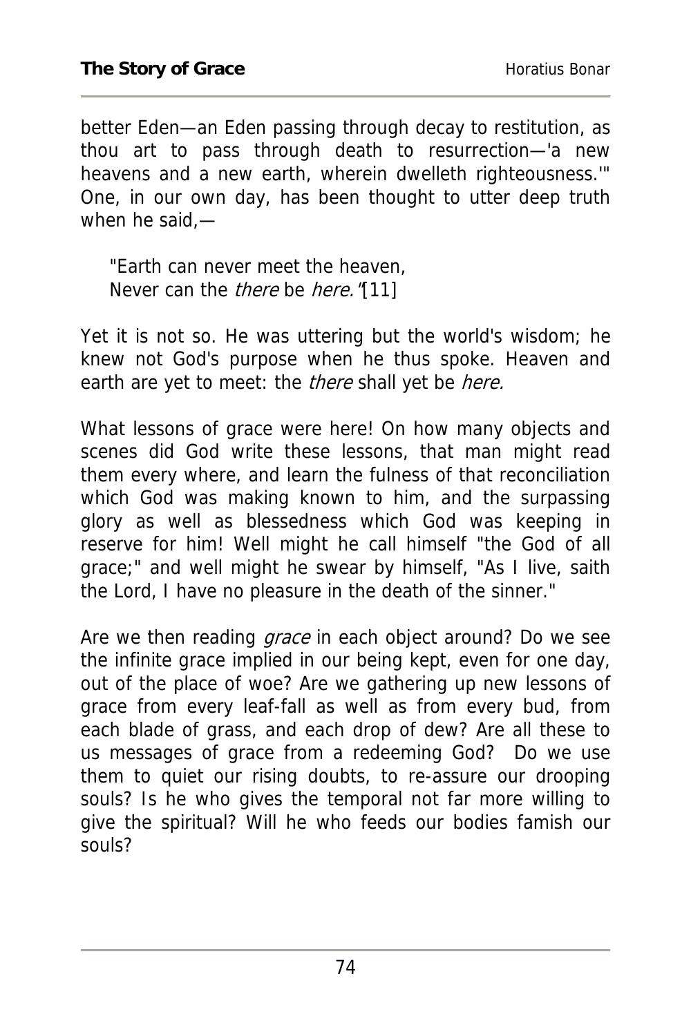better Eden—an Eden passing through decay to restitution, as thou art to pass through death to resurrection—'a new heavens and a new earth, wherein dwelleth righteousness.'" One, in our own day, has been thought to utter deep truth when he said,—

> "Earth can never meet the heaven,
> Never can the *there* be *here.*"[11]

Yet it is not so. He was uttering but the world's wisdom; he knew not God's purpose when he thus spoke. Heaven and earth are yet to meet: the *there* shall yet be *here.*

What lessons of grace were here! On how many objects and scenes did God write these lessons, that man might read them every where, and learn the fulness of that reconciliation which God was making known to him, and the surpassing glory as well as blessedness which God was keeping in reserve for him! Well might he call himself "the God of all grace;" and well might he swear by himself, "As I live, saith the Lord, I have no pleasure in the death of the sinner."

Are we then reading *grace* in each object around? Do we see the infinite grace implied in our being kept, even for one day, out of the place of woe? Are we gathering up new lessons of grace from every leaf-fall as well as from every bud, from each blade of grass, and each drop of dew? Are all these to us messages of grace from a redeeming God? Do we use them to quiet our rising doubts, to re-assure our drooping souls? Is he who gives the temporal not far more willing to give the spiritual? Will he who feeds our bodies famish our souls?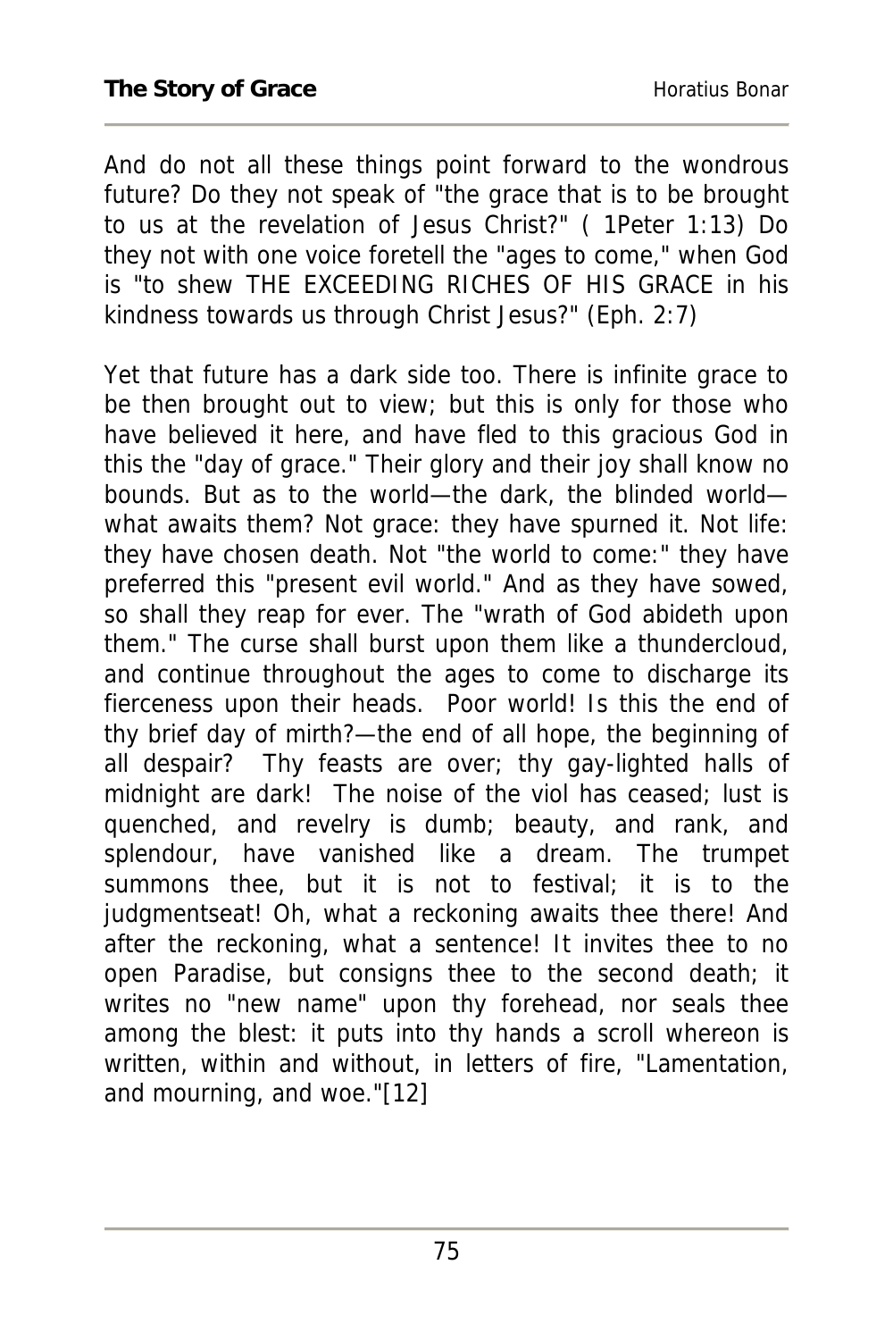And do not all these things point forward to the wondrous future? Do they not speak of "the grace that is to be brought to us at the revelation of Jesus Christ?" ( 1Peter 1:13) Do they not with one voice foretell the "ages to come," when God is "to shew THE EXCEEDING RICHES OF HIS GRACE in his kindness towards us through Christ Jesus?" (Eph. 2:7)

Yet that future has a dark side too. There is infinite grace to be then brought out to view; but this is only for those who have believed it here, and have fled to this gracious God in this the "day of grace." Their glory and their joy shall know no bounds. But as to the world—the dark, the blinded world—what awaits them? Not grace: they have spurned it. Not life: they have chosen death. Not "the world to come:" they have preferred this "present evil world." And as they have sowed, so shall they reap for ever. The "wrath of God abideth upon them." The curse shall burst upon them like a thundercloud, and continue throughout the ages to come to discharge its fierceness upon their heads. Poor world! Is this the end of thy brief day of mirth?—the end of all hope, the beginning of all despair? Thy feasts are over; thy gay-lighted halls of midnight are dark! The noise of the viol has ceased; lust is quenched, and revelry is dumb; beauty, and rank, and splendour, have vanished like a dream. The trumpet summons thee, but it is not to festival; it is to the judgmentseat! Oh, what a reckoning awaits thee there! And after the reckoning, what a sentence! It invites thee to no open Paradise, but consigns thee to the second death; it writes no "new name" upon thy forehead, nor seals thee among the blest: it puts into thy hands a scroll whereon is written, within and without, in letters of fire, "Lamentation, and mourning, and woe."[12]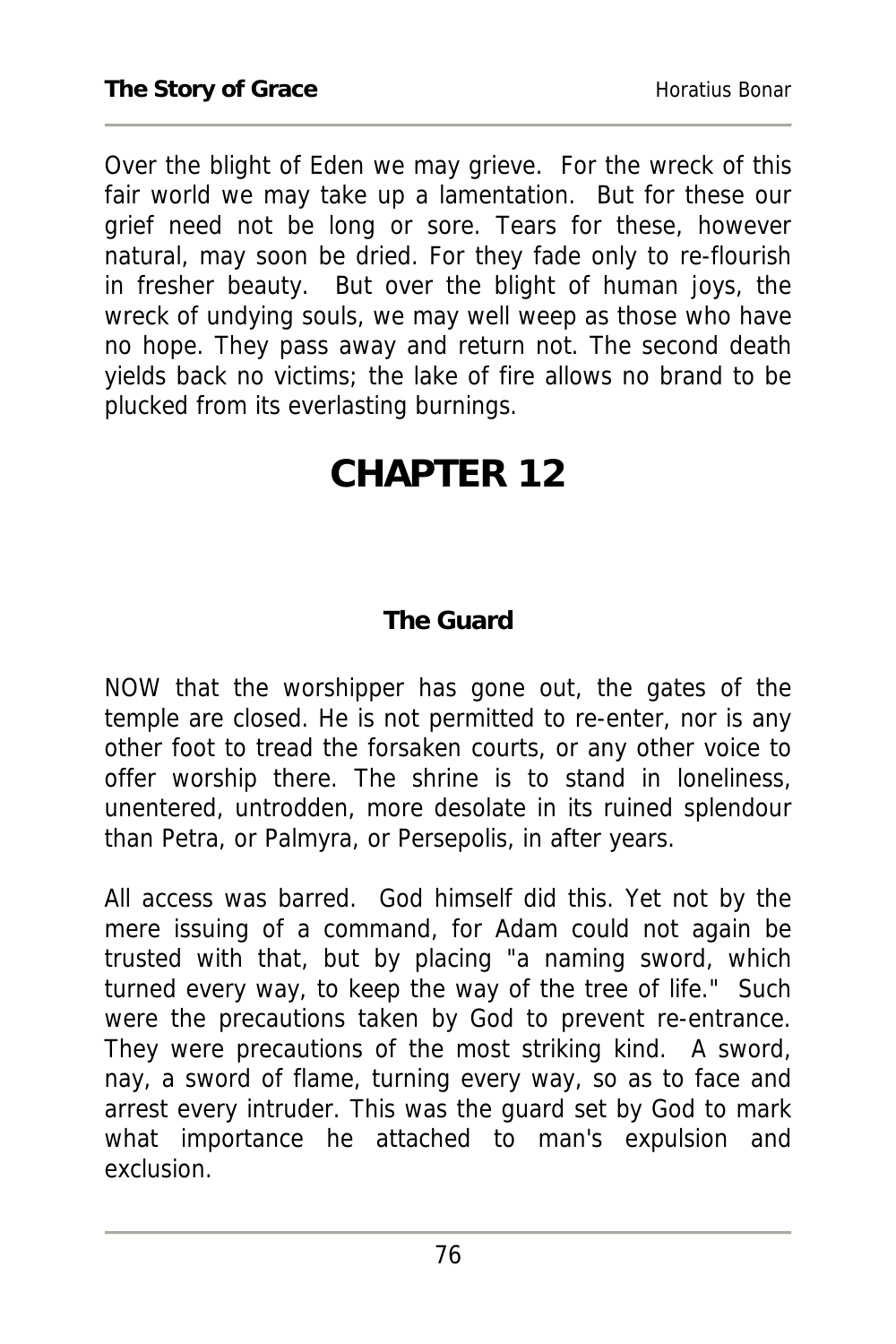Over the blight of Eden we may grieve. For the wreck of this fair world we may take up a lamentation. But for these our grief need not be long or sore. Tears for these, however natural, may soon be dried. For they fade only to re-flourish in fresher beauty. But over the blight of human joys, the wreck of undying souls, we may well weep as those who have no hope. They pass away and return not. The second death yields back no victims; the lake of fire allows no brand to be plucked from its everlasting burnings.

# CHAPTER 12

### The Guard

NOW that the worshipper has gone out, the gates of the temple are closed. He is not permitted to re-enter, nor is any other foot to tread the forsaken courts, or any other voice to offer worship there. The shrine is to stand in loneliness, unentered, untrodden, more desolate in its ruined splendour than Petra, or Palmyra, or Persepolis, in after years.

All access was barred. God himself did this. Yet not by the mere issuing of a command, for Adam could not again be trusted with that, but by placing "a naming sword, which turned every way, to keep the way of the tree of life." Such were the precautions taken by God to prevent re-entrance. They were precautions of the most striking kind. A sword, nay, a sword of flame, turning every way, so as to face and arrest every intruder. This was the guard set by God to mark what importance he attached to man's expulsion and exclusion.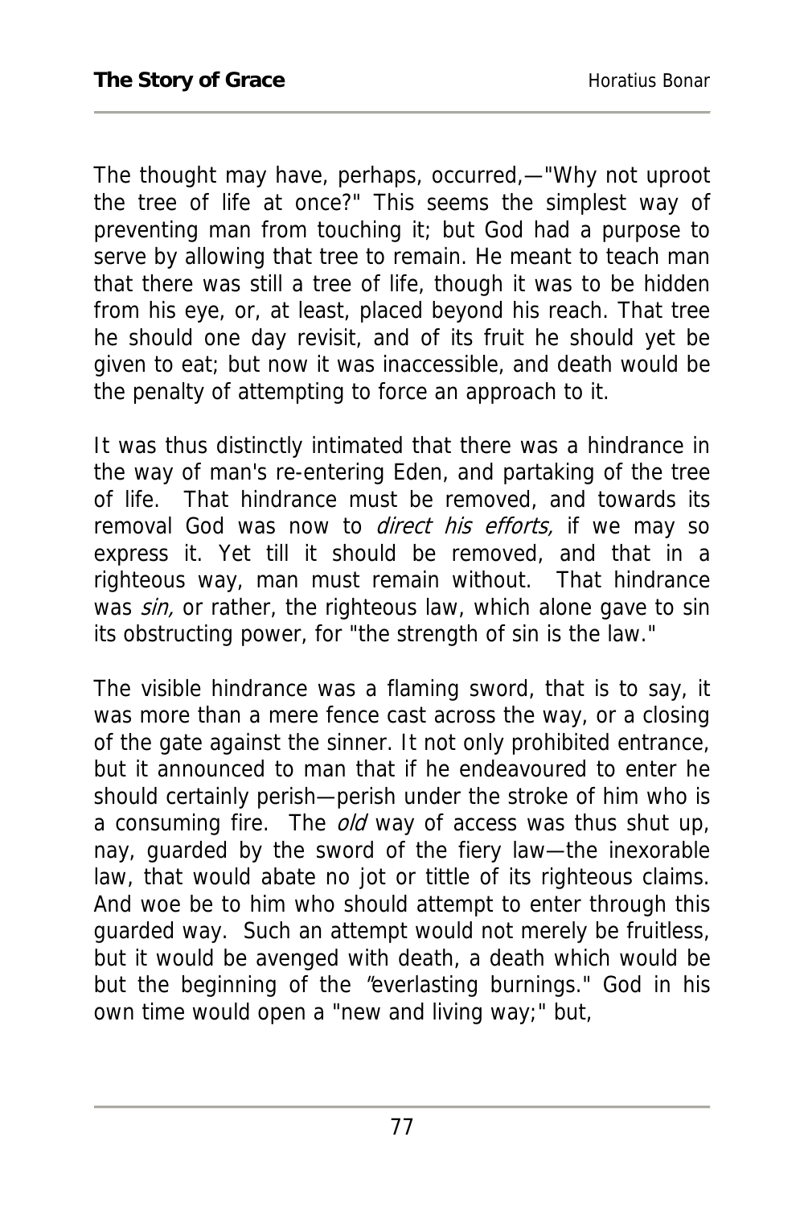The thought may have, perhaps, occurred,—"Why not uproot the tree of life at once?" This seems the simplest way of preventing man from touching it; but God had a purpose to serve by allowing that tree to remain. He meant to teach man that there was still a tree of life, though it was to be hidden from his eye, or, at least, placed beyond his reach. That tree he should one day revisit, and of its fruit he should yet be given to eat; but now it was inaccessible, and death would be the penalty of attempting to force an approach to it.

It was thus distinctly intimated that there was a hindrance in the way of man's re-entering Eden, and partaking of the tree of life. That hindrance must be removed, and towards its removal God was now to *direct his efforts,* if we may so express it. Yet till it should be removed, and that in a righteous way, man must remain without. That hindrance was *sin,* or rather, the righteous law, which alone gave to sin its obstructing power, for "the strength of sin is the law."

The visible hindrance was a flaming sword, that is to say, it was more than a mere fence cast across the way, or a closing of the gate against the sinner. It not only prohibited entrance, but it announced to man that if he endeavoured to enter he should certainly perish—perish under the stroke of him who is a consuming fire. The *old* way of access was thus shut up, nay, guarded by the sword of the fiery law—the inexorable law, that would abate no jot or tittle of its righteous claims. And woe be to him who should attempt to enter through this guarded way. Such an attempt would not merely be fruitless, but it would be avenged with death, a death which would be but the beginning of the "everlasting burnings." God in his own time would open a "new and living way;" but,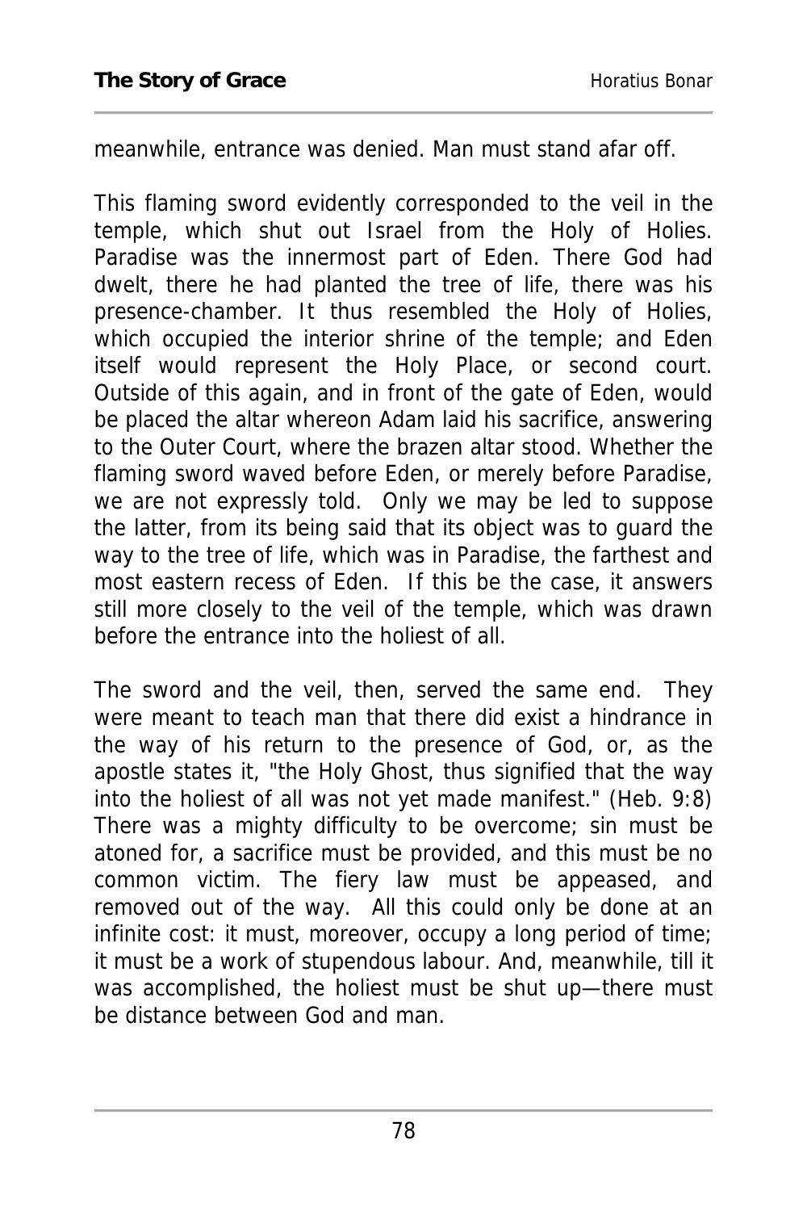meanwhile, entrance was denied. Man must stand afar off.

This flaming sword evidently corresponded to the veil in the temple, which shut out Israel from the Holy of Holies. Paradise was the innermost part of Eden. There God had dwelt, there he had planted the tree of life, there was his presence-chamber. It thus resembled the Holy of Holies, which occupied the interior shrine of the temple; and Eden itself would represent the Holy Place, or second court. Outside of this again, and in front of the gate of Eden, would be placed the altar whereon Adam laid his sacrifice, answering to the Outer Court, where the brazen altar stood. Whether the flaming sword waved before Eden, or merely before Paradise, we are not expressly told. Only we may be led to suppose the latter, from its being said that its object was to guard the way to the tree of life, which was in Paradise, the farthest and most eastern recess of Eden. If this be the case, it answers still more closely to the veil of the temple, which was drawn before the entrance into the holiest of all.

The sword and the veil, then, served the same end. They were meant to teach man that there did exist a hindrance in the way of his return to the presence of God, or, as the apostle states it, "the Holy Ghost, thus signified that the way into the holiest of all was not yet made manifest." (Heb. 9:8) There was a mighty difficulty to be overcome; sin must be atoned for, a sacrifice must be provided, and this must be no common victim. The fiery law must be appeased, and removed out of the way. All this could only be done at an infinite cost: it must, moreover, occupy a long period of time; it must be a work of stupendous labour. And, meanwhile, till it was accomplished, the holiest must be shut up—there must be distance between God and man.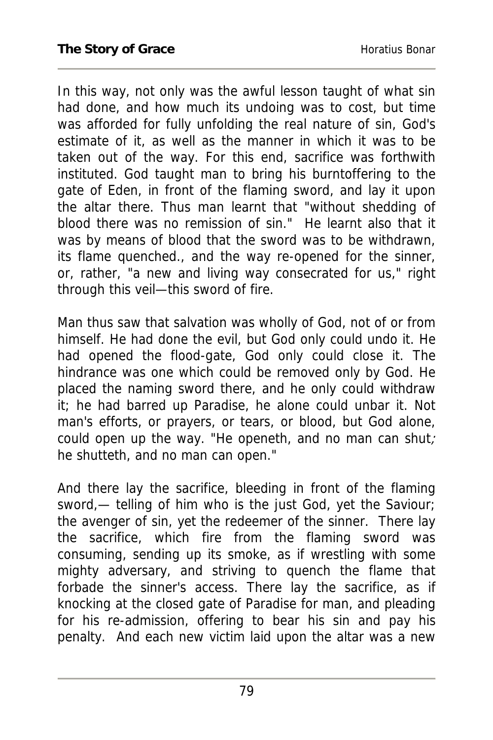In this way, not only was the awful lesson taught of what sin had done, and how much its undoing was to cost, but time was afforded for fully unfolding the real nature of sin, God's estimate of it, as well as the manner in which it was to be taken out of the way. For this end, sacrifice was forthwith instituted. God taught man to bring his burntoffering to the gate of Eden, in front of the flaming sword, and lay it upon the altar there. Thus man learnt that "without shedding of blood there was no remission of sin." He learnt also that it was by means of blood that the sword was to be withdrawn, its flame quenched., and the way re-opened for the sinner, or, rather, "a new and living way consecrated for us," right through this veil—this sword of fire.

Man thus saw that salvation was wholly of God, not of or from himself. He had done the evil, but God only could undo it. He had opened the flood-gate, God only could close it. The hindrance was one which could be removed only by God. He placed the naming sword there, and he only could withdraw it; he had barred up Paradise, he alone could unbar it. Not man's efforts, or prayers, or tears, or blood, but God alone, could open up the way. "He openeth, and no man can shut; he shutteth, and no man can open."

And there lay the sacrifice, bleeding in front of the flaming sword,— telling of him who is the just God, yet the Saviour; the avenger of sin, yet the redeemer of the sinner. There lay the sacrifice, which fire from the flaming sword was consuming, sending up its smoke, as if wrestling with some mighty adversary, and striving to quench the flame that forbade the sinner's access. There lay the sacrifice, as if knocking at the closed gate of Paradise for man, and pleading for his re-admission, offering to bear his sin and pay his penalty. And each new victim laid upon the altar was a new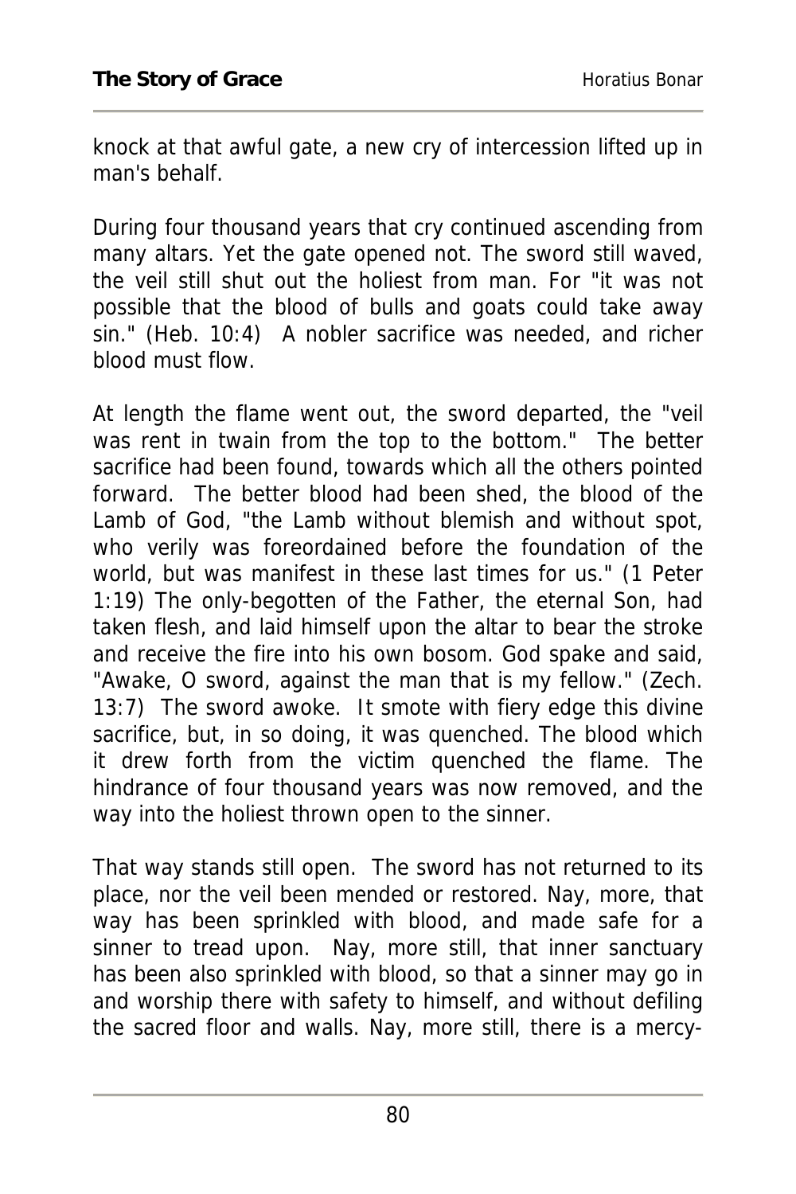knock at that awful gate, a new cry of intercession lifted up in man's behalf.

During four thousand years that cry continued ascending from many altars. Yet the gate opened not. The sword still waved, the veil still shut out the holiest from man. For "it was not possible that the blood of bulls and goats could take away sin." (Heb. 10:4) A nobler sacrifice was needed, and richer blood must flow.

At length the flame went out, the sword departed, the "veil was rent in twain from the top to the bottom." The better sacrifice had been found, towards which all the others pointed forward. The better blood had been shed, the blood of the Lamb of God, "the Lamb without blemish and without spot, who verily was foreordained before the foundation of the world, but was manifest in these last times for us." (1 Peter 1:19) The only-begotten of the Father, the eternal Son, had taken flesh, and laid himself upon the altar to bear the stroke and receive the fire into his own bosom. God spake and said, "Awake, O sword, against the man that is my fellow." (Zech. 13:7) The sword awoke. It smote with fiery edge this divine sacrifice, but, in so doing, it was quenched. The blood which it drew forth from the victim quenched the flame. The hindrance of four thousand years was now removed, and the way into the holiest thrown open to the sinner.

That way stands still open. The sword has not returned to its place, nor the veil been mended or restored. Nay, more, that way has been sprinkled with blood, and made safe for a sinner to tread upon. Nay, more still, that inner sanctuary has been also sprinkled with blood, so that a sinner may go in and worship there with safety to himself, and without defiling the sacred floor and walls. Nay, more still, there is a mercy-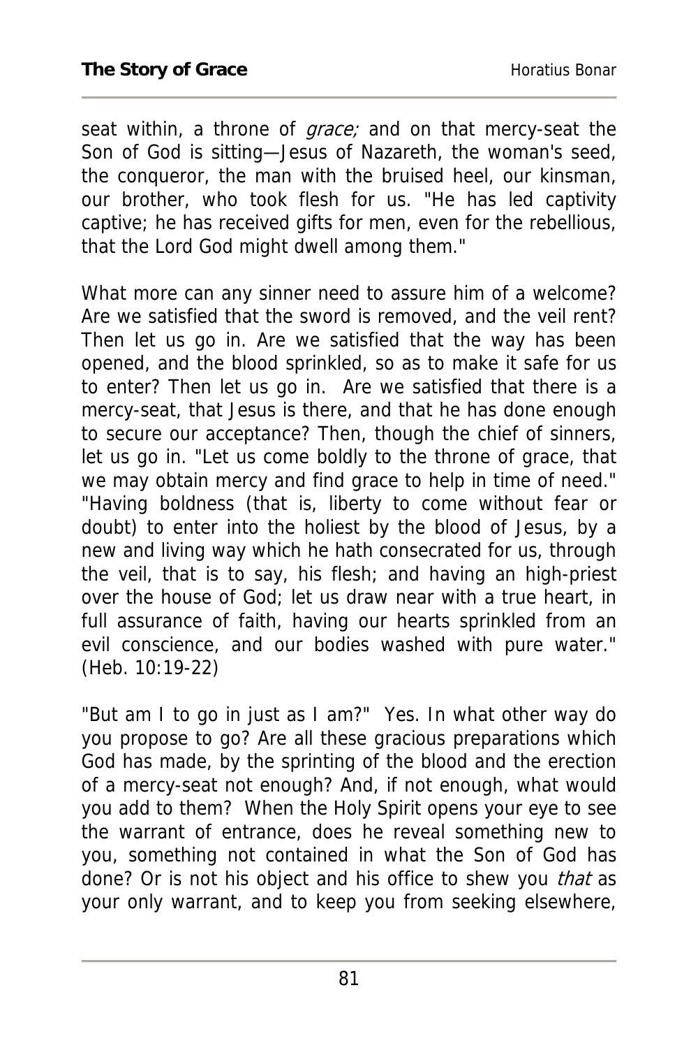seat within, a throne of *grace;* and on that mercy-seat the Son of God is sitting—Jesus of Nazareth, the woman's seed, the conqueror, the man with the bruised heel, our kinsman, our brother, who took flesh for us. "He has led captivity captive; he has received gifts for men, even for the rebellious, that the Lord God might dwell among them."

What more can any sinner need to assure him of a welcome? Are we satisfied that the sword is removed, and the veil rent? Then let us go in. Are we satisfied that the way has been opened, and the blood sprinkled, so as to make it safe for us to enter? Then let us go in. Are we satisfied that there is a mercy-seat, that Jesus is there, and that he has done enough to secure our acceptance? Then, though the chief of sinners, let us go in. "Let us come boldly to the throne of grace, that we may obtain mercy and find grace to help in time of need." "Having boldness (that is, liberty to come without fear or doubt) to enter into the holiest by the blood of Jesus, by a new and living way which he hath consecrated for us, through the veil, that is to say, his flesh; and having an high-priest over the house of God; let us draw near with a true heart, in full assurance of faith, having our hearts sprinkled from an evil conscience, and our bodies washed with pure water." (Heb. 10:19-22)

"But am I to go in just as I am?" Yes. In what other way do you propose to go? Are all these gracious preparations which God has made, by the sprinting of the blood and the erection of a mercy-seat not enough? And, if not enough, what would you add to them? When the Holy Spirit opens your eye to see the warrant of entrance, does he reveal something new to you, something not contained in what the Son of God has done? Or is not his object and his office to shew you *that* as your only warrant, and to keep you from seeking elsewhere,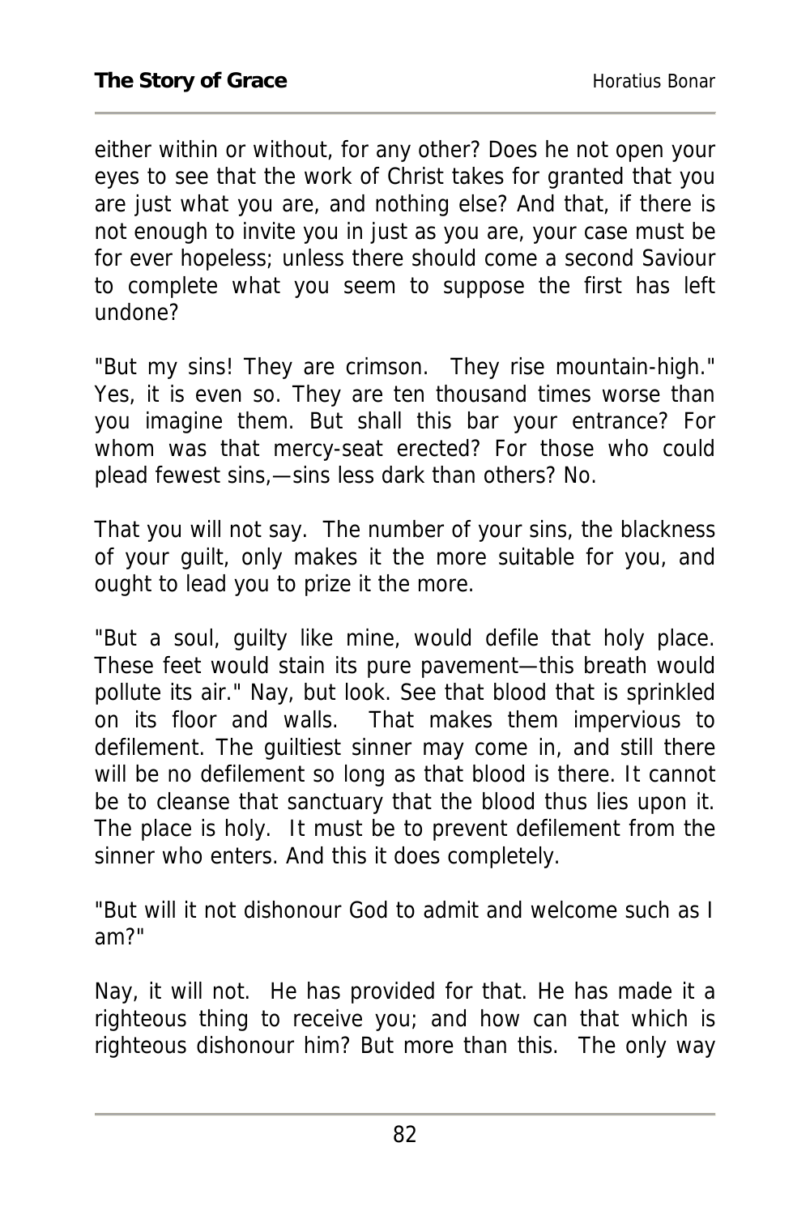either within or without, for any other? Does he not open your eyes to see that the work of Christ takes for granted that you are just what you are, and nothing else? And that, if there is not enough to invite you in just as you are, your case must be for ever hopeless; unless there should come a second Saviour to complete what you seem to suppose the first has left undone?

"But my sins! They are crimson. They rise mountain-high." Yes, it is even so. They are ten thousand times worse than you imagine them. But shall this bar your entrance? For whom was that mercy-seat erected? For those who could plead fewest sins,—sins less dark than others? No.

That you will not say. The number of your sins, the blackness of your guilt, only makes it the more suitable for you, and ought to lead you to prize it the more.

"But a soul, guilty like mine, would defile that holy place. These feet would stain its pure pavement—this breath would pollute its air." Nay, but look. See that blood that is sprinkled on its floor and walls. That makes them impervious to defilement. The guiltiest sinner may come in, and still there will be no defilement so long as that blood is there. It cannot be to cleanse that sanctuary that the blood thus lies upon it. The place is holy. It must be to prevent defilement from the sinner who enters. And this it does completely.

"But will it not dishonour God to admit and welcome such as I am?"

Nay, it will not. He has provided for that. He has made it a righteous thing to receive you; and how can that which is righteous dishonour him? But more than this. The only way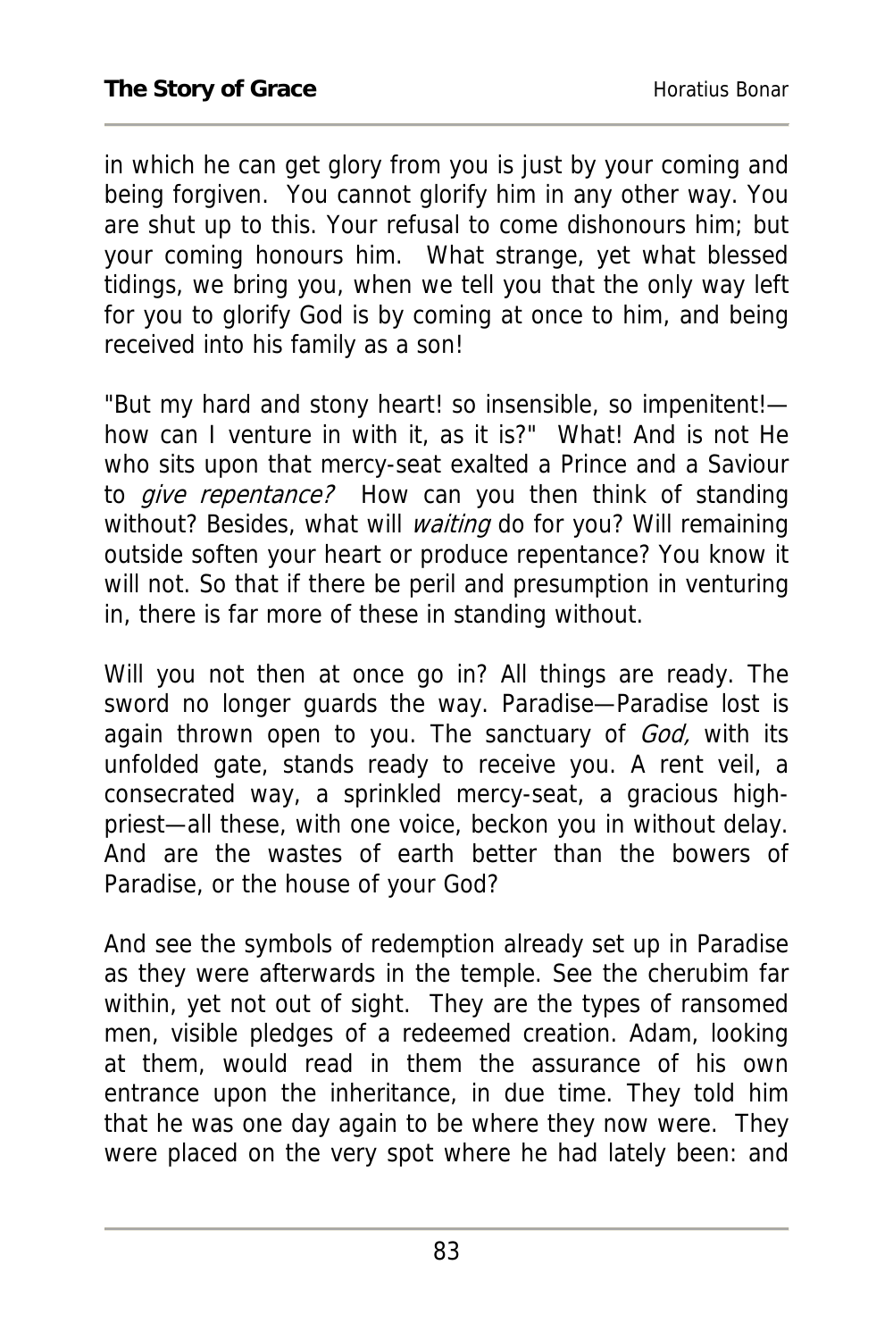in which he can get glory from you is just by your coming and being forgiven. You cannot glorify him in any other way. You are shut up to this. Your refusal to come dishonours him; but your coming honours him. What strange, yet what blessed tidings, we bring you, when we tell you that the only way left for you to glorify God is by coming at once to him, and being received into his family as a son!

"But my hard and stony heart! so insensible, so impenitent!—how can I venture in with it, as it is?" What! And is not He who sits upon that mercy-seat exalted a Prince and a Saviour to *give repentance?* How can you then think of standing without? Besides, what will *waiting* do for you? Will remaining outside soften your heart or produce repentance? You know it will not. So that if there be peril and presumption in venturing in, there is far more of these in standing without.

Will you not then at once go in? All things are ready. The sword no longer guards the way. Paradise—Paradise lost is again thrown open to you. The sanctuary of *God,* with its unfolded gate, stands ready to receive you. A rent veil, a consecrated way, a sprinkled mercy-seat, a gracious high-priest—all these, with one voice, beckon you in without delay. And are the wastes of earth better than the bowers of Paradise, or the house of your God?

And see the symbols of redemption already set up in Paradise as they were afterwards in the temple. See the cherubim far within, yet not out of sight. They are the types of ransomed men, visible pledges of a redeemed creation. Adam, looking at them, would read in them the assurance of his own entrance upon the inheritance, in due time. They told him that he was one day again to be where they now were. They were placed on the very spot where he had lately been: and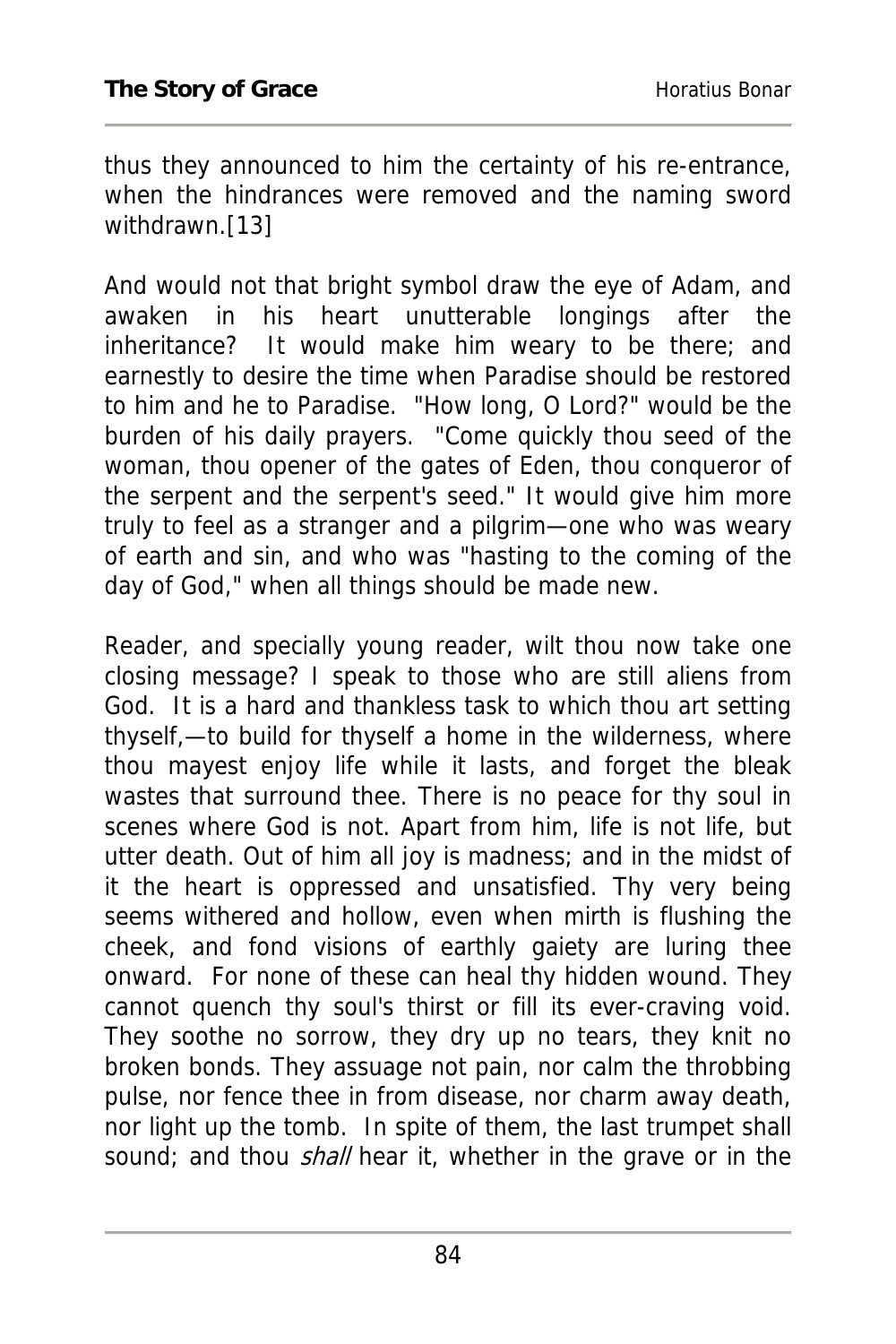thus they announced to him the certainty of his re-entrance, when the hindrances were removed and the naming sword withdrawn.[13]

And would not that bright symbol draw the eye of Adam, and awaken in his heart unutterable longings after the inheritance? It would make him weary to be there; and earnestly to desire the time when Paradise should be restored to him and he to Paradise. "How long, O Lord?" would be the burden of his daily prayers. "Come quickly thou seed of the woman, thou opener of the gates of Eden, thou conqueror of the serpent and the serpent's seed." It would give him more truly to feel as a stranger and a pilgrim—one who was weary of earth and sin, and who was "hasting to the coming of the day of God," when all things should be made new.

Reader, and specially young reader, wilt thou now take one closing message? I speak to those who are still aliens from God. It is a hard and thankless task to which thou art setting thyself,—to build for thyself a home in the wilderness, where thou mayest enjoy life while it lasts, and forget the bleak wastes that surround thee. There is no peace for thy soul in scenes where God is not. Apart from him, life is not life, but utter death. Out of him all joy is madness; and in the midst of it the heart is oppressed and unsatisfied. Thy very being seems withered and hollow, even when mirth is flushing the cheek, and fond visions of earthly gaiety are luring thee onward. For none of these can heal thy hidden wound. They cannot quench thy soul's thirst or fill its ever-craving void. They soothe no sorrow, they dry up no tears, they knit no broken bonds. They assuage not pain, nor calm the throbbing pulse, nor fence thee in from disease, nor charm away death, nor light up the tomb. In spite of them, the last trumpet shall sound; and thou *shall* hear it, whether in the grave or in the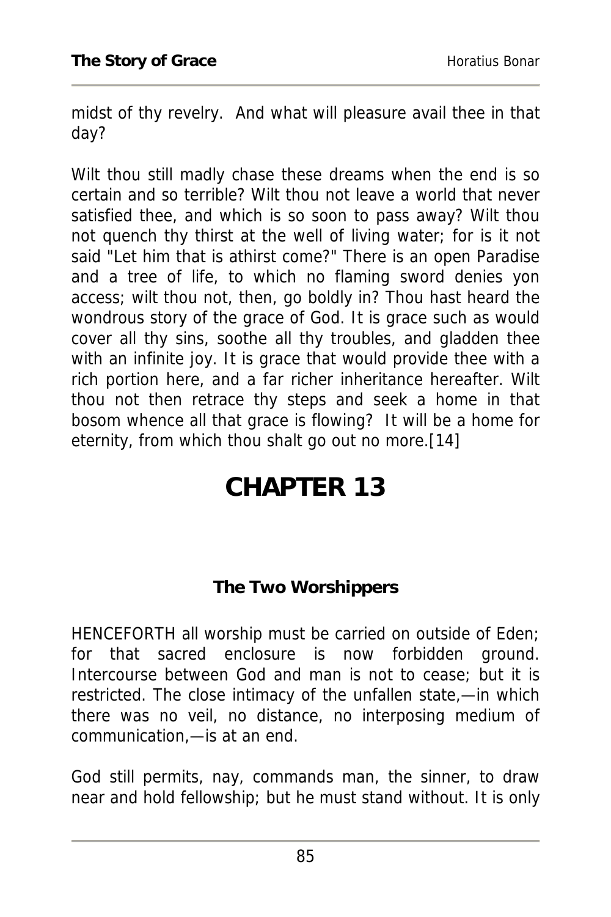midst of thy revelry. And what will pleasure avail thee in that day?

Wilt thou still madly chase these dreams when the end is so certain and so terrible? Wilt thou not leave a world that never satisfied thee, and which is so soon to pass away? Wilt thou not quench thy thirst at the well of living water; for is it not said "Let him that is athirst come?" There is an open Paradise and a tree of life, to which no flaming sword denies yon access; wilt thou not, then, go boldly in? Thou hast heard the wondrous story of the grace of God. It is grace such as would cover all thy sins, soothe all thy troubles, and gladden thee with an infinite joy. It is grace that would provide thee with a rich portion here, and a far richer inheritance hereafter. Wilt thou not then retrace thy steps and seek a home in that bosom whence all that grace is flowing? It will be a home for eternity, from which thou shalt go out no more.[14]

# CHAPTER 13

### The Two Worshippers

HENCEFORTH all worship must be carried on outside of Eden; for that sacred enclosure is now forbidden ground. Intercourse between God and man is not to cease; but it is restricted. The close intimacy of the unfallen state,—in which there was no veil, no distance, no interposing medium of communication,—is at an end.

God still permits, nay, commands man, the sinner, to draw near and hold fellowship; but he must stand without. It is only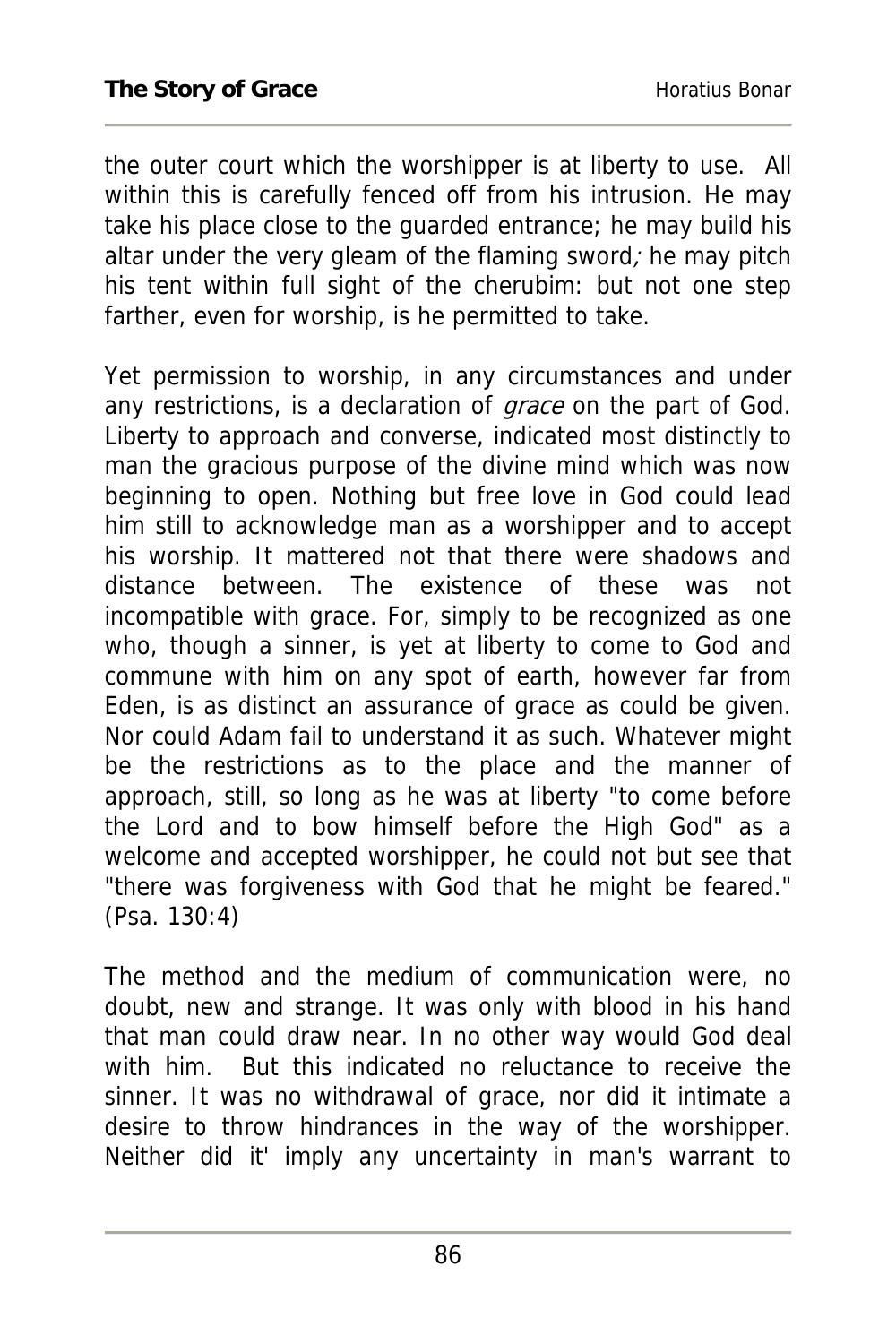the outer court which the worshipper is at liberty to use. All within this is carefully fenced off from his intrusion. He may take his place close to the guarded entrance; he may build his altar under the very gleam of the flaming sword; he may pitch his tent within full sight of the cherubim: but not one step farther, even for worship, is he permitted to take.

Yet permission to worship, in any circumstances and under any restrictions, is a declaration of *grace* on the part of God. Liberty to approach and converse, indicated most distinctly to man the gracious purpose of the divine mind which was now beginning to open. Nothing but free love in God could lead him still to acknowledge man as a worshipper and to accept his worship. It mattered not that there were shadows and distance between. The existence of these was not incompatible with grace. For, simply to be recognized as one who, though a sinner, is yet at liberty to come to God and commune with him on any spot of earth, however far from Eden, is as distinct an assurance of grace as could be given. Nor could Adam fail to understand it as such. Whatever might be the restrictions as to the place and the manner of approach, still, so long as he was at liberty "to come before the Lord and to bow himself before the High God" as a welcome and accepted worshipper, he could not but see that "there was forgiveness with God that he might be feared." (Psa. 130:4)

The method and the medium of communication were, no doubt, new and strange. It was only with blood in his hand that man could draw near. In no other way would God deal with him. But this indicated no reluctance to receive the sinner. It was no withdrawal of grace, nor did it intimate a desire to throw hindrances in the way of the worshipper. Neither did it' imply any uncertainty in man's warrant to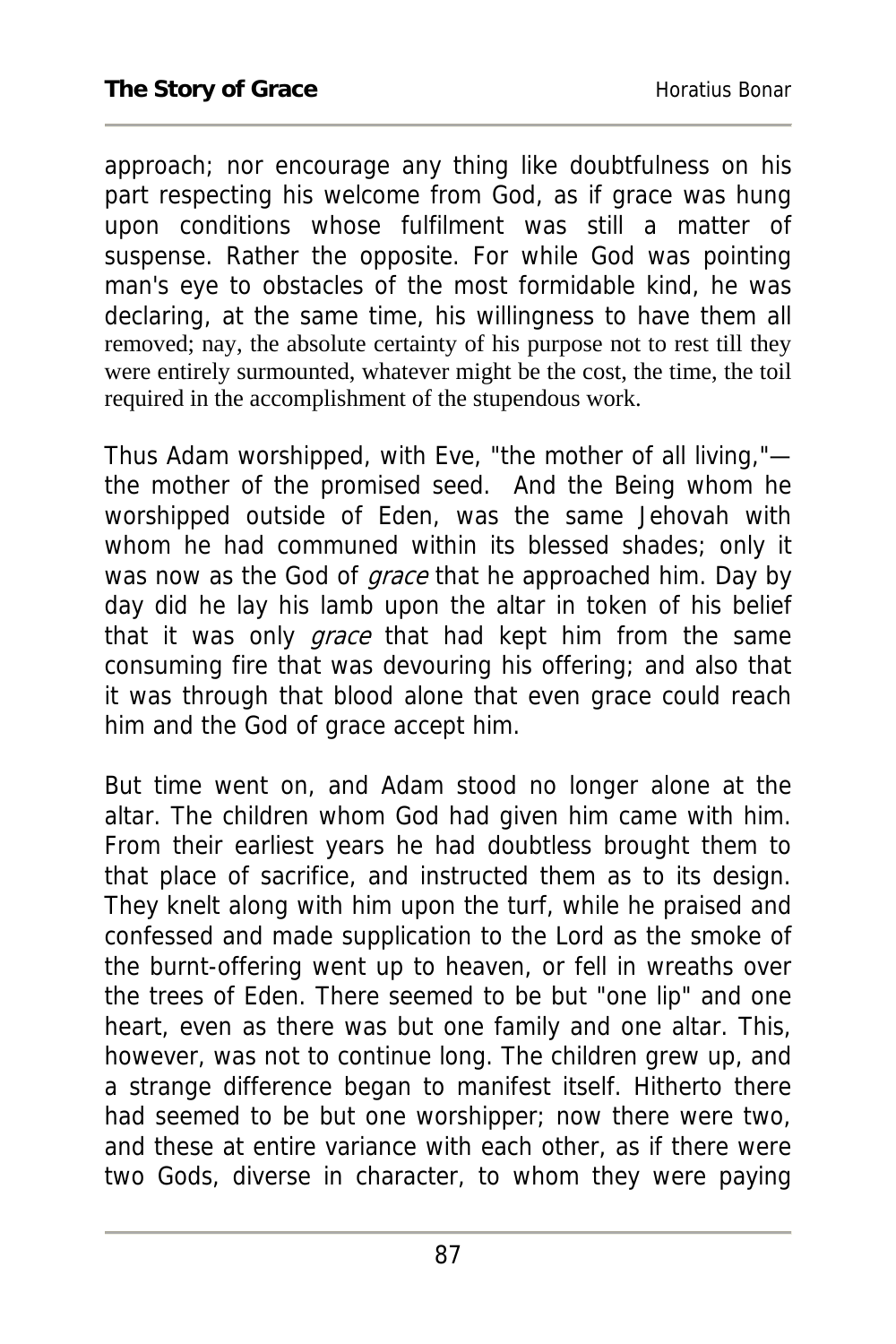approach; nor encourage any thing like doubtfulness on his part respecting his welcome from God, as if grace was hung upon conditions whose fulfilment was still a matter of suspense. Rather the opposite. For while God was pointing man's eye to obstacles of the most formidable kind, he was declaring, at the same time, his willingness to have them all removed; nay, the absolute certainty of his purpose not to rest till they were entirely surmounted, whatever might be the cost, the time, the toil required in the accomplishment of the stupendous work.

Thus Adam worshipped, with Eve, "the mother of all living,"—the mother of the promised seed. And the Being whom he worshipped outside of Eden, was the same Jehovah with whom he had communed within its blessed shades; only it was now as the God of *grace* that he approached him. Day by day did he lay his lamb upon the altar in token of his belief that it was only *grace* that had kept him from the same consuming fire that was devouring his offering; and also that it was through that blood alone that even grace could reach him and the God of grace accept him.

But time went on, and Adam stood no longer alone at the altar. The children whom God had given him came with him. From their earliest years he had doubtless brought them to that place of sacrifice, and instructed them as to its design. They knelt along with him upon the turf, while he praised and confessed and made supplication to the Lord as the smoke of the burnt-offering went up to heaven, or fell in wreaths over the trees of Eden. There seemed to be but "one lip" and one heart, even as there was but one family and one altar. This, however, was not to continue long. The children grew up, and a strange difference began to manifest itself. Hitherto there had seemed to be but one worshipper; now there were two, and these at entire variance with each other, as if there were two Gods, diverse in character, to whom they were paying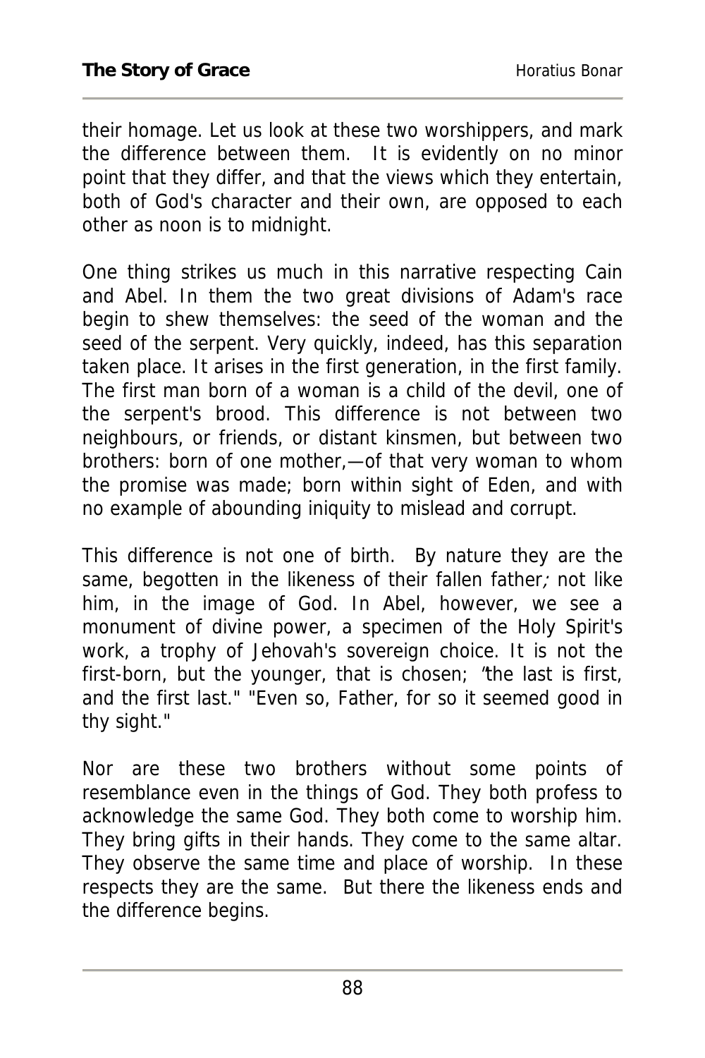their homage. Let us look at these two worshippers, and mark the difference between them. It is evidently on no minor point that they differ, and that the views which they entertain, both of God's character and their own, are opposed to each other as noon is to midnight.

One thing strikes us much in this narrative respecting Cain and Abel. In them the two great divisions of Adam's race begin to shew themselves: the seed of the woman and the seed of the serpent. Very quickly, indeed, has this separation taken place. It arises in the first generation, in the first family. The first man born of a woman is a child of the devil, one of the serpent's brood. This difference is not between two neighbours, or friends, or distant kinsmen, but between two brothers: born of one mother,—of that very woman to whom the promise was made; born within sight of Eden, and with no example of abounding iniquity to mislead and corrupt.

This difference is not one of birth. By nature they are the same, begotten in the likeness of their fallen father; not like him, in the image of God. In Abel, however, we see a monument of divine power, a specimen of the Holy Spirit's work, a trophy of Jehovah's sovereign choice. It is not the first-born, but the younger, that is chosen; "the last is first, and the first last." "Even so, Father, for so it seemed good in thy sight."

Nor are these two brothers without some points of resemblance even in the things of God. They both profess to acknowledge the same God. They both come to worship him. They bring gifts in their hands. They come to the same altar. They observe the same time and place of worship. In these respects they are the same. But there the likeness ends and the difference begins.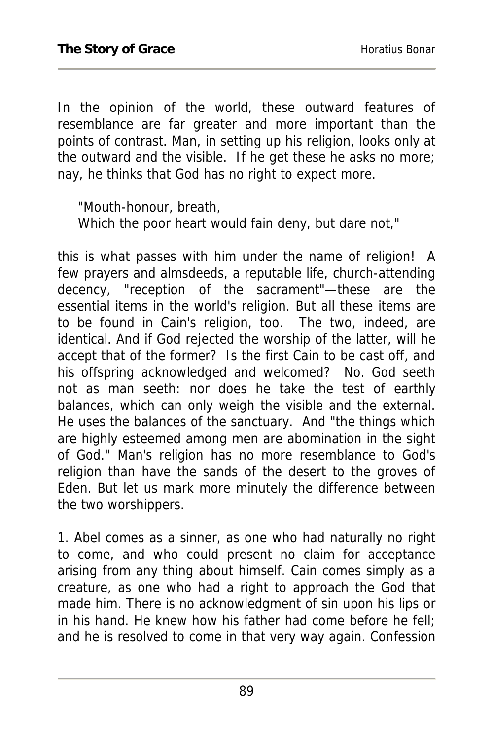In the opinion of the world, these outward features of resemblance are far greater and more important than the points of contrast. Man, in setting up his religion, looks only at the outward and the visible. If he get these he asks no more; nay, he thinks that God has no right to expect more.

> "Mouth-honour, breath,
> Which the poor heart would fain deny, but dare not,"

this is what passes with him under the name of religion! A few prayers and almsdeeds, a reputable life, church-attending decency, "reception of the sacrament"—these are the essential items in the world's religion. But all these items are to be found in Cain's religion, too. The two, indeed, are identical. And if God rejected the worship of the latter, will he accept that of the former? Is the first Cain to be cast off, and his offspring acknowledged and welcomed? No. God seeth not as man seeth: nor does he take the test of earthly balances, which can only weigh the visible and the external. He uses the balances of the sanctuary. And "the things which are highly esteemed among men are abomination in the sight of God." Man's religion has no more resemblance to God's religion than have the sands of the desert to the groves of Eden. But let us mark more minutely the difference between the two worshippers.

1. Abel comes as a sinner, as one who had naturally no right to come, and who could present no claim for acceptance arising from any thing about himself. Cain comes simply as a creature, as one who had a right to approach the God that made him. There is no acknowledgment of sin upon his lips or in his hand. He knew how his father had come before he fell; and he is resolved to come in that very way again. Confession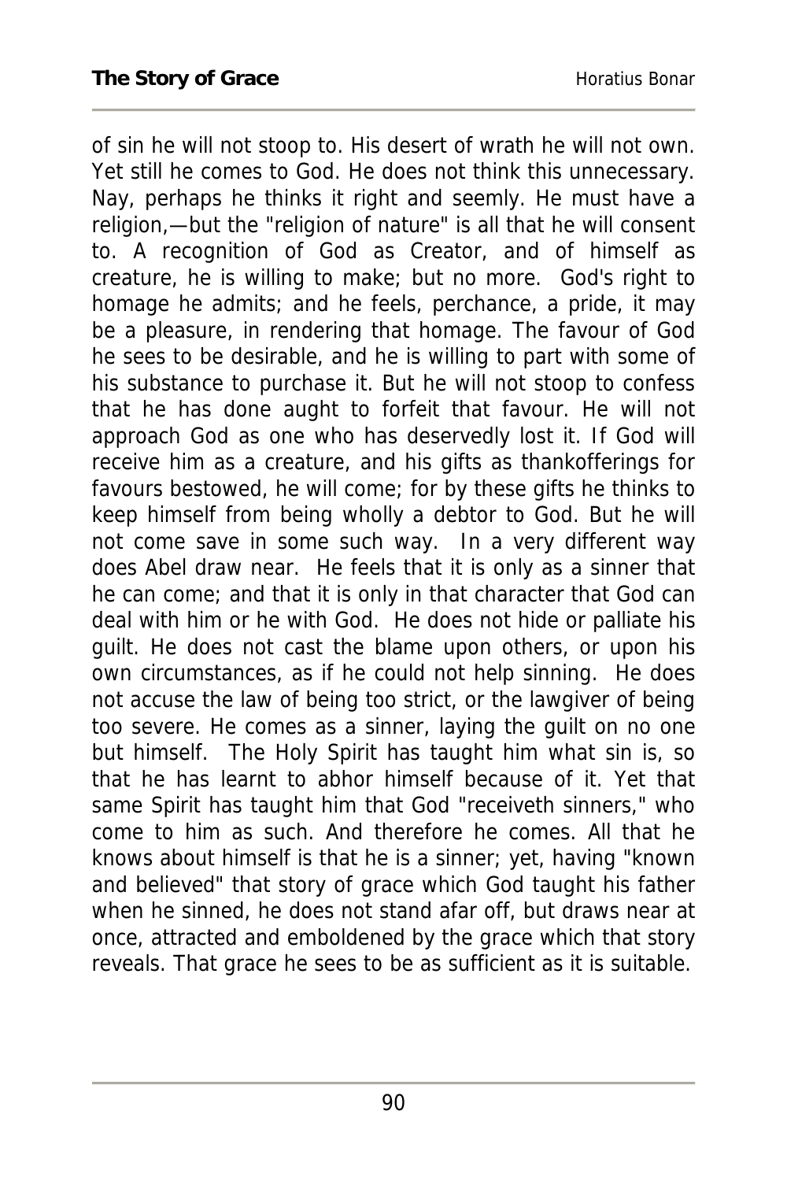of sin he will not stoop to. His desert of wrath he will not own. Yet still he comes to God. He does not think this unnecessary. Nay, perhaps he thinks it right and seemly. He must have a religion,—but the "religion of nature" is all that he will consent to. A recognition of God as Creator, and of himself as creature, he is willing to make; but no more. God's right to homage he admits; and he feels, perchance, a pride, it may be a pleasure, in rendering that homage. The favour of God he sees to be desirable, and he is willing to part with some of his substance to purchase it. But he will not stoop to confess that he has done aught to forfeit that favour. He will not approach God as one who has deservedly lost it. If God will receive him as a creature, and his gifts as thankofferings for favours bestowed, he will come; for by these gifts he thinks to keep himself from being wholly a debtor to God. But he will not come save in some such way. In a very different way does Abel draw near. He feels that it is only as a sinner that he can come; and that it is only in that character that God can deal with him or he with God. He does not hide or palliate his guilt. He does not cast the blame upon others, or upon his own circumstances, as if he could not help sinning. He does not accuse the law of being too strict, or the lawgiver of being too severe. He comes as a sinner, laying the guilt on no one but himself. The Holy Spirit has taught him what sin is, so that he has learnt to abhor himself because of it. Yet that same Spirit has taught him that God "receiveth sinners," who come to him as such. And therefore he comes. All that he knows about himself is that he is a sinner; yet, having "known and believed" that story of grace which God taught his father when he sinned, he does not stand afar off, but draws near at once, attracted and emboldened by the grace which that story reveals. That grace he sees to be as sufficient as it is suitable.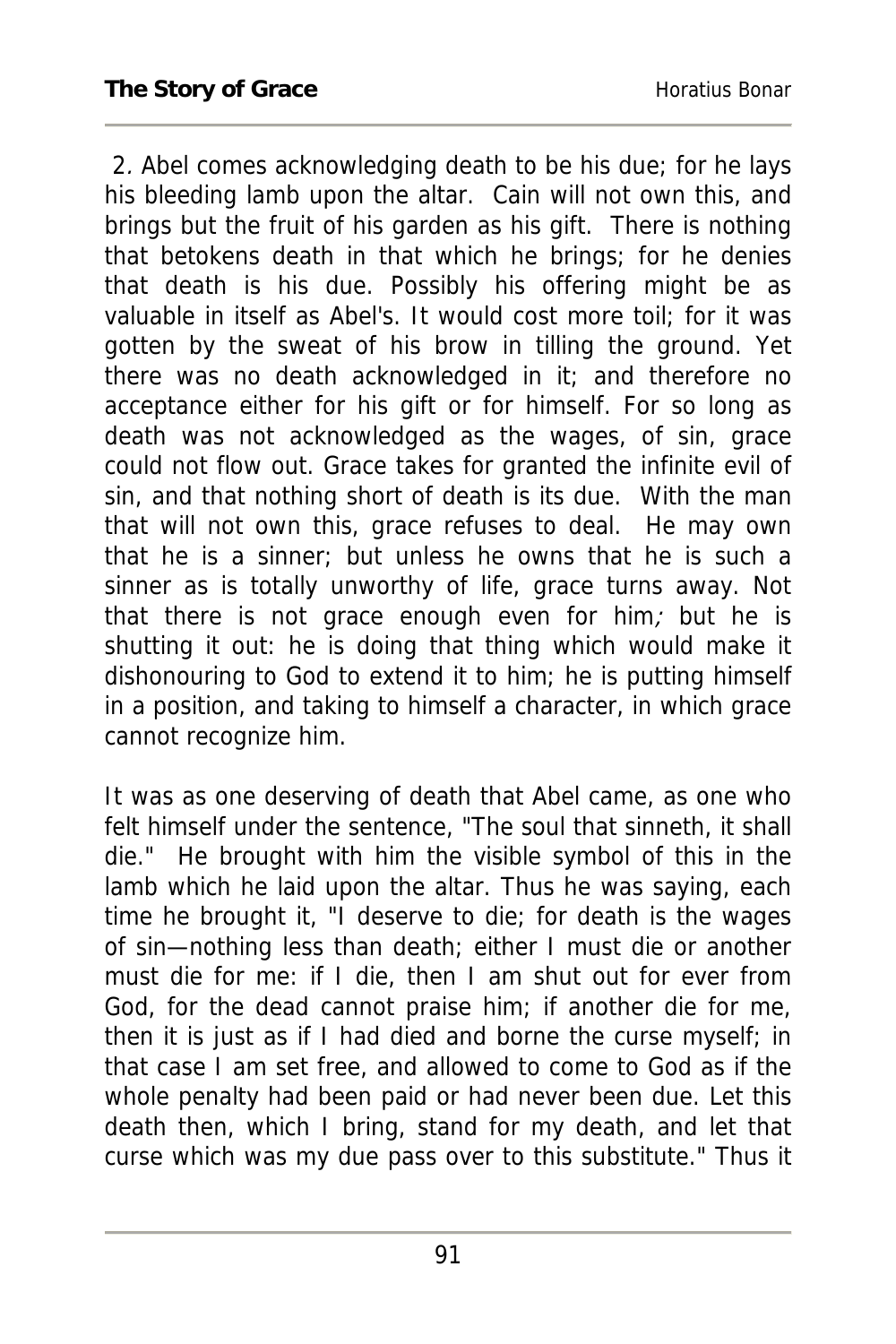2. Abel comes acknowledging death to be his due; for he lays his bleeding lamb upon the altar. Cain will not own this, and brings but the fruit of his garden as his gift. There is nothing that betokens death in that which he brings; for he denies that death is his due. Possibly his offering might be as valuable in itself as Abel's. It would cost more toil; for it was gotten by the sweat of his brow in tilling the ground. Yet there was no death acknowledged in it; and therefore no acceptance either for his gift or for himself. For so long as death was not acknowledged as the wages, of sin, grace could not flow out. Grace takes for granted the infinite evil of sin, and that nothing short of death is its due. With the man that will not own this, grace refuses to deal. He may own that he is a sinner; but unless he owns that he is such a sinner as is totally unworthy of life, grace turns away. Not that there is not grace enough even for him*;* but he is shutting it out: he is doing that thing which would make it dishonouring to God to extend it to him; he is putting himself in a position, and taking to himself a character, in which grace cannot recognize him.

It was as one deserving of death that Abel came, as one who felt himself under the sentence, "The soul that sinneth, it shall die." He brought with him the visible symbol of this in the lamb which he laid upon the altar. Thus he was saying, each time he brought it, "I deserve to die; for death is the wages of sin—nothing less than death; either I must die or another must die for me: if I die, then I am shut out for ever from God, for the dead cannot praise him; if another die for me, then it is just as if I had died and borne the curse myself; in that case I am set free, and allowed to come to God as if the whole penalty had been paid or had never been due. Let this death then, which I bring, stand for my death, and let that curse which was my due pass over to this substitute." Thus it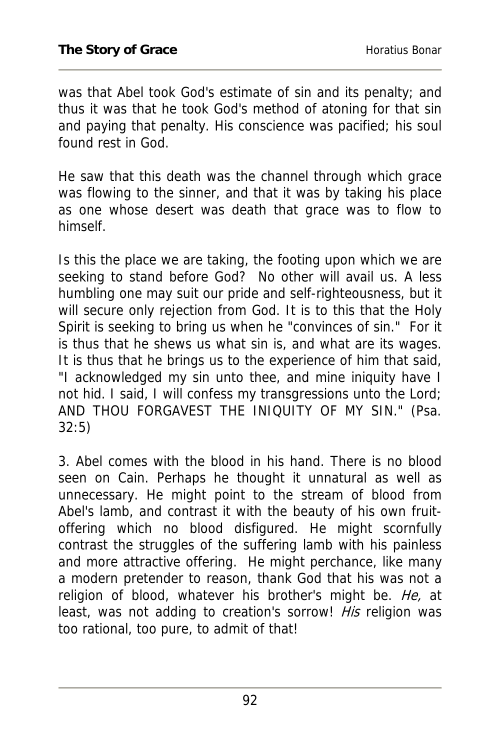was that Abel took God's estimate of sin and its penalty; and thus it was that he took God's method of atoning for that sin and paying that penalty. His conscience was pacified; his soul found rest in God.

He saw that this death was the channel through which grace was flowing to the sinner, and that it was by taking his place as one whose desert was death that grace was to flow to himself.

Is this the place we are taking, the footing upon which we are seeking to stand before God? No other will avail us. A less humbling one may suit our pride and self-righteousness, but it will secure only rejection from God. It is to this that the Holy Spirit is seeking to bring us when he "convinces of sin." For it is thus that he shews us what sin is, and what are its wages. It is thus that he brings us to the experience of him that said, "I acknowledged my sin unto thee, and mine iniquity have I not hid. I said, I will confess my transgressions unto the Lord; AND THOU FORGAVEST THE INIQUITY OF MY SIN." (Psa. 32:5)

3. Abel comes with the blood in his hand. There is no blood seen on Cain. Perhaps he thought it unnatural as well as unnecessary. He might point to the stream of blood from Abel's lamb, and contrast it with the beauty of his own fruit-offering which no blood disfigured. He might scornfully contrast the struggles of the suffering lamb with his painless and more attractive offering. He might perchance, like many a modern pretender to reason, thank God that his was not a religion of blood, whatever his brother's might be. *He,* at least, was not adding to creation's sorrow! *His* religion was too rational, too pure, to admit of that!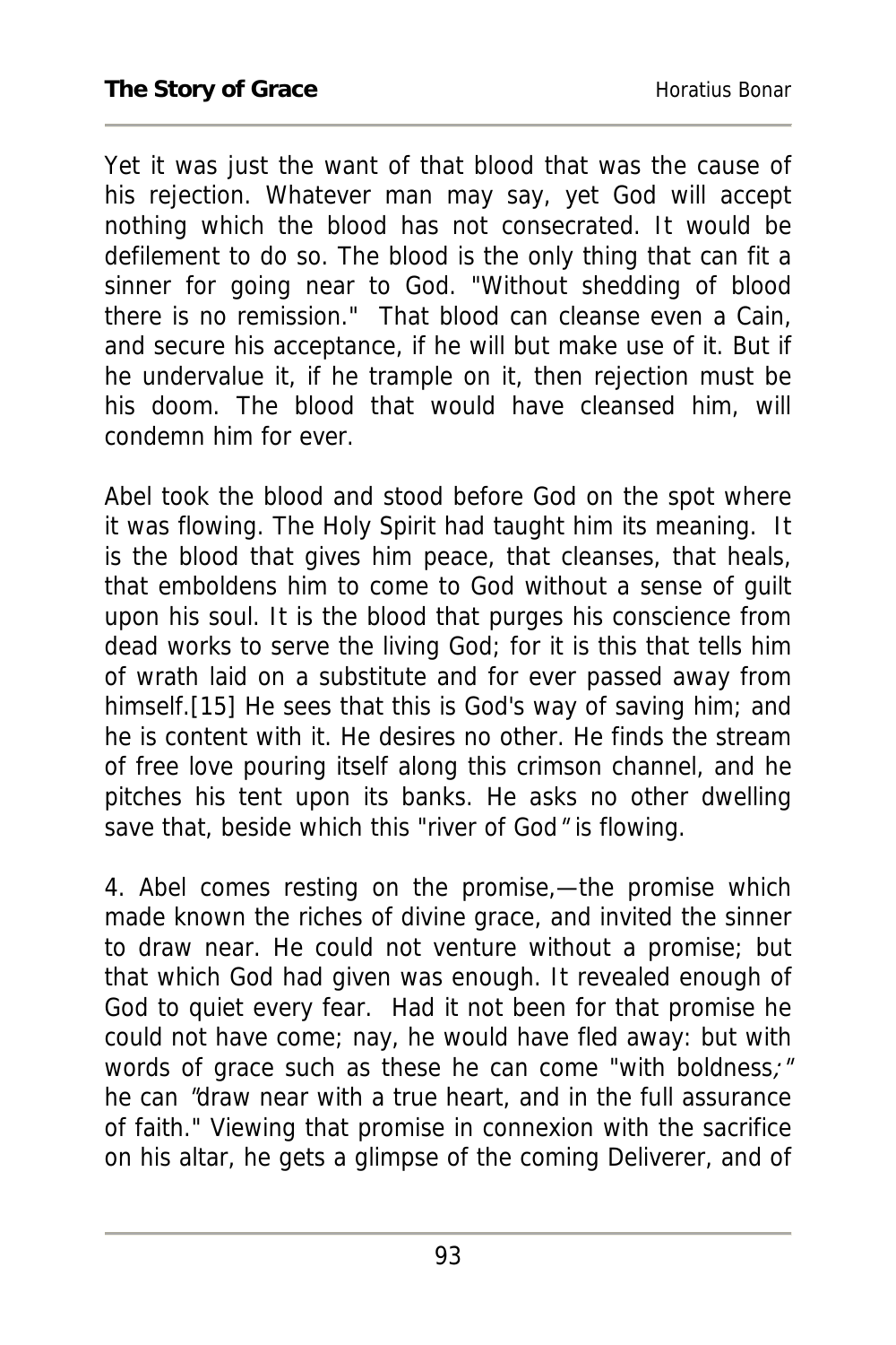Yet it was just the want of that blood that was the cause of his rejection. Whatever man may say, yet God will accept nothing which the blood has not consecrated. It would be defilement to do so. The blood is the only thing that can fit a sinner for going near to God. "Without shedding of blood there is no remission." That blood can cleanse even a Cain, and secure his acceptance, if he will but make use of it. But if he undervalue it, if he trample on it, then rejection must be his doom. The blood that would have cleansed him, will condemn him for ever.

Abel took the blood and stood before God on the spot where it was flowing. The Holy Spirit had taught him its meaning. It is the blood that gives him peace, that cleanses, that heals, that emboldens him to come to God without a sense of guilt upon his soul. It is the blood that purges his conscience from dead works to serve the living God; for it is this that tells him of wrath laid on a substitute and for ever passed away from himself.[15] He sees that this is God's way of saving him; and he is content with it. He desires no other. He finds the stream of free love pouring itself along this crimson channel, and he pitches his tent upon its banks. He asks no other dwelling save that, beside which this "river of God" is flowing.

4. Abel comes resting on the promise,—the promise which made known the riches of divine grace, and invited the sinner to draw near. He could not venture without a promise; but that which God had given was enough. It revealed enough of God to quiet every fear. Had it not been for that promise he could not have come; nay, he would have fled away: but with words of grace such as these he can come "with boldness;" he can "draw near with a true heart, and in the full assurance of faith." Viewing that promise in connexion with the sacrifice on his altar, he gets a glimpse of the coming Deliverer, and of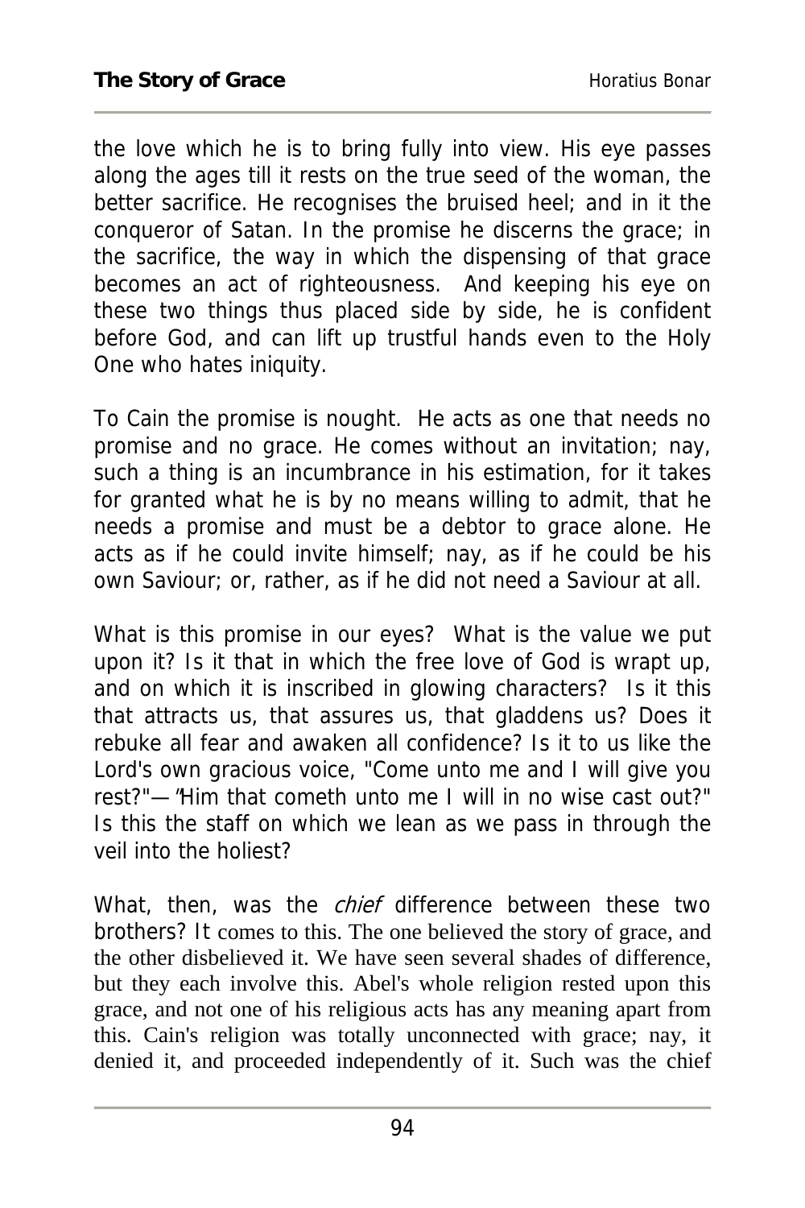the love which he is to bring fully into view. His eye passes along the ages till it rests on the true seed of the woman, the better sacrifice. He recognises the bruised heel; and in it the conqueror of Satan. In the promise he discerns the grace; in the sacrifice, the way in which the dispensing of that grace becomes an act of righteousness. And keeping his eye on these two things thus placed side by side, he is confident before God, and can lift up trustful hands even to the Holy One who hates iniquity.

To Cain the promise is nought. He acts as one that needs no promise and no grace. He comes without an invitation; nay, such a thing is an incumbrance in his estimation, for it takes for granted what he is by no means willing to admit, that he needs a promise and must be a debtor to grace alone. He acts as if he could invite himself; nay, as if he could be his own Saviour; or, rather, as if he did not need a Saviour at all.

What is this promise in our eyes? What is the value we put upon it? Is it that in which the free love of God is wrapt up, and on which it is inscribed in glowing characters? Is it this that attracts us, that assures us, that gladdens us? Does it rebuke all fear and awaken all confidence? Is it to us like the Lord's own gracious voice, "Come unto me and I will give you rest?"—"Him that cometh unto me I will in no wise cast out?" Is this the staff on which we lean as we pass in through the veil into the holiest?

What, then, was the *chief* difference between these two brothers? It comes to this. The one believed the story of grace, and the other disbelieved it. We have seen several shades of difference, but they each involve this. Abel's whole religion rested upon this grace, and not one of his religious acts has any meaning apart from this. Cain's religion was totally unconnected with grace; nay, it denied it, and proceeded independently of it. Such was the chief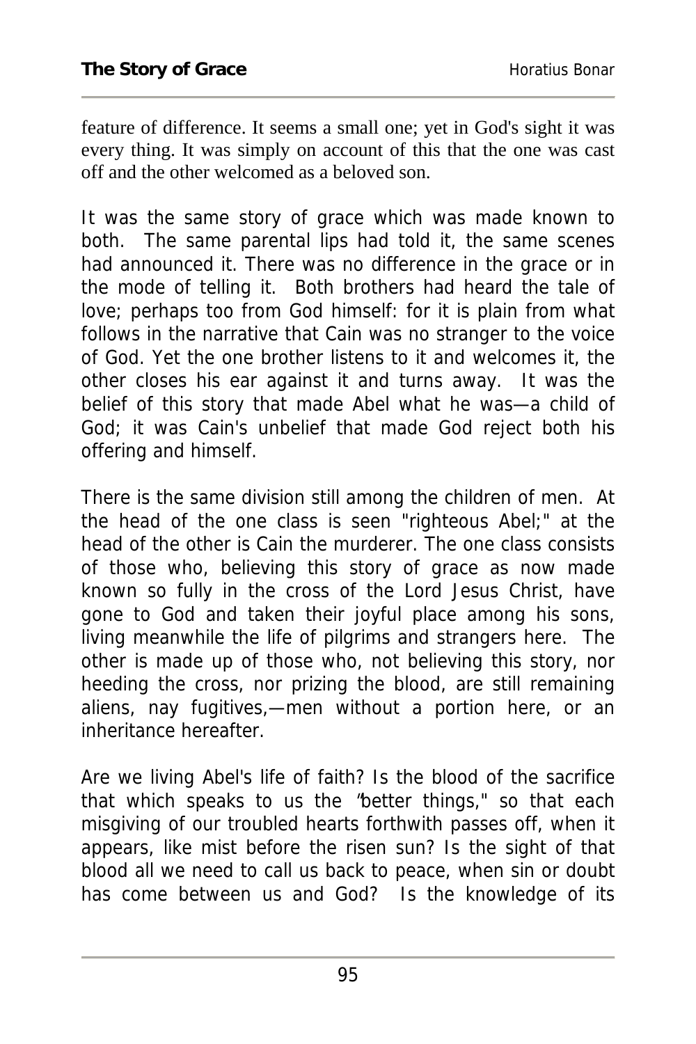feature of difference. It seems a small one; yet in God's sight it was every thing. It was simply on account of this that the one was cast off and the other welcomed as a beloved son.

It was the same story of grace which was made known to both. The same parental lips had told it, the same scenes had announced it. There was no difference in the grace or in the mode of telling it. Both brothers had heard the tale of love; perhaps too from God himself: for it is plain from what follows in the narrative that Cain was no stranger to the voice of God. Yet the one brother listens to it and welcomes it, the other closes his ear against it and turns away. It was the belief of this story that made Abel what he was—a child of God; it was Cain's unbelief that made God reject both his offering and himself.

There is the same division still among the children of men. At the head of the one class is seen "righteous Abel;" at the head of the other is Cain the murderer. The one class consists of those who, believing this story of grace as now made known so fully in the cross of the Lord Jesus Christ, have gone to God and taken their joyful place among his sons, living meanwhile the life of pilgrims and strangers here. The other is made up of those who, not believing this story, nor heeding the cross, nor prizing the blood, are still remaining aliens, nay fugitives,—men without a portion here, or an inheritance hereafter.

Are we living Abel's life of faith? Is the blood of the sacrifice that which speaks to us the "better things," so that each misgiving of our troubled hearts forthwith passes off, when it appears, like mist before the risen sun? Is the sight of that blood all we need to call us back to peace, when sin or doubt has come between us and God? Is the knowledge of its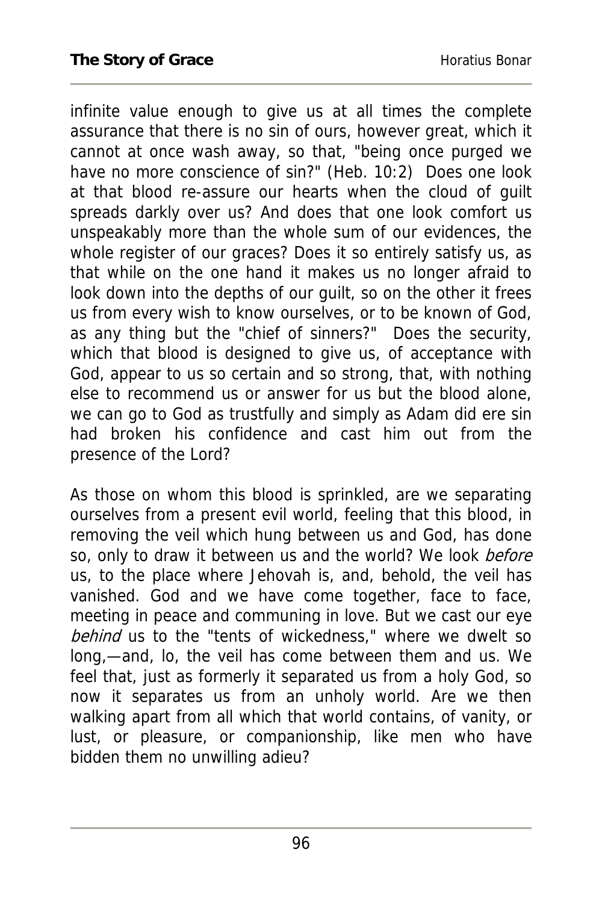infinite value enough to give us at all times the complete assurance that there is no sin of ours, however great, which it cannot at once wash away, so that, "being once purged we have no more conscience of sin?" (Heb. 10:2) Does one look at that blood re-assure our hearts when the cloud of guilt spreads darkly over us? And does that one look comfort us unspeakably more than the whole sum of our evidences, the whole register of our graces? Does it so entirely satisfy us, as that while on the one hand it makes us no longer afraid to look down into the depths of our guilt, so on the other it frees us from every wish to know ourselves, or to be known of God, as any thing but the "chief of sinners?" Does the security, which that blood is designed to give us, of acceptance with God, appear to us so certain and so strong, that, with nothing else to recommend us or answer for us but the blood alone, we can go to God as trustfully and simply as Adam did ere sin had broken his confidence and cast him out from the presence of the Lord?

As those on whom this blood is sprinkled, are we separating ourselves from a present evil world, feeling that this blood, in removing the veil which hung between us and God, has done so, only to draw it between us and the world? We look *before* us, to the place where Jehovah is, and, behold, the veil has vanished. God and we have come together, face to face, meeting in peace and communing in love. But we cast our eye *behind* us to the "tents of wickedness," where we dwelt so long,—and, lo, the veil has come between them and us. We feel that, just as formerly it separated us from a holy God, so now it separates us from an unholy world. Are we then walking apart from all which that world contains, of vanity, or lust, or pleasure, or companionship, like men who have bidden them no unwilling adieu?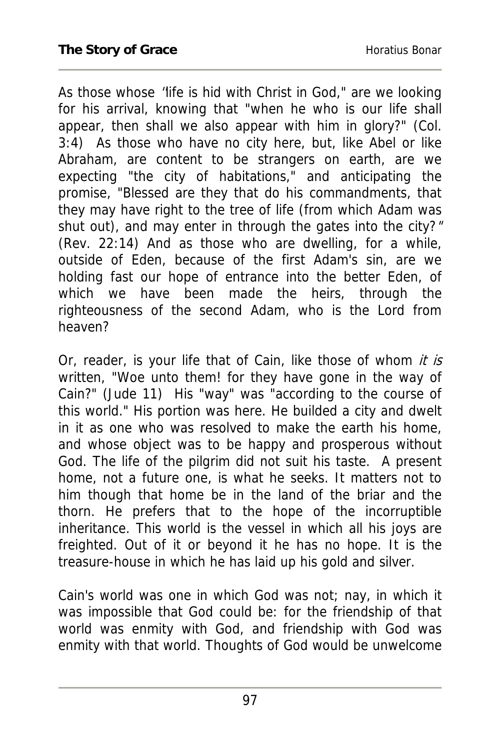As those whose "life is hid with Christ in God," are we looking for his arrival, knowing that "when he who is our life shall appear, then shall we also appear with him in glory?" (Col. 3:4) As those who have no city here, but, like Abel or like Abraham, are content to be strangers on earth, are we expecting "the city of habitations," and anticipating the promise, "Blessed are they that do his commandments, that they may have right to the tree of life (from which Adam was shut out), and may enter in through the gates into the city?" (Rev. 22:14) And as those who are dwelling, for a while, outside of Eden, because of the first Adam's sin, are we holding fast our hope of entrance into the better Eden, of which we have been made the heirs, through the righteousness of the second Adam, who is the Lord from heaven?

Or, reader, is your life that of Cain, like those of whom *it is* written, "Woe unto them! for they have gone in the way of Cain?" (Jude 11) His "way" was "according to the course of this world." His portion was here. He builded a city and dwelt in it as one who was resolved to make the earth his home, and whose object was to be happy and prosperous without God. The life of the pilgrim did not suit his taste. A present home, not a future one, is what he seeks. It matters not to him though that home be in the land of the briar and the thorn. He prefers that to the hope of the incorruptible inheritance. This world is the vessel in which all his joys are freighted. Out of it or beyond it he has no hope. It is the treasure-house in which he has laid up his gold and silver.

Cain's world was one in which God was not; nay, in which it was impossible that God could be: for the friendship of that world was enmity with God, and friendship with God was enmity with that world. Thoughts of God would be unwelcome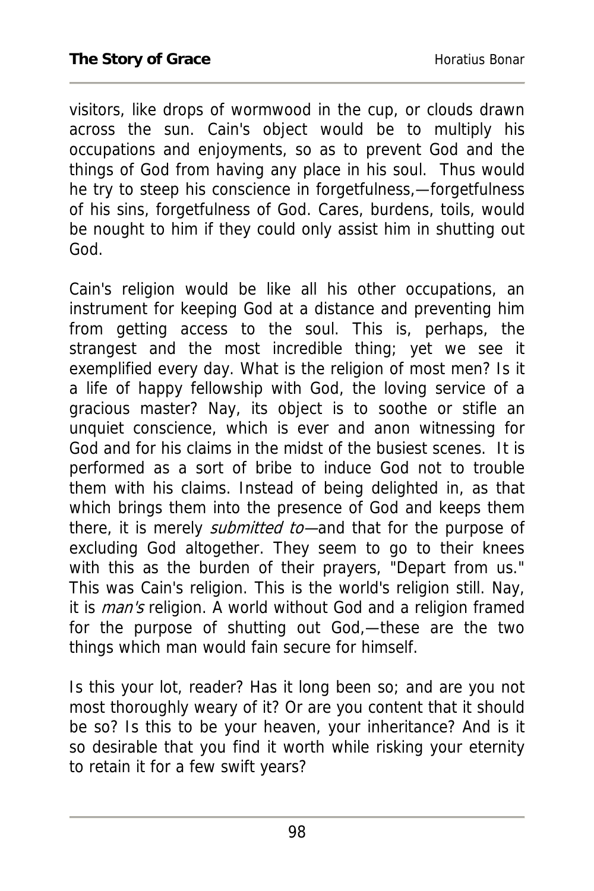visitors, like drops of wormwood in the cup, or clouds drawn across the sun. Cain's object would be to multiply his occupations and enjoyments, so as to prevent God and the things of God from having any place in his soul. Thus would he try to steep his conscience in forgetfulness,—forgetfulness of his sins, forgetfulness of God. Cares, burdens, toils, would be nought to him if they could only assist him in shutting out God.

Cain's religion would be like all his other occupations, an instrument for keeping God at a distance and preventing him from getting access to the soul. This is, perhaps, the strangest and the most incredible thing; yet we see it exemplified every day. What is the religion of most men? Is it a life of happy fellowship with God, the loving service of a gracious master? Nay, its object is to soothe or stifle an unquiet conscience, which is ever and anon witnessing for God and for his claims in the midst of the busiest scenes. It is performed as a sort of bribe to induce God not to trouble them with his claims. Instead of being delighted in, as that which brings them into the presence of God and keeps them there, it is merely *submitted to*—and that for the purpose of excluding God altogether. They seem to go to their knees with this as the burden of their prayers, "Depart from us." This was Cain's religion. This is the world's religion still. Nay, it is *man's* religion. A world without God and a religion framed for the purpose of shutting out God,—these are the two things which man would fain secure for himself.

Is this your lot, reader? Has it long been so; and are you not most thoroughly weary of it? Or are you content that it should be so? Is this to be your heaven, your inheritance? And is it so desirable that you find it worth while risking your eternity to retain it for a few swift years?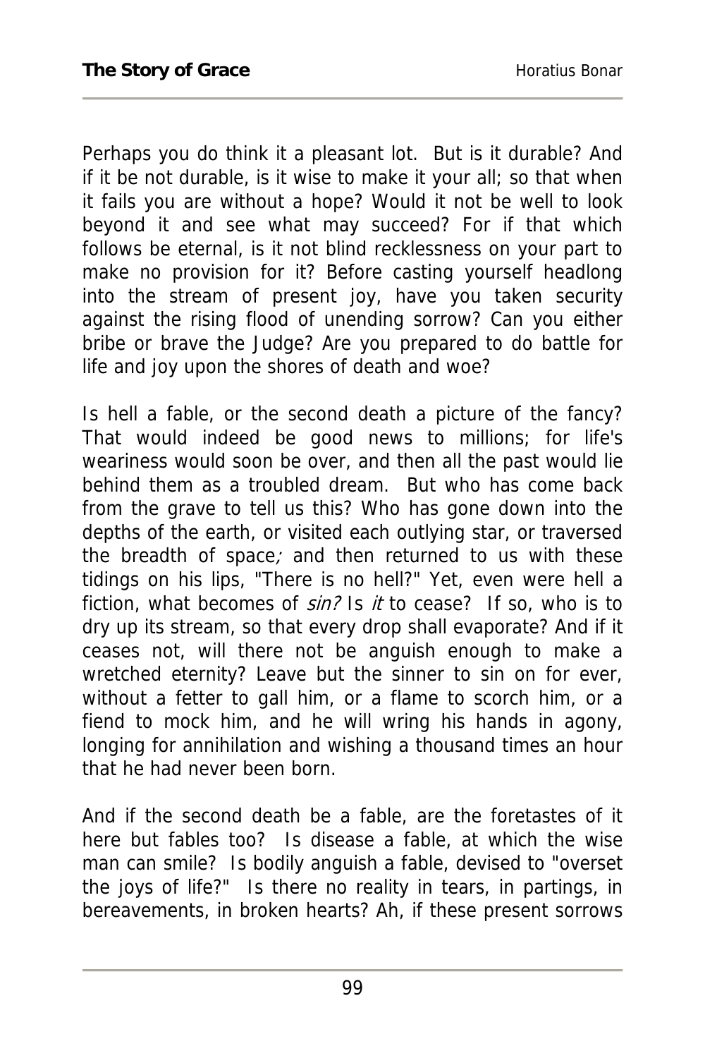Perhaps you do think it a pleasant lot. But is it durable? And if it be not durable, is it wise to make it your all; so that when it fails you are without a hope? Would it not be well to look beyond it and see what may succeed? For if that which follows be eternal, is it not blind recklessness on your part to make no provision for it? Before casting yourself headlong into the stream of present joy, have you taken security against the rising flood of unending sorrow? Can you either bribe or brave the Judge? Are you prepared to do battle for life and joy upon the shores of death and woe?

Is hell a fable, or the second death a picture of the fancy? That would indeed be good news to millions; for life's weariness would soon be over, and then all the past would lie behind them as a troubled dream. But who has come back from the grave to tell us this? Who has gone down into the depths of the earth, or visited each outlying star, or traversed the breadth of space*;* and then returned to us with these tidings on his lips, "There is no hell?" Yet, even were hell a fiction, what becomes of *sin?* Is *it* to cease? If so, who is to dry up its stream, so that every drop shall evaporate? And if it ceases not, will there not be anguish enough to make a wretched eternity? Leave but the sinner to sin on for ever, without a fetter to gall him, or a flame to scorch him, or a fiend to mock him, and he will wring his hands in agony, longing for annihilation and wishing a thousand times an hour that he had never been born.

And if the second death be a fable, are the foretastes of it here but fables too? Is disease a fable, at which the wise man can smile? Is bodily anguish a fable, devised to "overset the joys of life?" Is there no reality in tears, in partings, in bereavements, in broken hearts? Ah, if these present sorrows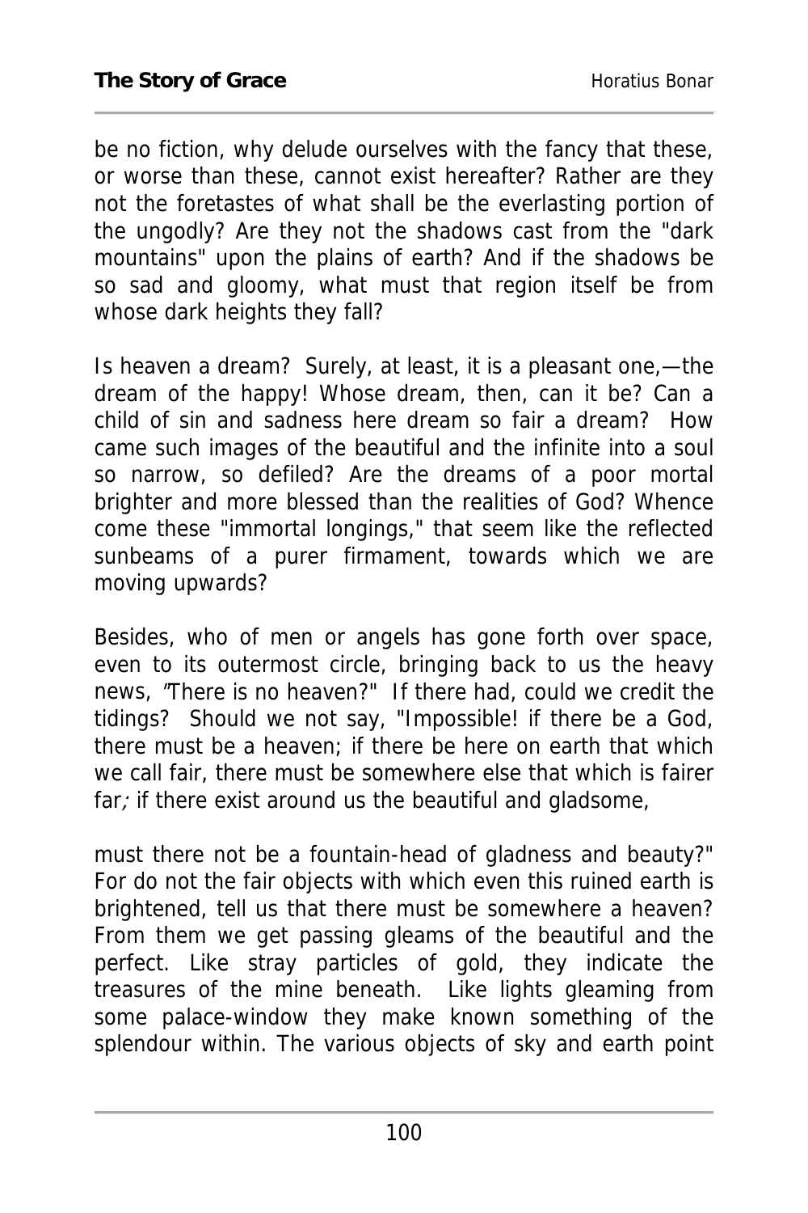be no fiction, why delude ourselves with the fancy that these, or worse than these, cannot exist hereafter? Rather are they not the foretastes of what shall be the everlasting portion of the ungodly? Are they not the shadows cast from the "dark mountains" upon the plains of earth? And if the shadows be so sad and gloomy, what must that region itself be from whose dark heights they fall?

Is heaven a dream? Surely, at least, it is a pleasant one,—the dream of the happy! Whose dream, then, can it be? Can a child of sin and sadness here dream so fair a dream? How came such images of the beautiful and the infinite into a soul so narrow, so defiled? Are the dreams of a poor mortal brighter and more blessed than the realities of God? Whence come these "immortal longings," that seem like the reflected sunbeams of a purer firmament, towards which we are moving upwards?

Besides, who of men or angels has gone forth over space, even to its outermost circle, bringing back to us the heavy news, "There is no heaven?" If there had, could we credit the tidings? Should we not say, "Impossible! if there be a God, there must be a heaven; if there be here on earth that which we call fair, there must be somewhere else that which is fairer far; if there exist around us the beautiful and gladsome, must there not be a fountain-head of gladness and beauty?" For do not the fair objects with which even this ruined earth is brightened, tell us that there must be somewhere a heaven? From them we get passing gleams of the beautiful and the perfect. Like stray particles of gold, they indicate the treasures of the mine beneath. Like lights gleaming from some palace-window they make known something of the splendour within. The various objects of sky and earth point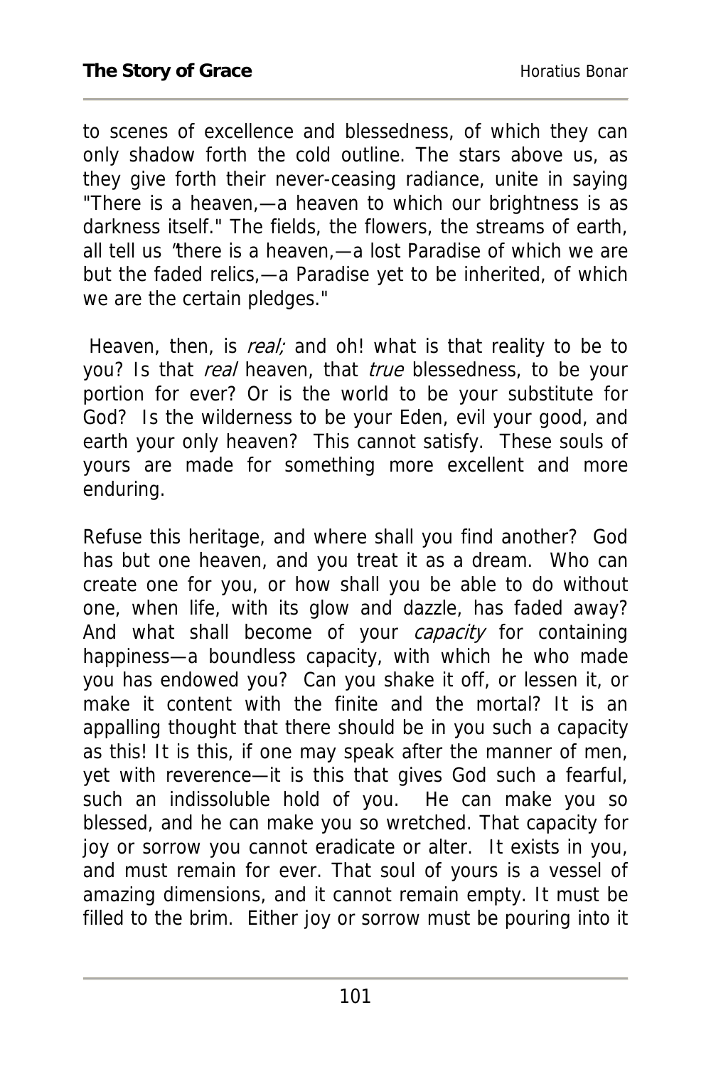to scenes of excellence and blessedness, of which they can only shadow forth the cold outline. The stars above us, as they give forth their never-ceasing radiance, unite in saying "There is a heaven,—a heaven to which our brightness is as darkness itself." The fields, the flowers, the streams of earth, all tell us "there is a heaven,—a lost Paradise of which we are but the faded relics,—a Paradise yet to be inherited, of which we are the certain pledges."

Heaven, then, is *real;* and oh! what is that reality to be to you? Is that *real* heaven, that *true* blessedness, to be your portion for ever? Or is the world to be your substitute for God? Is the wilderness to be your Eden, evil your good, and earth your only heaven? This cannot satisfy. These souls of yours are made for something more excellent and more enduring.

Refuse this heritage, and where shall you find another? God has but one heaven, and you treat it as a dream. Who can create one for you, or how shall you be able to do without one, when life, with its glow and dazzle, has faded away? And what shall become of your *capacity* for containing happiness—a boundless capacity, with which he who made you has endowed you? Can you shake it off, or lessen it, or make it content with the finite and the mortal? It is an appalling thought that there should be in you such a capacity as this! It is this, if one may speak after the manner of men, yet with reverence—it is this that gives God such a fearful, such an indissoluble hold of you. He can make you so blessed, and he can make you so wretched. That capacity for joy or sorrow you cannot eradicate or alter. It exists in you, and must remain for ever. That soul of yours is a vessel of amazing dimensions, and it cannot remain empty. It must be filled to the brim. Either joy or sorrow must be pouring into it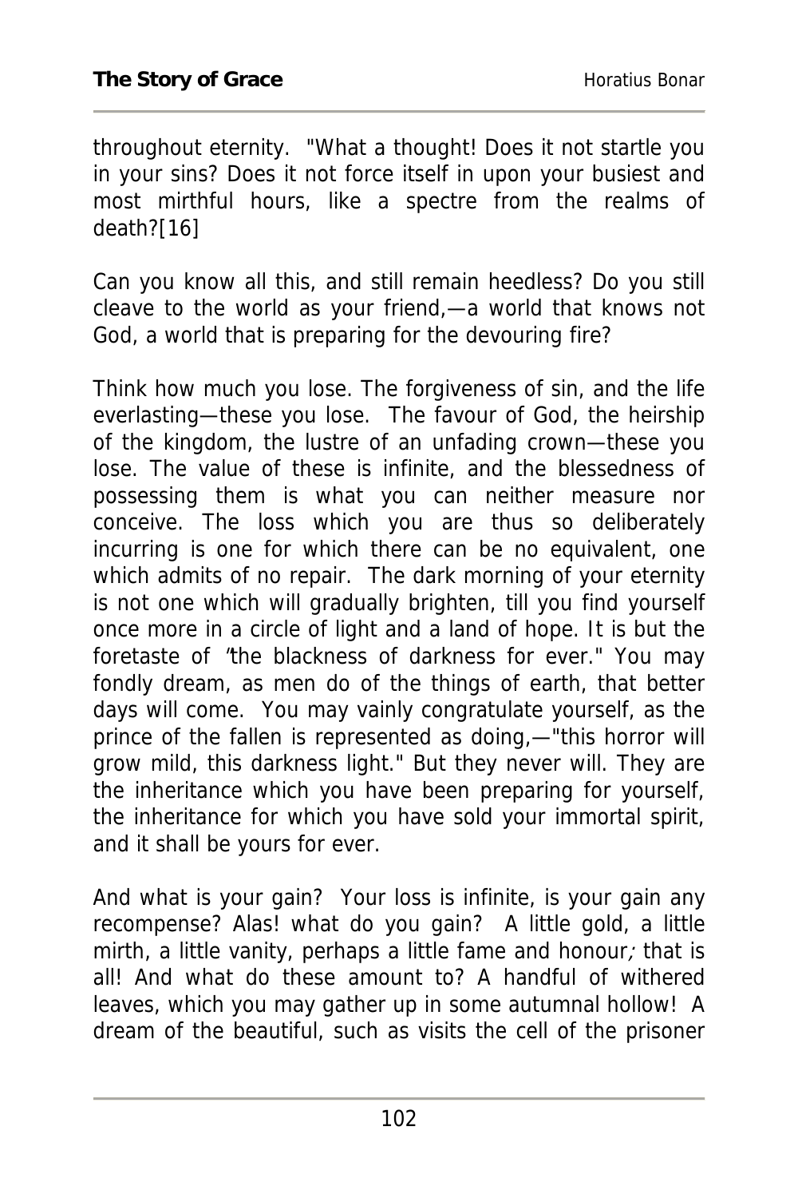throughout eternity. "What a thought! Does it not startle you in your sins? Does it not force itself in upon your busiest and most mirthful hours, like a spectre from the realms of death?[16]

Can you know all this, and still remain heedless? Do you still cleave to the world as your friend,—a world that knows not God, a world that is preparing for the devouring fire?

Think how much you lose. The forgiveness of sin, and the life everlasting—these you lose. The favour of God, the heirship of the kingdom, the lustre of an unfading crown—these you lose. The value of these is infinite, and the blessedness of possessing them is what you can neither measure nor conceive. The loss which you are thus so deliberately incurring is one for which there can be no equivalent, one which admits of no repair. The dark morning of your eternity is not one which will gradually brighten, till you find yourself once more in a circle of light and a land of hope. It is but the foretaste of "the blackness of darkness for ever." You may fondly dream, as men do of the things of earth, that better days will come. You may vainly congratulate yourself, as the prince of the fallen is represented as doing,—"this horror will grow mild, this darkness light." But they never will. They are the inheritance which you have been preparing for yourself, the inheritance for which you have sold your immortal spirit, and it shall be yours for ever.

And what is your gain? Your loss is infinite, is your gain any recompense? Alas! what do you gain? A little gold, a little mirth, a little vanity, perhaps a little fame and honour; that is all! And what do these amount to? A handful of withered leaves, which you may gather up in some autumnal hollow! A dream of the beautiful, such as visits the cell of the prisoner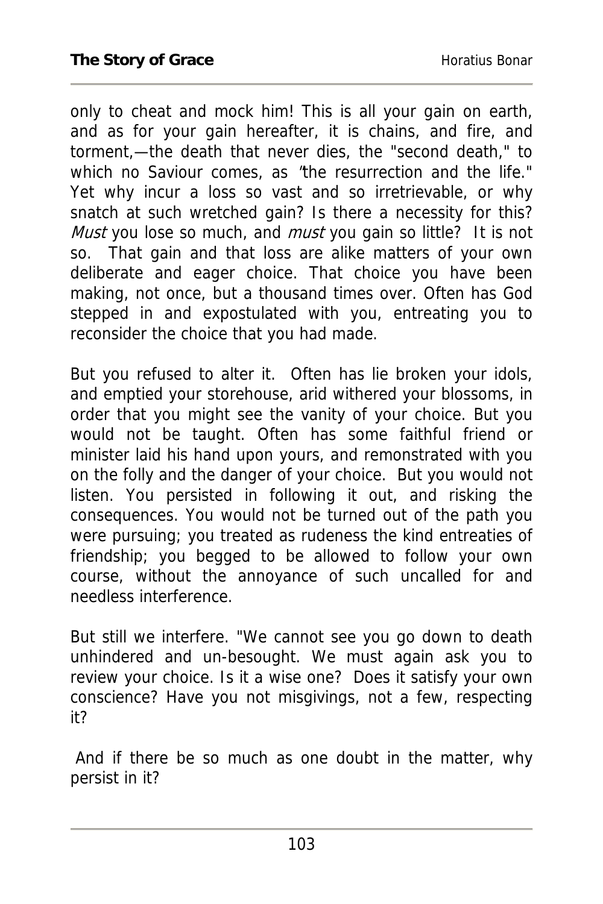only to cheat and mock him! This is all your gain on earth, and as for your gain hereafter, it is chains, and fire, and torment,—the death that never dies, the "second death," to which no Saviour comes, as "the resurrection and the life." Yet why incur a loss so vast and so irretrievable, or why snatch at such wretched gain? Is there a necessity for this? *Must* you lose so much, and *must* you gain so little? It is not so. That gain and that loss are alike matters of your own deliberate and eager choice. That choice you have been making, not once, but a thousand times over. Often has God stepped in and expostulated with you, entreating you to reconsider the choice that you had made.

But you refused to alter it. Often has lie broken your idols, and emptied your storehouse, arid withered your blossoms, in order that you might see the vanity of your choice. But you would not be taught. Often has some faithful friend or minister laid his hand upon yours, and remonstrated with you on the folly and the danger of your choice. But you would not listen. You persisted in following it out, and risking the consequences. You would not be turned out of the path you were pursuing; you treated as rudeness the kind entreaties of friendship; you begged to be allowed to follow your own course, without the annoyance of such uncalled for and needless interference.

But still we interfere. "We cannot see you go down to death unhindered and un-besought. We must again ask you to review your choice. Is it a wise one? Does it satisfy your own conscience? Have you not misgivings, not a few, respecting it?

And if there be so much as one doubt in the matter, why persist in it?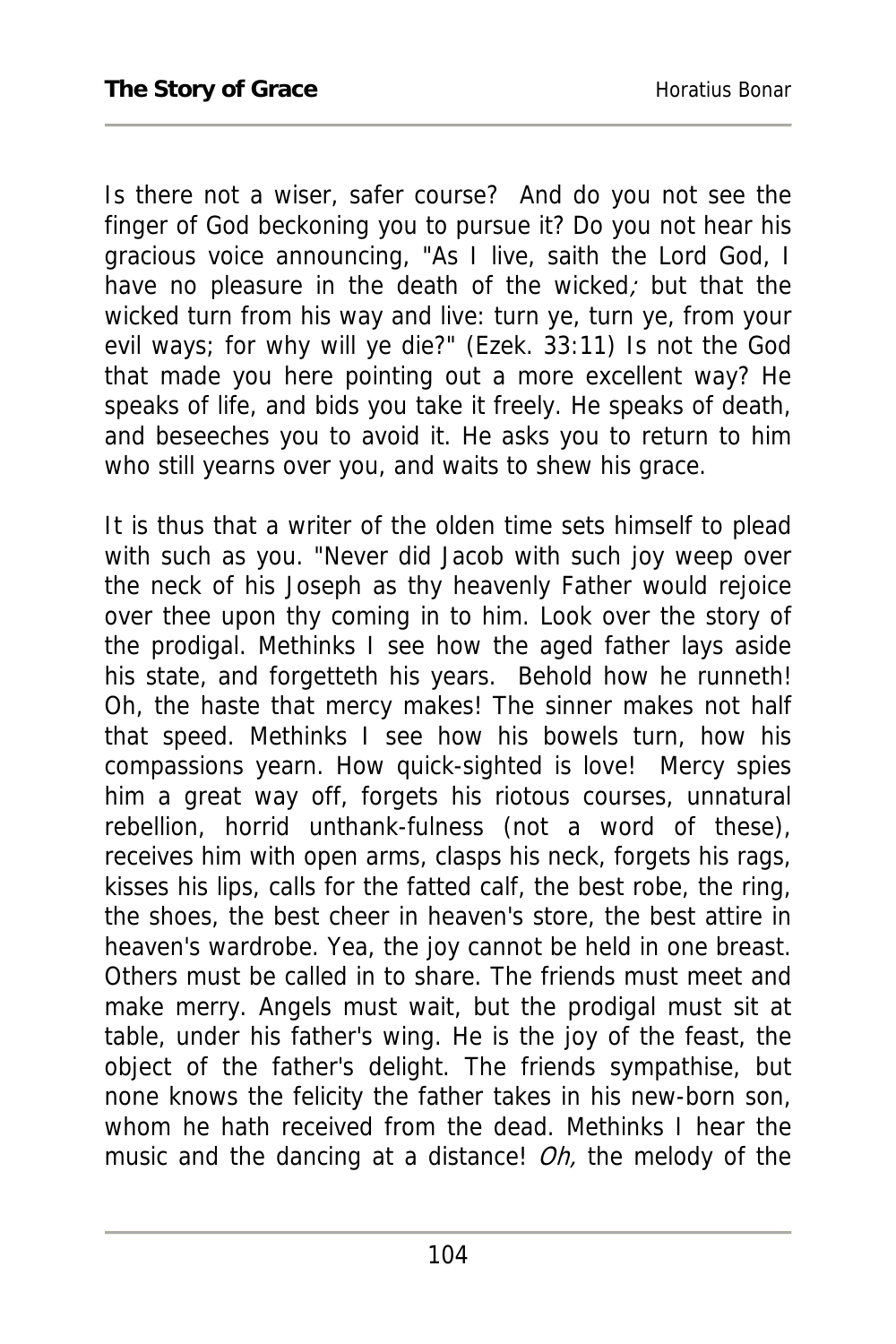Is there not a wiser, safer course? And do you not see the finger of God beckoning you to pursue it? Do you not hear his gracious voice announcing, "As I live, saith the Lord God, I have no pleasure in the death of the wicked*;* but that the wicked turn from his way and live: turn ye, turn ye, from your evil ways; for why will ye die?" (Ezek. 33:11) Is not the God that made you here pointing out a more excellent way? He speaks of life, and bids you take it freely. He speaks of death, and beseeches you to avoid it. He asks you to return to him who still yearns over you, and waits to shew his grace.

It is thus that a writer of the olden time sets himself to plead with such as you. "Never did Jacob with such joy weep over the neck of his Joseph as thy heavenly Father would rejoice over thee upon thy coming in to him. Look over the story of the prodigal. Methinks I see how the aged father lays aside his state, and forgetteth his years. Behold how he runneth! Oh, the haste that mercy makes! The sinner makes not half that speed. Methinks I see how his bowels turn, how his compassions yearn. How quick-sighted is love! Mercy spies him a great way off, forgets his riotous courses, unnatural rebellion, horrid unthank-fulness (not a word of these), receives him with open arms, clasps his neck, forgets his rags, kisses his lips, calls for the fatted calf, the best robe, the ring, the shoes, the best cheer in heaven's store, the best attire in heaven's wardrobe. Yea, the joy cannot be held in one breast. Others must be called in to share. The friends must meet and make merry. Angels must wait, but the prodigal must sit at table, under his father's wing. He is the joy of the feast, the object of the father's delight. The friends sympathise, but none knows the felicity the father takes in his new-born son, whom he hath received from the dead. Methinks I hear the music and the dancing at a distance! *Oh,* the melody of the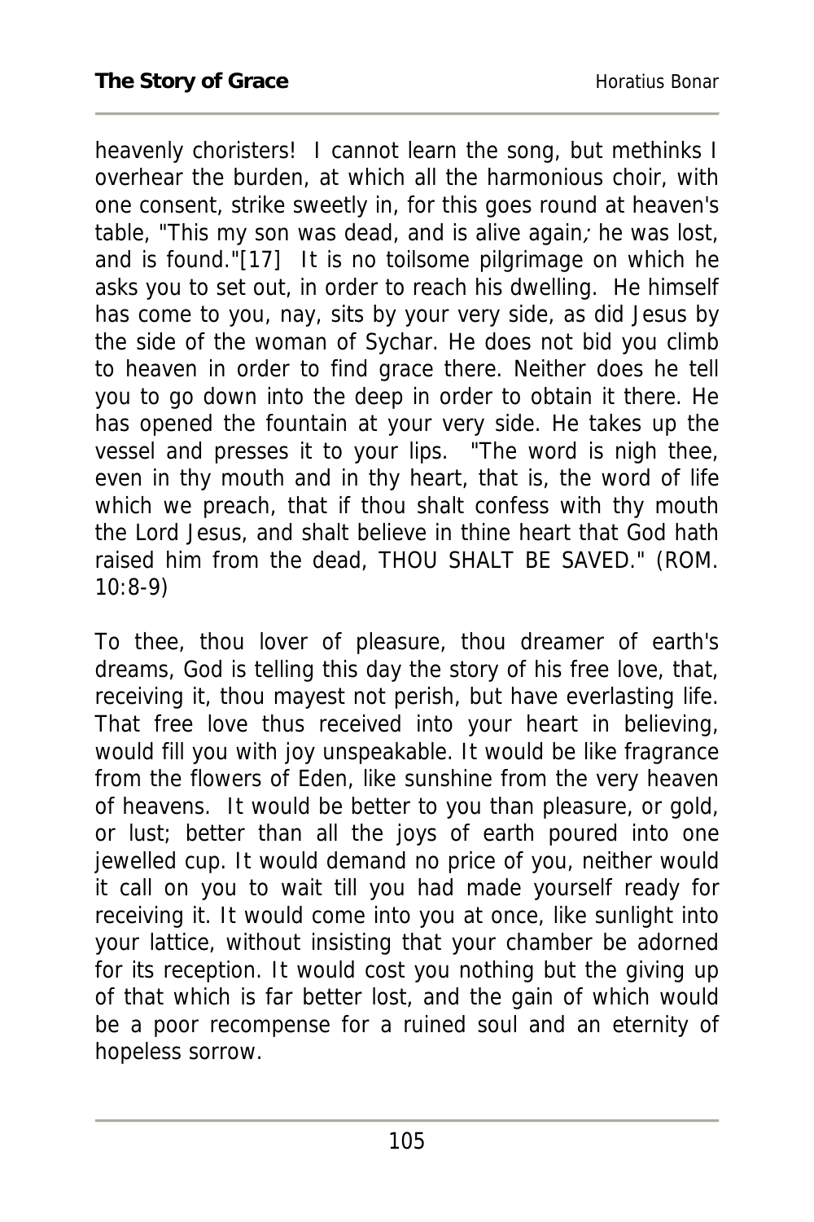heavenly choristers! I cannot learn the song, but methinks I overhear the burden, at which all the harmonious choir, with one consent, strike sweetly in, for this goes round at heaven's table, "This my son was dead, and is alive again; he was lost, and is found."[17] It is no toilsome pilgrimage on which he asks you to set out, in order to reach his dwelling. He himself has come to you, nay, sits by your very side, as did Jesus by the side of the woman of Sychar. He does not bid you climb to heaven in order to find grace there. Neither does he tell you to go down into the deep in order to obtain it there. He has opened the fountain at your very side. He takes up the vessel and presses it to your lips. "The word is nigh thee, even in thy mouth and in thy heart, that is, the word of life which we preach, that if thou shalt confess with thy mouth the Lord Jesus, and shalt believe in thine heart that God hath raised him from the dead, THOU SHALT BE SAVED." (ROM. 10:8-9)

To thee, thou lover of pleasure, thou dreamer of earth's dreams, God is telling this day the story of his free love, that, receiving it, thou mayest not perish, but have everlasting life. That free love thus received into your heart in believing, would fill you with joy unspeakable. It would be like fragrance from the flowers of Eden, like sunshine from the very heaven of heavens. It would be better to you than pleasure, or gold, or lust; better than all the joys of earth poured into one jewelled cup. It would demand no price of you, neither would it call on you to wait till you had made yourself ready for receiving it. It would come into you at once, like sunlight into your lattice, without insisting that your chamber be adorned for its reception. It would cost you nothing but the giving up of that which is far better lost, and the gain of which would be a poor recompense for a ruined soul and an eternity of hopeless sorrow.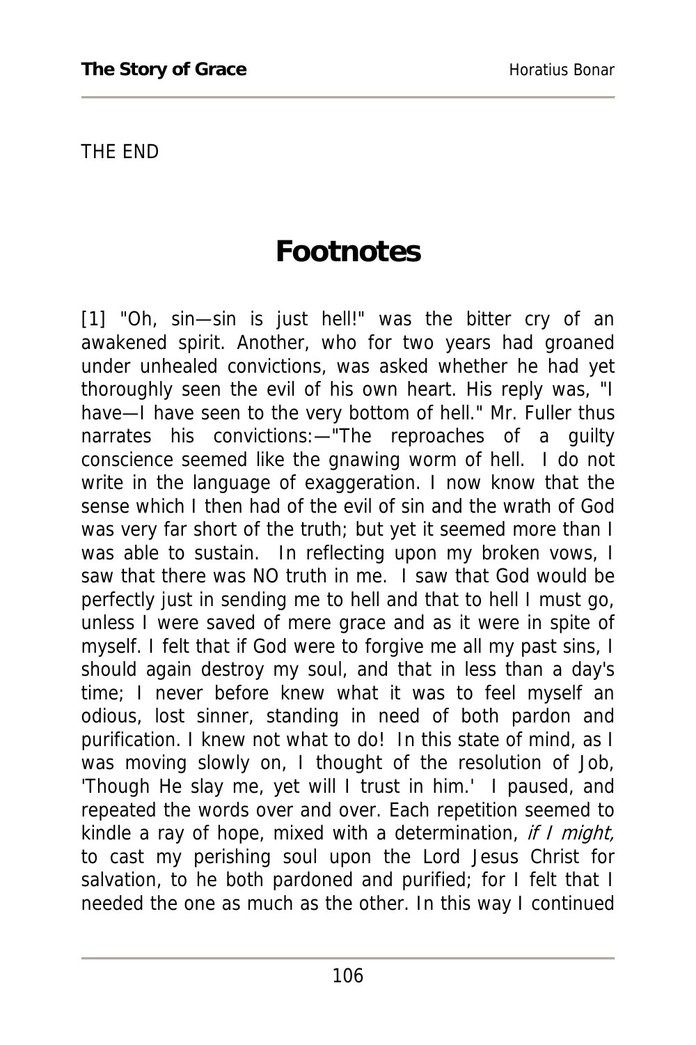THE END

# Footnotes

[1] "Oh, sin—sin is just hell!" was the bitter cry of an awakened spirit. Another, who for two years had groaned under unhealed convictions, was asked whether he had yet thoroughly seen the evil of his own heart. His reply was, "I have—I have seen to the very bottom of hell." Mr. Fuller thus narrates his convictions:—"The reproaches of a guilty conscience seemed like the gnawing worm of hell. I do not write in the language of exaggeration. I now know that the sense which I then had of the evil of sin and the wrath of God was very far short of the truth; but yet it seemed more than I was able to sustain. In reflecting upon my broken vows, I saw that there was NO truth in me. I saw that God would be perfectly just in sending me to hell and that to hell I must go, unless I were saved of mere grace and as it were in spite of myself. I felt that if God were to forgive me all my past sins, I should again destroy my soul, and that in less than a day's time; I never before knew what it was to feel myself an odious, lost sinner, standing in need of both pardon and purification. I knew not what to do! In this state of mind, as I was moving slowly on, I thought of the resolution of Job, 'Though He slay me, yet will I trust in him.' I paused, and repeated the words over and over. Each repetition seemed to kindle a ray of hope, mixed with a determination, *if I might,* to cast my perishing soul upon the Lord Jesus Christ for salvation, to he both pardoned and purified; for I felt that I needed the one as much as the other. In this way I continued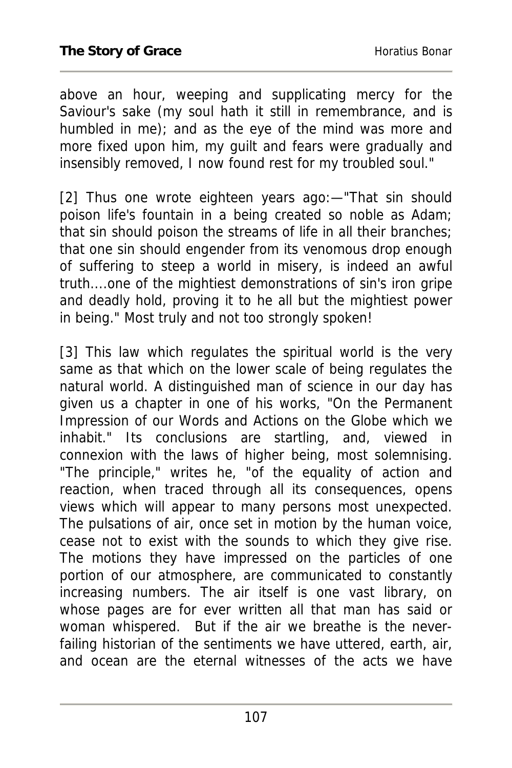above an hour, weeping and supplicating mercy for the Saviour's sake (my soul hath it still in remembrance, and is humbled in me); and as the eye of the mind was more and more fixed upon him, my guilt and fears were gradually and insensibly removed, I now found rest for my troubled soul."

[2] Thus one wrote eighteen years ago:—"That sin should poison life's fountain in a being created so noble as Adam; that sin should poison the streams of life in all their branches; that one sin should engender from its venomous drop enough of suffering to steep a world in misery, is indeed an awful truth....one of the mightiest demonstrations of sin's iron gripe and deadly hold, proving it to he all but the mightiest power in being." Most truly and not too strongly spoken!

[3] This law which regulates the spiritual world is the very same as that which on the lower scale of being regulates the natural world. A distinguished man of science in our day has given us a chapter in one of his works, "On the Permanent Impression of our Words and Actions on the Globe which we inhabit." Its conclusions are startling, and, viewed in connexion with the laws of higher being, most solemnising. "The principle," writes he, "of the equality of action and reaction, when traced through all its consequences, opens views which will appear to many persons most unexpected. The pulsations of air, once set in motion by the human voice, cease not to exist with the sounds to which they give rise. The motions they have impressed on the particles of one portion of our atmosphere, are communicated to constantly increasing numbers. The air itself is one vast library, on whose pages are for ever written all that man has said or woman whispered. But if the air we breathe is the never-failing historian of the sentiments we have uttered, earth, air, and ocean are the eternal witnesses of the acts we have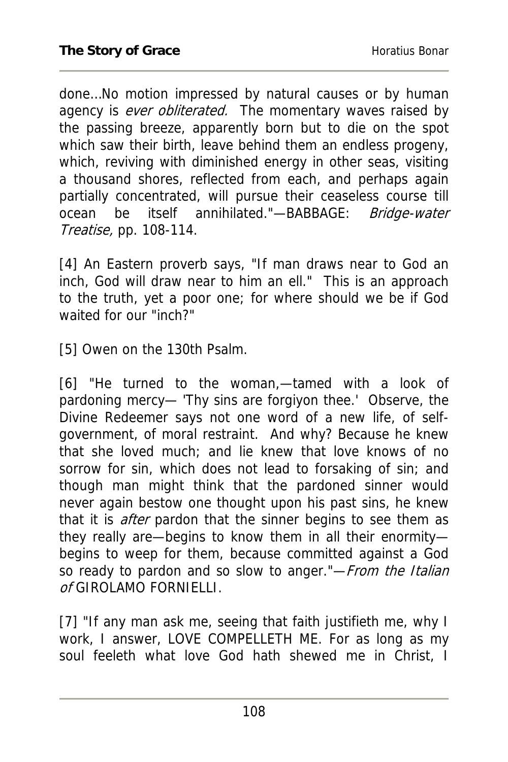done...No motion impressed by natural causes or by human agency is *ever obliterated.* The momentary waves raised by the passing breeze, apparently born but to die on the spot which saw their birth, leave behind them an endless progeny, which, reviving with diminished energy in other seas, visiting a thousand shores, reflected from each, and perhaps again partially concentrated, will pursue their ceaseless course till ocean be itself annihilated."—BABBAGE: *Bridge-water Treatise,* pp. 108-114.

[4] An Eastern proverb says, "If man draws near to God an inch, God will draw near to him an ell." This is an approach to the truth, yet a poor one; for where should we be if God waited for our "inch?"

[5] Owen on the 130th Psalm.

[6] "He turned to the woman,—tamed with a look of pardoning mercy— 'Thy sins are forgiyon thee.' Observe, the Divine Redeemer says not one word of a new life, of self-government, of moral restraint. And why? Because he knew that she loved much; and lie knew that love knows of no sorrow for sin, which does not lead to forsaking of sin; and though man might think that the pardoned sinner would never again bestow one thought upon his past sins, he knew that it is *after* pardon that the sinner begins to see them as they really are—begins to know them in all their enormity—begins to weep for them, because committed against a God so ready to pardon and so slow to anger."—*From the Italian of* GIROLAMO FORNIELLI.

[7] "If any man ask me, seeing that faith justifieth me, why I work, I answer, LOVE COMPELLETH ME. For as long as my soul feeleth what love God hath shewed me in Christ, I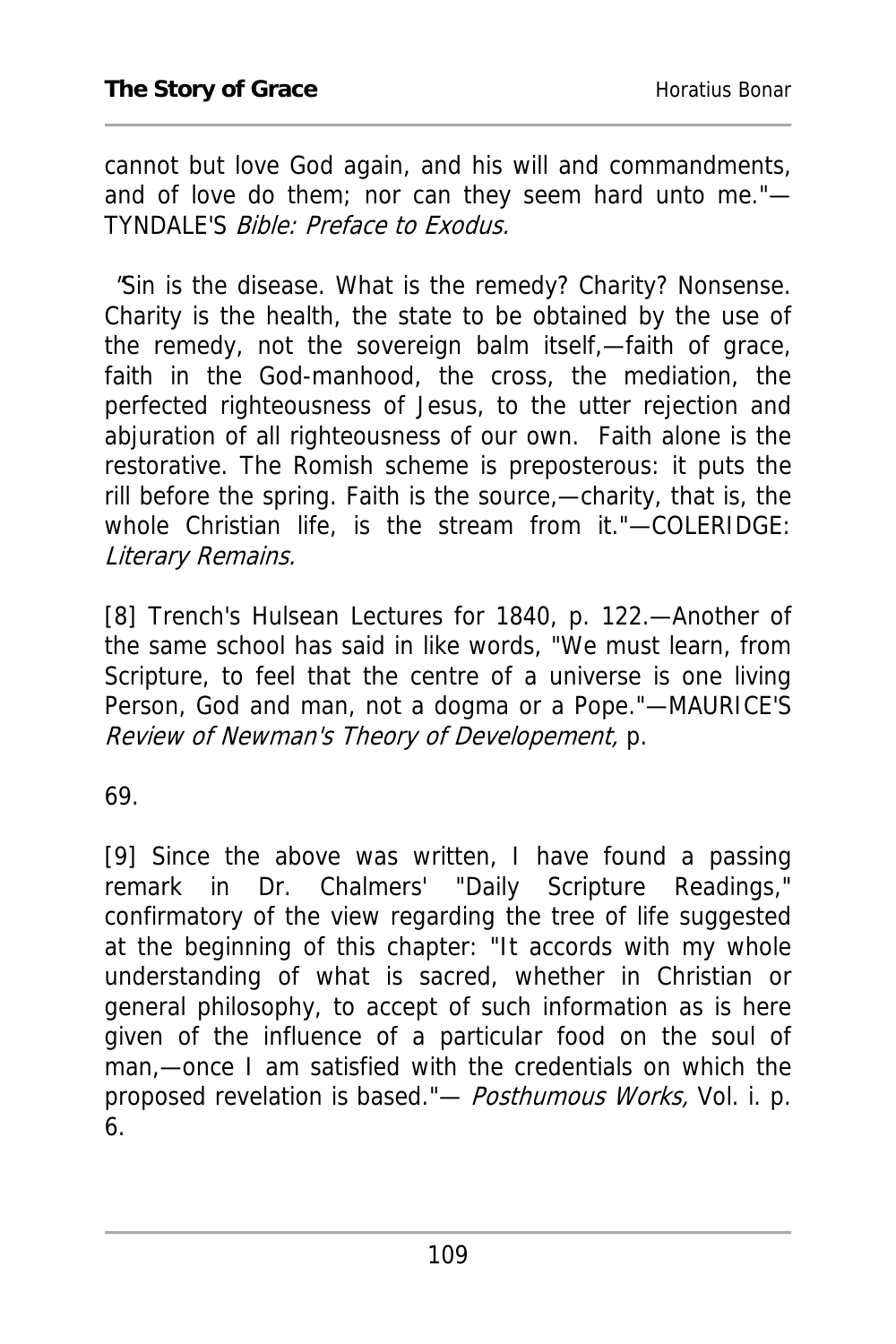cannot but love God again, and his will and commandments, and of love do them; nor can they seem hard unto me."—TYNDALE'S *Bible: Preface to Exodus.*

"Sin is the disease. What is the remedy? Charity? Nonsense. Charity is the health, the state to be obtained by the use of the remedy, not the sovereign balm itself,—faith of grace, faith in the God-manhood, the cross, the mediation, the perfected righteousness of Jesus, to the utter rejection and abjuration of all righteousness of our own. Faith alone is the restorative. The Romish scheme is preposterous: it puts the rill before the spring. Faith is the source,—charity, that is, the whole Christian life, is the stream from it."—COLERIDGE: *Literary Remains.*

[8] Trench's Hulsean Lectures for 1840, p. 122.—Another of the same school has said in like words, "We must learn, from Scripture, to feel that the centre of a universe is one living Person, God and man, not a dogma or a Pope."—MAURICE'S *Review of Newman's Theory of Developement,* p. 69.

[9] Since the above was written, I have found a passing remark in Dr. Chalmers' "Daily Scripture Readings," confirmatory of the view regarding the tree of life suggested at the beginning of this chapter: "It accords with my whole understanding of what is sacred, whether in Christian or general philosophy, to accept of such information as is here given of the influence of a particular food on the soul of man,—once I am satisfied with the credentials on which the proposed revelation is based."— *Posthumous Works,* Vol. i. p. 6.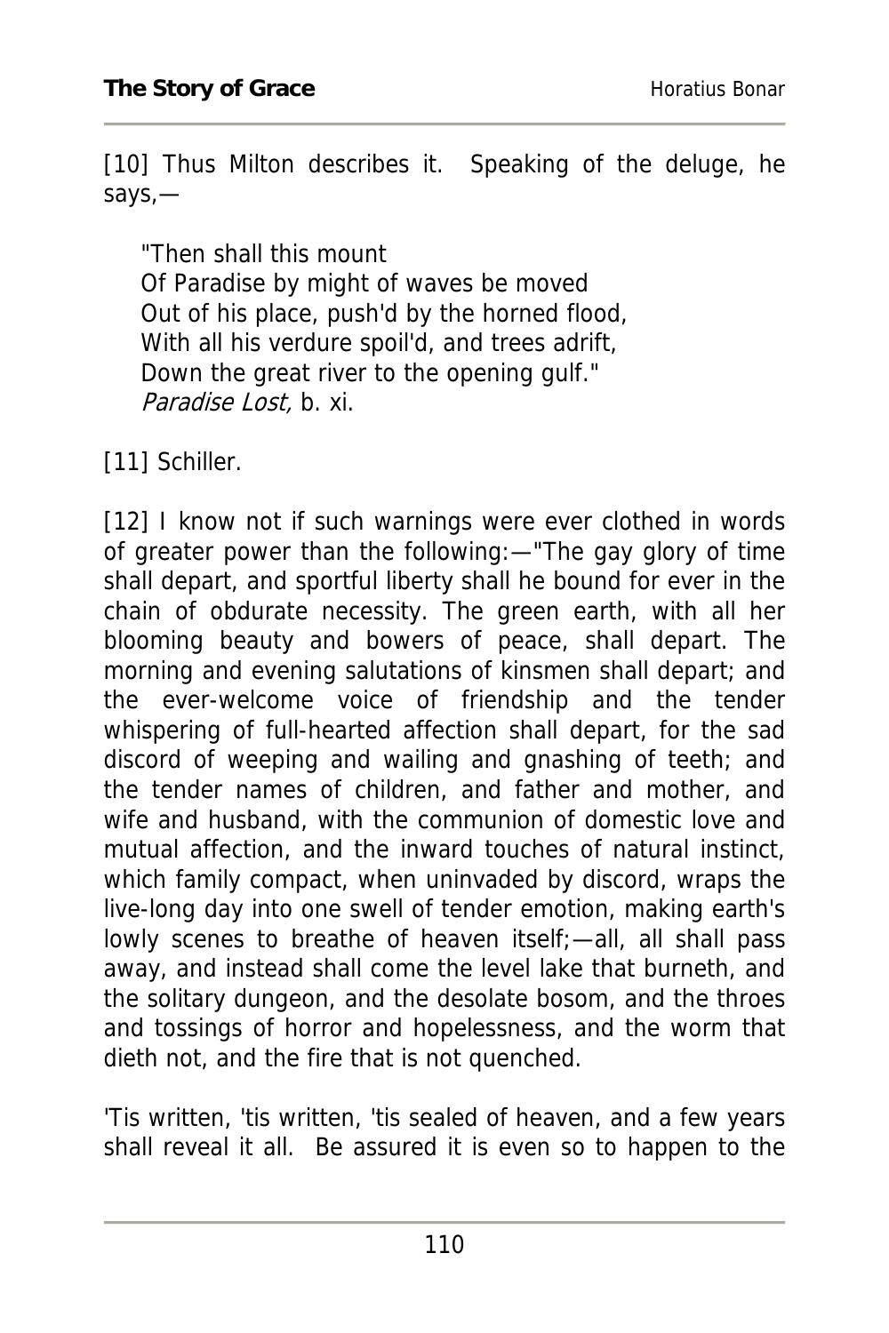[10] Thus Milton describes it. Speaking of the deluge, he says,—

> "Then shall this mount
> Of Paradise by might of waves be moved
> Out of his place, push'd by the horned flood,
> With all his verdure spoil'd, and trees adrift,
> Down the great river to the opening gulf."
> *Paradise Lost,* b. xi.

[11] Schiller.

[12] I know not if such warnings were ever clothed in words of greater power than the following:—"The gay glory of time shall depart, and sportful liberty shall he bound for ever in the chain of obdurate necessity. The green earth, with all her blooming beauty and bowers of peace, shall depart. The morning and evening salutations of kinsmen shall depart; and the ever-welcome voice of friendship and the tender whispering of full-hearted affection shall depart, for the sad discord of weeping and wailing and gnashing of teeth; and the tender names of children, and father and mother, and wife and husband, with the communion of domestic love and mutual affection, and the inward touches of natural instinct, which family compact, when uninvaded by discord, wraps the live-long day into one swell of tender emotion, making earth's lowly scenes to breathe of heaven itself;—all, all shall pass away, and instead shall come the level lake that burneth, and the solitary dungeon, and the desolate bosom, and the throes and tossings of horror and hopelessness, and the worm that dieth not, and the fire that is not quenched.

'Tis written, 'tis written, 'tis sealed of heaven, and a few years shall reveal it all. Be assured it is even so to happen to the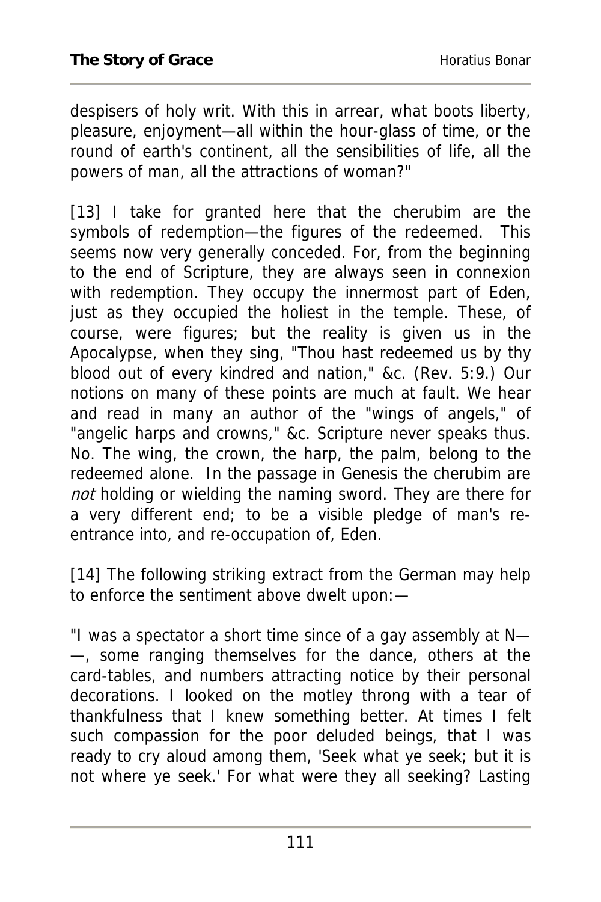despisers of holy writ. With this in arrear, what boots liberty, pleasure, enjoyment—all within the hour-glass of time, or the round of earth's continent, all the sensibilities of life, all the powers of man, all the attractions of woman?"

[13] I take for granted here that the cherubim are the symbols of redemption—the figures of the redeemed. This seems now very generally conceded. For, from the beginning to the end of Scripture, they are always seen in connexion with redemption. They occupy the innermost part of Eden, just as they occupied the holiest in the temple. These, of course, were figures; but the reality is given us in the Apocalypse, when they sing, "Thou hast redeemed us by thy blood out of every kindred and nation," &c. (Rev. 5:9.) Our notions on many of these points are much at fault. We hear and read in many an author of the "wings of angels," of "angelic harps and crowns," &c. Scripture never speaks thus. No. The wing, the crown, the harp, the palm, belong to the redeemed alone. In the passage in Genesis the cherubim are *not* holding or wielding the naming sword. They are there for a very different end; to be a visible pledge of man's re-entrance into, and re-occupation of, Eden.

[14] The following striking extract from the German may help to enforce the sentiment above dwelt upon:—

"I was a spectator a short time since of a gay assembly at N——, some ranging themselves for the dance, others at the card-tables, and numbers attracting notice by their personal decorations. I looked on the motley throng with a tear of thankfulness that I knew something better. At times I felt such compassion for the poor deluded beings, that I was ready to cry aloud among them, 'Seek what ye seek; but it is not where ye seek.' For what were they all seeking? Lasting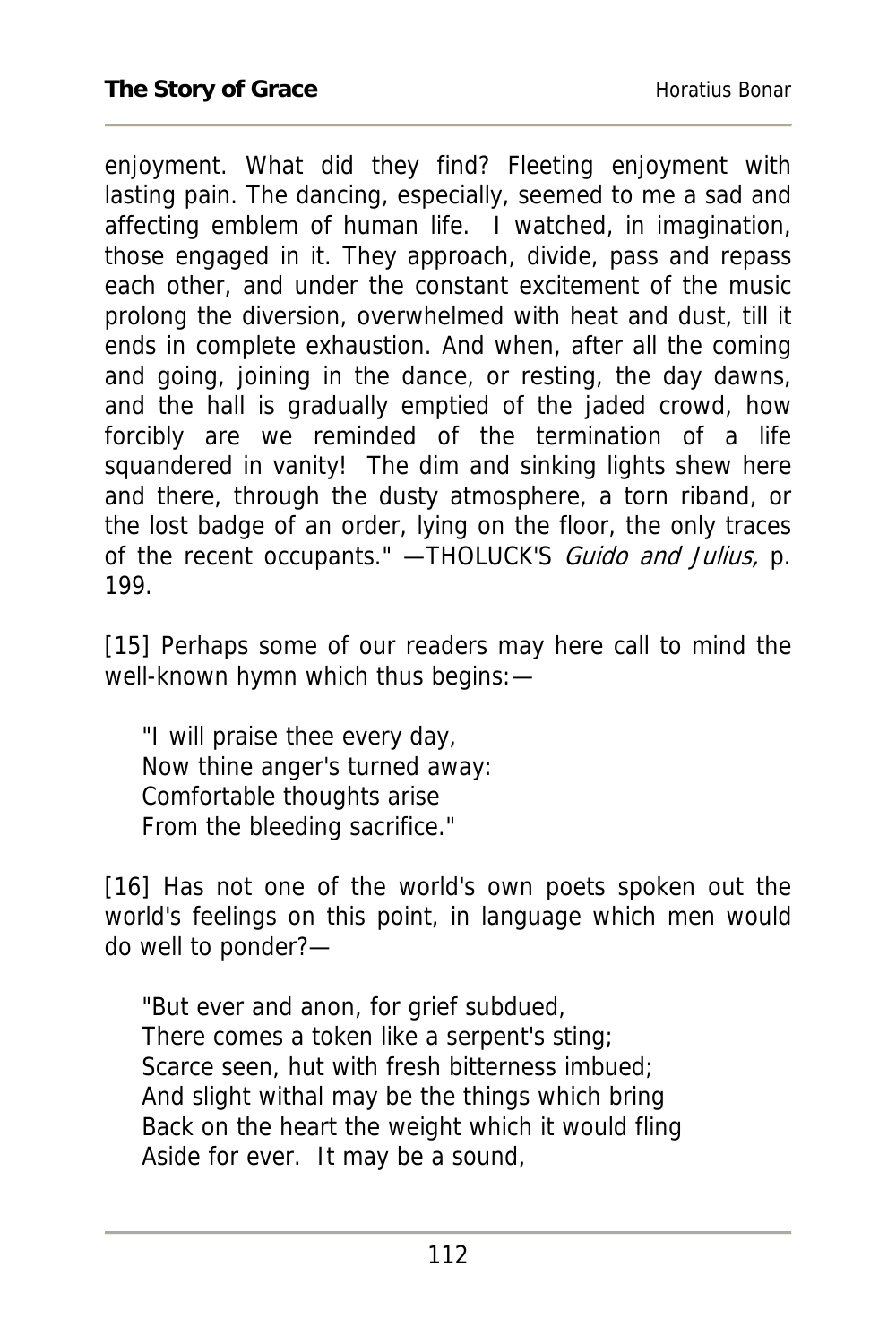enjoyment. What did they find? Fleeting enjoyment with lasting pain. The dancing, especially, seemed to me a sad and affecting emblem of human life. I watched, in imagination, those engaged in it. They approach, divide, pass and repass each other, and under the constant excitement of the music prolong the diversion, overwhelmed with heat and dust, till it ends in complete exhaustion. And when, after all the coming and going, joining in the dance, or resting, the day dawns, and the hall is gradually emptied of the jaded crowd, how forcibly are we reminded of the termination of a life squandered in vanity! The dim and sinking lights shew here and there, through the dusty atmosphere, a torn riband, or the lost badge of an order, lying on the floor, the only traces of the recent occupants." —THOLUCK'S *Guido and Julius,* p. 199.

[15] Perhaps some of our readers may here call to mind the well-known hymn which thus begins:—

> "I will praise thee every day,
> Now thine anger's turned away:
> Comfortable thoughts arise
> From the bleeding sacrifice."

[16] Has not one of the world's own poets spoken out the world's feelings on this point, in language which men would do well to ponder?—

> "But ever and anon, for grief subdued,
> There comes a token like a serpent's sting;
> Scarce seen, hut with fresh bitterness imbued;
> And slight withal may be the things which bring
> Back on the heart the weight which it would fling
> Aside for ever. It may be a sound,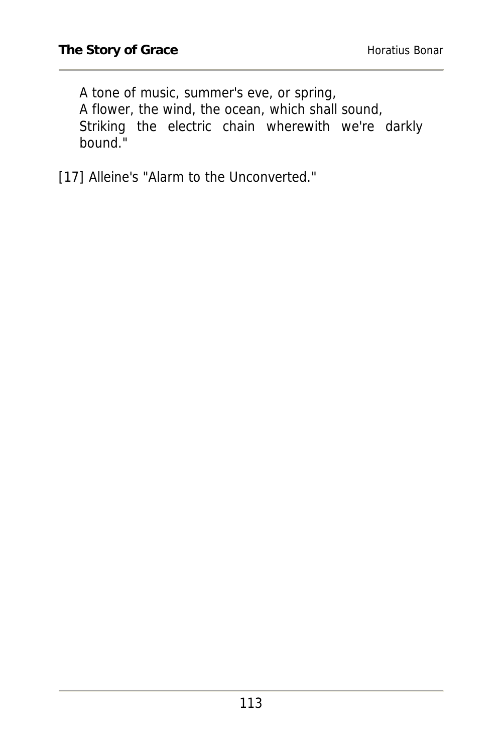> A tone of music, summer's eve, or spring,
> A flower, the wind, the ocean, which shall sound,
> Striking the electric chain wherewith we're darkly bound."

[17] Alleine's "Alarm to the Unconverted."